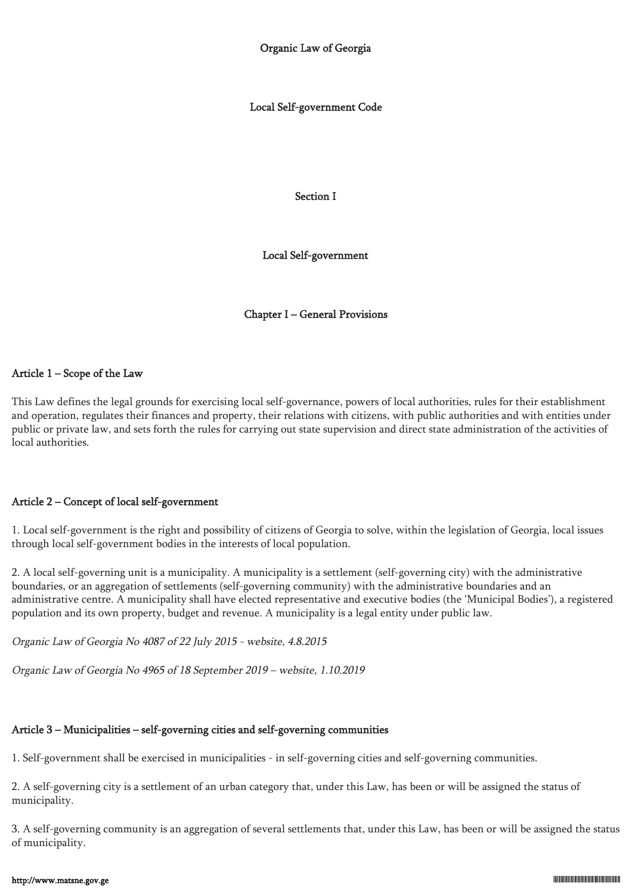# Organic Law of Georgia

# Local Self-government Code

## Section I

## Local Self-government

## Chapter I – General Provisions

### Article 1 – Scope of the Law

This Law defines the legal grounds for exercising local self-governance, powers of local authorities, rules for their establishment and operation, regulates their finances and property, their relations with citizens, with public authorities and with entities under public or private law, and sets forth the rules for carrying out state supervision and direct state administration of the activities of local authorities.

### Article 2 – Concept of local self-government

1. Local self-government is the right and possibility of citizens of Georgia to solve, within the legislation of Georgia, local issues through local self-government bodies in the interests of local population.

2. A local self-governing unit is a municipality. A municipality is a settlement (self-governing city) with the administrative boundaries, or an aggregation of settlements (self-governing community) with the administrative boundaries and an administrative centre. A municipality shall have elected representative and executive bodies (the 'Municipal Bodies'), a registered population and its own property, budget and revenue. A municipality is a legal entity under public law.

*Organic Law of Georgia No 4087 of 22 July 2015 - website, 4.8.2015*

*Organic Law of Georgia No 4965 of 18 September 2019 – website, 1.10.2019*

### Article 3 – Municipalities – self-governing cities and self-governing communities

1. Self-government shall be exercised in municipalities - in self-governing cities and self-governing communities.

2. A self-governing city is a settlement of an urban category that, under this Law, has been or will be assigned the status of municipality.

3. A self-governing community is an aggregation of several settlements that, under this Law, has been or will be assigned the status of municipality.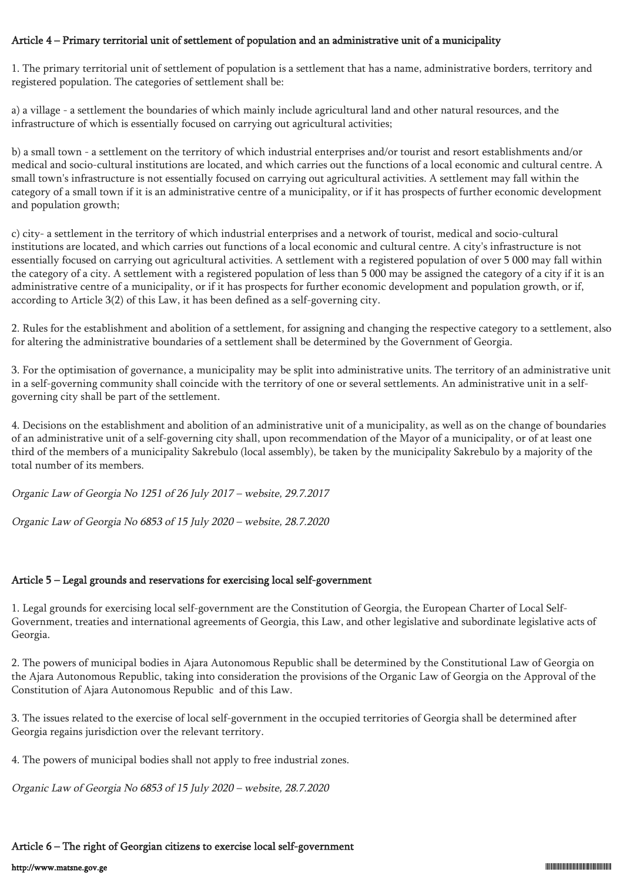### Article 4 – Primary territorial unit of settlement of population and an administrative unit of a municipality

1. The primary territorial unit of settlement of population is a settlement that has a name, administrative borders, territory and registered population. The categories of settlement shall be:

a) a village - a settlement the boundaries of which mainly include agricultural land and other natural resources, and the infrastructure of which is essentially focused on carrying out agricultural activities;

b) a small town - a settlement on the territory of which industrial enterprises and/or tourist and resort establishments and/or medical and socio-cultural institutions are located, and which carries out the functions of a local economic and cultural centre. A small town's infrastructure is not essentially focused on carrying out agricultural activities. A settlement may fall within the category of a small town if it is an administrative centre of a municipality, or if it has prospects of further economic development and population growth;

c) city- a settlement in the territory of which industrial enterprises and a network of tourist, medical and socio-cultural institutions are located, and which carries out functions of a local economic and cultural centre. A city's infrastructure is not essentially focused on carrying out agricultural activities. A settlement with a registered population of over 5 000 may fall within the category of a city. A settlement with a registered population of less than 5 000 may be assigned the category of a city if it is an administrative centre of a municipality, or if it has prospects for further economic development and population growth, or if, according to Article 3(2) of this Law, it has been defined as a self-governing city.

2. Rules for the establishment and abolition of a settlement, for assigning and changing the respective category to a settlement, also for altering the administrative boundaries of a settlement shall be determined by the Government of Georgia.

3. For the optimisation of governance, a municipality may be split into administrative units. The territory of an administrative unit in a self-governing community shall coincide with the territory of one or several settlements. An administrative unit in a self-governing city shall be part of the settlement.

4. Decisions on the establishment and abolition of an administrative unit of a municipality, as well as on the change of boundaries of an administrative unit of a self-governing city shall, upon recommendation of the Mayor of a municipality, or of at least one third of the members of a municipality Sakrebulo (local assembly), be taken by the municipality Sakrebulo by a majority of the total number of its members.

*Organic Law of Georgia No 1251 of 26 July 2017 – website, 29.7.2017*

*Organic Law of Georgia No 6853 of 15 July 2020 – website, 28.7.2020*

### Article 5 – Legal grounds and reservations for exercising local self-government

1. Legal grounds for exercising local self-government are the Constitution of Georgia, the European Charter of Local Self-Government, treaties and international agreements of Georgia, this Law, and other legislative and subordinate legislative acts of Georgia.

2. The powers of municipal bodies in Ajara Autonomous Republic shall be determined by the Constitutional Law of Georgia on the Ajara Autonomous Republic, taking into consideration the provisions of the Organic Law of Georgia on the Approval of the Constitution of Ajara Autonomous Republic and of this Law.

3. The issues related to the exercise of local self-government in the occupied territories of Georgia shall be determined after Georgia regains jurisdiction over the relevant territory.

4. The powers of municipal bodies shall not apply to free industrial zones.

*Organic Law of Georgia No 6853 of 15 July 2020 – website, 28.7.2020*

### Article 6 – The right of Georgian citizens to exercise local self-government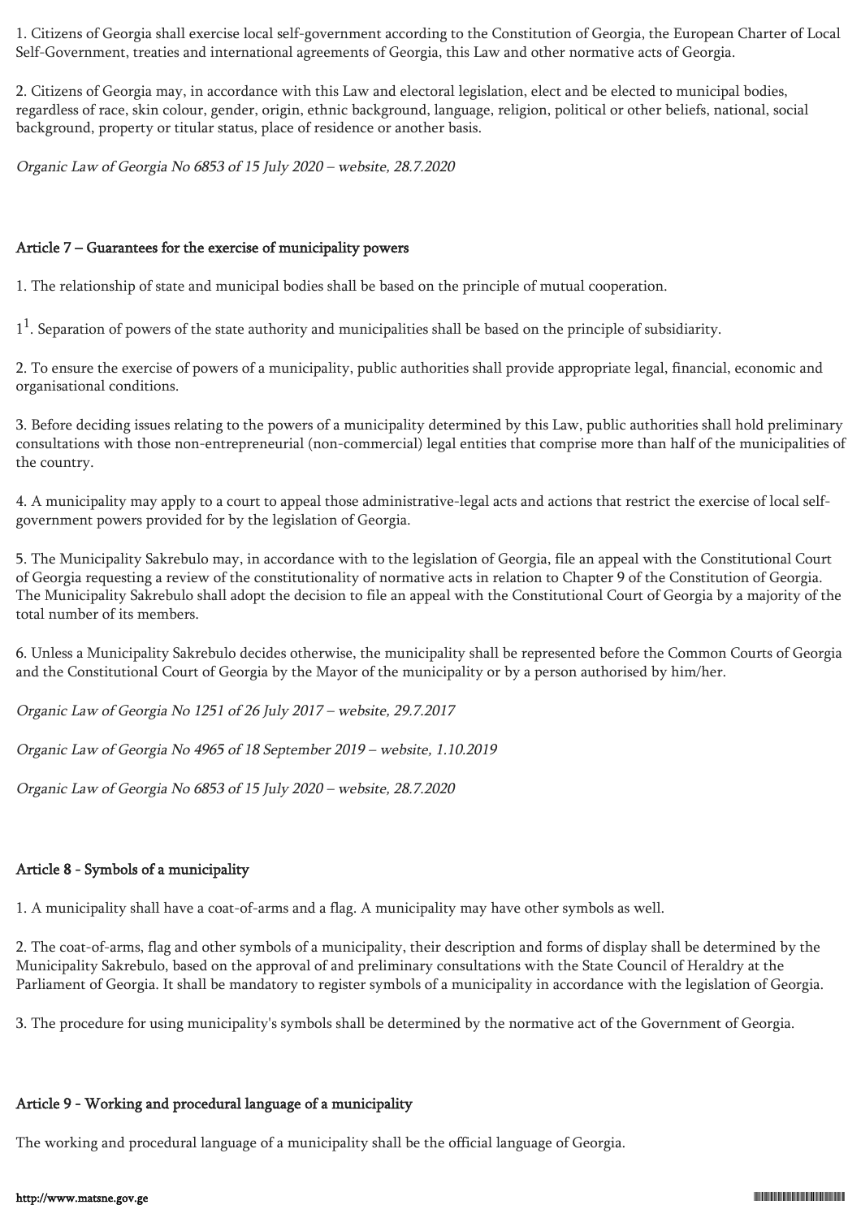1. Citizens of Georgia shall exercise local self-government according to the Constitution of Georgia, the European Charter of Local Self-Government, treaties and international agreements of Georgia, this Law and other normative acts of Georgia.

2. Citizens of Georgia may, in accordance with this Law and electoral legislation, elect and be elected to municipal bodies, regardless of race, skin colour, gender, origin, ethnic background, language, religion, political or other beliefs, national, social background, property or titular status, place of residence or another basis.

*Organic Law of Georgia No 6853 of 15 July 2020 – website, 28.7.2020*

### Article 7 – Guarantees for the exercise of municipality powers

1. The relationship of state and municipal bodies shall be based on the principle of mutual cooperation.

1[1]. Separation of powers of the state authority and municipalities shall be based on the principle of subsidiarity.

2. To ensure the exercise of powers of a municipality, public authorities shall provide appropriate legal, financial, economic and organisational conditions.

3. Before deciding issues relating to the powers of a municipality determined by this Law, public authorities shall hold preliminary consultations with those non-entrepreneurial (non-commercial) legal entities that comprise more than half of the municipalities of the country.

4. A municipality may apply to a court to appeal those administrative-legal acts and actions that restrict the exercise of local self-government powers provided for by the legislation of Georgia.

5. The Municipality Sakrebulo may, in accordance with to the legislation of Georgia, file an appeal with the Constitutional Court of Georgia requesting a review of the constitutionality of normative acts in relation to Chapter 9 of the Constitution of Georgia. The Municipality Sakrebulo shall adopt the decision to file an appeal with the Constitutional Court of Georgia by a majority of the total number of its members.

6. Unless a Municipality Sakrebulo decides otherwise, the municipality shall be represented before the Common Courts of Georgia and the Constitutional Court of Georgia by the Mayor of the municipality or by a person authorised by him/her.

*Organic Law of Georgia No 1251 of 26 July 2017 – website, 29.7.2017*

*Organic Law of Georgia No 4965 of 18 September 2019 – website, 1.10.2019*

*Organic Law of Georgia No 6853 of 15 July 2020 – website, 28.7.2020*

### Article 8 - Symbols of a municipality

1. A municipality shall have a coat-of-arms and a flag. A municipality may have other symbols as well.

2. The coat-of-arms, flag and other symbols of a municipality, their description and forms of display shall be determined by the Municipality Sakrebulo, based on the approval of and preliminary consultations with the State Council of Heraldry at the Parliament of Georgia. It shall be mandatory to register symbols of a municipality in accordance with the legislation of Georgia.

3. The procedure for using municipality's symbols shall be determined by the normative act of the Government of Georgia.

### Article 9 - Working and procedural language of a municipality

The working and procedural language of a municipality shall be the official language of Georgia.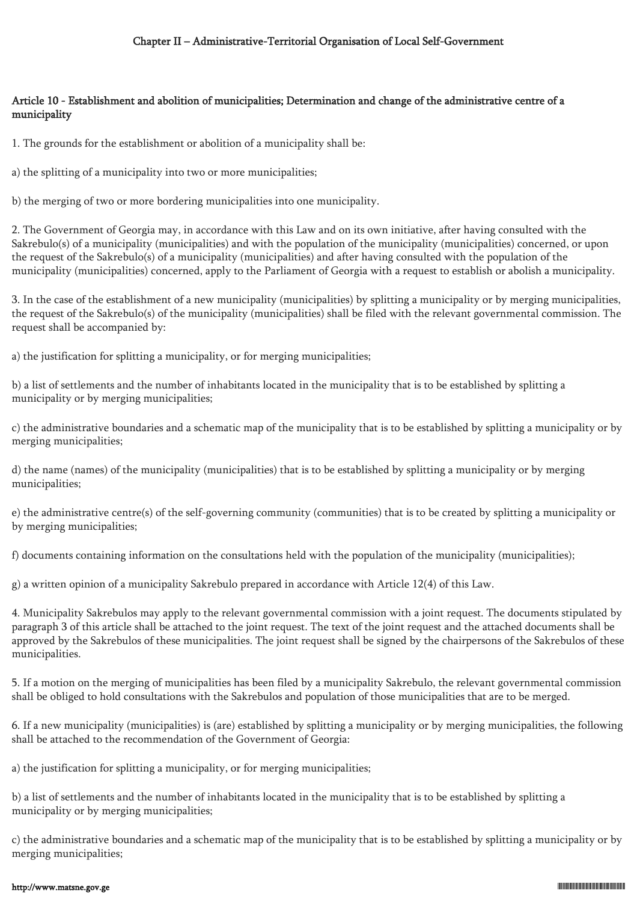## Chapter II – Administrative-Territorial Organisation of Local Self-Government

### Article 10 - Establishment and abolition of municipalities; Determination and change of the administrative centre of a municipality

1. The grounds for the establishment or abolition of a municipality shall be:

a) the splitting of a municipality into two or more municipalities;

b) the merging of two or more bordering municipalities into one municipality.

2. The Government of Georgia may, in accordance with this Law and on its own initiative, after having consulted with the Sakrebulo(s) of a municipality (municipalities) and with the population of the municipality (municipalities) concerned, or upon the request of the Sakrebulo(s) of a municipality (municipalities) and after having consulted with the population of the municipality (municipalities) concerned, apply to the Parliament of Georgia with a request to establish or abolish a municipality.

3. In the case of the establishment of a new municipality (municipalities) by splitting a municipality or by merging municipalities, the request of the Sakrebulo(s) of the municipality (municipalities) shall be filed with the relevant governmental commission. The request shall be accompanied by:

a) the justification for splitting a municipality, or for merging municipalities;

b) a list of settlements and the number of inhabitants located in the municipality that is to be established by splitting a municipality or by merging municipalities;

c) the administrative boundaries and a schematic map of the municipality that is to be established by splitting a municipality or by merging municipalities;

d) the name (names) of the municipality (municipalities) that is to be established by splitting a municipality or by merging municipalities;

e) the administrative centre(s) of the self-governing community (communities) that is to be created by splitting a municipality or by merging municipalities;

f) documents containing information on the consultations held with the population of the municipality (municipalities);

g) a written opinion of a municipality Sakrebulo prepared in accordance with Article 12(4) of this Law.

4. Municipality Sakrebulos may apply to the relevant governmental commission with a joint request. The documents stipulated by paragraph 3 of this article shall be attached to the joint request. The text of the joint request and the attached documents shall be approved by the Sakrebulos of these municipalities. The joint request shall be signed by the chairpersons of the Sakrebulos of these municipalities.

5. If a motion on the merging of municipalities has been filed by a municipality Sakrebulo, the relevant governmental commission shall be obliged to hold consultations with the Sakrebulos and population of those municipalities that are to be merged.

6. If a new municipality (municipalities) is (are) established by splitting a municipality or by merging municipalities, the following shall be attached to the recommendation of the Government of Georgia:

a) the justification for splitting a municipality, or for merging municipalities;

b) a list of settlements and the number of inhabitants located in the municipality that is to be established by splitting a municipality or by merging municipalities;

c) the administrative boundaries and a schematic map of the municipality that is to be established by splitting a municipality or by merging municipalities;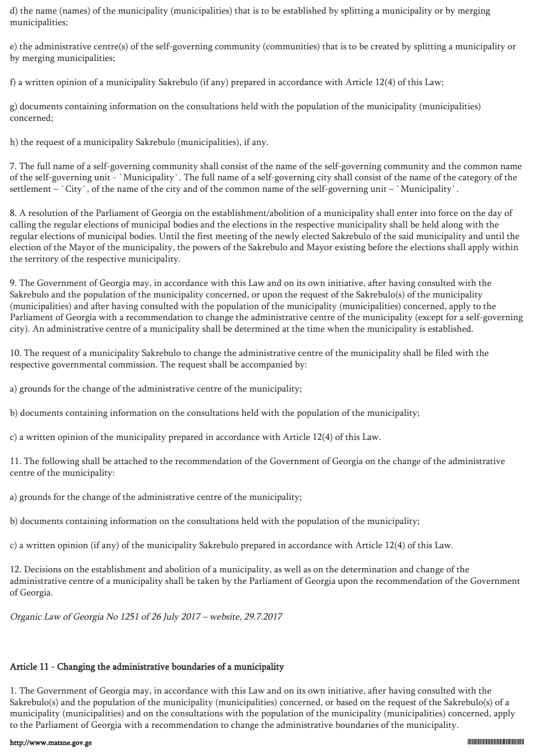d) the name (names) of the municipality (municipalities) that is to be established by splitting a municipality or by merging municipalities;

e) the administrative centre(s) of the self-governing community (communities) that is to be created by splitting a municipality or by merging municipalities;

f) a written opinion of a municipality Sakrebulo (if any) prepared in accordance with Article 12(4) of this Law;

g) documents containing information on the consultations held with the population of the municipality (municipalities) concerned;

h) the request of a municipality Sakrebulo (municipalities), if any.

7. The full name of a self-governing community shall consist of the name of the self-governing community and the common name of the self-governing unit - `Municipality`. The full name of a self-governing city shall consist of the name of the category of the settlement – `City`, of the name of the city and of the common name of the self-governing unit – `Municipality`.

8. A resolution of the Parliament of Georgia on the establishment/abolition of a municipality shall enter into force on the day of calling the regular elections of municipal bodies and the elections in the respective municipality shall be held along with the regular elections of municipal bodies. Until the first meeting of the newly elected Sakrebulo of the said municipality and until the election of the Mayor of the municipality, the powers of the Sakrebulo and Mayor existing before the elections shall apply within the territory of the respective municipality.

9. The Government of Georgia may, in accordance with this Law and on its own initiative, after having consulted with the Sakrebulo and the population of the municipality concerned, or upon the request of the Sakrebulo(s) of the municipality (municipalities) and after having consulted with the population of the municipality (municipalities) concerned, apply to the Parliament of Georgia with a recommendation to change the administrative centre of the municipality (except for a self-governing city). An administrative centre of a municipality shall be determined at the time when the municipality is established.

10. The request of a municipality Sakrebulo to change the administrative centre of the municipality shall be filed with the respective governmental commission. The request shall be accompanied by:

a) grounds for the change of the administrative centre of the municipality;

b) documents containing information on the consultations held with the population of the municipality;

c) a written opinion of the municipality prepared in accordance with Article 12(4) of this Law.

11. The following shall be attached to the recommendation of the Government of Georgia on the change of the administrative centre of the municipality:

a) grounds for the change of the administrative centre of the municipality;

b) documents containing information on the consultations held with the population of the municipality;

c) a written opinion (if any) of the municipality Sakrebulo prepared in accordance with Article 12(4) of this Law.

12. Decisions on the establishment and abolition of a municipality, as well as on the determination and change of the administrative centre of a municipality shall be taken by the Parliament of Georgia upon the recommendation of the Government of Georgia.

*Organic Law of Georgia No 1251 of 26 July 2017 – website, 29.7.2017*

## Article 11 - Changing the administrative boundaries of a municipality

1. The Government of Georgia may, in accordance with this Law and on its own initiative, after having consulted with the Sakrebulo(s) and the population of the municipality (municipalities) concerned, or based on the request of the Sakrebulo(s) of a municipality (municipalities) and on the consultations with the population of the municipality (municipalities) concerned, apply to the Parliament of Georgia with a recommendation to change the administrative boundaries of the municipality.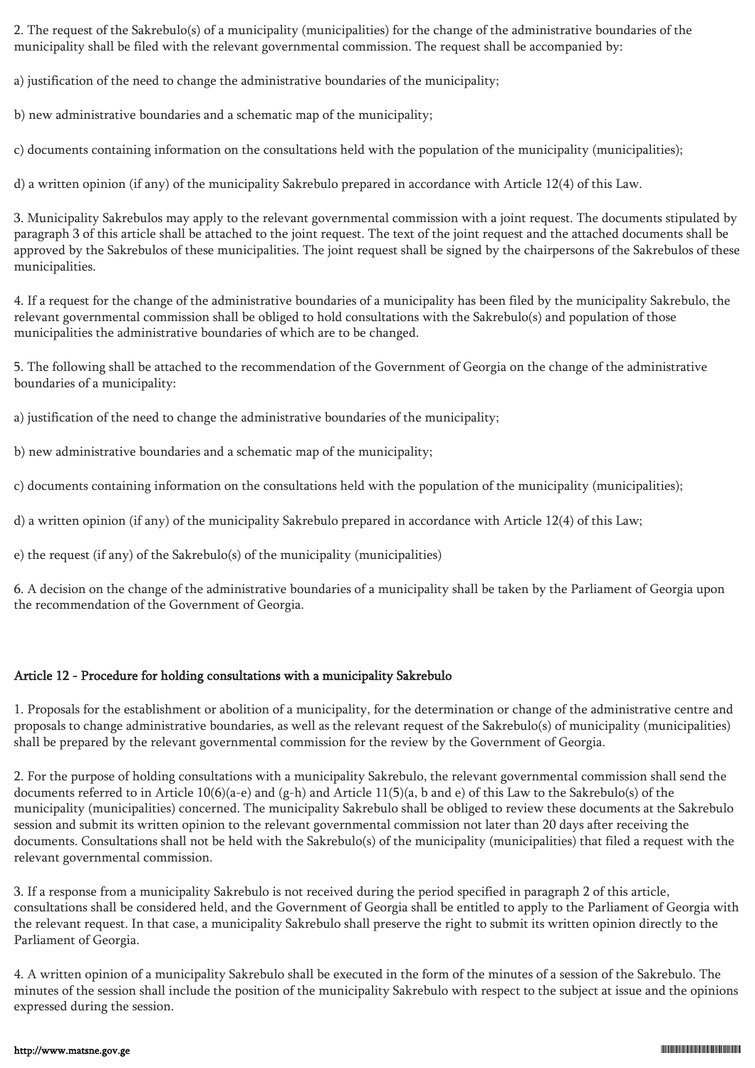2. The request of the Sakrebulo(s) of a municipality (municipalities) for the change of the administrative boundaries of the municipality shall be filed with the relevant governmental commission. The request shall be accompanied by:

a) justification of the need to change the administrative boundaries of the municipality;

b) new administrative boundaries and a schematic map of the municipality;

c) documents containing information on the consultations held with the population of the municipality (municipalities);

d) a written opinion (if any) of the municipality Sakrebulo prepared in accordance with Article 12(4) of this Law.

3. Municipality Sakrebulos may apply to the relevant governmental commission with a joint request. The documents stipulated by paragraph 3 of this article shall be attached to the joint request. The text of the joint request and the attached documents shall be approved by the Sakrebulos of these municipalities. The joint request shall be signed by the chairpersons of the Sakrebulos of these municipalities.

4. If a request for the change of the administrative boundaries of a municipality has been filed by the municipality Sakrebulo, the relevant governmental commission shall be obliged to hold consultations with the Sakrebulo(s) and population of those municipalities the administrative boundaries of which are to be changed.

5. The following shall be attached to the recommendation of the Government of Georgia on the change of the administrative boundaries of a municipality:

a) justification of the need to change the administrative boundaries of the municipality;

b) new administrative boundaries and a schematic map of the municipality;

c) documents containing information on the consultations held with the population of the municipality (municipalities);

d) a written opinion (if any) of the municipality Sakrebulo prepared in accordance with Article 12(4) of this Law;

e) the request (if any) of the Sakrebulo(s) of the municipality (municipalities)

6. A decision on the change of the administrative boundaries of a municipality shall be taken by the Parliament of Georgia upon the recommendation of the Government of Georgia.

## Article 12 - Procedure for holding consultations with a municipality Sakrebulo

1. Proposals for the establishment or abolition of a municipality, for the determination or change of the administrative centre and proposals to change administrative boundaries, as well as the relevant request of the Sakrebulo(s) of municipality (municipalities) shall be prepared by the relevant governmental commission for the review by the Government of Georgia.

2. For the purpose of holding consultations with a municipality Sakrebulo, the relevant governmental commission shall send the documents referred to in Article 10(6)(a-e) and (g-h) and Article 11(5)(a, b and e) of this Law to the Sakrebulo(s) of the municipality (municipalities) concerned. The municipality Sakrebulo shall be obliged to review these documents at the Sakrebulo session and submit its written opinion to the relevant governmental commission not later than 20 days after receiving the documents. Consultations shall not be held with the Sakrebulo(s) of the municipality (municipalities) that filed a request with the relevant governmental commission.

3. If a response from a municipality Sakrebulo is not received during the period specified in paragraph 2 of this article, consultations shall be considered held, and the Government of Georgia shall be entitled to apply to the Parliament of Georgia with the relevant request. In that case, a municipality Sakrebulo shall preserve the right to submit its written opinion directly to the Parliament of Georgia.

4. A written opinion of a municipality Sakrebulo shall be executed in the form of the minutes of a session of the Sakrebulo. The minutes of the session shall include the position of the municipality Sakrebulo with respect to the subject at issue and the opinions expressed during the session.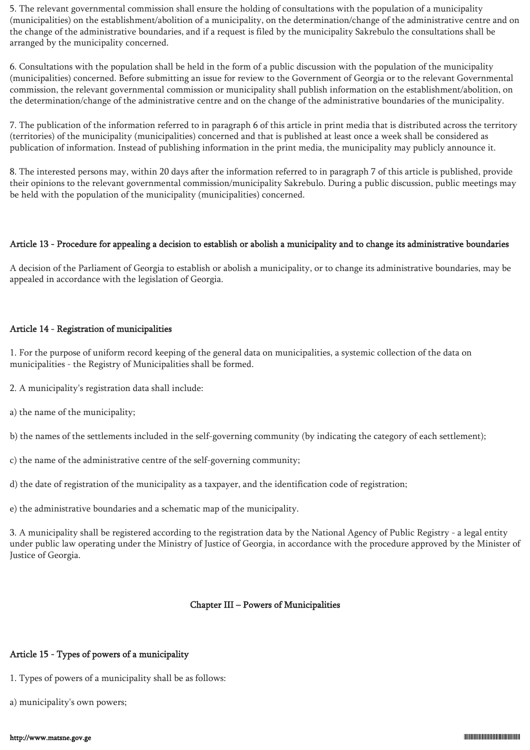5. The relevant governmental commission shall ensure the holding of consultations with the population of a municipality (municipalities) on the establishment/abolition of a municipality, on the determination/change of the administrative centre and on the change of the administrative boundaries, and if a request is filed by the municipality Sakrebulo the consultations shall be arranged by the municipality concerned.

6. Consultations with the population shall be held in the form of a public discussion with the population of the municipality (municipalities) concerned. Before submitting an issue for review to the Government of Georgia or to the relevant Governmental commission, the relevant governmental commission or municipality shall publish information on the establishment/abolition, on the determination/change of the administrative centre and on the change of the administrative boundaries of the municipality.

7. The publication of the information referred to in paragraph 6 of this article in print media that is distributed across the territory (territories) of the municipality (municipalities) concerned and that is published at least once a week shall be considered as publication of information. Instead of publishing information in the print media, the municipality may publicly announce it.

8. The interested persons may, within 20 days after the information referred to in paragraph 7 of this article is published, provide their opinions to the relevant governmental commission/municipality Sakrebulo. During a public discussion, public meetings may be held with the population of the municipality (municipalities) concerned.

### Article 13 - Procedure for appealing a decision to establish or abolish a municipality and to change its administrative boundaries

A decision of the Parliament of Georgia to establish or abolish a municipality, or to change its administrative boundaries, may be appealed in accordance with the legislation of Georgia.

### Article 14 - Registration of municipalities

1. For the purpose of uniform record keeping of the general data on municipalities, a systemic collection of the data on municipalities - the Registry of Municipalities shall be formed.

2. A municipality's registration data shall include:

a) the name of the municipality;

b) the names of the settlements included in the self-governing community (by indicating the category of each settlement);

c) the name of the administrative centre of the self-governing community;

d) the date of registration of the municipality as a taxpayer, and the identification code of registration;

e) the administrative boundaries and a schematic map of the municipality.

3. A municipality shall be registered according to the registration data by the National Agency of Public Registry - a legal entity under public law operating under the Ministry of Justice of Georgia, in accordance with the procedure approved by the Minister of Justice of Georgia.

## Chapter III – Powers of Municipalities

### Article 15 - Types of powers of a municipality

1. Types of powers of a municipality shall be as follows:

a) municipality's own powers;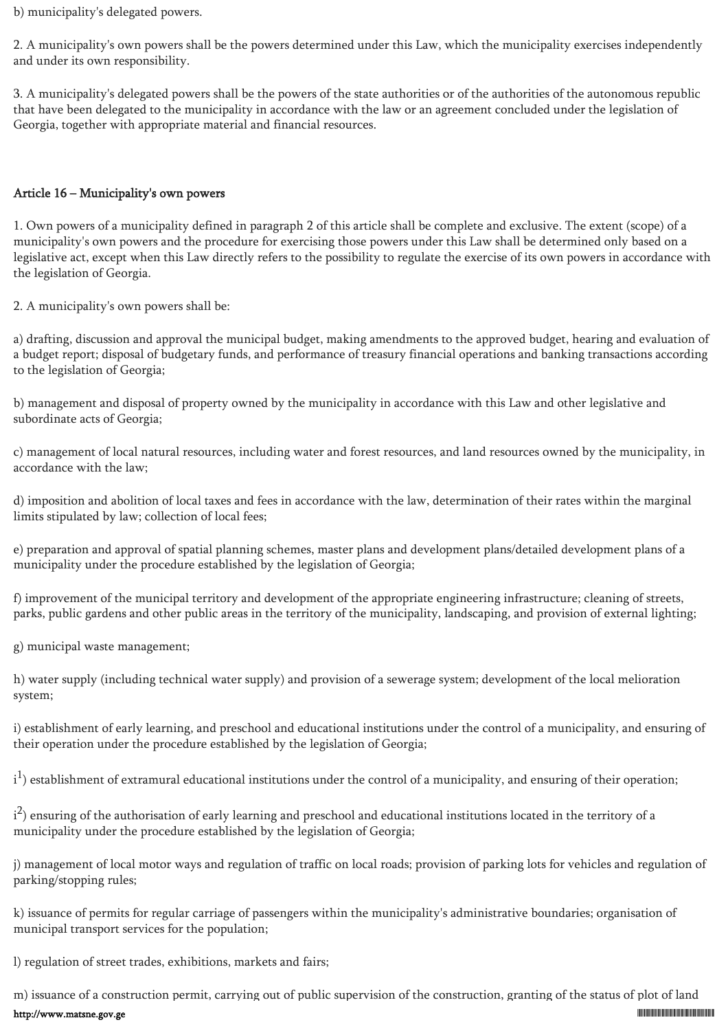b) municipality's delegated powers.

2. A municipality's own powers shall be the powers determined under this Law, which the municipality exercises independently and under its own responsibility.

3. A municipality's delegated powers shall be the powers of the state authorities or of the authorities of the autonomous republic that have been delegated to the municipality in accordance with the law or an agreement concluded under the legislation of Georgia, together with appropriate material and financial resources.

### Article 16 – Municipality's own powers

1. Own powers of a municipality defined in paragraph 2 of this article shall be complete and exclusive. The extent (scope) of a municipality's own powers and the procedure for exercising those powers under this Law shall be determined only based on a legislative act, except when this Law directly refers to the possibility to regulate the exercise of its own powers in accordance with the legislation of Georgia.

2. A municipality's own powers shall be:

a) drafting, discussion and approval the municipal budget, making amendments to the approved budget, hearing and evaluation of a budget report; disposal of budgetary funds, and performance of treasury financial operations and banking transactions according to the legislation of Georgia;

b) management and disposal of property owned by the municipality in accordance with this Law and other legislative and subordinate acts of Georgia;

c) management of local natural resources, including water and forest resources, and land resources owned by the municipality, in accordance with the law;

d) imposition and abolition of local taxes and fees in accordance with the law, determination of their rates within the marginal limits stipulated by law; collection of local fees;

e) preparation and approval of spatial planning schemes, master plans and development plans/detailed development plans of a municipality under the procedure established by the legislation of Georgia;

f) improvement of the municipal territory and development of the appropriate engineering infrastructure; cleaning of streets, parks, public gardens and other public areas in the territory of the municipality, landscaping, and provision of external lighting;

g) municipal waste management;

h) water supply (including technical water supply) and provision of a sewerage system; development of the local melioration system;

i) establishment of early learning, and preschool and educational institutions under the control of a municipality, and ensuring of their operation under the procedure established by the legislation of Georgia;

$i^1$) establishment of extramural educational institutions under the control of a municipality, and ensuring of their operation;

$i^2$) ensuring of the authorisation of early learning and preschool and educational institutions located in the territory of a municipality under the procedure established by the legislation of Georgia;

j) management of local motor ways and regulation of traffic on local roads; provision of parking lots for vehicles and regulation of parking/stopping rules;

k) issuance of permits for regular carriage of passengers within the municipality's administrative boundaries; organisation of municipal transport services for the population;

l) regulation of street trades, exhibitions, markets and fairs;

m) issuance of a construction permit, carrying out of public supervision of the construction, granting of the status of plot of land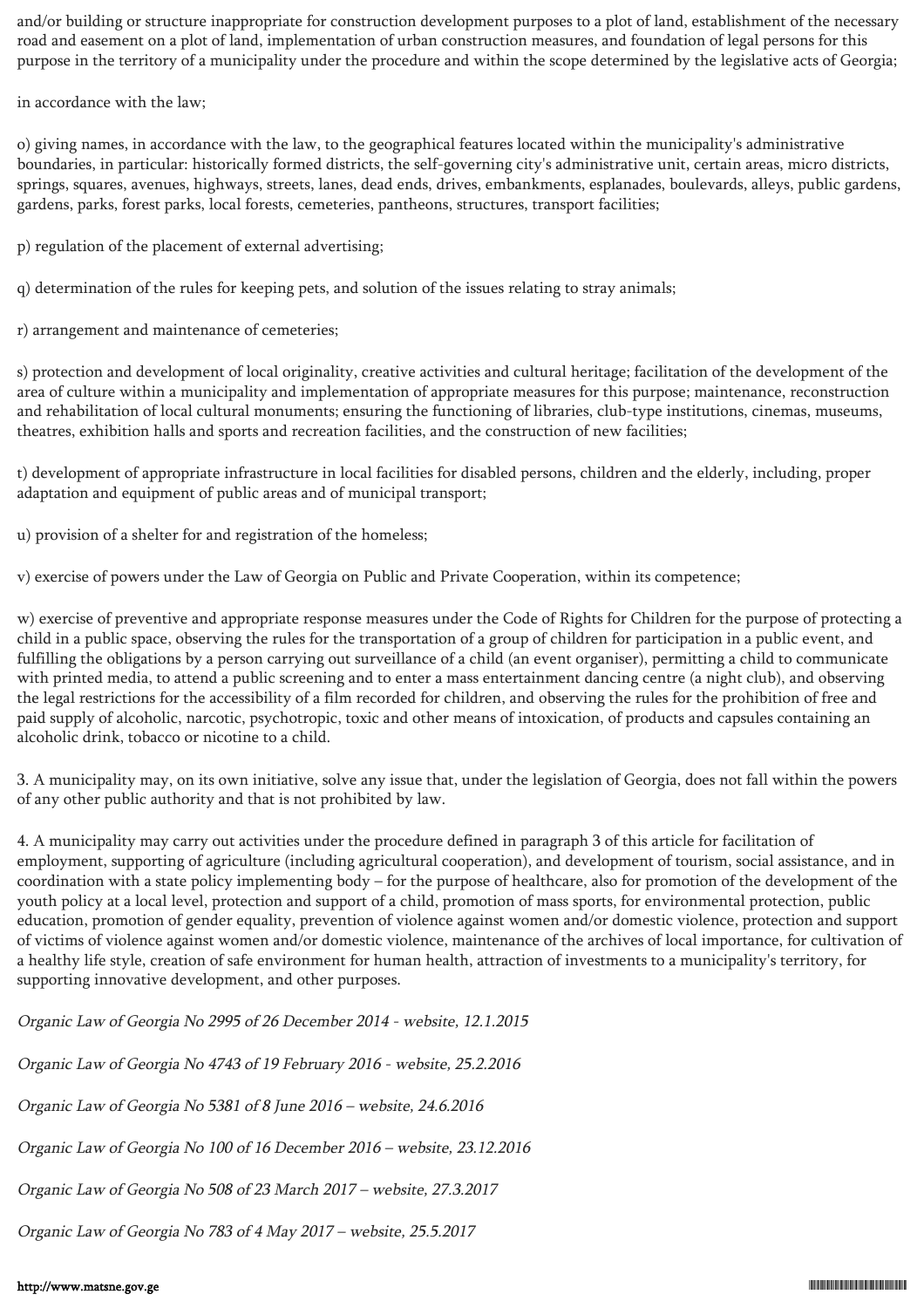and/or building or structure inappropriate for construction development purposes to a plot of land, establishment of the necessary road and easement on a plot of land, implementation of urban construction measures, and foundation of legal persons for this purpose in the territory of a municipality under the procedure and within the scope determined by the legislative acts of Georgia;

in accordance with the law;

o) giving names, in accordance with the law, to the geographical features located within the municipality's administrative boundaries, in particular: historically formed districts, the self-governing city's administrative unit, certain areas, micro districts, springs, squares, avenues, highways, streets, lanes, dead ends, drives, embankments, esplanades, boulevards, alleys, public gardens, gardens, parks, forest parks, local forests, cemeteries, pantheons, structures, transport facilities;

p) regulation of the placement of external advertising;

q) determination of the rules for keeping pets, and solution of the issues relating to stray animals;

r) arrangement and maintenance of cemeteries;

s) protection and development of local originality, creative activities and cultural heritage; facilitation of the development of the area of culture within a municipality and implementation of appropriate measures for this purpose; maintenance, reconstruction and rehabilitation of local cultural monuments; ensuring the functioning of libraries, club-type institutions, cinemas, museums, theatres, exhibition halls and sports and recreation facilities, and the construction of new facilities;

t) development of appropriate infrastructure in local facilities for disabled persons, children and the elderly, including, proper adaptation and equipment of public areas and of municipal transport;

u) provision of a shelter for and registration of the homeless;

v) exercise of powers under the Law of Georgia on Public and Private Cooperation, within its competence;

w) exercise of preventive and appropriate response measures under the Code of Rights for Children for the purpose of protecting a child in a public space, observing the rules for the transportation of a group of children for participation in a public event, and fulfilling the obligations by a person carrying out surveillance of a child (an event organiser), permitting a child to communicate with printed media, to attend a public screening and to enter a mass entertainment dancing centre (a night club), and observing the legal restrictions for the accessibility of a film recorded for children, and observing the rules for the prohibition of free and paid supply of alcoholic, narcotic, psychotropic, toxic and other means of intoxication, of products and capsules containing an alcoholic drink, tobacco or nicotine to a child.

3. A municipality may, on its own initiative, solve any issue that, under the legislation of Georgia, does not fall within the powers of any other public authority and that is not prohibited by law.

4. A municipality may carry out activities under the procedure defined in paragraph 3 of this article for facilitation of employment, supporting of agriculture (including agricultural cooperation), and development of tourism, social assistance, and in coordination with a state policy implementing body – for the purpose of healthcare, also for promotion of the development of the youth policy at a local level, protection and support of a child, promotion of mass sports, for environmental protection, public education, promotion of gender equality, prevention of violence against women and/or domestic violence, protection and support of victims of violence against women and/or domestic violence, maintenance of the archives of local importance, for cultivation of a healthy life style, creation of safe environment for human health, attraction of investments to a municipality's territory, for supporting innovative development, and other purposes.

*Organic Law of Georgia No 2995 of 26 December 2014 - website, 12.1.2015*

*Organic Law of Georgia No 4743 of 19 February 2016 - website, 25.2.2016*

*Organic Law of Georgia No 5381 of 8 June 2016 – website, 24.6.2016*

*Organic Law of Georgia No 100 of 16 December 2016 – website, 23.12.2016*

*Organic Law of Georgia No 508 of 23 March 2017 – website, 27.3.2017*

*Organic Law of Georgia No 783 of 4 May 2017 – website, 25.5.2017*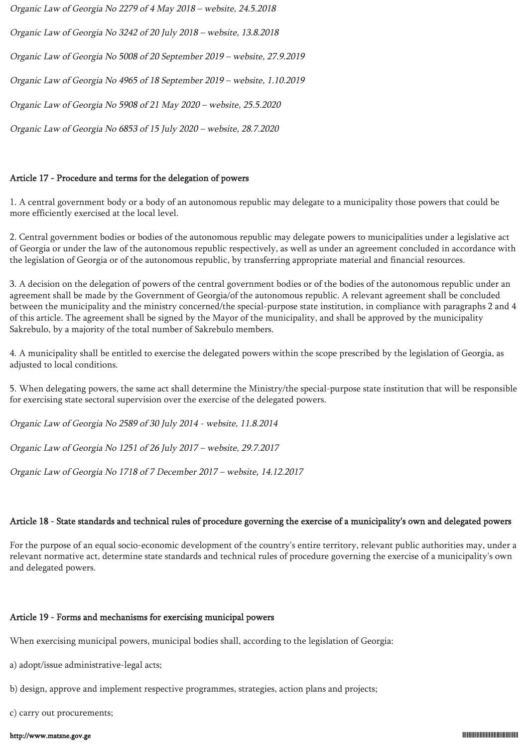*Organic Law of Georgia No 2279 of 4 May 2018 – website, 24.5.2018*

*Organic Law of Georgia No 3242 of 20 July 2018 – website, 13.8.2018*

*Organic Law of Georgia No 5008 of 20 September 2019 – website, 27.9.2019*

*Organic Law of Georgia No 4965 of 18 September 2019 – website, 1.10.2019*

*Organic Law of Georgia No 5908 of 21 May 2020 – website, 25.5.2020*

*Organic Law of Georgia No 6853 of 15 July 2020 – website, 28.7.2020*

### Article 17 - Procedure and terms for the delegation of powers

1. A central government body or a body of an autonomous republic may delegate to a municipality those powers that could be more efficiently exercised at the local level.

2. Central government bodies or bodies of the autonomous republic may delegate powers to municipalities under a legislative act of Georgia or under the law of the autonomous republic respectively, as well as under an agreement concluded in accordance with the legislation of Georgia or of the autonomous republic, by transferring appropriate material and financial resources.

3. A decision on the delegation of powers of the central government bodies or of the bodies of the autonomous republic under an agreement shall be made by the Government of Georgia/of the autonomous republic. A relevant agreement shall be concluded between the municipality and the ministry concerned/the special-purpose state institution, in compliance with paragraphs 2 and 4 of this article. The agreement shall be signed by the Mayor of the municipality, and shall be approved by the municipality Sakrebulo, by a majority of the total number of Sakrebulo members.

4. A municipality shall be entitled to exercise the delegated powers within the scope prescribed by the legislation of Georgia, as adjusted to local conditions.

5. When delegating powers, the same act shall determine the Ministry/the special-purpose state institution that will be responsible for exercising state sectoral supervision over the exercise of the delegated powers.

*Organic Law of Georgia No 2589 of 30 July 2014 - website, 11.8.2014*

*Organic Law of Georgia No 1251 of 26 July 2017 – website, 29.7.2017*

*Organic Law of Georgia No 1718 of 7 December 2017 – website, 14.12.2017*

### Article 18 - State standards and technical rules of procedure governing the exercise of a municipality's own and delegated powers

For the purpose of an equal socio-economic development of the country's entire territory, relevant public authorities may, under a relevant normative act, determine state standards and technical rules of procedure governing the exercise of a municipality's own and delegated powers.

### Article 19 - Forms and mechanisms for exercising municipal powers

When exercising municipal powers, municipal bodies shall, according to the legislation of Georgia:

a) adopt/issue administrative-legal acts;

b) design, approve and implement respective programmes, strategies, action plans and projects;

c) carry out procurements;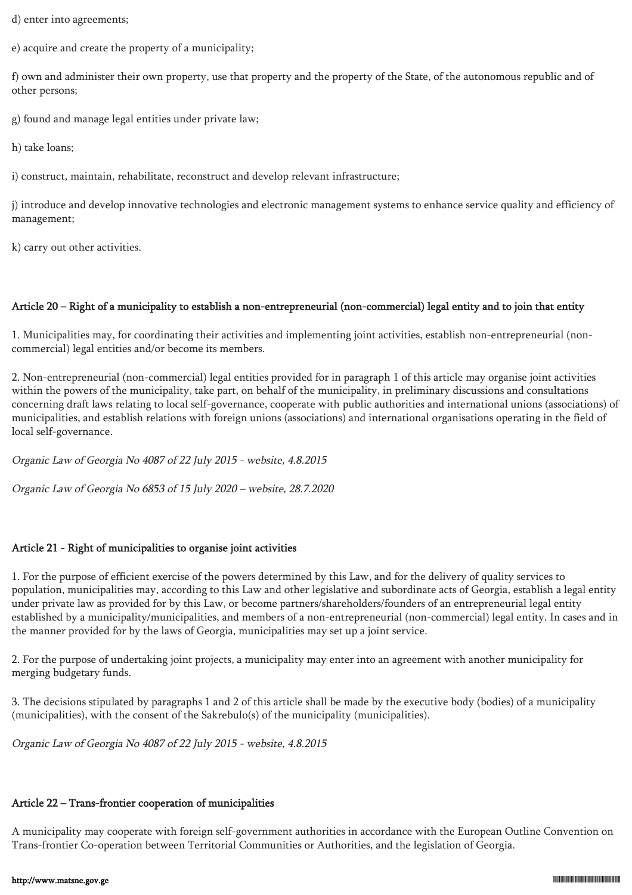d) enter into agreements;

e) acquire and create the property of a municipality;

f) own and administer their own property, use that property and the property of the State, of the autonomous republic and of other persons;

g) found and manage legal entities under private law;

h) take loans;

i) construct, maintain, rehabilitate, reconstruct and develop relevant infrastructure;

j) introduce and develop innovative technologies and electronic management systems to enhance service quality and efficiency of management;

k) carry out other activities.

### Article 20 – Right of a municipality to establish a non-entrepreneurial (non-commercial) legal entity and to join that entity

1. Municipalities may, for coordinating their activities and implementing joint activities, establish non-entrepreneurial (non-commercial) legal entities and/or become its members.

2. Non-entrepreneurial (non-commercial) legal entities provided for in paragraph 1 of this article may organise joint activities within the powers of the municipality, take part, on behalf of the municipality, in preliminary discussions and consultations concerning draft laws relating to local self-governance, cooperate with public authorities and international unions (associations) of municipalities, and establish relations with foreign unions (associations) and international organisations operating in the field of local self-governance.

*Organic Law of Georgia No 4087 of 22 July 2015 - website, 4.8.2015*

*Organic Law of Georgia No 6853 of 15 July 2020 – website, 28.7.2020*

### Article 21 - Right of municipalities to organise joint activities

1. For the purpose of efficient exercise of the powers determined by this Law, and for the delivery of quality services to population, municipalities may, according to this Law and other legislative and subordinate acts of Georgia, establish a legal entity under private law as provided for by this Law, or become partners/shareholders/founders of an entrepreneurial legal entity established by a municipality/municipalities, and members of a non-entrepreneurial (non-commercial) legal entity. In cases and in the manner provided for by the laws of Georgia, municipalities may set up a joint service.

2. For the purpose of undertaking joint projects, a municipality may enter into an agreement with another municipality for merging budgetary funds.

3. The decisions stipulated by paragraphs 1 and 2 of this article shall be made by the executive body (bodies) of a municipality (municipalities), with the consent of the Sakrebulo(s) of the municipality (municipalities).

*Organic Law of Georgia No 4087 of 22 July 2015 - website, 4.8.2015*

### Article 22 – Trans-frontier cooperation of municipalities

A municipality may cooperate with foreign self-government authorities in accordance with the European Outline Convention on Trans-frontier Co-operation between Territorial Communities or Authorities, and the legislation of Georgia.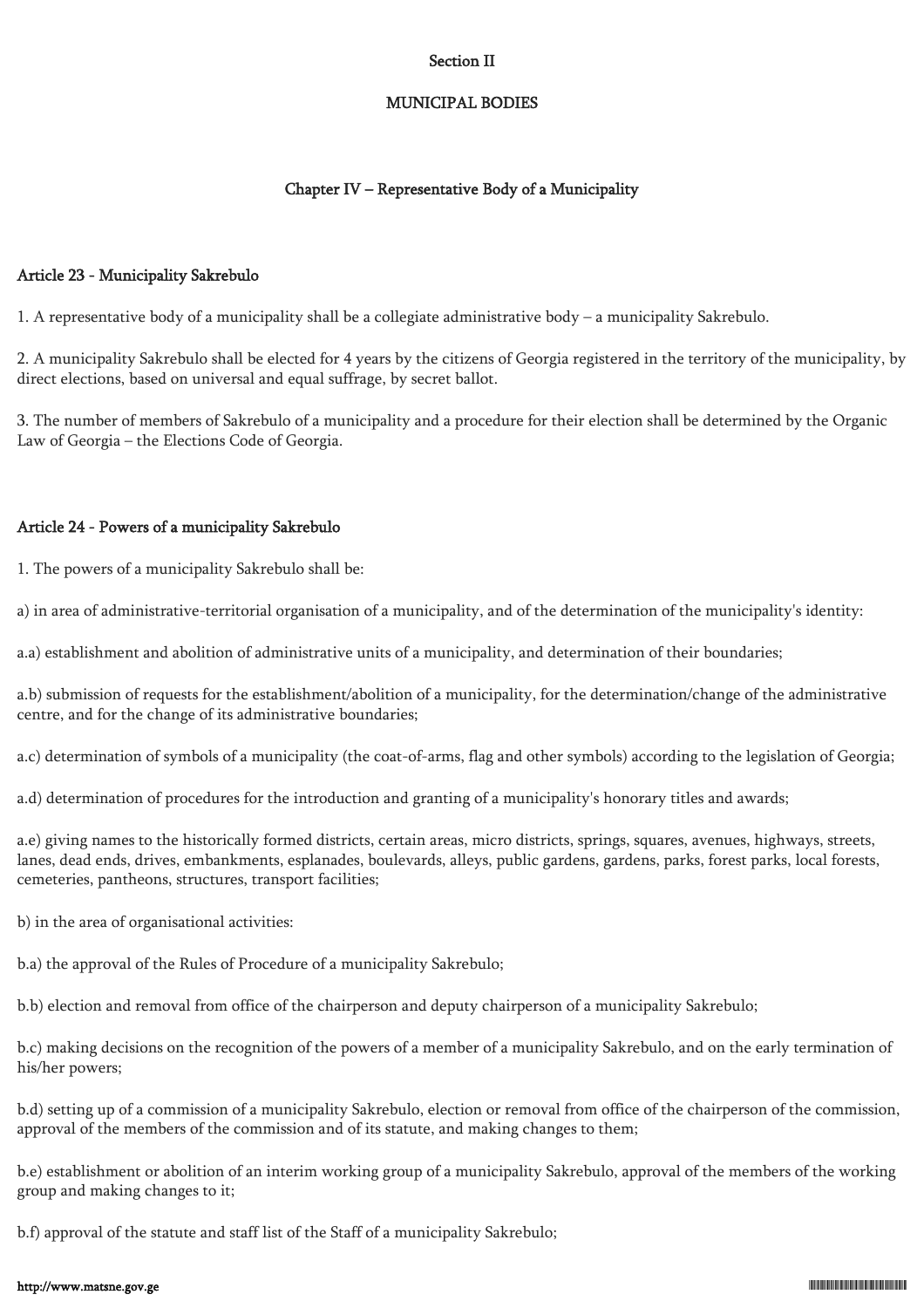## Section II

## MUNICIPAL BODIES

### Chapter IV – Representative Body of a Municipality

#### Article 23 - Municipality Sakrebulo

1. A representative body of a municipality shall be a collegiate administrative body – a municipality Sakrebulo.

2. A municipality Sakrebulo shall be elected for 4 years by the citizens of Georgia registered in the territory of the municipality, by direct elections, based on universal and equal suffrage, by secret ballot.

3. The number of members of Sakrebulo of a municipality and a procedure for their election shall be determined by the Organic Law of Georgia – the Elections Code of Georgia.

#### Article 24 - Powers of a municipality Sakrebulo

1. The powers of a municipality Sakrebulo shall be:

a) in area of administrative-territorial organisation of a municipality, and of the determination of the municipality's identity:

a.a) establishment and abolition of administrative units of a municipality, and determination of their boundaries;

a.b) submission of requests for the establishment/abolition of a municipality, for the determination/change of the administrative centre, and for the change of its administrative boundaries;

a.c) determination of symbols of a municipality (the coat-of-arms, flag and other symbols) according to the legislation of Georgia;

a.d) determination of procedures for the introduction and granting of a municipality's honorary titles and awards;

a.e) giving names to the historically formed districts, certain areas, micro districts, springs, squares, avenues, highways, streets, lanes, dead ends, drives, embankments, esplanades, boulevards, alleys, public gardens, gardens, parks, forest parks, local forests, cemeteries, pantheons, structures, transport facilities;

b) in the area of organisational activities:

b.a) the approval of the Rules of Procedure of a municipality Sakrebulo;

b.b) election and removal from office of the chairperson and deputy chairperson of a municipality Sakrebulo;

b.c) making decisions on the recognition of the powers of a member of a municipality Sakrebulo, and on the early termination of his/her powers;

b.d) setting up of a commission of a municipality Sakrebulo, election or removal from office of the chairperson of the commission, approval of the members of the commission and of its statute, and making changes to them;

b.e) establishment or abolition of an interim working group of a municipality Sakrebulo, approval of the members of the working group and making changes to it;

b.f) approval of the statute and staff list of the Staff of a municipality Sakrebulo;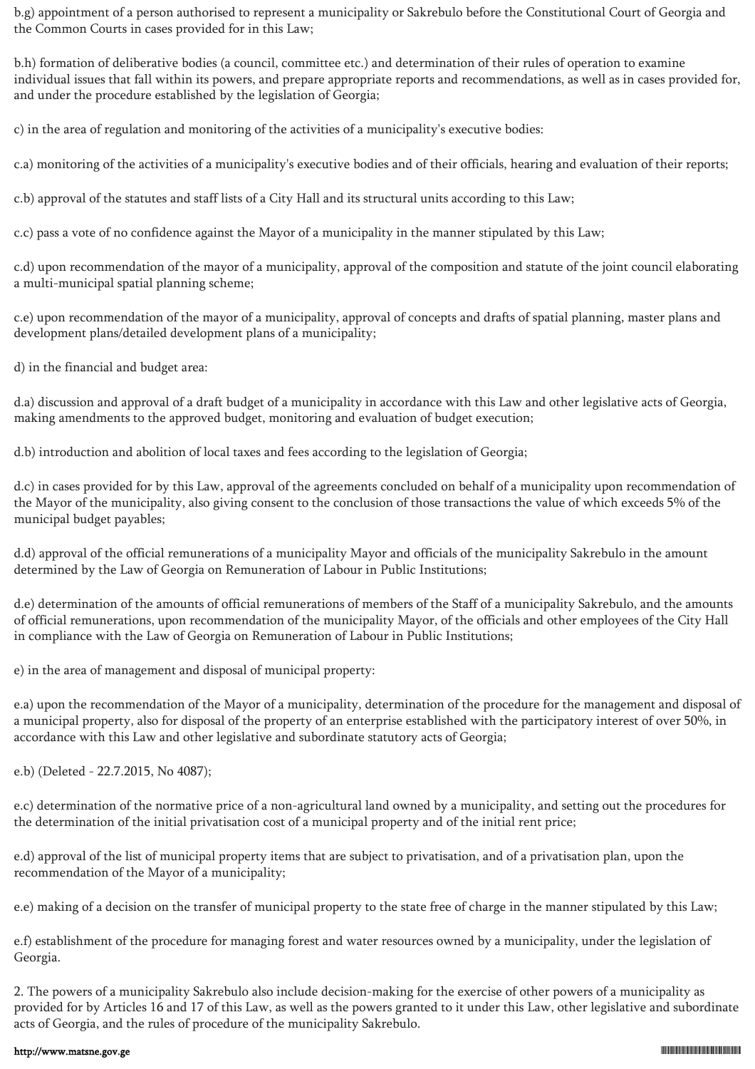b.g) appointment of a person authorised to represent a municipality or Sakrebulo before the Constitutional Court of Georgia and the Common Courts in cases provided for in this Law;

b.h) formation of deliberative bodies (a council, committee etc.) and determination of their rules of operation to examine individual issues that fall within its powers, and prepare appropriate reports and recommendations, as well as in cases provided for, and under the procedure established by the legislation of Georgia;

c) in the area of regulation and monitoring of the activities of a municipality's executive bodies:

c.a) monitoring of the activities of a municipality's executive bodies and of their officials, hearing and evaluation of their reports;

c.b) approval of the statutes and staff lists of a City Hall and its structural units according to this Law;

c.c) pass a vote of no confidence against the Mayor of a municipality in the manner stipulated by this Law;

c.d) upon recommendation of the mayor of a municipality, approval of the composition and statute of the joint council elaborating a multi-municipal spatial planning scheme;

c.e) upon recommendation of the mayor of a municipality, approval of concepts and drafts of spatial planning, master plans and development plans/detailed development plans of a municipality;

d) in the financial and budget area:

d.a) discussion and approval of a draft budget of a municipality in accordance with this Law and other legislative acts of Georgia, making amendments to the approved budget, monitoring and evaluation of budget execution;

d.b) introduction and abolition of local taxes and fees according to the legislation of Georgia;

d.c) in cases provided for by this Law, approval of the agreements concluded on behalf of a municipality upon recommendation of the Mayor of the municipality, also giving consent to the conclusion of those transactions the value of which exceeds 5% of the municipal budget payables;

d.d) approval of the official remunerations of a municipality Mayor and officials of the municipality Sakrebulo in the amount determined by the Law of Georgia on Remuneration of Labour in Public Institutions;

d.e) determination of the amounts of official remunerations of members of the Staff of a municipality Sakrebulo, and the amounts of official remunerations, upon recommendation of the municipality Mayor, of the officials and other employees of the City Hall in compliance with the Law of Georgia on Remuneration of Labour in Public Institutions;

e) in the area of management and disposal of municipal property:

e.a) upon the recommendation of the Mayor of a municipality, determination of the procedure for the management and disposal of a municipal property, also for disposal of the property of an enterprise established with the participatory interest of over 50%, in accordance with this Law and other legislative and subordinate statutory acts of Georgia;

e.b) (Deleted - 22.7.2015, No 4087);

e.c) determination of the normative price of a non-agricultural land owned by a municipality, and setting out the procedures for the determination of the initial privatisation cost of a municipal property and of the initial rent price;

e.d) approval of the list of municipal property items that are subject to privatisation, and of a privatisation plan, upon the recommendation of the Mayor of a municipality;

e.e) making of a decision on the transfer of municipal property to the state free of charge in the manner stipulated by this Law;

e.f) establishment of the procedure for managing forest and water resources owned by a municipality, under the legislation of Georgia.

2. The powers of a municipality Sakrebulo also include decision-making for the exercise of other powers of a municipality as provided for by Articles 16 and 17 of this Law, as well as the powers granted to it under this Law, other legislative and subordinate acts of Georgia, and the rules of procedure of the municipality Sakrebulo.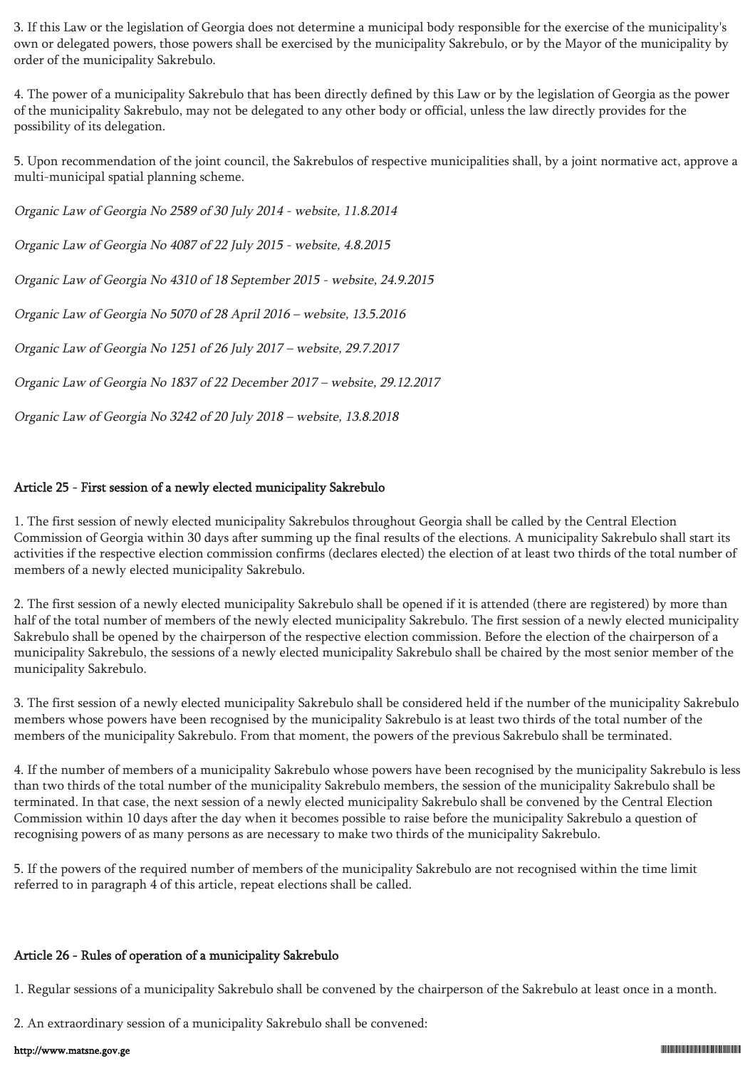3. If this Law or the legislation of Georgia does not determine a municipal body responsible for the exercise of the municipality's own or delegated powers, those powers shall be exercised by the municipality Sakrebulo, or by the Mayor of the municipality by order of the municipality Sakrebulo.

4. The power of a municipality Sakrebulo that has been directly defined by this Law or by the legislation of Georgia as the power of the municipality Sakrebulo, may not be delegated to any other body or official, unless the law directly provides for the possibility of its delegation.

5. Upon recommendation of the joint council, the Sakrebulos of respective municipalities shall, by a joint normative act, approve a multi-municipal spatial planning scheme.

*Organic Law of Georgia No 2589 of 30 July 2014 - website, 11.8.2014*

*Organic Law of Georgia No 4087 of 22 July 2015 - website, 4.8.2015*

*Organic Law of Georgia No 4310 of 18 September 2015 - website, 24.9.2015*

*Organic Law of Georgia No 5070 of 28 April 2016 – website, 13.5.2016*

*Organic Law of Georgia No 1251 of 26 July 2017 – website, 29.7.2017*

*Organic Law of Georgia No 1837 of 22 December 2017 – website, 29.12.2017*

*Organic Law of Georgia No 3242 of 20 July 2018 – website, 13.8.2018*

## Article 25 - First session of a newly elected municipality Sakrebulo

1. The first session of newly elected municipality Sakrebulos throughout Georgia shall be called by the Central Election Commission of Georgia within 30 days after summing up the final results of the elections. A municipality Sakrebulo shall start its activities if the respective election commission confirms (declares elected) the election of at least two thirds of the total number of members of a newly elected municipality Sakrebulo.

2. The first session of a newly elected municipality Sakrebulo shall be opened if it is attended (there are registered) by more than half of the total number of members of the newly elected municipality Sakrebulo. The first session of a newly elected municipality Sakrebulo shall be opened by the chairperson of the respective election commission. Before the election of the chairperson of a municipality Sakrebulo, the sessions of a newly elected municipality Sakrebulo shall be chaired by the most senior member of the municipality Sakrebulo.

3. The first session of a newly elected municipality Sakrebulo shall be considered held if the number of the municipality Sakrebulo members whose powers have been recognised by the municipality Sakrebulo is at least two thirds of the total number of the members of the municipality Sakrebulo. From that moment, the powers of the previous Sakrebulo shall be terminated.

4. If the number of members of a municipality Sakrebulo whose powers have been recognised by the municipality Sakrebulo is less than two thirds of the total number of the municipality Sakrebulo members, the session of the municipality Sakrebulo shall be terminated. In that case, the next session of a newly elected municipality Sakrebulo shall be convened by the Central Election Commission within 10 days after the day when it becomes possible to raise before the municipality Sakrebulo a question of recognising powers of as many persons as are necessary to make two thirds of the municipality Sakrebulo.

5. If the powers of the required number of members of the municipality Sakrebulo are not recognised within the time limit referred to in paragraph 4 of this article, repeat elections shall be called.

## Article 26 - Rules of operation of a municipality Sakrebulo

1. Regular sessions of a municipality Sakrebulo shall be convened by the chairperson of the Sakrebulo at least once in a month.

2. An extraordinary session of a municipality Sakrebulo shall be convened: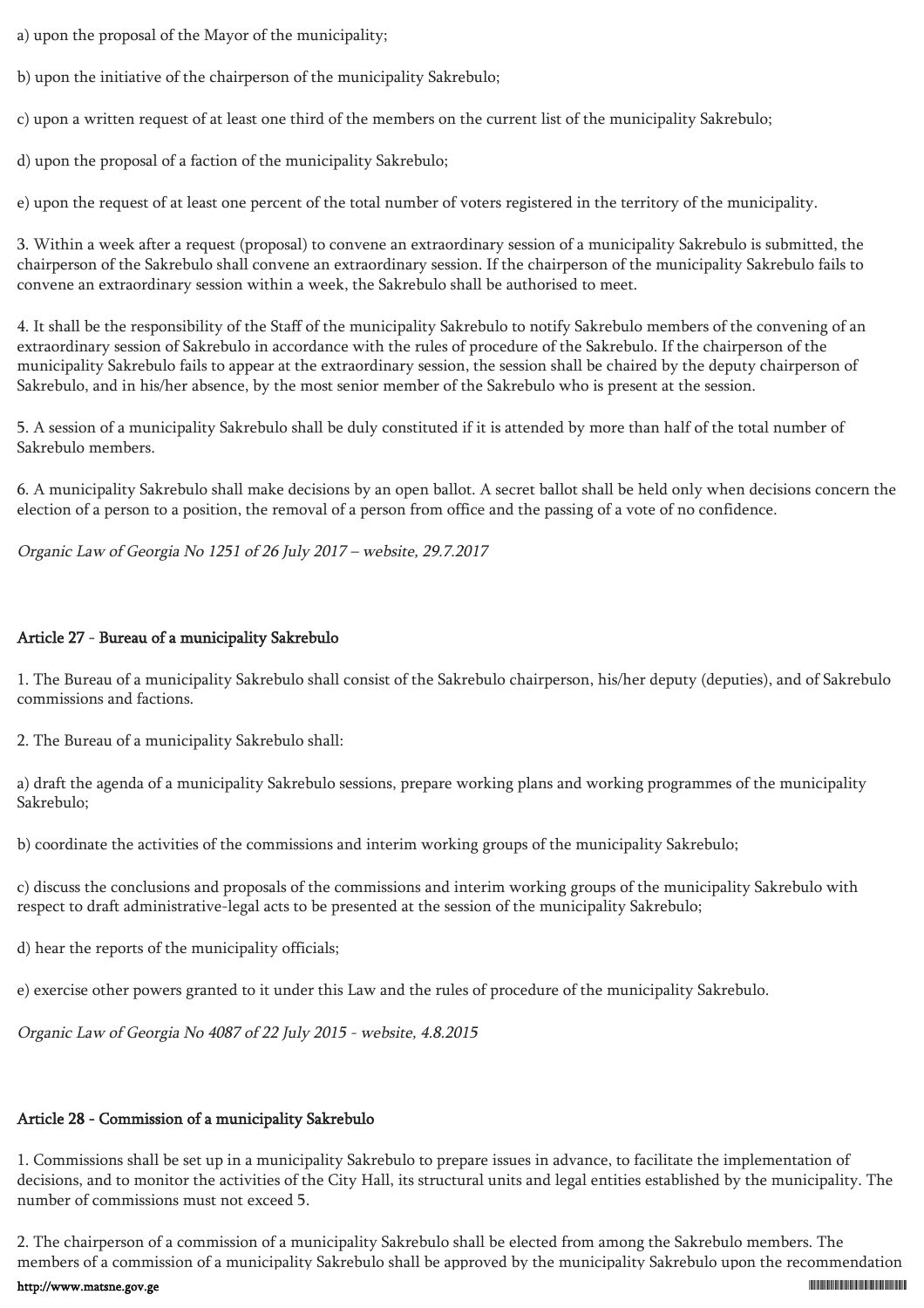a) upon the proposal of the Mayor of the municipality;

b) upon the initiative of the chairperson of the municipality Sakrebulo;

c) upon a written request of at least one third of the members on the current list of the municipality Sakrebulo;

d) upon the proposal of a faction of the municipality Sakrebulo;

e) upon the request of at least one percent of the total number of voters registered in the territory of the municipality.

3. Within a week after a request (proposal) to convene an extraordinary session of a municipality Sakrebulo is submitted, the chairperson of the Sakrebulo shall convene an extraordinary session. If the chairperson of the municipality Sakrebulo fails to convene an extraordinary session within a week, the Sakrebulo shall be authorised to meet.

4. It shall be the responsibility of the Staff of the municipality Sakrebulo to notify Sakrebulo members of the convening of an extraordinary session of Sakrebulo in accordance with the rules of procedure of the Sakrebulo. If the chairperson of the municipality Sakrebulo fails to appear at the extraordinary session, the session shall be chaired by the deputy chairperson of Sakrebulo, and in his/her absence, by the most senior member of the Sakrebulo who is present at the session.

5. A session of a municipality Sakrebulo shall be duly constituted if it is attended by more than half of the total number of Sakrebulo members.

6. A municipality Sakrebulo shall make decisions by an open ballot. A secret ballot shall be held only when decisions concern the election of a person to a position, the removal of a person from office and the passing of a vote of no confidence.

*Organic Law of Georgia No 1251 of 26 July 2017 – website, 29.7.2017*

## Article 27 - Bureau of a municipality Sakrebulo

1. The Bureau of a municipality Sakrebulo shall consist of the Sakrebulo chairperson, his/her deputy (deputies), and of Sakrebulo commissions and factions.

2. The Bureau of a municipality Sakrebulo shall:

a) draft the agenda of a municipality Sakrebulo sessions, prepare working plans and working programmes of the municipality Sakrebulo;

b) coordinate the activities of the commissions and interim working groups of the municipality Sakrebulo;

c) discuss the conclusions and proposals of the commissions and interim working groups of the municipality Sakrebulo with respect to draft administrative-legal acts to be presented at the session of the municipality Sakrebulo;

d) hear the reports of the municipality officials;

e) exercise other powers granted to it under this Law and the rules of procedure of the municipality Sakrebulo.

*Organic Law of Georgia No 4087 of 22 July 2015 - website, 4.8.2015*

## Article 28 - Commission of a municipality Sakrebulo

1. Commissions shall be set up in a municipality Sakrebulo to prepare issues in advance, to facilitate the implementation of decisions, and to monitor the activities of the City Hall, its structural units and legal entities established by the municipality. The number of commissions must not exceed 5.

2. The chairperson of a commission of a municipality Sakrebulo shall be elected from among the Sakrebulo members. The members of a commission of a municipality Sakrebulo shall be approved by the municipality Sakrebulo upon the recommendation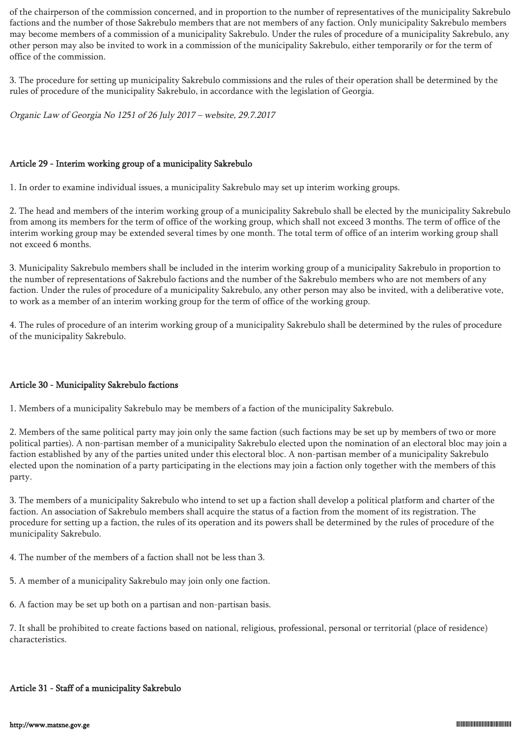of the chairperson of the commission concerned, and in proportion to the number of representatives of the municipality Sakrebulo factions and the number of those Sakrebulo members that are not members of any faction. Only municipality Sakrebulo members may become members of a commission of a municipality Sakrebulo. Under the rules of procedure of a municipality Sakrebulo, any other person may also be invited to work in a commission of the municipality Sakrebulo, either temporarily or for the term of office of the commission.

3. The procedure for setting up municipality Sakrebulo commissions and the rules of their operation shall be determined by the rules of procedure of the municipality Sakrebulo, in accordance with the legislation of Georgia.

*Organic Law of Georgia No 1251 of 26 July 2017 – website, 29.7.2017*

## Article 29 - Interim working group of a municipality Sakrebulo

1. In order to examine individual issues, a municipality Sakrebulo may set up interim working groups.

2. The head and members of the interim working group of a municipality Sakrebulo shall be elected by the municipality Sakrebulo from among its members for the term of office of the working group, which shall not exceed 3 months. The term of office of the interim working group may be extended several times by one month. The total term of office of an interim working group shall not exceed 6 months.

3. Municipality Sakrebulo members shall be included in the interim working group of a municipality Sakrebulo in proportion to the number of representations of Sakrebulo factions and the number of the Sakrebulo members who are not members of any faction. Under the rules of procedure of a municipality Sakrebulo, any other person may also be invited, with a deliberative vote, to work as a member of an interim working group for the term of office of the working group.

4. The rules of procedure of an interim working group of a municipality Sakrebulo shall be determined by the rules of procedure of the municipality Sakrebulo.

## Article 30 - Municipality Sakrebulo factions

1. Members of a municipality Sakrebulo may be members of a faction of the municipality Sakrebulo.

2. Members of the same political party may join only the same faction (such factions may be set up by members of two or more political parties). A non-partisan member of a municipality Sakrebulo elected upon the nomination of an electoral bloc may join a faction established by any of the parties united under this electoral bloc. A non-partisan member of a municipality Sakrebulo elected upon the nomination of a party participating in the elections may join a faction only together with the members of this party.

3. The members of a municipality Sakrebulo who intend to set up a faction shall develop a political platform and charter of the faction. An association of Sakrebulo members shall acquire the status of a faction from the moment of its registration. The procedure for setting up a faction, the rules of its operation and its powers shall be determined by the rules of procedure of the municipality Sakrebulo.

4. The number of the members of a faction shall not be less than 3.

5. A member of a municipality Sakrebulo may join only one faction.

6. A faction may be set up both on a partisan and non-partisan basis.

7. It shall be prohibited to create factions based on national, religious, professional, personal or territorial (place of residence) characteristics.

## Article 31 - Staff of a municipality Sakrebulo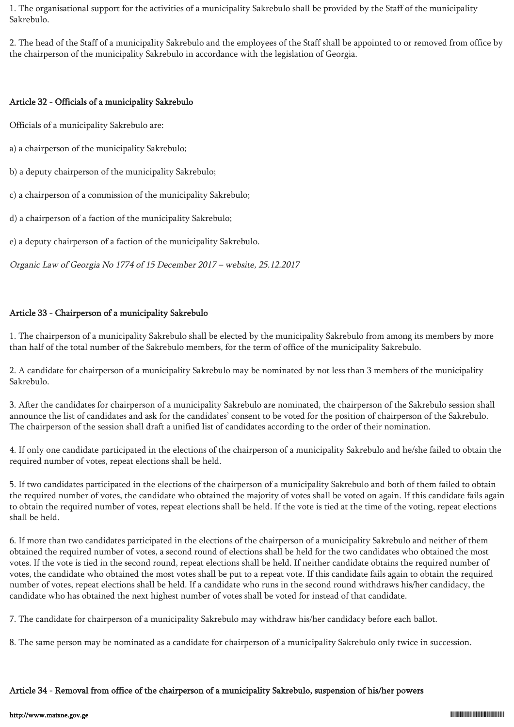1. The organisational support for the activities of a municipality Sakrebulo shall be provided by the Staff of the municipality Sakrebulo.

2. The head of the Staff of a municipality Sakrebulo and the employees of the Staff shall be appointed to or removed from office by the chairperson of the municipality Sakrebulo in accordance with the legislation of Georgia.

### Article 32 - Officials of a municipality Sakrebulo

Officials of a municipality Sakrebulo are:

a) a chairperson of the municipality Sakrebulo;

b) a deputy chairperson of the municipality Sakrebulo;

c) a chairperson of a commission of the municipality Sakrebulo;

d) a chairperson of a faction of the municipality Sakrebulo;

e) a deputy chairperson of a faction of the municipality Sakrebulo.

*Organic Law of Georgia No 1774 of 15 December 2017 – website, 25.12.2017*

### Article 33 - Chairperson of a municipality Sakrebulo

1. The chairperson of a municipality Sakrebulo shall be elected by the municipality Sakrebulo from among its members by more than half of the total number of the Sakrebulo members, for the term of office of the municipality Sakrebulo.

2. A candidate for chairperson of a municipality Sakrebulo may be nominated by not less than 3 members of the municipality Sakrebulo.

3. After the candidates for chairperson of a municipality Sakrebulo are nominated, the chairperson of the Sakrebulo session shall announce the list of candidates and ask for the candidates' consent to be voted for the position of chairperson of the Sakrebulo. The chairperson of the session shall draft a unified list of candidates according to the order of their nomination.

4. If only one candidate participated in the elections of the chairperson of a municipality Sakrebulo and he/she failed to obtain the required number of votes, repeat elections shall be held.

5. If two candidates participated in the elections of the chairperson of a municipality Sakrebulo and both of them failed to obtain the required number of votes, the candidate who obtained the majority of votes shall be voted on again. If this candidate fails again to obtain the required number of votes, repeat elections shall be held. If the vote is tied at the time of the voting, repeat elections shall be held.

6. If more than two candidates participated in the elections of the chairperson of a municipality Sakrebulo and neither of them obtained the required number of votes, a second round of elections shall be held for the two candidates who obtained the most votes. If the vote is tied in the second round, repeat elections shall be held. If neither candidate obtains the required number of votes, the candidate who obtained the most votes shall be put to a repeat vote. If this candidate fails again to obtain the required number of votes, repeat elections shall be held. If a candidate who runs in the second round withdraws his/her candidacy, the candidate who has obtained the next highest number of votes shall be voted for instead of that candidate.

7. The candidate for chairperson of a municipality Sakrebulo may withdraw his/her candidacy before each ballot.

8. The same person may be nominated as a candidate for chairperson of a municipality Sakrebulo only twice in succession.

### Article 34 - Removal from office of the chairperson of a municipality Sakrebulo, suspension of his/her powers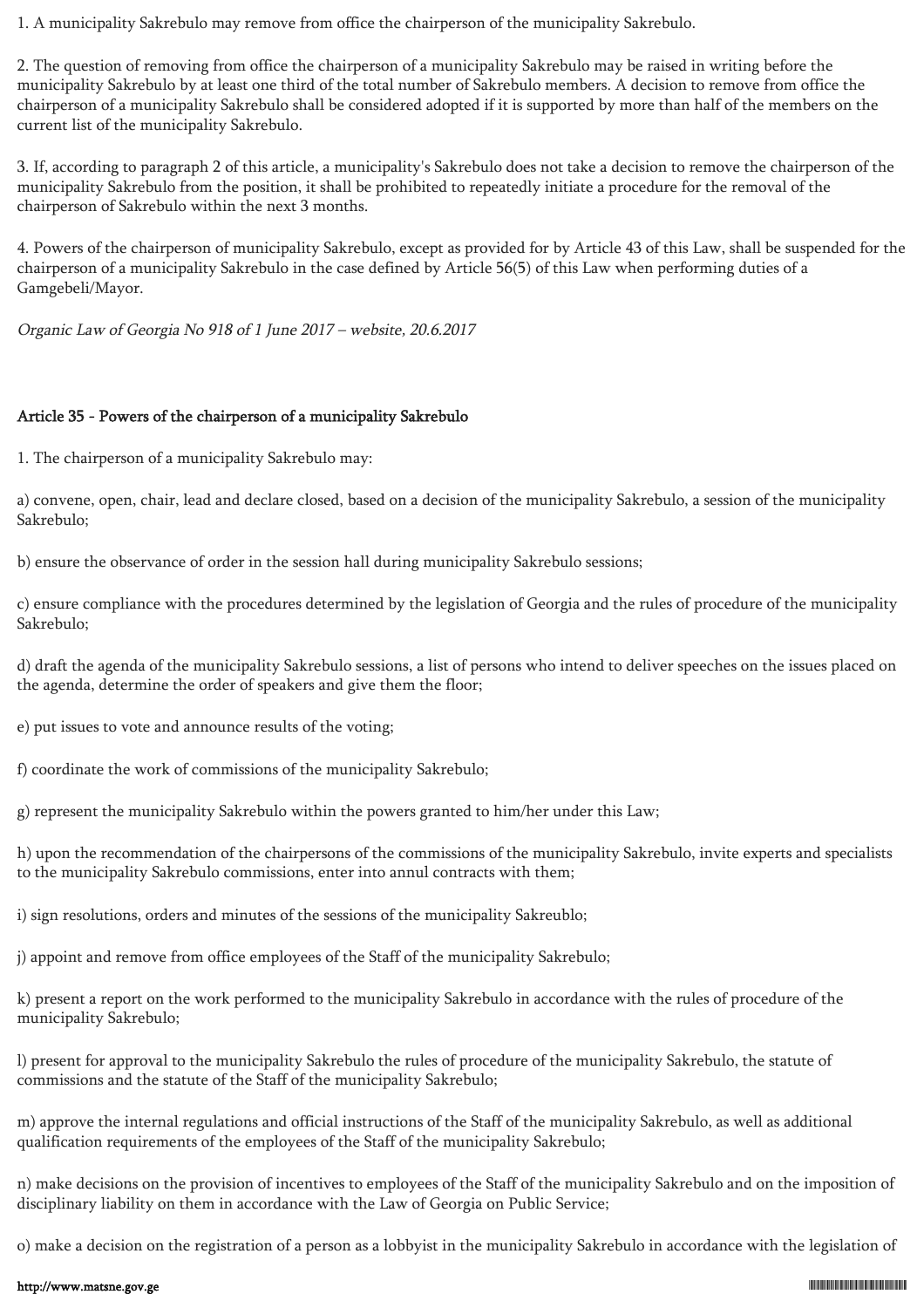1. A municipality Sakrebulo may remove from office the chairperson of the municipality Sakrebulo.

2. The question of removing from office the chairperson of a municipality Sakrebulo may be raised in writing before the municipality Sakrebulo by at least one third of the total number of Sakrebulo members. A decision to remove from office the chairperson of a municipality Sakrebulo shall be considered adopted if it is supported by more than half of the members on the current list of the municipality Sakrebulo.

3. If, according to paragraph 2 of this article, a municipality's Sakrebulo does not take a decision to remove the chairperson of the municipality Sakrebulo from the position, it shall be prohibited to repeatedly initiate a procedure for the removal of the chairperson of Sakrebulo within the next 3 months.

4. Powers of the chairperson of municipality Sakrebulo, except as provided for by Article 43 of this Law, shall be suspended for the chairperson of a municipality Sakrebulo in the case defined by Article 56(5) of this Law when performing duties of a Gamgebeli/Mayor.

*Organic Law of Georgia No 918 of 1 June 2017 – website, 20.6.2017*

## Article 35 - Powers of the chairperson of a municipality Sakrebulo

1. The chairperson of a municipality Sakrebulo may:

a) convene, open, chair, lead and declare closed, based on a decision of the municipality Sakrebulo, a session of the municipality Sakrebulo;

b) ensure the observance of order in the session hall during municipality Sakrebulo sessions;

c) ensure compliance with the procedures determined by the legislation of Georgia and the rules of procedure of the municipality Sakrebulo;

d) draft the agenda of the municipality Sakrebulo sessions, a list of persons who intend to deliver speeches on the issues placed on the agenda, determine the order of speakers and give them the floor;

e) put issues to vote and announce results of the voting;

f) coordinate the work of commissions of the municipality Sakrebulo;

g) represent the municipality Sakrebulo within the powers granted to him/her under this Law;

h) upon the recommendation of the chairpersons of the commissions of the municipality Sakrebulo, invite experts and specialists to the municipality Sakrebulo commissions, enter into annul contracts with them;

i) sign resolutions, orders and minutes of the sessions of the municipality Sakreublo;

j) appoint and remove from office employees of the Staff of the municipality Sakrebulo;

k) present a report on the work performed to the municipality Sakrebulo in accordance with the rules of procedure of the municipality Sakrebulo;

l) present for approval to the municipality Sakrebulo the rules of procedure of the municipality Sakrebulo, the statute of commissions and the statute of the Staff of the municipality Sakrebulo;

m) approve the internal regulations and official instructions of the Staff of the municipality Sakrebulo, as well as additional qualification requirements of the employees of the Staff of the municipality Sakrebulo;

n) make decisions on the provision of incentives to employees of the Staff of the municipality Sakrebulo and on the imposition of disciplinary liability on them in accordance with the Law of Georgia on Public Service;

o) make a decision on the registration of a person as a lobbyist in the municipality Sakrebulo in accordance with the legislation of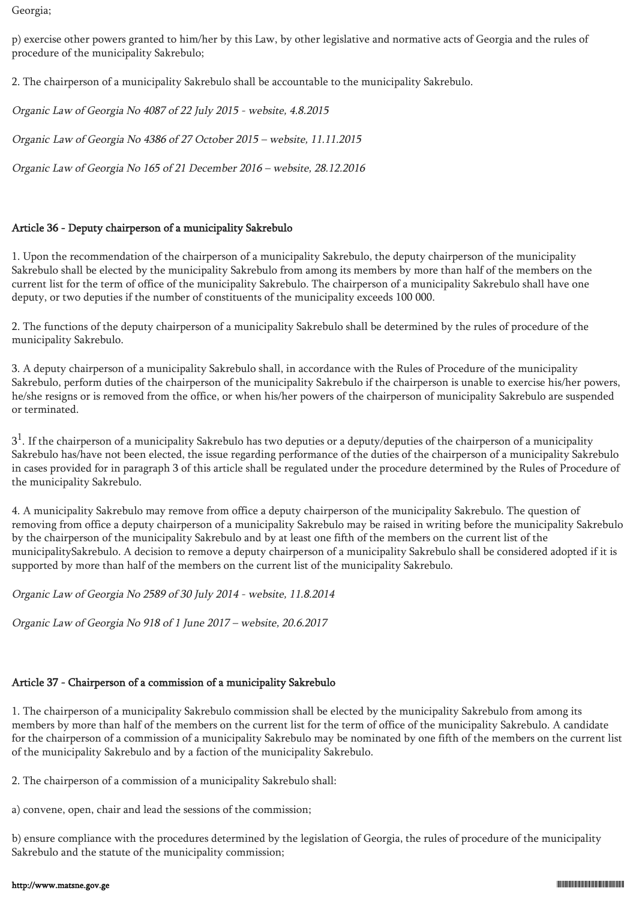Georgia;

p) exercise other powers granted to him/her by this Law, by other legislative and normative acts of Georgia and the rules of procedure of the municipality Sakrebulo;

2. The chairperson of a municipality Sakrebulo shall be accountable to the municipality Sakrebulo.

*Organic Law of Georgia No 4087 of 22 July 2015 - website, 4.8.2015*

*Organic Law of Georgia No 4386 of 27 October 2015 – website, 11.11.2015*

*Organic Law of Georgia No 165 of 21 December 2016 – website, 28.12.2016*

### Article 36 - Deputy chairperson of a municipality Sakrebulo

1. Upon the recommendation of the chairperson of a municipality Sakrebulo, the deputy chairperson of the municipality Sakrebulo shall be elected by the municipality Sakrebulo from among its members by more than half of the members on the current list for the term of office of the municipality Sakrebulo. The chairperson of a municipality Sakrebulo shall have one deputy, or two deputies if the number of constituents of the municipality exceeds 100 000.

2. The functions of the deputy chairperson of a municipality Sakrebulo shall be determined by the rules of procedure of the municipality Sakrebulo.

3. A deputy chairperson of a municipality Sakrebulo shall, in accordance with the Rules of Procedure of the municipality Sakrebulo, perform duties of the chairperson of the municipality Sakrebulo if the chairperson is unable to exercise his/her powers, he/she resigns or is removed from the office, or when his/her powers of the chairperson of municipality Sakrebulo are suspended or terminated.

$3^1$. If the chairperson of a municipality Sakrebulo has two deputies or a deputy/deputies of the chairperson of a municipality Sakrebulo has/have not been elected, the issue regarding performance of the duties of the chairperson of a municipality Sakrebulo in cases provided for in paragraph 3 of this article shall be regulated under the procedure determined by the Rules of Procedure of the municipality Sakrebulo.

4. A municipality Sakrebulo may remove from office a deputy chairperson of the municipality Sakrebulo. The question of removing from office a deputy chairperson of a municipality Sakrebulo may be raised in writing before the municipality Sakrebulo by the chairperson of the municipality Sakrebulo and by at least one fifth of the members on the current list of the municipalitySakrebulo. A decision to remove a deputy chairperson of a municipality Sakrebulo shall be considered adopted if it is supported by more than half of the members on the current list of the municipality Sakrebulo.

*Organic Law of Georgia No 2589 of 30 July 2014 - website, 11.8.2014*

*Organic Law of Georgia No 918 of 1 June 2017 – website, 20.6.2017*

### Article 37 - Chairperson of a commission of a municipality Sakrebulo

1. The chairperson of a municipality Sakrebulo commission shall be elected by the municipality Sakrebulo from among its members by more than half of the members on the current list for the term of office of the municipality Sakrebulo. A candidate for the chairperson of a commission of a municipality Sakrebulo may be nominated by one fifth of the members on the current list of the municipality Sakrebulo and by a faction of the municipality Sakrebulo.

2. The chairperson of a commission of a municipality Sakrebulo shall:

a) convene, open, chair and lead the sessions of the commission;

b) ensure compliance with the procedures determined by the legislation of Georgia, the rules of procedure of the municipality Sakrebulo and the statute of the municipality commission;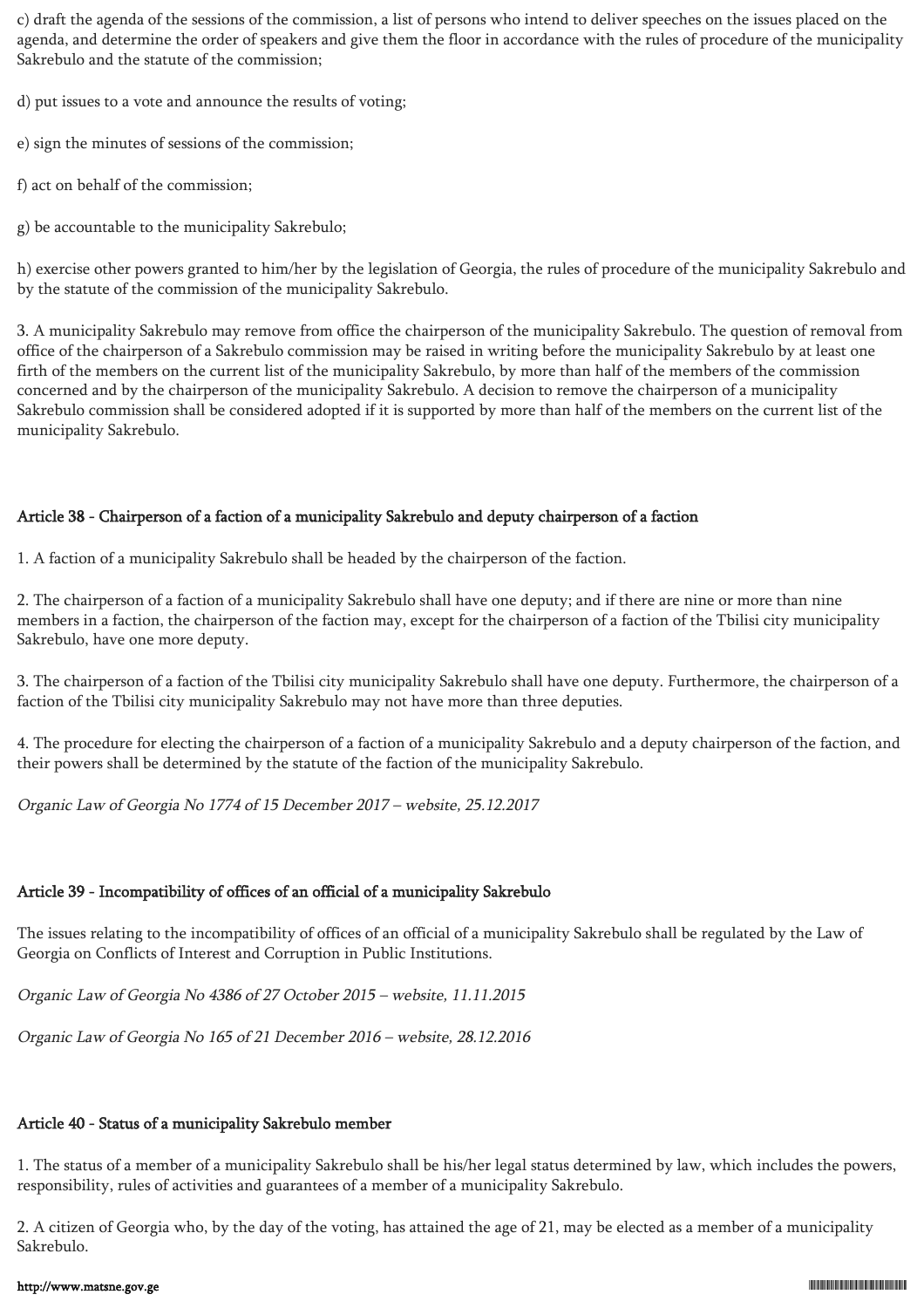c) draft the agenda of the sessions of the commission, a list of persons who intend to deliver speeches on the issues placed on the agenda, and determine the order of speakers and give them the floor in accordance with the rules of procedure of the municipality Sakrebulo and the statute of the commission;

d) put issues to a vote and announce the results of voting;

e) sign the minutes of sessions of the commission;

f) act on behalf of the commission;

g) be accountable to the municipality Sakrebulo;

h) exercise other powers granted to him/her by the legislation of Georgia, the rules of procedure of the municipality Sakrebulo and by the statute of the commission of the municipality Sakrebulo.

3. A municipality Sakrebulo may remove from office the chairperson of the municipality Sakrebulo. The question of removal from office of the chairperson of a Sakrebulo commission may be raised in writing before the municipality Sakrebulo by at least one firth of the members on the current list of the municipality Sakrebulo, by more than half of the members of the commission concerned and by the chairperson of the municipality Sakrebulo. A decision to remove the chairperson of a municipality Sakrebulo commission shall be considered adopted if it is supported by more than half of the members on the current list of the municipality Sakrebulo.

### Article 38 - Chairperson of a faction of a municipality Sakrebulo and deputy chairperson of a faction

1. A faction of a municipality Sakrebulo shall be headed by the chairperson of the faction.

2. The chairperson of a faction of a municipality Sakrebulo shall have one deputy; and if there are nine or more than nine members in a faction, the chairperson of the faction may, except for the chairperson of a faction of the Tbilisi city municipality Sakrebulo, have one more deputy.

3. The chairperson of a faction of the Tbilisi city municipality Sakrebulo shall have one deputy. Furthermore, the chairperson of a faction of the Tbilisi city municipality Sakrebulo may not have more than three deputies.

4. The procedure for electing the chairperson of a faction of a municipality Sakrebulo and a deputy chairperson of the faction, and their powers shall be determined by the statute of the faction of the municipality Sakrebulo.

*Organic Law of Georgia No 1774 of 15 December 2017 – website, 25.12.2017*

### Article 39 - Incompatibility of offices of an official of a municipality Sakrebulo

The issues relating to the incompatibility of offices of an official of a municipality Sakrebulo shall be regulated by the Law of Georgia on Conflicts of Interest and Corruption in Public Institutions.

*Organic Law of Georgia No 4386 of 27 October 2015 – website, 11.11.2015*

*Organic Law of Georgia No 165 of 21 December 2016 – website, 28.12.2016*

### Article 40 - Status of a municipality Sakrebulo member

1. The status of a member of a municipality Sakrebulo shall be his/her legal status determined by law, which includes the powers, responsibility, rules of activities and guarantees of a member of a municipality Sakrebulo.

2. A citizen of Georgia who, by the day of the voting, has attained the age of 21, may be elected as a member of a municipality Sakrebulo.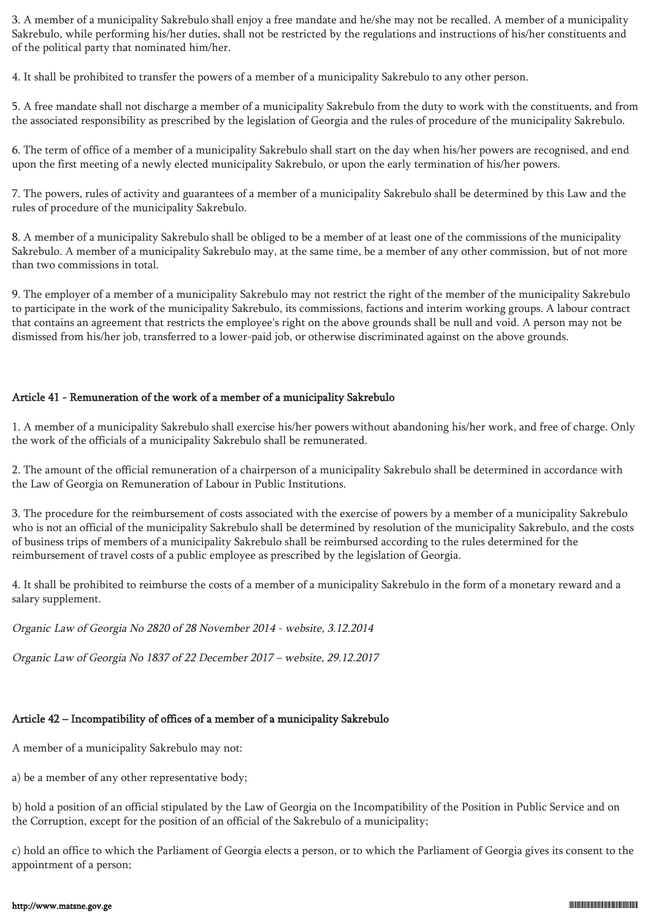3. A member of a municipality Sakrebulo shall enjoy a free mandate and he/she may not be recalled. A member of a municipality Sakrebulo, while performing his/her duties, shall not be restricted by the regulations and instructions of his/her constituents and of the political party that nominated him/her.

4. It shall be prohibited to transfer the powers of a member of a municipality Sakrebulo to any other person.

5. A free mandate shall not discharge a member of a municipality Sakrebulo from the duty to work with the constituents, and from the associated responsibility as prescribed by the legislation of Georgia and the rules of procedure of the municipality Sakrebulo.

6. The term of office of a member of a municipality Sakrebulo shall start on the day when his/her powers are recognised, and end upon the first meeting of a newly elected municipality Sakrebulo, or upon the early termination of his/her powers.

7. The powers, rules of activity and guarantees of a member of a municipality Sakrebulo shall be determined by this Law and the rules of procedure of the municipality Sakrebulo.

8. A member of a municipality Sakrebulo shall be obliged to be a member of at least one of the commissions of the municipality Sakrebulo. A member of a municipality Sakrebulo may, at the same time, be a member of any other commission, but of not more than two commissions in total.

9. The employer of a member of a municipality Sakrebulo may not restrict the right of the member of the municipality Sakrebulo to participate in the work of the municipality Sakrebulo, its commissions, factions and interim working groups. A labour contract that contains an agreement that restricts the employee's right on the above grounds shall be null and void. A person may not be dismissed from his/her job, transferred to a lower-paid job, or otherwise discriminated against on the above grounds.

## Article 41 - Remuneration of the work of a member of a municipality Sakrebulo

1. A member of a municipality Sakrebulo shall exercise his/her powers without abandoning his/her work, and free of charge. Only the work of the officials of a municipality Sakrebulo shall be remunerated.

2. The amount of the official remuneration of a chairperson of a municipality Sakrebulo shall be determined in accordance with the Law of Georgia on Remuneration of Labour in Public Institutions.

3. The procedure for the reimbursement of costs associated with the exercise of powers by a member of a municipality Sakrebulo who is not an official of the municipality Sakrebulo shall be determined by resolution of the municipality Sakrebulo, and the costs of business trips of members of a municipality Sakrebulo shall be reimbursed according to the rules determined for the reimbursement of travel costs of a public employee as prescribed by the legislation of Georgia.

4. It shall be prohibited to reimburse the costs of a member of a municipality Sakrebulo in the form of a monetary reward and a salary supplement.

*Organic Law of Georgia No 2820 of 28 November 2014 - website, 3.12.2014*

*Organic Law of Georgia No 1837 of 22 December 2017 – website, 29.12.2017*

## Article 42 – Incompatibility of offices of a member of a municipality Sakrebulo

A member of a municipality Sakrebulo may not:

a) be a member of any other representative body;

b) hold a position of an official stipulated by the Law of Georgia on the Incompatibility of the Position in Public Service and on the Corruption, except for the position of an official of the Sakrebulo of a municipality;

c) hold an office to which the Parliament of Georgia elects a person, or to which the Parliament of Georgia gives its consent to the appointment of a person;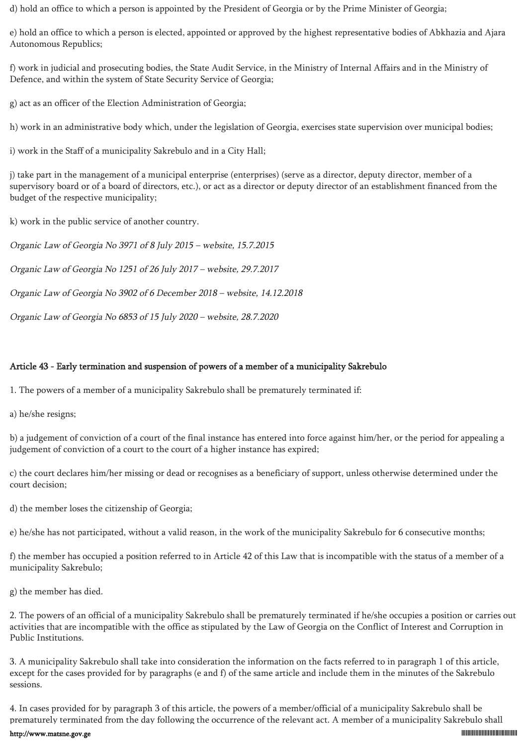d) hold an office to which a person is appointed by the President of Georgia or by the Prime Minister of Georgia;

e) hold an office to which a person is elected, appointed or approved by the highest representative bodies of Abkhazia and Ajara Autonomous Republics;

f) work in judicial and prosecuting bodies, the State Audit Service, in the Ministry of Internal Affairs and in the Ministry of Defence, and within the system of State Security Service of Georgia;

g) act as an officer of the Election Administration of Georgia;

h) work in an administrative body which, under the legislation of Georgia, exercises state supervision over municipal bodies;

i) work in the Staff of a municipality Sakrebulo and in a City Hall;

j) take part in the management of a municipal enterprise (enterprises) (serve as a director, deputy director, member of a supervisory board or of a board of directors, etc.), or act as a director or deputy director of an establishment financed from the budget of the respective municipality;

k) work in the public service of another country.

*Organic Law of Georgia No 3971 of 8 July 2015 – website, 15.7.2015*

*Organic Law of Georgia No 1251 of 26 July 2017 – website, 29.7.2017*

*Organic Law of Georgia No 3902 of 6 December 2018 – website, 14.12.2018*

*Organic Law of Georgia No 6853 of 15 July 2020 – website, 28.7.2020*

### Article 43 - Early termination and suspension of powers of a member of a municipality Sakrebulo

1. The powers of a member of a municipality Sakrebulo shall be prematurely terminated if:

a) he/she resigns;

b) a judgement of conviction of a court of the final instance has entered into force against him/her, or the period for appealing a judgement of conviction of a court to the court of a higher instance has expired;

c) the court declares him/her missing or dead or recognises as a beneficiary of support, unless otherwise determined under the court decision;

d) the member loses the citizenship of Georgia;

e) he/she has not participated, without a valid reason, in the work of the municipality Sakrebulo for 6 consecutive months;

f) the member has occupied a position referred to in Article 42 of this Law that is incompatible with the status of a member of a municipality Sakrebulo;

g) the member has died.

2. The powers of an official of a municipality Sakrebulo shall be prematurely terminated if he/she occupies a position or carries out activities that are incompatible with the office as stipulated by the Law of Georgia on the Conflict of Interest and Corruption in Public Institutions.

3. A municipality Sakrebulo shall take into consideration the information on the facts referred to in paragraph 1 of this article, except for the cases provided for by paragraphs (e and f) of the same article and include them in the minutes of the Sakrebulo sessions.

4. In cases provided for by paragraph 3 of this article, the powers of a member/official of a municipality Sakrebulo shall be prematurely terminated from the day following the occurrence of the relevant act. A member of a municipality Sakrebulo shall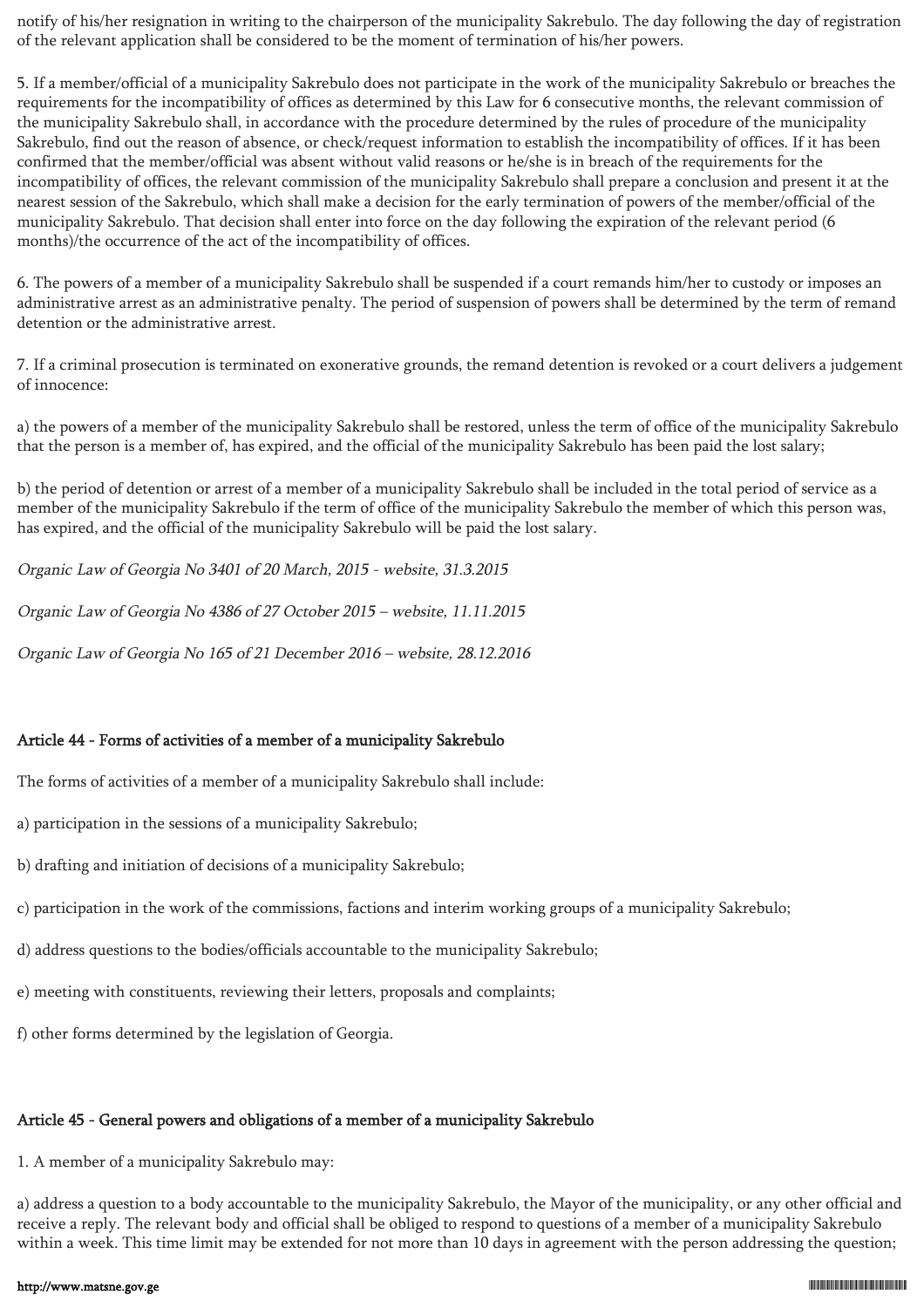notify of his/her resignation in writing to the chairperson of the municipality Sakrebulo. The day following the day of registration of the relevant application shall be considered to be the moment of termination of his/her powers.

5. If a member/official of a municipality Sakrebulo does not participate in the work of the municipality Sakrebulo or breaches the requirements for the incompatibility of offices as determined by this Law for 6 consecutive months, the relevant commission of the municipality Sakrebulo shall, in accordance with the procedure determined by the rules of procedure of the municipality Sakrebulo, find out the reason of absence, or check/request information to establish the incompatibility of offices. If it has been confirmed that the member/official was absent without valid reasons or he/she is in breach of the requirements for the incompatibility of offices, the relevant commission of the municipality Sakrebulo shall prepare a conclusion and present it at the nearest session of the Sakrebulo, which shall make a decision for the early termination of powers of the member/official of the municipality Sakrebulo. That decision shall enter into force on the day following the expiration of the relevant period (6 months)/the occurrence of the act of the incompatibility of offices.

6. The powers of a member of a municipality Sakrebulo shall be suspended if a court remands him/her to custody or imposes an administrative arrest as an administrative penalty. The period of suspension of powers shall be determined by the term of remand detention or the administrative arrest.

7. If a criminal prosecution is terminated on exonerative grounds, the remand detention is revoked or a court delivers a judgement of innocence:

a) the powers of a member of the municipality Sakrebulo shall be restored, unless the term of office of the municipality Sakrebulo that the person is a member of, has expired, and the official of the municipality Sakrebulo has been paid the lost salary;

b) the period of detention or arrest of a member of a municipality Sakrebulo shall be included in the total period of service as a member of the municipality Sakrebulo if the term of office of the municipality Sakrebulo the member of which this person was, has expired, and the official of the municipality Sakrebulo will be paid the lost salary.

*Organic Law of Georgia No 3401 of 20 March, 2015 - website, 31.3.2015*

*Organic Law of Georgia No 4386 of 27 October 2015 – website, 11.11.2015*

*Organic Law of Georgia No 165 of 21 December 2016 – website, 28.12.2016*

## Article 44 - Forms of activities of a member of a municipality Sakrebulo

The forms of activities of a member of a municipality Sakrebulo shall include:

a) participation in the sessions of a municipality Sakrebulo;

b) drafting and initiation of decisions of a municipality Sakrebulo;

c) participation in the work of the commissions, factions and interim working groups of a municipality Sakrebulo;

d) address questions to the bodies/officials accountable to the municipality Sakrebulo;

e) meeting with constituents, reviewing their letters, proposals and complaints;

f) other forms determined by the legislation of Georgia.

## Article 45 - General powers and obligations of a member of a municipality Sakrebulo

1. A member of a municipality Sakrebulo may:

a) address a question to a body accountable to the municipality Sakrebulo, the Mayor of the municipality, or any other official and receive a reply. The relevant body and official shall be obliged to respond to questions of a member of a municipality Sakrebulo within a week. This time limit may be extended for not more than 10 days in agreement with the person addressing the question;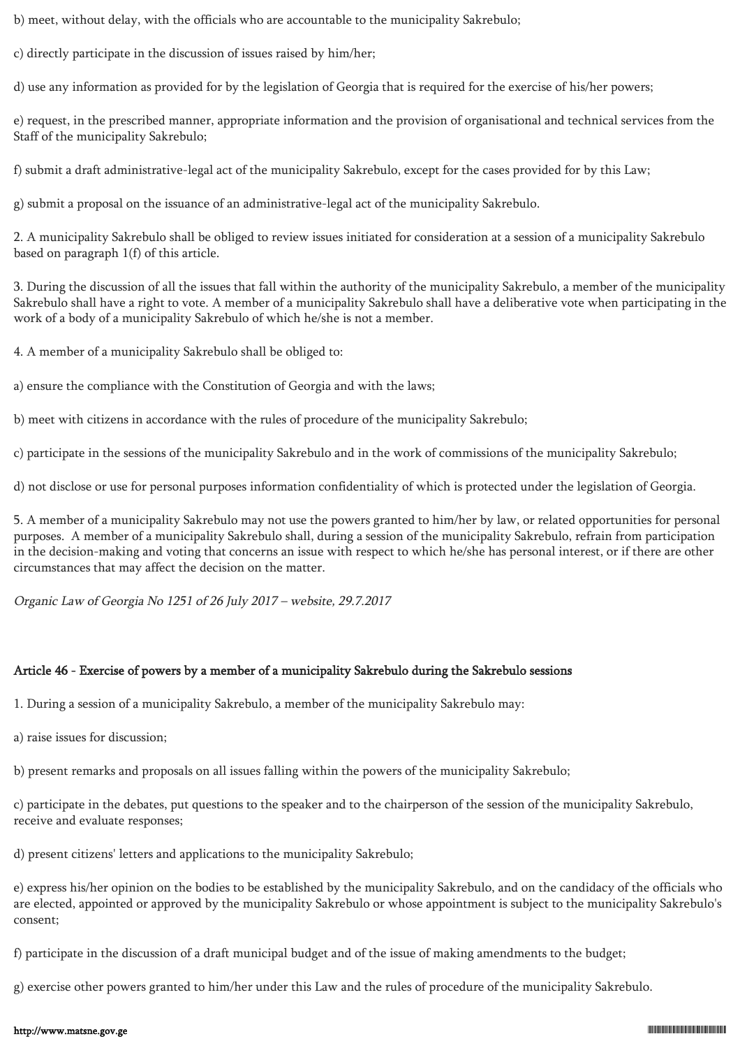b) meet, without delay, with the officials who are accountable to the municipality Sakrebulo;

c) directly participate in the discussion of issues raised by him/her;

d) use any information as provided for by the legislation of Georgia that is required for the exercise of his/her powers;

e) request, in the prescribed manner, appropriate information and the provision of organisational and technical services from the Staff of the municipality Sakrebulo;

f) submit a draft administrative-legal act of the municipality Sakrebulo, except for the cases provided for by this Law;

g) submit a proposal on the issuance of an administrative-legal act of the municipality Sakrebulo.

2. A municipality Sakrebulo shall be obliged to review issues initiated for consideration at a session of a municipality Sakrebulo based on paragraph 1(f) of this article.

3. During the discussion of all the issues that fall within the authority of the municipality Sakrebulo, a member of the municipality Sakrebulo shall have a right to vote. A member of a municipality Sakrebulo shall have a deliberative vote when participating in the work of a body of a municipality Sakrebulo of which he/she is not a member.

4. A member of a municipality Sakrebulo shall be obliged to:

a) ensure the compliance with the Constitution of Georgia and with the laws;

b) meet with citizens in accordance with the rules of procedure of the municipality Sakrebulo;

c) participate in the sessions of the municipality Sakrebulo and in the work of commissions of the municipality Sakrebulo;

d) not disclose or use for personal purposes information confidentiality of which is protected under the legislation of Georgia.

5. A member of a municipality Sakrebulo may not use the powers granted to him/her by law, or related opportunities for personal purposes. A member of a municipality Sakrebulo shall, during a session of the municipality Sakrebulo, refrain from participation in the decision-making and voting that concerns an issue with respect to which he/she has personal interest, or if there are other circumstances that may affect the decision on the matter.

*Organic Law of Georgia No 1251 of 26 July 2017 – website, 29.7.2017*

### Article 46 - Exercise of powers by a member of a municipality Sakrebulo during the Sakrebulo sessions

1. During a session of a municipality Sakrebulo, a member of the municipality Sakrebulo may:

a) raise issues for discussion;

b) present remarks and proposals on all issues falling within the powers of the municipality Sakrebulo;

c) participate in the debates, put questions to the speaker and to the chairperson of the session of the municipality Sakrebulo, receive and evaluate responses;

d) present citizens' letters and applications to the municipality Sakrebulo;

e) express his/her opinion on the bodies to be established by the municipality Sakrebulo, and on the candidacy of the officials who are elected, appointed or approved by the municipality Sakrebulo or whose appointment is subject to the municipality Sakrebulo's consent;

f) participate in the discussion of a draft municipal budget and of the issue of making amendments to the budget;

g) exercise other powers granted to him/her under this Law and the rules of procedure of the municipality Sakrebulo.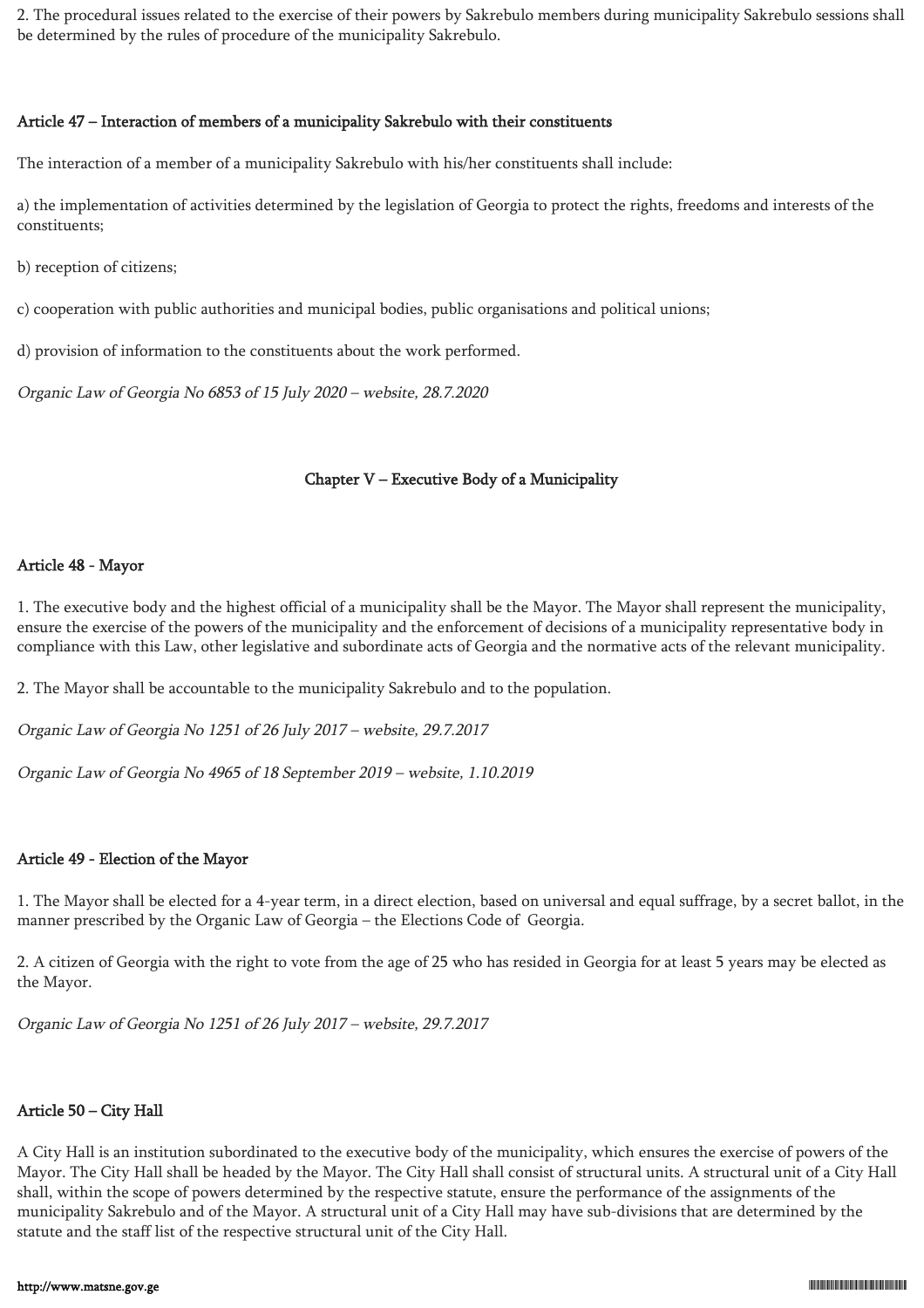2. The procedural issues related to the exercise of their powers by Sakrebulo members during municipality Sakrebulo sessions shall be determined by the rules of procedure of the municipality Sakrebulo.

### Article 47 – Interaction of members of a municipality Sakrebulo with their constituents

The interaction of a member of a municipality Sakrebulo with his/her constituents shall include:

a) the implementation of activities determined by the legislation of Georgia to protect the rights, freedoms and interests of the constituents;

b) reception of citizens;

c) cooperation with public authorities and municipal bodies, public organisations and political unions;

d) provision of information to the constituents about the work performed.

*Organic Law of Georgia No 6853 of 15 July 2020 – website, 28.7.2020*

## Chapter V – Executive Body of a Municipality

### Article 48 - Mayor

1. The executive body and the highest official of a municipality shall be the Mayor. The Mayor shall represent the municipality, ensure the exercise of the powers of the municipality and the enforcement of decisions of a municipality representative body in compliance with this Law, other legislative and subordinate acts of Georgia and the normative acts of the relevant municipality.

2. The Mayor shall be accountable to the municipality Sakrebulo and to the population.

*Organic Law of Georgia No 1251 of 26 July 2017 – website, 29.7.2017*

*Organic Law of Georgia No 4965 of 18 September 2019 – website, 1.10.2019*

### Article 49 - Election of the Mayor

1. The Mayor shall be elected for a 4-year term, in a direct election, based on universal and equal suffrage, by a secret ballot, in the manner prescribed by the Organic Law of Georgia – the Elections Code of Georgia.

2. A citizen of Georgia with the right to vote from the age of 25 who has resided in Georgia for at least 5 years may be elected as the Mayor.

*Organic Law of Georgia No 1251 of 26 July 2017 – website, 29.7.2017*

### Article 50 – City Hall

A City Hall is an institution subordinated to the executive body of the municipality, which ensures the exercise of powers of the Mayor. The City Hall shall be headed by the Mayor. The City Hall shall consist of structural units. A structural unit of a City Hall shall, within the scope of powers determined by the respective statute, ensure the performance of the assignments of the municipality Sakrebulo and of the Mayor. A structural unit of a City Hall may have sub-divisions that are determined by the statute and the staff list of the respective structural unit of the City Hall.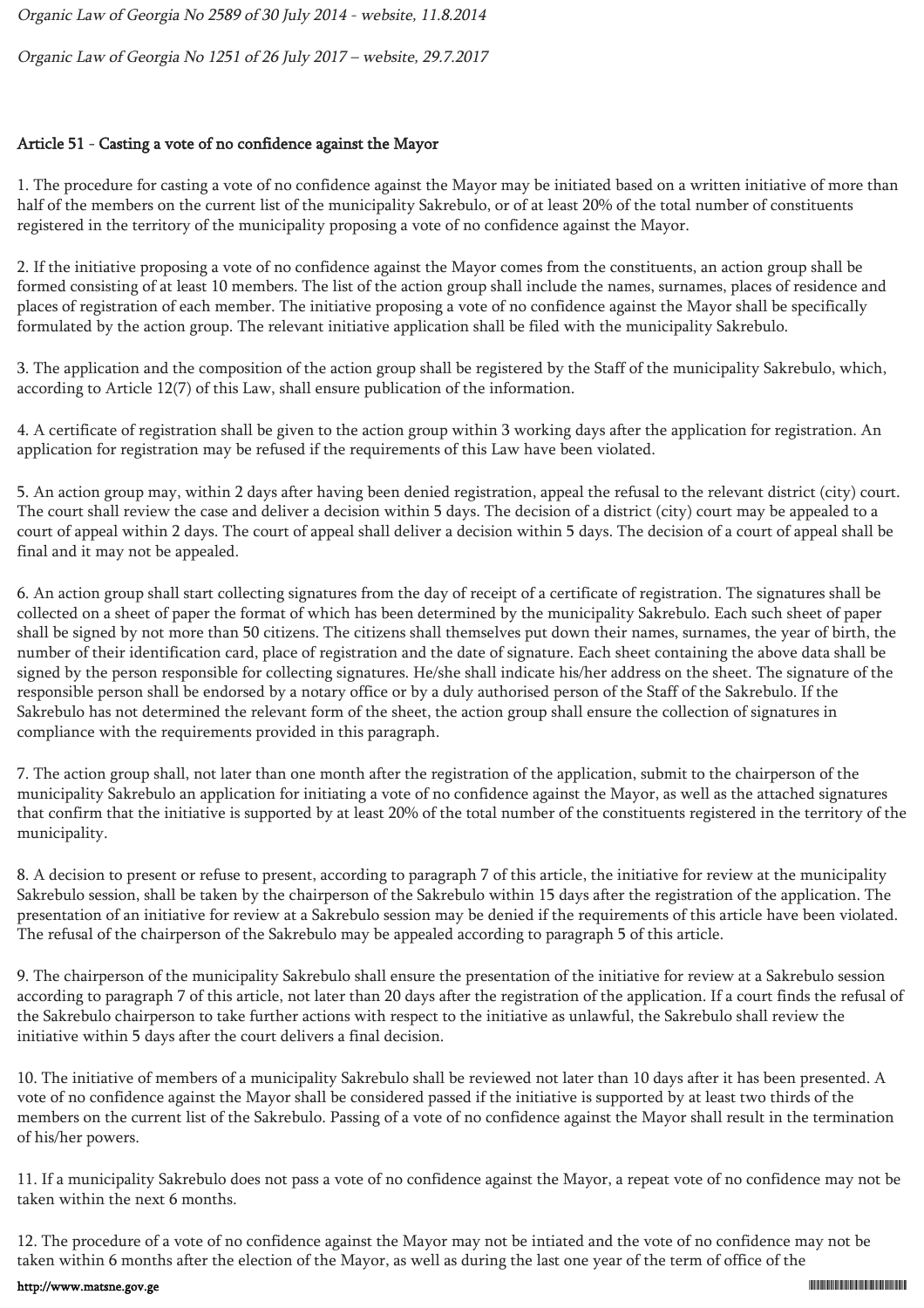*Organic Law of Georgia No 2589 of 30 July 2014 - website, 11.8.2014*

*Organic Law of Georgia No 1251 of 26 July 2017 – website, 29.7.2017*

### Article 51 - Casting a vote of no confidence against the Mayor

1. The procedure for casting a vote of no confidence against the Mayor may be initiated based on a written initiative of more than half of the members on the current list of the municipality Sakrebulo, or of at least 20% of the total number of constituents registered in the territory of the municipality proposing a vote of no confidence against the Mayor.

2. If the initiative proposing a vote of no confidence against the Mayor comes from the constituents, an action group shall be formed consisting of at least 10 members. The list of the action group shall include the names, surnames, places of residence and places of registration of each member. The initiative proposing a vote of no confidence against the Mayor shall be specifically formulated by the action group. The relevant initiative application shall be filed with the municipality Sakrebulo.

3. The application and the composition of the action group shall be registered by the Staff of the municipality Sakrebulo, which, according to Article 12(7) of this Law, shall ensure publication of the information.

4. A certificate of registration shall be given to the action group within 3 working days after the application for registration. An application for registration may be refused if the requirements of this Law have been violated.

5. An action group may, within 2 days after having been denied registration, appeal the refusal to the relevant district (city) court. The court shall review the case and deliver a decision within 5 days. The decision of a district (city) court may be appealed to a court of appeal within 2 days. The court of appeal shall deliver a decision within 5 days. The decision of a court of appeal shall be final and it may not be appealed.

6. An action group shall start collecting signatures from the day of receipt of a certificate of registration. The signatures shall be collected on a sheet of paper the format of which has been determined by the municipality Sakrebulo. Each such sheet of paper shall be signed by not more than 50 citizens. The citizens shall themselves put down their names, surnames, the year of birth, the number of their identification card, place of registration and the date of signature. Each sheet containing the above data shall be signed by the person responsible for collecting signatures. He/she shall indicate his/her address on the sheet. The signature of the responsible person shall be endorsed by a notary office or by a duly authorised person of the Staff of the Sakrebulo. If the Sakrebulo has not determined the relevant form of the sheet, the action group shall ensure the collection of signatures in compliance with the requirements provided in this paragraph.

7. The action group shall, not later than one month after the registration of the application, submit to the chairperson of the municipality Sakrebulo an application for initiating a vote of no confidence against the Mayor, as well as the attached signatures that confirm that the initiative is supported by at least 20% of the total number of the constituents registered in the territory of the municipality.

8. A decision to present or refuse to present, according to paragraph 7 of this article, the initiative for review at the municipality Sakrebulo session, shall be taken by the chairperson of the Sakrebulo within 15 days after the registration of the application. The presentation of an initiative for review at a Sakrebulo session may be denied if the requirements of this article have been violated. The refusal of the chairperson of the Sakrebulo may be appealed according to paragraph 5 of this article.

9. The chairperson of the municipality Sakrebulo shall ensure the presentation of the initiative for review at a Sakrebulo session according to paragraph 7 of this article, not later than 20 days after the registration of the application. If a court finds the refusal of the Sakrebulo chairperson to take further actions with respect to the initiative as unlawful, the Sakrebulo shall review the initiative within 5 days after the court delivers a final decision.

10. The initiative of members of a municipality Sakrebulo shall be reviewed not later than 10 days after it has been presented. A vote of no confidence against the Mayor shall be considered passed if the initiative is supported by at least two thirds of the members on the current list of the Sakrebulo. Passing of a vote of no confidence against the Mayor shall result in the termination of his/her powers.

11. If a municipality Sakrebulo does not pass a vote of no confidence against the Mayor, a repeat vote of no confidence may not be taken within the next 6 months.

12. The procedure of a vote of no confidence against the Mayor may not be intiated and the vote of no confidence may not be taken within 6 months after the election of the Mayor, as well as during the last one year of the term of office of the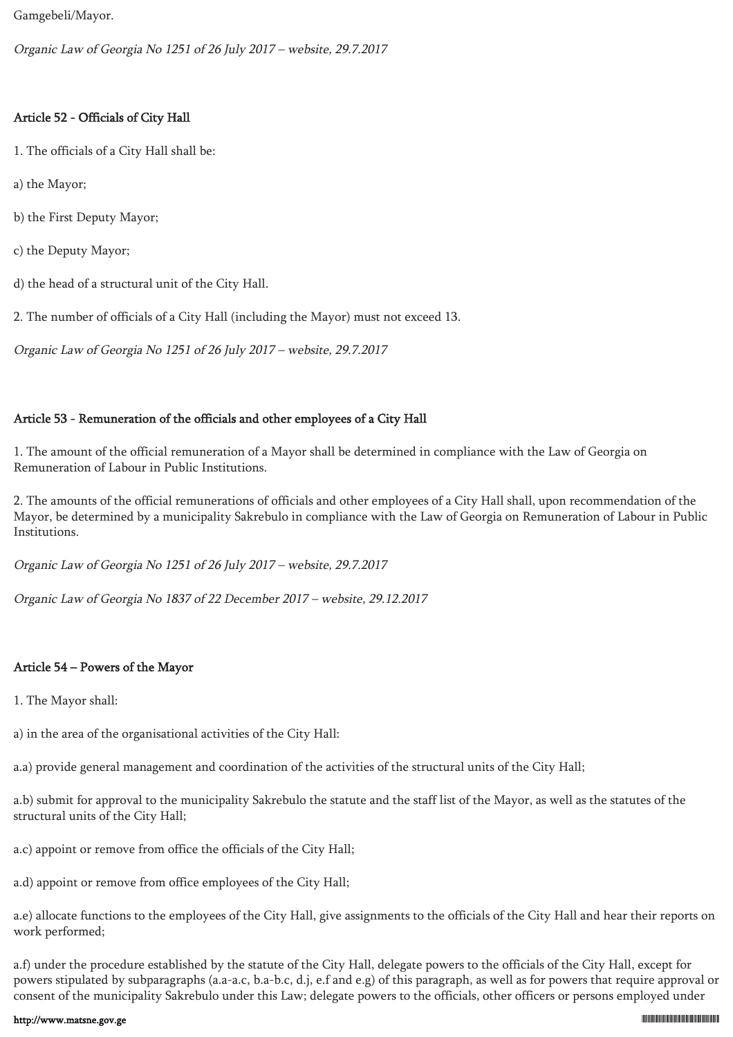Gamgebeli/Mayor.

*Organic Law of Georgia No 1251 of 26 July 2017 – website, 29.7.2017*

### Article 52 - Officials of City Hall

1. The officials of a City Hall shall be:

a) the Mayor;

b) the First Deputy Mayor;

c) the Deputy Mayor;

d) the head of a structural unit of the City Hall.

2. The number of officials of a City Hall (including the Mayor) must not exceed 13.

*Organic Law of Georgia No 1251 of 26 July 2017 – website, 29.7.2017*

### Article 53 - Remuneration of the officials and other employees of a City Hall

1. The amount of the official remuneration of a Mayor shall be determined in compliance with the Law of Georgia on Remuneration of Labour in Public Institutions.

2. The amounts of the official remunerations of officials and other employees of a City Hall shall, upon recommendation of the Mayor, be determined by a municipality Sakrebulo in compliance with the Law of Georgia on Remuneration of Labour in Public Institutions.

*Organic Law of Georgia No 1251 of 26 July 2017 – website, 29.7.2017*

*Organic Law of Georgia No 1837 of 22 December 2017 – website, 29.12.2017*

### Article 54 – Powers of the Mayor

1. The Mayor shall:

a) in the area of the organisational activities of the City Hall:

a.a) provide general management and coordination of the activities of the structural units of the City Hall;

a.b) submit for approval to the municipality Sakrebulo the statute and the staff list of the Mayor, as well as the statutes of the structural units of the City Hall;

a.c) appoint or remove from office the officials of the City Hall;

a.d) appoint or remove from office employees of the City Hall;

a.e) allocate functions to the employees of the City Hall, give assignments to the officials of the City Hall and hear their reports on work performed;

a.f) under the procedure established by the statute of the City Hall, delegate powers to the officials of the City Hall, except for powers stipulated by subparagraphs (a.a-a.c, b.a-b.c, d.j, e.f and e.g) of this paragraph, as well as for powers that require approval or consent of the municipality Sakrebulo under this Law; delegate powers to the officials, other officers or persons employed under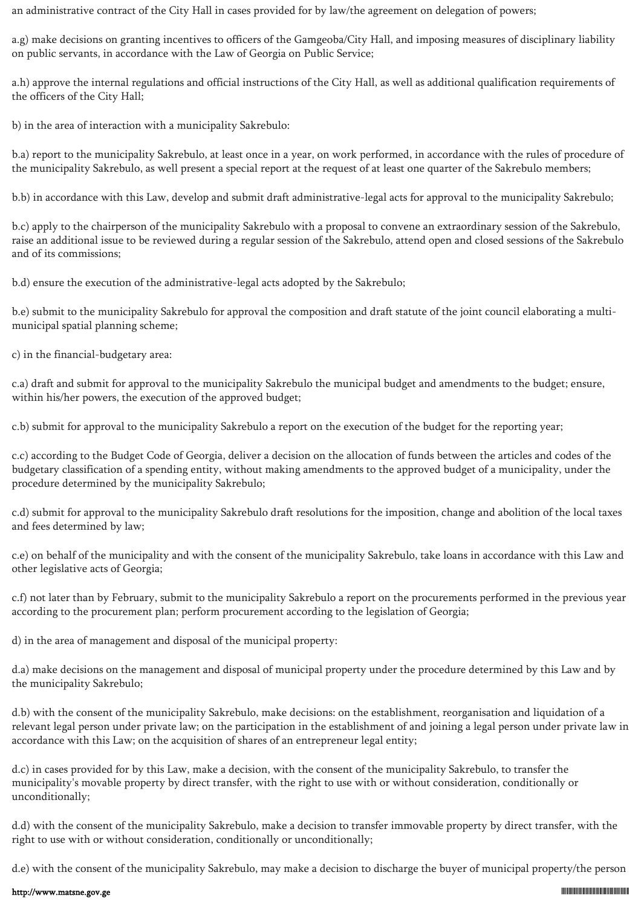an administrative contract of the City Hall in cases provided for by law/the agreement on delegation of powers;

a.g) make decisions on granting incentives to officers of the Gamgeoba/City Hall, and imposing measures of disciplinary liability on public servants, in accordance with the Law of Georgia on Public Service;

a.h) approve the internal regulations and official instructions of the City Hall, as well as additional qualification requirements of the officers of the City Hall;

b) in the area of interaction with a municipality Sakrebulo:

b.a) report to the municipality Sakrebulo, at least once in a year, on work performed, in accordance with the rules of procedure of the municipality Sakrebulo, as well present a special report at the request of at least one quarter of the Sakrebulo members;

b.b) in accordance with this Law, develop and submit draft administrative-legal acts for approval to the municipality Sakrebulo;

b.c) apply to the chairperson of the municipality Sakrebulo with a proposal to convene an extraordinary session of the Sakrebulo, raise an additional issue to be reviewed during a regular session of the Sakrebulo, attend open and closed sessions of the Sakrebulo and of its commissions;

b.d) ensure the execution of the administrative-legal acts adopted by the Sakrebulo;

b.e) submit to the municipality Sakrebulo for approval the composition and draft statute of the joint council elaborating a multi-municipal spatial planning scheme;

c) in the financial-budgetary area:

c.a) draft and submit for approval to the municipality Sakrebulo the municipal budget and amendments to the budget; ensure, within his/her powers, the execution of the approved budget;

c.b) submit for approval to the municipality Sakrebulo a report on the execution of the budget for the reporting year;

c.c) according to the Budget Code of Georgia, deliver a decision on the allocation of funds between the articles and codes of the budgetary classification of a spending entity, without making amendments to the approved budget of a municipality, under the procedure determined by the municipality Sakrebulo;

c.d) submit for approval to the municipality Sakrebulo draft resolutions for the imposition, change and abolition of the local taxes and fees determined by law;

c.e) on behalf of the municipality and with the consent of the municipality Sakrebulo, take loans in accordance with this Law and other legislative acts of Georgia;

c.f) not later than by February, submit to the municipality Sakrebulo a report on the procurements performed in the previous year according to the procurement plan; perform procurement according to the legislation of Georgia;

d) in the area of management and disposal of the municipal property:

d.a) make decisions on the management and disposal of municipal property under the procedure determined by this Law and by the municipality Sakrebulo;

d.b) with the consent of the municipality Sakrebulo, make decisions: on the establishment, reorganisation and liquidation of a relevant legal person under private law; on the participation in the establishment of and joining a legal person under private law in accordance with this Law; on the acquisition of shares of an entrepreneur legal entity;

d.c) in cases provided for by this Law, make a decision, with the consent of the municipality Sakrebulo, to transfer the municipality's movable property by direct transfer, with the right to use with or without consideration, conditionally or unconditionally;

d.d) with the consent of the municipality Sakrebulo, make a decision to transfer immovable property by direct transfer, with the right to use with or without consideration, conditionally or unconditionally;

d.e) with the consent of the municipality Sakrebulo, may make a decision to discharge the buyer of municipal property/the person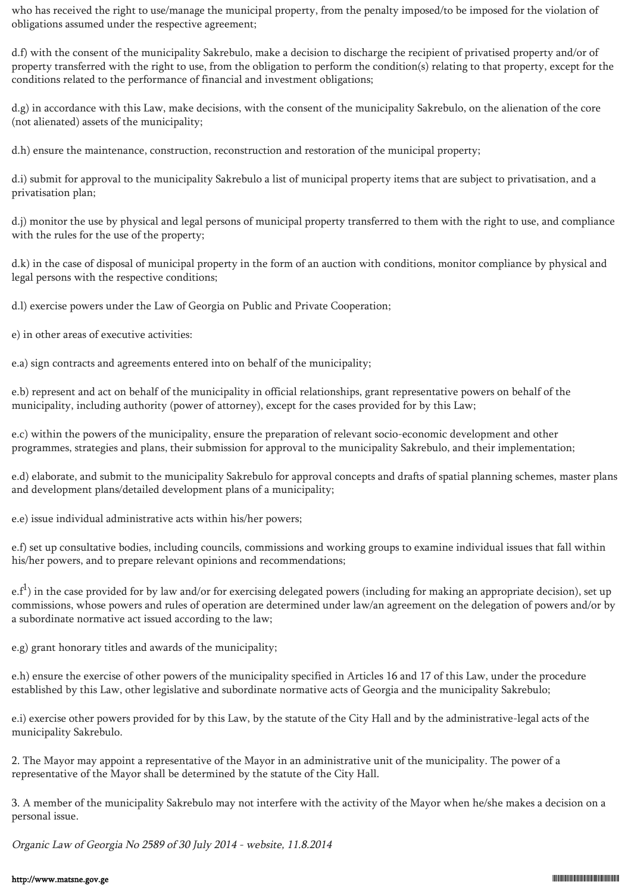who has received the right to use/manage the municipal property, from the penalty imposed/to be imposed for the violation of obligations assumed under the respective agreement;

d.f) with the consent of the municipality Sakrebulo, make a decision to discharge the recipient of privatised property and/or of property transferred with the right to use, from the obligation to perform the condition(s) relating to that property, except for the conditions related to the performance of financial and investment obligations;

d.g) in accordance with this Law, make decisions, with the consent of the municipality Sakrebulo, on the alienation of the core (not alienated) assets of the municipality;

d.h) ensure the maintenance, construction, reconstruction and restoration of the municipal property;

d.i) submit for approval to the municipality Sakrebulo a list of municipal property items that are subject to privatisation, and a privatisation plan;

d.j) monitor the use by physical and legal persons of municipal property transferred to them with the right to use, and compliance with the rules for the use of the property;

d.k) in the case of disposal of municipal property in the form of an auction with conditions, monitor compliance by physical and legal persons with the respective conditions;

d.l) exercise powers under the Law of Georgia on Public and Private Cooperation;

e) in other areas of executive activities:

e.a) sign contracts and agreements entered into on behalf of the municipality;

e.b) represent and act on behalf of the municipality in official relationships, grant representative powers on behalf of the municipality, including authority (power of attorney), except for the cases provided for by this Law;

e.c) within the powers of the municipality, ensure the preparation of relevant socio-economic development and other programmes, strategies and plans, their submission for approval to the municipality Sakrebulo, and their implementation;

e.d) elaborate, and submit to the municipality Sakrebulo for approval concepts and drafts of spatial planning schemes, master plans and development plans/detailed development plans of a municipality;

e.e) issue individual administrative acts within his/her powers;

e.f) set up consultative bodies, including councils, commissions and working groups to examine individual issues that fall within his/her powers, and to prepare relevant opinions and recommendations;

e.f[1]) in the case provided for by law and/or for exercising delegated powers (including for making an appropriate decision), set up commissions, whose powers and rules of operation are determined under law/an agreement on the delegation of powers and/or by a subordinate normative act issued according to the law;

e.g) grant honorary titles and awards of the municipality;

e.h) ensure the exercise of other powers of the municipality specified in Articles 16 and 17 of this Law, under the procedure established by this Law, other legislative and subordinate normative acts of Georgia and the municipality Sakrebulo;

e.i) exercise other powers provided for by this Law, by the statute of the City Hall and by the administrative-legal acts of the municipality Sakrebulo.

2. The Mayor may appoint a representative of the Mayor in an administrative unit of the municipality. The power of a representative of the Mayor shall be determined by the statute of the City Hall.

3. A member of the municipality Sakrebulo may not interfere with the activity of the Mayor when he/she makes a decision on a personal issue.

*Organic Law of Georgia No 2589 of 30 July 2014 - website, 11.8.2014*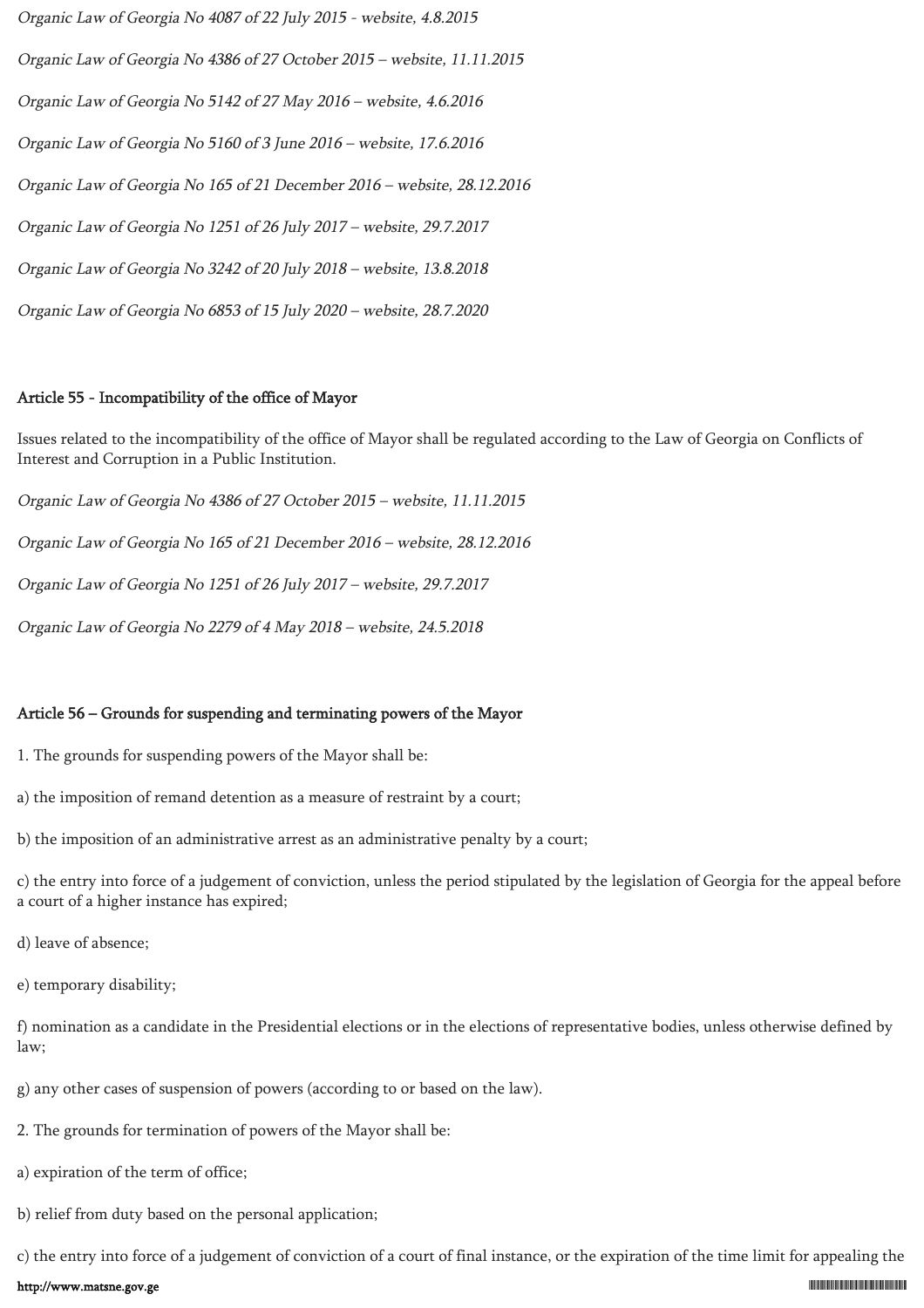*Organic Law of Georgia No 4087 of 22 July 2015 - website, 4.8.2015*

*Organic Law of Georgia No 4386 of 27 October 2015 – website, 11.11.2015*

*Organic Law of Georgia No 5142 of 27 May 2016 – website, 4.6.2016*

*Organic Law of Georgia No 5160 of 3 June 2016 – website, 17.6.2016*

*Organic Law of Georgia No 165 of 21 December 2016 – website, 28.12.2016*

*Organic Law of Georgia No 1251 of 26 July 2017 – website, 29.7.2017*

*Organic Law of Georgia No 3242 of 20 July 2018 – website, 13.8.2018*

*Organic Law of Georgia No 6853 of 15 July 2020 – website, 28.7.2020*

### Article 55 - Incompatibility of the office of Mayor

Issues related to the incompatibility of the office of Mayor shall be regulated according to the Law of Georgia on Conflicts of Interest and Corruption in a Public Institution.

*Organic Law of Georgia No 4386 of 27 October 2015 – website, 11.11.2015*

*Organic Law of Georgia No 165 of 21 December 2016 – website, 28.12.2016*

*Organic Law of Georgia No 1251 of 26 July 2017 – website, 29.7.2017*

*Organic Law of Georgia No 2279 of 4 May 2018 – website, 24.5.2018*

### Article 56 – Grounds for suspending and terminating powers of the Mayor

1. The grounds for suspending powers of the Mayor shall be:

a) the imposition of remand detention as a measure of restraint by a court;

b) the imposition of an administrative arrest as an administrative penalty by a court;

c) the entry into force of a judgement of conviction, unless the period stipulated by the legislation of Georgia for the appeal before a court of a higher instance has expired;

d) leave of absence;

e) temporary disability;

f) nomination as a candidate in the Presidential elections or in the elections of representative bodies, unless otherwise defined by law;

g) any other cases of suspension of powers (according to or based on the law).

2. The grounds for termination of powers of the Mayor shall be:

a) expiration of the term of office;

b) relief from duty based on the personal application;

c) the entry into force of a judgement of conviction of a court of final instance, or the expiration of the time limit for appealing the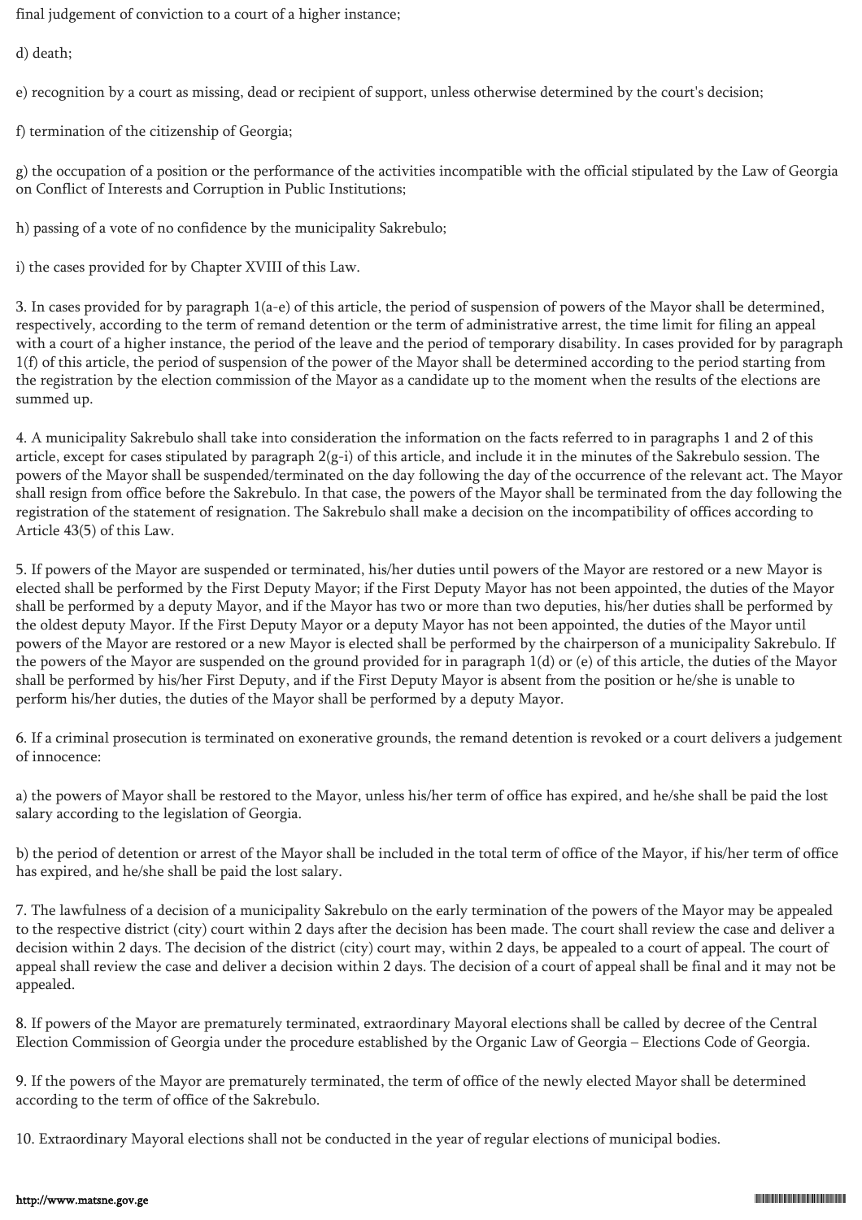final judgement of conviction to a court of a higher instance;

d) death;

e) recognition by a court as missing, dead or recipient of support, unless otherwise determined by the court's decision;

f) termination of the citizenship of Georgia;

g) the occupation of a position or the performance of the activities incompatible with the official stipulated by the Law of Georgia on Conflict of Interests and Corruption in Public Institutions;

h) passing of a vote of no confidence by the municipality Sakrebulo;

i) the cases provided for by Chapter XVIII of this Law.

3. In cases provided for by paragraph 1(a-e) of this article, the period of suspension of powers of the Mayor shall be determined, respectively, according to the term of remand detention or the term of administrative arrest, the time limit for filing an appeal with a court of a higher instance, the period of the leave and the period of temporary disability. In cases provided for by paragraph 1(f) of this article, the period of suspension of the power of the Mayor shall be determined according to the period starting from the registration by the election commission of the Mayor as a candidate up to the moment when the results of the elections are summed up.

4. A municipality Sakrebulo shall take into consideration the information on the facts referred to in paragraphs 1 and 2 of this article, except for cases stipulated by paragraph 2(g-i) of this article, and include it in the minutes of the Sakrebulo session. The powers of the Mayor shall be suspended/terminated on the day following the day of the occurrence of the relevant act. The Mayor shall resign from office before the Sakrebulo. In that case, the powers of the Mayor shall be terminated from the day following the registration of the statement of resignation. The Sakrebulo shall make a decision on the incompatibility of offices according to Article 43(5) of this Law.

5. If powers of the Mayor are suspended or terminated, his/her duties until powers of the Mayor are restored or a new Mayor is elected shall be performed by the First Deputy Mayor; if the First Deputy Mayor has not been appointed, the duties of the Mayor shall be performed by a deputy Mayor, and if the Mayor has two or more than two deputies, his/her duties shall be performed by the oldest deputy Mayor. If the First Deputy Mayor or a deputy Mayor has not been appointed, the duties of the Mayor until powers of the Mayor are restored or a new Mayor is elected shall be performed by the chairperson of a municipality Sakrebulo. If the powers of the Mayor are suspended on the ground provided for in paragraph 1(d) or (e) of this article, the duties of the Mayor shall be performed by his/her First Deputy, and if the First Deputy Mayor is absent from the position or he/she is unable to perform his/her duties, the duties of the Mayor shall be performed by a deputy Mayor.

6. If a criminal prosecution is terminated on exonerative grounds, the remand detention is revoked or a court delivers a judgement of innocence:

a) the powers of Mayor shall be restored to the Mayor, unless his/her term of office has expired, and he/she shall be paid the lost salary according to the legislation of Georgia.

b) the period of detention or arrest of the Mayor shall be included in the total term of office of the Mayor, if his/her term of office has expired, and he/she shall be paid the lost salary.

7. The lawfulness of a decision of a municipality Sakrebulo on the early termination of the powers of the Mayor may be appealed to the respective district (city) court within 2 days after the decision has been made. The court shall review the case and deliver a decision within 2 days. The decision of the district (city) court may, within 2 days, be appealed to a court of appeal. The court of appeal shall review the case and deliver a decision within 2 days. The decision of a court of appeal shall be final and it may not be appealed.

8. If powers of the Mayor are prematurely terminated, extraordinary Mayoral elections shall be called by decree of the Central Election Commission of Georgia under the procedure established by the Organic Law of Georgia – Elections Code of Georgia.

9. If the powers of the Mayor are prematurely terminated, the term of office of the newly elected Mayor shall be determined according to the term of office of the Sakrebulo.

10. Extraordinary Mayoral elections shall not be conducted in the year of regular elections of municipal bodies.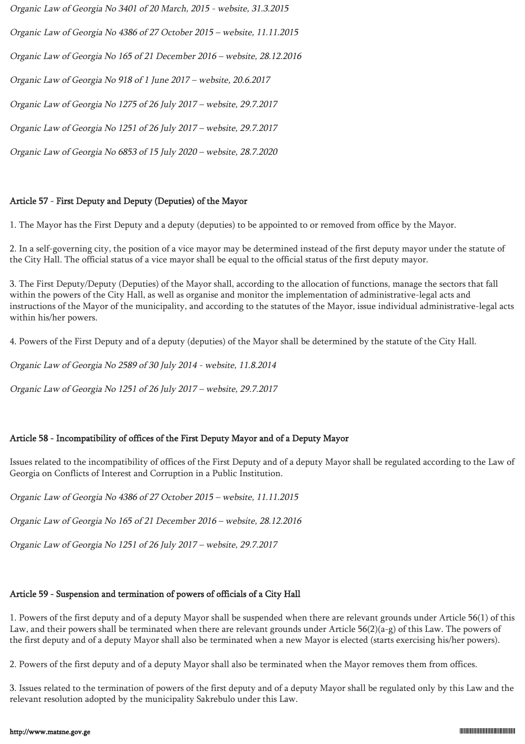*Organic Law of Georgia No 3401 of 20 March, 2015 - website, 31.3.2015*

*Organic Law of Georgia No 4386 of 27 October 2015 – website, 11.11.2015*

*Organic Law of Georgia No 165 of 21 December 2016 – website, 28.12.2016*

*Organic Law of Georgia No 918 of 1 June 2017 – website, 20.6.2017*

*Organic Law of Georgia No 1275 of 26 July 2017 – website, 29.7.2017*

*Organic Law of Georgia No 1251 of 26 July 2017 – website, 29.7.2017*

*Organic Law of Georgia No 6853 of 15 July 2020 – website, 28.7.2020*

### Article 57 - First Deputy and Deputy (Deputies) of the Mayor

1. The Mayor has the First Deputy and a deputy (deputies) to be appointed to or removed from office by the Mayor.

2. In a self-governing city, the position of a vice mayor may be determined instead of the first deputy mayor under the statute of the City Hall. The official status of a vice mayor shall be equal to the official status of the first deputy mayor.

3. The First Deputy/Deputy (Deputies) of the Mayor shall, according to the allocation of functions, manage the sectors that fall within the powers of the City Hall, as well as organise and monitor the implementation of administrative-legal acts and instructions of the Mayor of the municipality, and according to the statutes of the Mayor, issue individual administrative-legal acts within his/her powers.

4. Powers of the First Deputy and of a deputy (deputies) of the Mayor shall be determined by the statute of the City Hall.

*Organic Law of Georgia No 2589 of 30 July 2014 - website, 11.8.2014*

*Organic Law of Georgia No 1251 of 26 July 2017 – website, 29.7.2017*

### Article 58 - Incompatibility of offices of the First Deputy Mayor and of a Deputy Mayor

Issues related to the incompatibility of offices of the First Deputy and of a deputy Mayor shall be regulated according to the Law of Georgia on Conflicts of Interest and Corruption in a Public Institution.

*Organic Law of Georgia No 4386 of 27 October 2015 – website, 11.11.2015*

*Organic Law of Georgia No 165 of 21 December 2016 – website, 28.12.2016*

*Organic Law of Georgia No 1251 of 26 July 2017 – website, 29.7.2017*

### Article 59 - Suspension and termination of powers of officials of a City Hall

1. Powers of the first deputy and of a deputy Mayor shall be suspended when there are relevant grounds under Article 56(1) of this Law, and their powers shall be terminated when there are relevant grounds under Article 56(2)(a-g) of this Law. The powers of the first deputy and of a deputy Mayor shall also be terminated when a new Mayor is elected (starts exercising his/her powers).

2. Powers of the first deputy and of a deputy Mayor shall also be terminated when the Mayor removes them from offices.

3. Issues related to the termination of powers of the first deputy and of a deputy Mayor shall be regulated only by this Law and the relevant resolution adopted by the municipality Sakrebulo under this Law.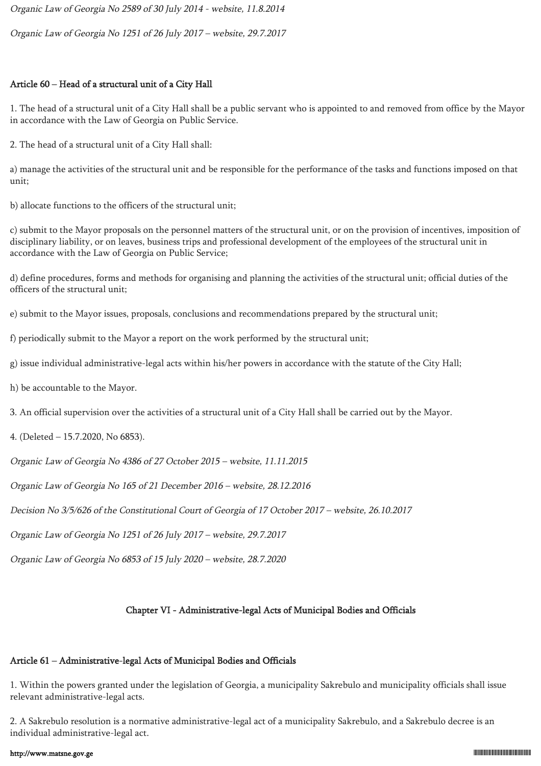*Organic Law of Georgia No 2589 of 30 July 2014 - website, 11.8.2014*

*Organic Law of Georgia No 1251 of 26 July 2017 – website, 29.7.2017*

### Article 60 – Head of a structural unit of a City Hall

1. The head of a structural unit of a City Hall shall be a public servant who is appointed to and removed from office by the Mayor in accordance with the Law of Georgia on Public Service.

2. The head of a structural unit of a City Hall shall:

a) manage the activities of the structural unit and be responsible for the performance of the tasks and functions imposed on that unit;

b) allocate functions to the officers of the structural unit;

c) submit to the Mayor proposals on the personnel matters of the structural unit, or on the provision of incentives, imposition of disciplinary liability, or on leaves, business trips and professional development of the employees of the structural unit in accordance with the Law of Georgia on Public Service;

d) define procedures, forms and methods for organising and planning the activities of the structural unit; official duties of the officers of the structural unit;

e) submit to the Mayor issues, proposals, conclusions and recommendations prepared by the structural unit;

f) periodically submit to the Mayor a report on the work performed by the structural unit;

g) issue individual administrative-legal acts within his/her powers in accordance with the statute of the City Hall;

h) be accountable to the Mayor.

3. An official supervision over the activities of a structural unit of a City Hall shall be carried out by the Mayor.

4. (Deleted – 15.7.2020, No 6853).

*Organic Law of Georgia No 4386 of 27 October 2015 – website, 11.11.2015*

*Organic Law of Georgia No 165 of 21 December 2016 – website, 28.12.2016*

*Decision No 3/5/626 of the Constitutional Court of Georgia of 17 October 2017 – website, 26.10.2017*

*Organic Law of Georgia No 1251 of 26 July 2017 – website, 29.7.2017*

*Organic Law of Georgia No 6853 of 15 July 2020 – website, 28.7.2020*

## Chapter VI - Administrative-legal Acts of Municipal Bodies and Officials

### Article 61 – Administrative-legal Acts of Municipal Bodies and Officials

1. Within the powers granted under the legislation of Georgia, a municipality Sakrebulo and municipality officials shall issue relevant administrative-legal acts.

2. A Sakrebulo resolution is a normative administrative-legal act of a municipality Sakrebulo, and a Sakrebulo decree is an individual administrative-legal act.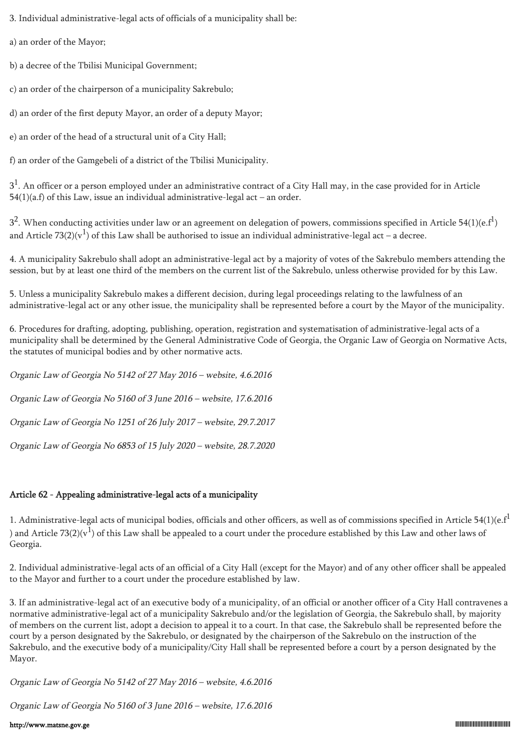3. Individual administrative-legal acts of officials of a municipality shall be:

a) an order of the Mayor;

b) a decree of the Tbilisi Municipal Government;

c) an order of the chairperson of a municipality Sakrebulo;

d) an order of the first deputy Mayor, an order of a deputy Mayor;

e) an order of the head of a structural unit of a City Hall;

f) an order of the Gamgebeli of a district of the Tbilisi Municipality.

$3^1$. An officer or a person employed under an administrative contract of a City Hall may, in the case provided for in Article 54(1)(a.f) of this Law, issue an individual administrative-legal act – an order.

$3^2$. When conducting activities under law or an agreement on delegation of powers, commissions specified in Article 54(1)(e.$f^1$) and Article 73(2)($v^1$) of this Law shall be authorised to issue an individual administrative-legal act – a decree.

4. A municipality Sakrebulo shall adopt an administrative-legal act by a majority of votes of the Sakrebulo members attending the session, but by at least one third of the members on the current list of the Sakrebulo, unless otherwise provided for by this Law.

5. Unless a municipality Sakrebulo makes a different decision, during legal proceedings relating to the lawfulness of an administrative-legal act or any other issue, the municipality shall be represented before a court by the Mayor of the municipality.

6. Procedures for drafting, adopting, publishing, operation, registration and systematisation of administrative-legal acts of a municipality shall be determined by the General Administrative Code of Georgia, the Organic Law of Georgia on Normative Acts, the statutes of municipal bodies and by other normative acts.

*Organic Law of Georgia No 5142 of 27 May 2016 – website, 4.6.2016*

*Organic Law of Georgia No 5160 of 3 June 2016 – website, 17.6.2016*

*Organic Law of Georgia No 1251 of 26 July 2017 – website, 29.7.2017*

*Organic Law of Georgia No 6853 of 15 July 2020 – website, 28.7.2020*

## Article 62 - Appealing administrative-legal acts of a municipality

1. Administrative-legal acts of municipal bodies, officials and other officers, as well as of commissions specified in Article 54(1)(e.$f^1$) and Article 73(2)($v^1$) of this Law shall be appealed to a court under the procedure established by this Law and other laws of Georgia.

2. Individual administrative-legal acts of an official of a City Hall (except for the Mayor) and of any other officer shall be appealed to the Mayor and further to a court under the procedure established by law.

3. If an administrative-legal act of an executive body of a municipality, of an official or another officer of a City Hall contravenes a normative administrative-legal act of a municipality Sakrebulo and/or the legislation of Georgia, the Sakrebulo shall, by majority of members on the current list, adopt a decision to appeal it to a court. In that case, the Sakrebulo shall be represented before the court by a person designated by the Sakrebulo, or designated by the chairperson of the Sakrebulo on the instruction of the Sakrebulo, and the executive body of a municipality/City Hall shall be represented before a court by a person designated by the Mayor.

*Organic Law of Georgia No 5142 of 27 May 2016 – website, 4.6.2016*

*Organic Law of Georgia No 5160 of 3 June 2016 – website, 17.6.2016*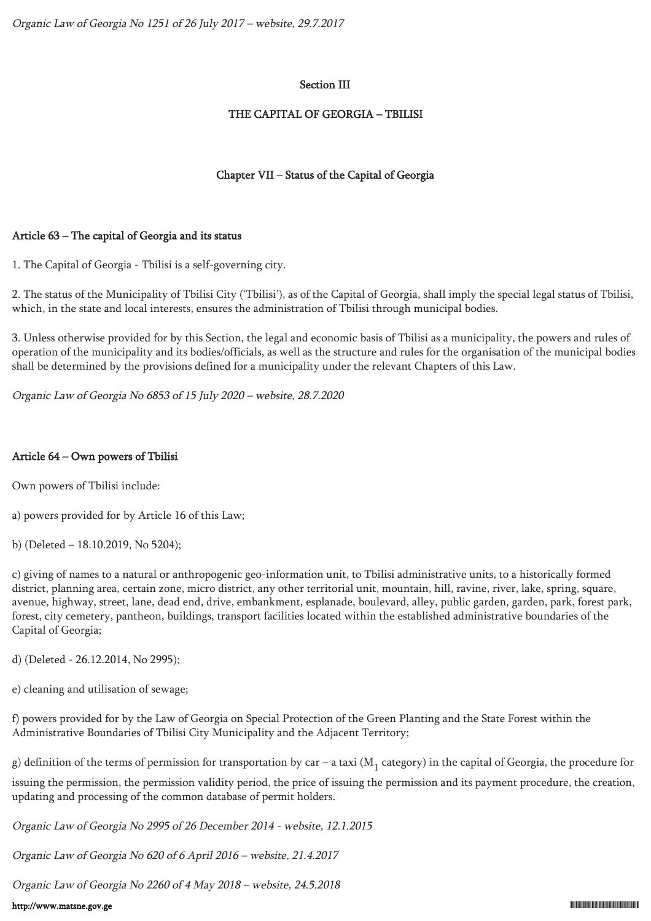*Organic Law of Georgia No 1251 of 26 July 2017 – website, 29.7.2017*

## Section III

## THE CAPITAL OF GEORGIA – TBILISI

### Chapter VII – Status of the Capital of Georgia

#### Article 63 – The capital of Georgia and its status

1. The Capital of Georgia - Tbilisi is a self-governing city.

2. The status of the Municipality of Tbilisi City ('Tbilisi'), as of the Capital of Georgia, shall imply the special legal status of Tbilisi, which, in the state and local interests, ensures the administration of Tbilisi through municipal bodies.

3. Unless otherwise provided for by this Section, the legal and economic basis of Tbilisi as a municipality, the powers and rules of operation of the municipality and its bodies/officials, as well as the structure and rules for the organisation of the municipal bodies shall be determined by the provisions defined for a municipality under the relevant Chapters of this Law.

*Organic Law of Georgia No 6853 of 15 July 2020 – website, 28.7.2020*

#### Article 64 – Own powers of Tbilisi

Own powers of Tbilisi include:

a) powers provided for by Article 16 of this Law;

b) (Deleted – 18.10.2019, No 5204);

c) giving of names to a natural or anthropogenic geo-information unit, to Tbilisi administrative units, to a historically formed district, planning area, certain zone, micro district, any other territorial unit, mountain, hill, ravine, river, lake, spring, square, avenue, highway, street, lane, dead end, drive, embankment, esplanade, boulevard, alley, public garden, garden, park, forest park, forest, city cemetery, pantheon, buildings, transport facilities located within the established administrative boundaries of the Capital of Georgia;

d) (Deleted - 26.12.2014, No 2995);

e) cleaning and utilisation of sewage;

f) powers provided for by the Law of Georgia on Special Protection of the Green Planting and the State Forest within the Administrative Boundaries of Tbilisi City Municipality and the Adjacent Territory;

g) definition of the terms of permission for transportation by car – a taxi ($M_1$ category) in the capital of Georgia, the procedure for issuing the permission, the permission validity period, the price of issuing the permission and its payment procedure, the creation, updating and processing of the common database of permit holders.

*Organic Law of Georgia No 2995 of 26 December 2014 - website, 12.1.2015*

*Organic Law of Georgia No 620 of 6 April 2016 – website, 21.4.2017*

*Organic Law of Georgia No 2260 of 4 May 2018 – website, 24.5.2018*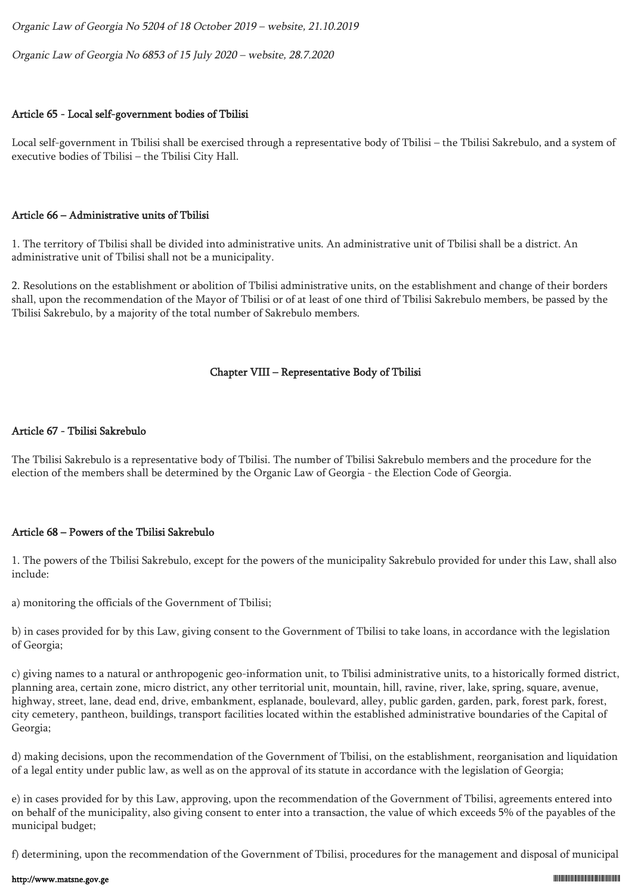*Organic Law of Georgia No 5204 of 18 October 2019 – website, 21.10.2019*

*Organic Law of Georgia No 6853 of 15 July 2020 – website, 28.7.2020*

### Article 65 - Local self-government bodies of Tbilisi

Local self-government in Tbilisi shall be exercised through a representative body of Tbilisi – the Tbilisi Sakrebulo, and a system of executive bodies of Tbilisi – the Tbilisi City Hall.

### Article 66 – Administrative units of Tbilisi

1. The territory of Tbilisi shall be divided into administrative units. An administrative unit of Tbilisi shall be a district. An administrative unit of Tbilisi shall not be a municipality.

2. Resolutions on the establishment or abolition of Tbilisi administrative units, on the establishment and change of their borders shall, upon the recommendation of the Mayor of Tbilisi or of at least of one third of Tbilisi Sakrebulo members, be passed by the Tbilisi Sakrebulo, by a majority of the total number of Sakrebulo members.

## Chapter VIII – Representative Body of Tbilisi

### Article 67 - Tbilisi Sakrebulo

The Tbilisi Sakrebulo is a representative body of Tbilisi. The number of Tbilisi Sakrebulo members and the procedure for the election of the members shall be determined by the Organic Law of Georgia - the Election Code of Georgia.

### Article 68 – Powers of the Tbilisi Sakrebulo

1. The powers of the Tbilisi Sakrebulo, except for the powers of the municipality Sakrebulo provided for under this Law, shall also include:

a) monitoring the officials of the Government of Tbilisi;

b) in cases provided for by this Law, giving consent to the Government of Tbilisi to take loans, in accordance with the legislation of Georgia;

c) giving names to a natural or anthropogenic geo-information unit, to Tbilisi administrative units, to a historically formed district, planning area, certain zone, micro district, any other territorial unit, mountain, hill, ravine, river, lake, spring, square, avenue, highway, street, lane, dead end, drive, embankment, esplanade, boulevard, alley, public garden, garden, park, forest park, forest, city cemetery, pantheon, buildings, transport facilities located within the established administrative boundaries of the Capital of Georgia;

d) making decisions, upon the recommendation of the Government of Tbilisi, on the establishment, reorganisation and liquidation of a legal entity under public law, as well as on the approval of its statute in accordance with the legislation of Georgia;

e) in cases provided for by this Law, approving, upon the recommendation of the Government of Tbilisi, agreements entered into on behalf of the municipality, also giving consent to enter into a transaction, the value of which exceeds 5% of the payables of the municipal budget;

f) determining, upon the recommendation of the Government of Tbilisi, procedures for the management and disposal of municipal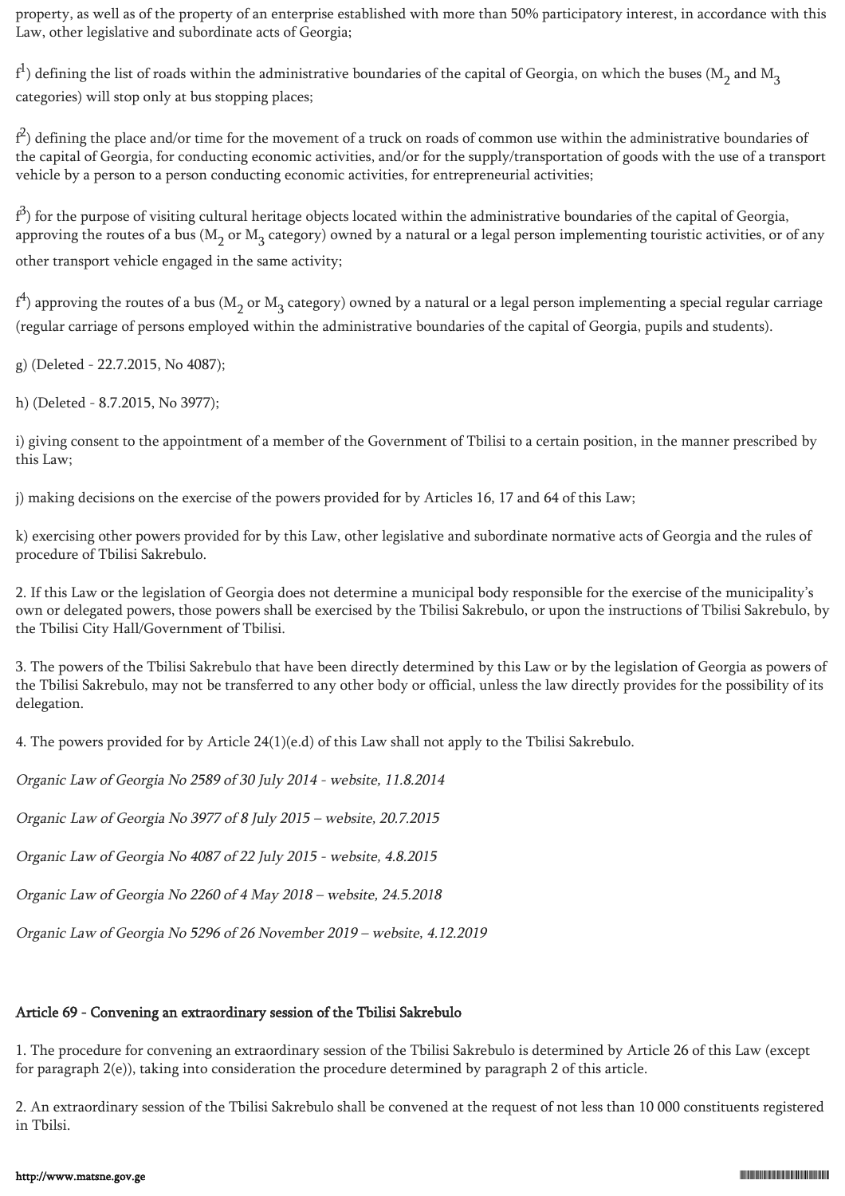property, as well as of the property of an enterprise established with more than 50% participatory interest, in accordance with this Law, other legislative and subordinate acts of Georgia;

f[1]) defining the list of roads within the administrative boundaries of the capital of Georgia, on which the buses ($M_2$ and $M_3$ categories) will stop only at bus stopping places;

f[2]) defining the place and/or time for the movement of a truck on roads of common use within the administrative boundaries of the capital of Georgia, for conducting economic activities, and/or for the supply/transportation of goods with the use of a transport vehicle by a person to a person conducting economic activities, for entrepreneurial activities;

f[3]) for the purpose of visiting cultural heritage objects located within the administrative boundaries of the capital of Georgia, approving the routes of a bus ($M_2$ or $M_3$ category) owned by a natural or a legal person implementing touristic activities, or of any other transport vehicle engaged in the same activity;

f[4]) approving the routes of a bus ($M_2$ or $M_3$ category) owned by a natural or a legal person implementing a special regular carriage (regular carriage of persons employed within the administrative boundaries of the capital of Georgia, pupils and students).

g) (Deleted - 22.7.2015, No 4087);

h) (Deleted - 8.7.2015, No 3977);

i) giving consent to the appointment of a member of the Government of Tbilisi to a certain position, in the manner prescribed by this Law;

j) making decisions on the exercise of the powers provided for by Articles 16, 17 and 64 of this Law;

k) exercising other powers provided for by this Law, other legislative and subordinate normative acts of Georgia and the rules of procedure of Tbilisi Sakrebulo.

2. If this Law or the legislation of Georgia does not determine a municipal body responsible for the exercise of the municipality's own or delegated powers, those powers shall be exercised by the Tbilisi Sakrebulo, or upon the instructions of Tbilisi Sakrebulo, by the Tbilisi City Hall/Government of Tbilisi.

3. The powers of the Tbilisi Sakrebulo that have been directly determined by this Law or by the legislation of Georgia as powers of the Tbilisi Sakrebulo, may not be transferred to any other body or official, unless the law directly provides for the possibility of its delegation.

4. The powers provided for by Article 24(1)(e.d) of this Law shall not apply to the Tbilisi Sakrebulo.

*Organic Law of Georgia No 2589 of 30 July 2014 - website, 11.8.2014*

*Organic Law of Georgia No 3977 of 8 July 2015 – website, 20.7.2015*

*Organic Law of Georgia No 4087 of 22 July 2015 - website, 4.8.2015*

*Organic Law of Georgia No 2260 of 4 May 2018 – website, 24.5.2018*

*Organic Law of Georgia No 5296 of 26 November 2019 – website, 4.12.2019*

### Article 69 - Convening an extraordinary session of the Tbilisi Sakrebulo

1. The procedure for convening an extraordinary session of the Tbilisi Sakrebulo is determined by Article 26 of this Law (except for paragraph 2(e)), taking into consideration the procedure determined by paragraph 2 of this article.

2. An extraordinary session of the Tbilisi Sakrebulo shall be convened at the request of not less than 10 000 constituents registered in Tbilsi.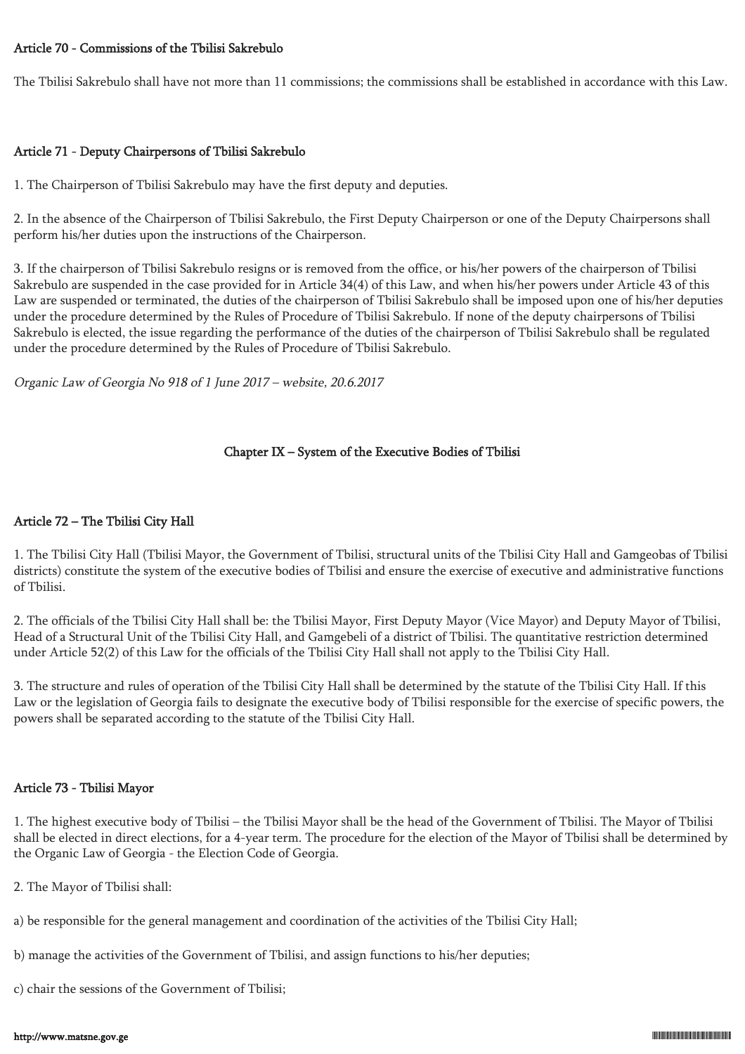#### Article 70 - Commissions of the Tbilisi Sakrebulo

The Tbilisi Sakrebulo shall have not more than 11 commissions; the commissions shall be established in accordance with this Law.

#### Article 71 - Deputy Chairpersons of Tbilisi Sakrebulo

1. The Chairperson of Tbilisi Sakrebulo may have the first deputy and deputies.

2. In the absence of the Chairperson of Tbilisi Sakrebulo, the First Deputy Chairperson or one of the Deputy Chairpersons shall perform his/her duties upon the instructions of the Chairperson.

3. If the chairperson of Tbilisi Sakrebulo resigns or is removed from the office, or his/her powers of the chairperson of Tbilisi Sakrebulo are suspended in the case provided for in Article 34(4) of this Law, and when his/her powers under Article 43 of this Law are suspended or terminated, the duties of the chairperson of Tbilisi Sakrebulo shall be imposed upon one of his/her deputies under the procedure determined by the Rules of Procedure of Tbilisi Sakrebulo. If none of the deputy chairpersons of Tbilisi Sakrebulo is elected, the issue regarding the performance of the duties of the chairperson of Tbilisi Sakrebulo shall be regulated under the procedure determined by the Rules of Procedure of Tbilisi Sakrebulo.

*Organic Law of Georgia No 918 of 1 June 2017 – website, 20.6.2017*

### Chapter IX – System of the Executive Bodies of Tbilisi

#### Article 72 – The Tbilisi City Hall

1. The Tbilisi City Hall (Tbilisi Mayor, the Government of Tbilisi, structural units of the Tbilisi City Hall and Gamgeobas of Tbilisi districts) constitute the system of the executive bodies of Tbilisi and ensure the exercise of executive and administrative functions of Tbilisi.

2. The officials of the Tbilisi City Hall shall be: the Tbilisi Mayor, First Deputy Mayor (Vice Mayor) and Deputy Mayor of Tbilisi, Head of a Structural Unit of the Tbilisi City Hall, and Gamgebeli of a district of Tbilisi. The quantitative restriction determined under Article 52(2) of this Law for the officials of the Tbilisi City Hall shall not apply to the Tbilisi City Hall.

3. The structure and rules of operation of the Tbilisi City Hall shall be determined by the statute of the Tbilisi City Hall. If this Law or the legislation of Georgia fails to designate the executive body of Tbilisi responsible for the exercise of specific powers, the powers shall be separated according to the statute of the Tbilisi City Hall.

#### Article 73 - Tbilisi Mayor

1. The highest executive body of Tbilisi – the Tbilisi Mayor shall be the head of the Government of Tbilisi. The Mayor of Tbilisi shall be elected in direct elections, for a 4-year term. The procedure for the election of the Mayor of Tbilisi shall be determined by the Organic Law of Georgia - the Election Code of Georgia.

2. The Mayor of Tbilisi shall:

a) be responsible for the general management and coordination of the activities of the Tbilisi City Hall;

b) manage the activities of the Government of Tbilisi, and assign functions to his/her deputies;

c) chair the sessions of the Government of Tbilisi;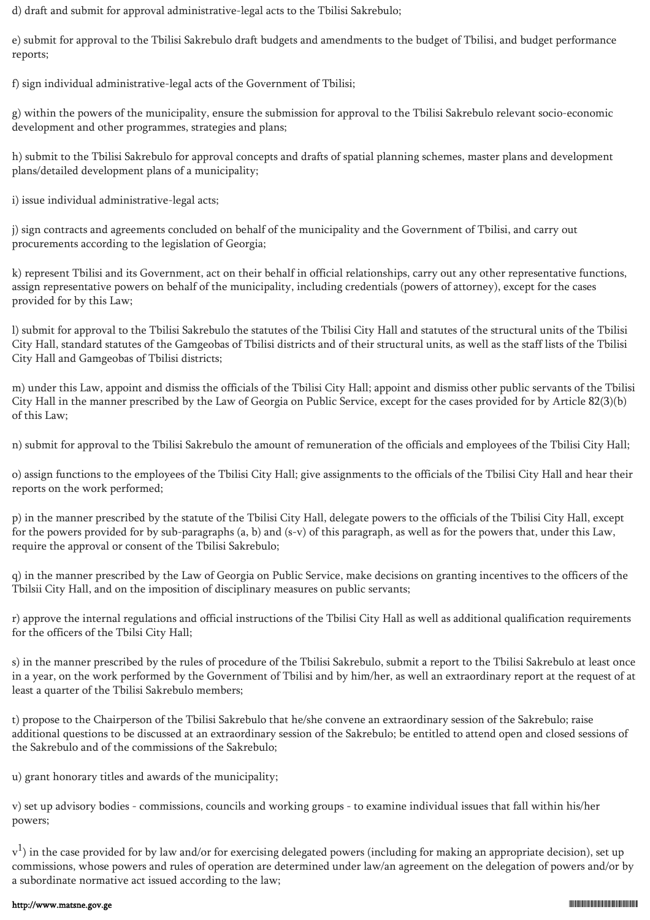d) draft and submit for approval administrative-legal acts to the Tbilisi Sakrebulo;

e) submit for approval to the Tbilisi Sakrebulo draft budgets and amendments to the budget of Tbilisi, and budget performance reports;

f) sign individual administrative-legal acts of the Government of Tbilisi;

g) within the powers of the municipality, ensure the submission for approval to the Tbilisi Sakrebulo relevant socio-economic development and other programmes, strategies and plans;

h) submit to the Tbilisi Sakrebulo for approval concepts and drafts of spatial planning schemes, master plans and development plans/detailed development plans of a municipality;

i) issue individual administrative-legal acts;

j) sign contracts and agreements concluded on behalf of the municipality and the Government of Tbilisi, and carry out procurements according to the legislation of Georgia;

k) represent Tbilisi and its Government, act on their behalf in official relationships, carry out any other representative functions, assign representative powers on behalf of the municipality, including credentials (powers of attorney), except for the cases provided for by this Law;

l) submit for approval to the Tbilisi Sakrebulo the statutes of the Tbilisi City Hall and statutes of the structural units of the Tbilisi City Hall, standard statutes of the Gamgeobas of Tbilisi districts and of their structural units, as well as the staff lists of the Tbilisi City Hall and Gamgeobas of Tbilisi districts;

m) under this Law, appoint and dismiss the officials of the Tbilisi City Hall; appoint and dismiss other public servants of the Tbilisi City Hall in the manner prescribed by the Law of Georgia on Public Service, except for the cases provided for by Article 82(3)(b) of this Law;

n) submit for approval to the Tbilisi Sakrebulo the amount of remuneration of the officials and employees of the Tbilisi City Hall;

o) assign functions to the employees of the Tbilisi City Hall; give assignments to the officials of the Tbilisi City Hall and hear their reports on the work performed;

p) in the manner prescribed by the statute of the Tbilisi City Hall, delegate powers to the officials of the Tbilisi City Hall, except for the powers provided for by sub-paragraphs (a, b) and (s-v) of this paragraph, as well as for the powers that, under this Law, require the approval or consent of the Tbilisi Sakrebulo;

q) in the manner prescribed by the Law of Georgia on Public Service, make decisions on granting incentives to the officers of the Tbilsii City Hall, and on the imposition of disciplinary measures on public servants;

r) approve the internal regulations and official instructions of the Tbilisi City Hall as well as additional qualification requirements for the officers of the Tbilsi City Hall;

s) in the manner prescribed by the rules of procedure of the Tbilisi Sakrebulo, submit a report to the Tbilisi Sakrebulo at least once in a year, on the work performed by the Government of Tbilisi and by him/her, as well an extraordinary report at the request of at least a quarter of the Tbilisi Sakrebulo members;

t) propose to the Chairperson of the Tbilisi Sakrebulo that he/she convene an extraordinary session of the Sakrebulo; raise additional questions to be discussed at an extraordinary session of the Sakrebulo; be entitled to attend open and closed sessions of the Sakrebulo and of the commissions of the Sakrebulo;

u) grant honorary titles and awards of the municipality;

v) set up advisory bodies - commissions, councils and working groups - to examine individual issues that fall within his/her powers;

$v^1$) in the case provided for by law and/or for exercising delegated powers (including for making an appropriate decision), set up commissions, whose powers and rules of operation are determined under law/an agreement on the delegation of powers and/or by a subordinate normative act issued according to the law;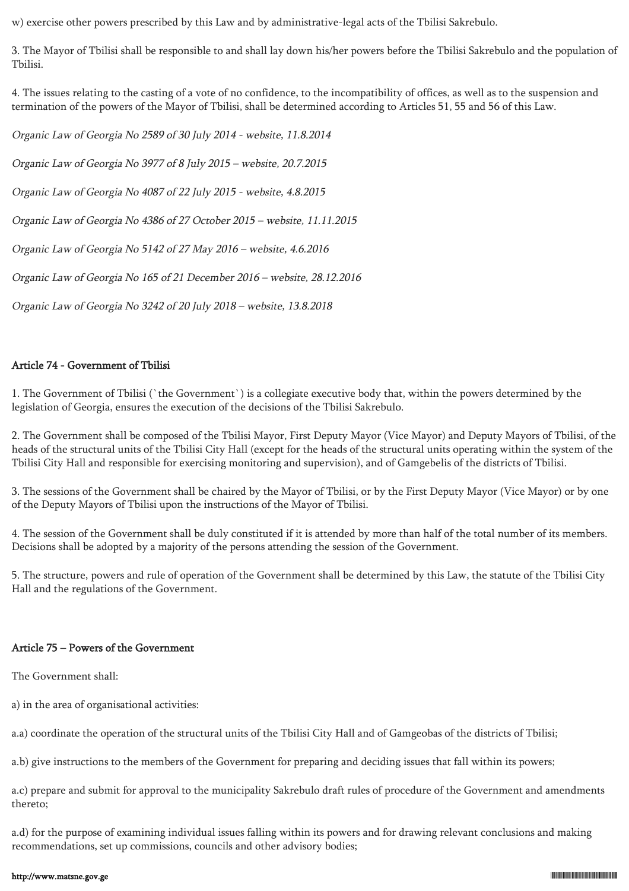w) exercise other powers prescribed by this Law and by administrative-legal acts of the Tbilisi Sakrebulo.

3. The Mayor of Tbilisi shall be responsible to and shall lay down his/her powers before the Tbilisi Sakrebulo and the population of Tbilisi.

4. The issues relating to the casting of a vote of no confidence, to the incompatibility of offices, as well as to the suspension and termination of the powers of the Mayor of Tbilisi, shall be determined according to Articles 51, 55 and 56 of this Law.

*Organic Law of Georgia No 2589 of 30 July 2014 - website, 11.8.2014*

*Organic Law of Georgia No 3977 of 8 July 2015 – website, 20.7.2015*

*Organic Law of Georgia No 4087 of 22 July 2015 - website, 4.8.2015*

*Organic Law of Georgia No 4386 of 27 October 2015 – website, 11.11.2015*

*Organic Law of Georgia No 5142 of 27 May 2016 – website, 4.6.2016*

*Organic Law of Georgia No 165 of 21 December 2016 – website, 28.12.2016*

*Organic Law of Georgia No 3242 of 20 July 2018 – website, 13.8.2018*

## Article 74 - Government of Tbilisi

1. The Government of Tbilisi (`the Government`) is a collegiate executive body that, within the powers determined by the legislation of Georgia, ensures the execution of the decisions of the Tbilisi Sakrebulo.

2. The Government shall be composed of the Tbilisi Mayor, First Deputy Mayor (Vice Mayor) and Deputy Mayors of Tbilisi, of the heads of the structural units of the Tbilisi City Hall (except for the heads of the structural units operating within the system of the Tbilisi City Hall and responsible for exercising monitoring and supervision), and of Gamgebelis of the districts of Tbilisi.

3. The sessions of the Government shall be chaired by the Mayor of Tbilisi, or by the First Deputy Mayor (Vice Mayor) or by one of the Deputy Mayors of Tbilisi upon the instructions of the Mayor of Tbilisi.

4. The session of the Government shall be duly constituted if it is attended by more than half of the total number of its members. Decisions shall be adopted by a majority of the persons attending the session of the Government.

5. The structure, powers and rule of operation of the Government shall be determined by this Law, the statute of the Tbilisi City Hall and the regulations of the Government.

## Article 75 – Powers of the Government

The Government shall:

a) in the area of organisational activities:

a.a) coordinate the operation of the structural units of the Tbilisi City Hall and of Gamgeobas of the districts of Tbilisi;

a.b) give instructions to the members of the Government for preparing and deciding issues that fall within its powers;

a.c) prepare and submit for approval to the municipality Sakrebulo draft rules of procedure of the Government and amendments thereto;

a.d) for the purpose of examining individual issues falling within its powers and for drawing relevant conclusions and making recommendations, set up commissions, councils and other advisory bodies;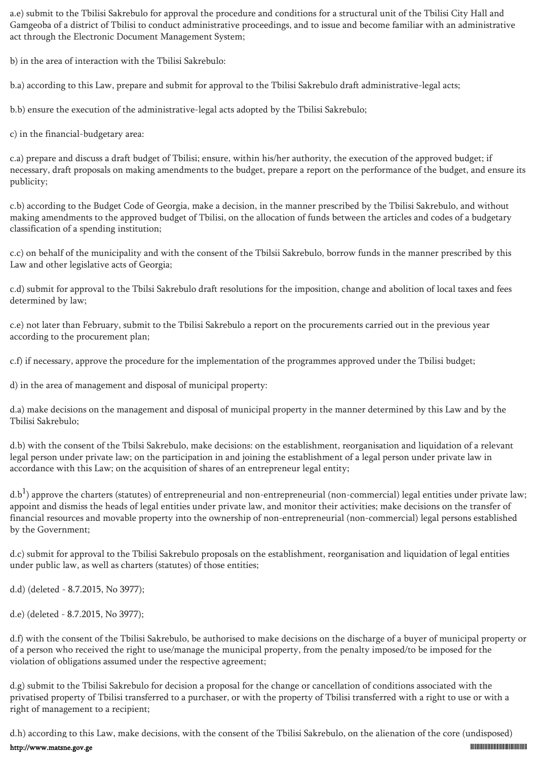a.e) submit to the Tbilisi Sakrebulo for approval the procedure and conditions for a structural unit of the Tbilisi City Hall and Gamgeoba of a district of Tbilisi to conduct administrative proceedings, and to issue and become familiar with an administrative act through the Electronic Document Management System;

b) in the area of interaction with the Tbilisi Sakrebulo:

b.a) according to this Law, prepare and submit for approval to the Tbilisi Sakrebulo draft administrative-legal acts;

b.b) ensure the execution of the administrative-legal acts adopted by the Tbilisi Sakrebulo;

c) in the financial-budgetary area:

c.a) prepare and discuss a draft budget of Tbilisi; ensure, within his/her authority, the execution of the approved budget; if necessary, draft proposals on making amendments to the budget, prepare a report on the performance of the budget, and ensure its publicity;

c.b) according to the Budget Code of Georgia, make a decision, in the manner prescribed by the Tbilisi Sakrebulo, and without making amendments to the approved budget of Tbilisi, on the allocation of funds between the articles and codes of a budgetary classification of a spending institution;

c.c) on behalf of the municipality and with the consent of the Tbilsii Sakrebulo, borrow funds in the manner prescribed by this Law and other legislative acts of Georgia;

c.d) submit for approval to the Tbilsi Sakrebulo draft resolutions for the imposition, change and abolition of local taxes and fees determined by law;

c.e) not later than February, submit to the Tbilisi Sakrebulo a report on the procurements carried out in the previous year according to the procurement plan;

c.f) if necessary, approve the procedure for the implementation of the programmes approved under the Tbilisi budget;

d) in the area of management and disposal of municipal property:

d.a) make decisions on the management and disposal of municipal property in the manner determined by this Law and by the Tbilisi Sakrebulo;

d.b) with the consent of the Tbilsi Sakrebulo, make decisions: on the establishment, reorganisation and liquidation of a relevant legal person under private law; on the participation in and joining the establishment of a legal person under private law in accordance with this Law; on the acquisition of shares of an entrepreneur legal entity;

d.b[1]) approve the charters (statutes) of entrepreneurial and non-entrepreneurial (non-commercial) legal entities under private law; appoint and dismiss the heads of legal entities under private law, and monitor their activities; make decisions on the transfer of financial resources and movable property into the ownership of non-entrepreneurial (non-commercial) legal persons established by the Government;

d.c) submit for approval to the Tbilisi Sakrebulo proposals on the establishment, reorganisation and liquidation of legal entities under public law, as well as charters (statutes) of those entities;

d.d) (deleted - 8.7.2015, No 3977);

d.e) (deleted - 8.7.2015, No 3977);

d.f) with the consent of the Tbilisi Sakrebulo, be authorised to make decisions on the discharge of a buyer of municipal property or of a person who received the right to use/manage the municipal property, from the penalty imposed/to be imposed for the violation of obligations assumed under the respective agreement;

d.g) submit to the Tbilisi Sakrebulo for decision a proposal for the change or cancellation of conditions associated with the privatised property of Tbilisi transferred to a purchaser, or with the property of Tbilisi transferred with a right to use or with a right of management to a recipient;

d.h) according to this Law, make decisions, with the consent of the Tbilisi Sakrebulo, on the alienation of the core (undisposed)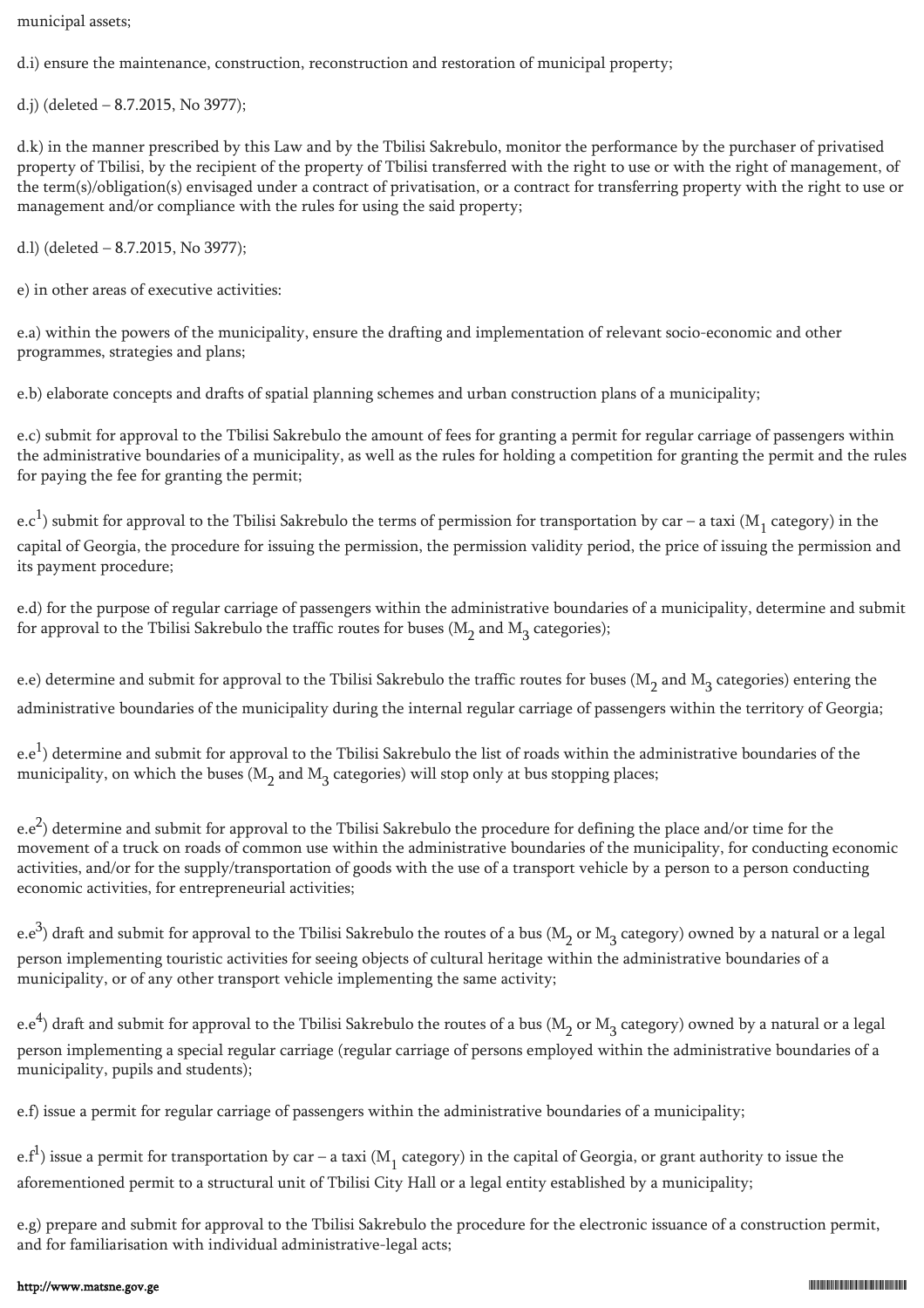municipal assets;

d.i) ensure the maintenance, construction, reconstruction and restoration of municipal property;

d.j) (deleted – 8.7.2015, No 3977);

d.k) in the manner prescribed by this Law and by the Tbilisi Sakrebulo, monitor the performance by the purchaser of privatised property of Tbilisi, by the recipient of the property of Tbilisi transferred with the right to use or with the right of management, of the term(s)/obligation(s) envisaged under a contract of privatisation, or a contract for transferring property with the right to use or management and/or compliance with the rules for using the said property;

d.l) (deleted – 8.7.2015, No 3977);

e) in other areas of executive activities:

e.a) within the powers of the municipality, ensure the drafting and implementation of relevant socio-economic and other programmes, strategies and plans;

e.b) elaborate concepts and drafts of spatial planning schemes and urban construction plans of a municipality;

e.c) submit for approval to the Tbilisi Sakrebulo the amount of fees for granting a permit for regular carriage of passengers within the administrative boundaries of a municipality, as well as the rules for holding a competition for granting the permit and the rules for paying the fee for granting the permit;

e.c[1]) submit for approval to the Tbilisi Sakrebulo the terms of permission for transportation by car – a taxi ($M_1$ category) in the capital of Georgia, the procedure for issuing the permission, the permission validity period, the price of issuing the permission and its payment procedure;

e.d) for the purpose of regular carriage of passengers within the administrative boundaries of a municipality, determine and submit for approval to the Tbilisi Sakrebulo the traffic routes for buses ($M_2$ and $M_3$ categories);

e.e) determine and submit for approval to the Tbilisi Sakrebulo the traffic routes for buses ($M_2$ and $M_3$ categories) entering the administrative boundaries of the municipality during the internal regular carriage of passengers within the territory of Georgia;

e.e[1]) determine and submit for approval to the Tbilisi Sakrebulo the list of roads within the administrative boundaries of the municipality, on which the buses ($M_2$ and $M_3$ categories) will stop only at bus stopping places;

e.e[2]) determine and submit for approval to the Tbilisi Sakrebulo the procedure for defining the place and/or time for the movement of a truck on roads of common use within the administrative boundaries of the municipality, for conducting economic activities, and/or for the supply/transportation of goods with the use of a transport vehicle by a person to a person conducting economic activities, for entrepreneurial activities;

e.e[3]) draft and submit for approval to the Tbilisi Sakrebulo the routes of a bus ($M_2$ or $M_3$ category) owned by a natural or a legal person implementing touristic activities for seeing objects of cultural heritage within the administrative boundaries of a municipality, or of any other transport vehicle implementing the same activity;

e.e[4]) draft and submit for approval to the Tbilisi Sakrebulo the routes of a bus ($M_2$ or $M_3$ category) owned by a natural or a legal person implementing a special regular carriage (regular carriage of persons employed within the administrative boundaries of a municipality, pupils and students);

e.f) issue a permit for regular carriage of passengers within the administrative boundaries of a municipality;

e.f[1]) issue a permit for transportation by car – a taxi ($M_1$ category) in the capital of Georgia, or grant authority to issue the aforementioned permit to a structural unit of Tbilisi City Hall or a legal entity established by a municipality;

e.g) prepare and submit for approval to the Tbilisi Sakrebulo the procedure for the electronic issuance of a construction permit, and for familiarisation with individual administrative-legal acts;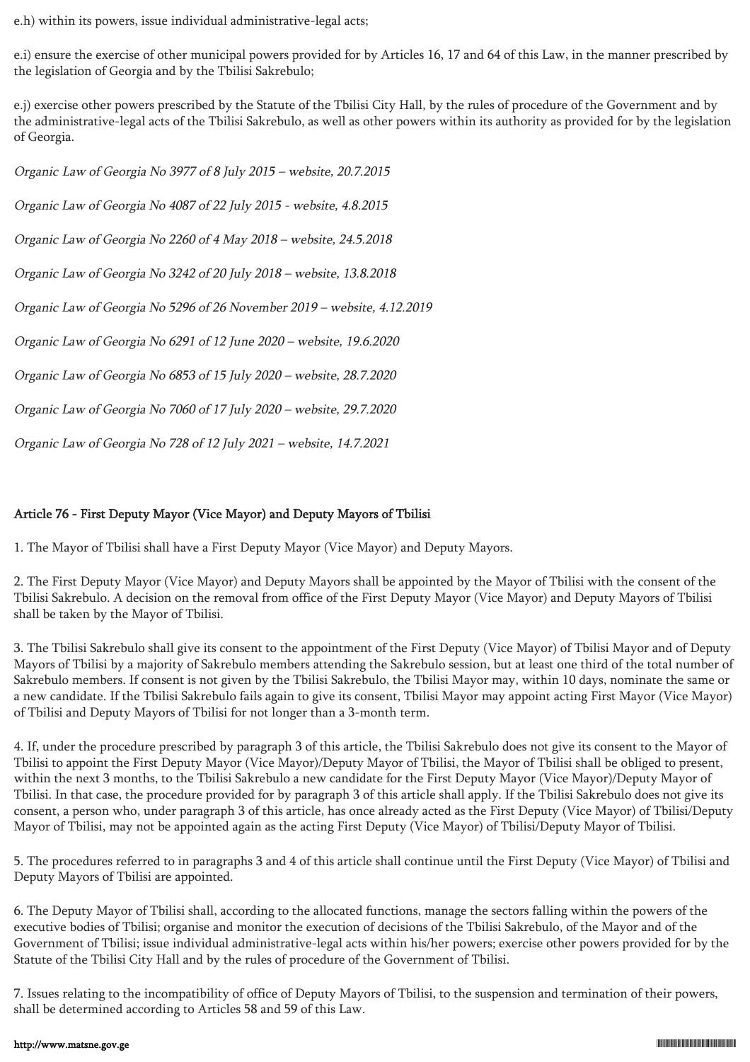e.h) within its powers, issue individual administrative-legal acts;

e.i) ensure the exercise of other municipal powers provided for by Articles 16, 17 and 64 of this Law, in the manner prescribed by the legislation of Georgia and by the Tbilisi Sakrebulo;

e.j) exercise other powers prescribed by the Statute of the Tbilisi City Hall, by the rules of procedure of the Government and by the administrative-legal acts of the Tbilisi Sakrebulo, as well as other powers within its authority as provided for by the legislation of Georgia.

*Organic Law of Georgia No 3977 of 8 July 2015 – website, 20.7.2015*

*Organic Law of Georgia No 4087 of 22 July 2015 - website, 4.8.2015*

*Organic Law of Georgia No 2260 of 4 May 2018 – website, 24.5.2018*

*Organic Law of Georgia No 3242 of 20 July 2018 – website, 13.8.2018*

*Organic Law of Georgia No 5296 of 26 November 2019 – website, 4.12.2019*

*Organic Law of Georgia No 6291 of 12 June 2020 – website, 19.6.2020*

*Organic Law of Georgia No 6853 of 15 July 2020 – website, 28.7.2020*

*Organic Law of Georgia No 7060 of 17 July 2020 – website, 29.7.2020*

*Organic Law of Georgia No 728 of 12 July 2021 – website, 14.7.2021*

## Article 76 - First Deputy Mayor (Vice Mayor) and Deputy Mayors of Tbilisi

1. The Mayor of Tbilisi shall have a First Deputy Mayor (Vice Mayor) and Deputy Mayors.

2. The First Deputy Mayor (Vice Mayor) and Deputy Mayors shall be appointed by the Mayor of Tbilisi with the consent of the Tbilisi Sakrebulo. A decision on the removal from office of the First Deputy Mayor (Vice Mayor) and Deputy Mayors of Tbilisi shall be taken by the Mayor of Tbilisi.

3. The Tbilisi Sakrebulo shall give its consent to the appointment of the First Deputy (Vice Mayor) of Tbilisi Mayor and of Deputy Mayors of Tbilisi by a majority of Sakrebulo members attending the Sakrebulo session, but at least one third of the total number of Sakrebulo members. If consent is not given by the Tbilisi Sakrebulo, the Tbilisi Mayor may, within 10 days, nominate the same or a new candidate. If the Tbilisi Sakrebulo fails again to give its consent, Tbilisi Mayor may appoint acting First Mayor (Vice Mayor) of Tbilisi and Deputy Mayors of Tbilisi for not longer than a 3-month term.

4. If, under the procedure prescribed by paragraph 3 of this article, the Tbilisi Sakrebulo does not give its consent to the Mayor of Tbilisi to appoint the First Deputy Mayor (Vice Mayor)/Deputy Mayor of Tbilisi, the Mayor of Tbilisi shall be obliged to present, within the next 3 months, to the Tbilisi Sakrebulo a new candidate for the First Deputy Mayor (Vice Mayor)/Deputy Mayor of Tbilisi. In that case, the procedure provided for by paragraph 3 of this article shall apply. If the Tbilisi Sakrebulo does not give its consent, a person who, under paragraph 3 of this article, has once already acted as the First Deputy (Vice Mayor) of Tbilisi/Deputy Mayor of Tbilisi, may not be appointed again as the acting First Deputy (Vice Mayor) of Tbilisi/Deputy Mayor of Tbilisi.

5. The procedures referred to in paragraphs 3 and 4 of this article shall continue until the First Deputy (Vice Mayor) of Tbilisi and Deputy Mayors of Tbilisi are appointed.

6. The Deputy Mayor of Tbilisi shall, according to the allocated functions, manage the sectors falling within the powers of the executive bodies of Tbilisi; organise and monitor the execution of decisions of the Tbilisi Sakrebulo, of the Mayor and of the Government of Tbilisi; issue individual administrative-legal acts within his/her powers; exercise other powers provided for by the Statute of the Tbilisi City Hall and by the rules of procedure of the Government of Tbilisi.

7. Issues relating to the incompatibility of office of Deputy Mayors of Tbilisi, to the suspension and termination of their powers, shall be determined according to Articles 58 and 59 of this Law.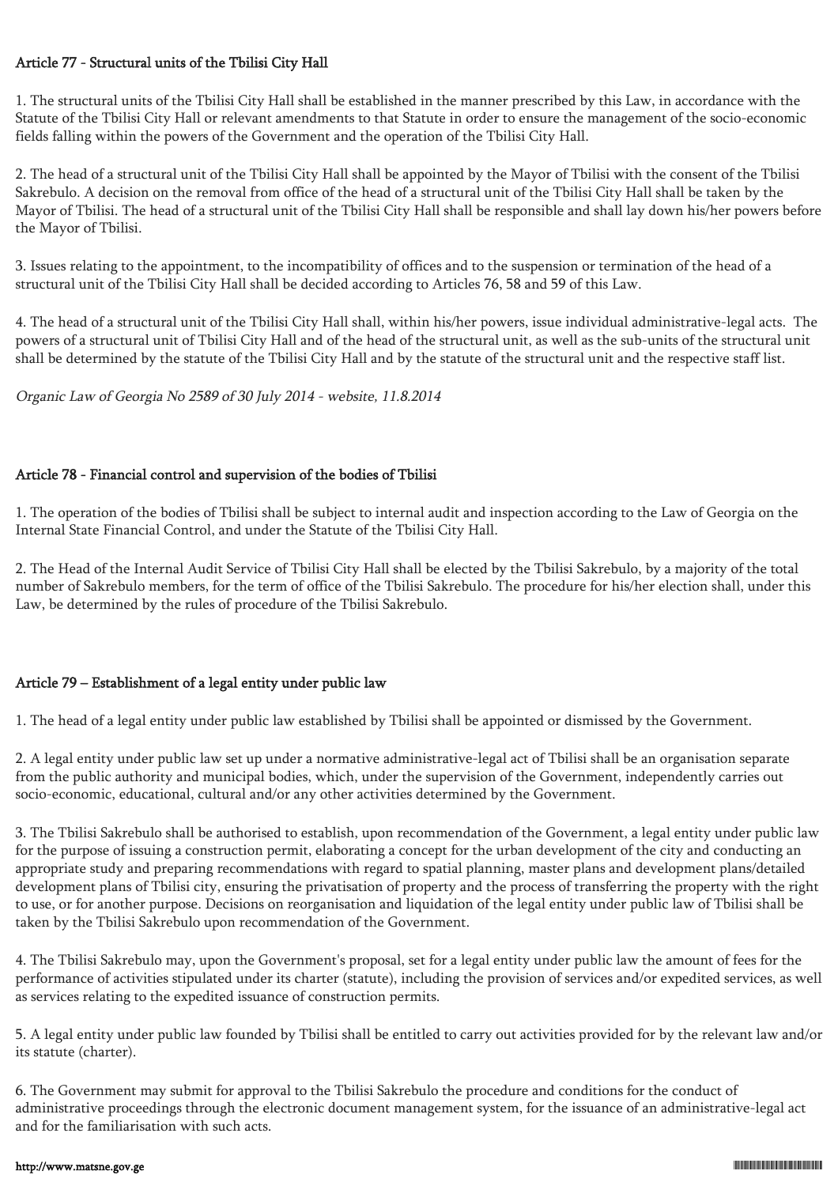### Article 77 - Structural units of the Tbilisi City Hall

1. The structural units of the Tbilisi City Hall shall be established in the manner prescribed by this Law, in accordance with the Statute of the Tbilisi City Hall or relevant amendments to that Statute in order to ensure the management of the socio-economic fields falling within the powers of the Government and the operation of the Tbilisi City Hall.

2. The head of a structural unit of the Tbilisi City Hall shall be appointed by the Mayor of Tbilisi with the consent of the Tbilisi Sakrebulo. A decision on the removal from office of the head of a structural unit of the Tbilisi City Hall shall be taken by the Mayor of Tbilisi. The head of a structural unit of the Tbilisi City Hall shall be responsible and shall lay down his/her powers before the Mayor of Tbilisi.

3. Issues relating to the appointment, to the incompatibility of offices and to the suspension or termination of the head of a structural unit of the Tbilisi City Hall shall be decided according to Articles 76, 58 and 59 of this Law.

4. The head of a structural unit of the Tbilisi City Hall shall, within his/her powers, issue individual administrative-legal acts. The powers of a structural unit of Tbilisi City Hall and of the head of the structural unit, as well as the sub-units of the structural unit shall be determined by the statute of the Tbilisi City Hall and by the statute of the structural unit and the respective staff list.

*Organic Law of Georgia No 2589 of 30 July 2014 - website, 11.8.2014*

### Article 78 - Financial control and supervision of the bodies of Tbilisi

1. The operation of the bodies of Tbilisi shall be subject to internal audit and inspection according to the Law of Georgia on the Internal State Financial Control, and under the Statute of the Tbilisi City Hall.

2. The Head of the Internal Audit Service of Tbilisi City Hall shall be elected by the Tbilisi Sakrebulo, by a majority of the total number of Sakrebulo members, for the term of office of the Tbilisi Sakrebulo. The procedure for his/her election shall, under this Law, be determined by the rules of procedure of the Tbilisi Sakrebulo.

### Article 79 – Establishment of a legal entity under public law

1. The head of a legal entity under public law established by Tbilisi shall be appointed or dismissed by the Government.

2. A legal entity under public law set up under a normative administrative-legal act of Tbilisi shall be an organisation separate from the public authority and municipal bodies, which, under the supervision of the Government, independently carries out socio-economic, educational, cultural and/or any other activities determined by the Government.

3. The Tbilisi Sakrebulo shall be authorised to establish, upon recommendation of the Government, a legal entity under public law for the purpose of issuing a construction permit, elaborating a concept for the urban development of the city and conducting an appropriate study and preparing recommendations with regard to spatial planning, master plans and development plans/detailed development plans of Tbilisi city, ensuring the privatisation of property and the process of transferring the property with the right to use, or for another purpose. Decisions on reorganisation and liquidation of the legal entity under public law of Tbilisi shall be taken by the Tbilisi Sakrebulo upon recommendation of the Government.

4. The Tbilisi Sakrebulo may, upon the Government's proposal, set for a legal entity under public law the amount of fees for the performance of activities stipulated under its charter (statute), including the provision of services and/or expedited services, as well as services relating to the expedited issuance of construction permits.

5. A legal entity under public law founded by Tbilisi shall be entitled to carry out activities provided for by the relevant law and/or its statute (charter).

6. The Government may submit for approval to the Tbilisi Sakrebulo the procedure and conditions for the conduct of administrative proceedings through the electronic document management system, for the issuance of an administrative-legal act and for the familiarisation with such acts.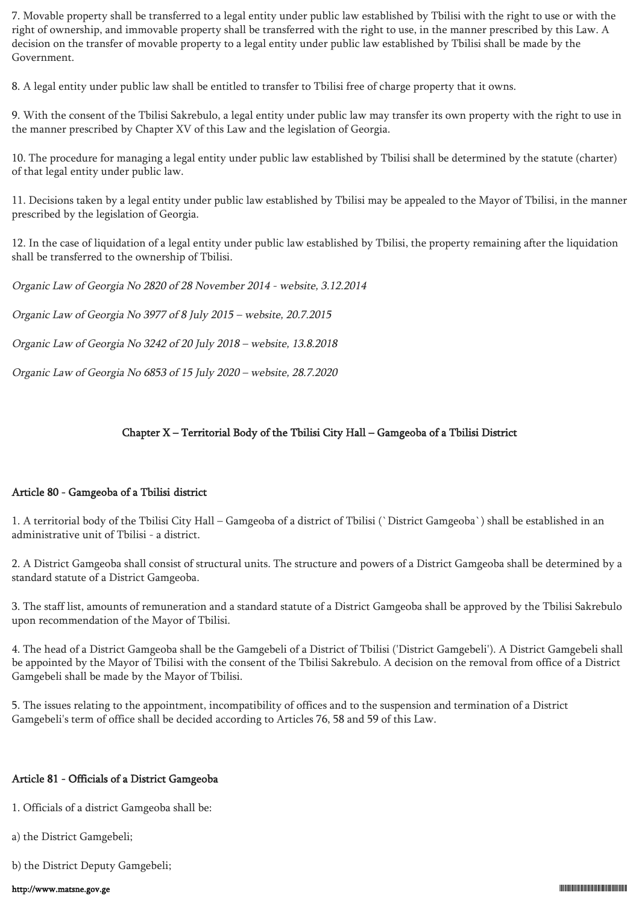7. Movable property shall be transferred to a legal entity under public law established by Tbilisi with the right to use or with the right of ownership, and immovable property shall be transferred with the right to use, in the manner prescribed by this Law. A decision on the transfer of movable property to a legal entity under public law established by Tbilisi shall be made by the Government.

8. A legal entity under public law shall be entitled to transfer to Tbilisi free of charge property that it owns.

9. With the consent of the Tbilisi Sakrebulo, a legal entity under public law may transfer its own property with the right to use in the manner prescribed by Chapter XV of this Law and the legislation of Georgia.

10. The procedure for managing a legal entity under public law established by Tbilisi shall be determined by the statute (charter) of that legal entity under public law.

11. Decisions taken by a legal entity under public law established by Tbilisi may be appealed to the Mayor of Tbilisi, in the manner prescribed by the legislation of Georgia.

12. In the case of liquidation of a legal entity under public law established by Tbilisi, the property remaining after the liquidation shall be transferred to the ownership of Tbilisi.

*Organic Law of Georgia No 2820 of 28 November 2014 - website, 3.12.2014*

*Organic Law of Georgia No 3977 of 8 July 2015 – website, 20.7.2015*

*Organic Law of Georgia No 3242 of 20 July 2018 – website, 13.8.2018*

*Organic Law of Georgia No 6853 of 15 July 2020 – website, 28.7.2020*

## Chapter X – Territorial Body of the Tbilisi City Hall – Gamgeoba of a Tbilisi District

### Article 80 - Gamgeoba of a Tbilisi district

1. A territorial body of the Tbilisi City Hall – Gamgeoba of a district of Tbilisi (`District Gamgeoba`) shall be established in an administrative unit of Tbilisi - a district.

2. A District Gamgeoba shall consist of structural units. The structure and powers of a District Gamgeoba shall be determined by a standard statute of a District Gamgeoba.

3. The staff list, amounts of remuneration and a standard statute of a District Gamgeoba shall be approved by the Tbilisi Sakrebulo upon recommendation of the Mayor of Tbilisi.

4. The head of a District Gamgeoba shall be the Gamgebeli of a District of Tbilisi ('District Gamgebeli'). A District Gamgebeli shall be appointed by the Mayor of Tbilisi with the consent of the Tbilisi Sakrebulo. A decision on the removal from office of a District Gamgebeli shall be made by the Mayor of Tbilisi.

5. The issues relating to the appointment, incompatibility of offices and to the suspension and termination of a District Gamgebeli's term of office shall be decided according to Articles 76, 58 and 59 of this Law.

### Article 81 - Officials of a District Gamgeoba

1. Officials of a district Gamgeoba shall be:

a) the District Gamgebeli;

b) the District Deputy Gamgebeli;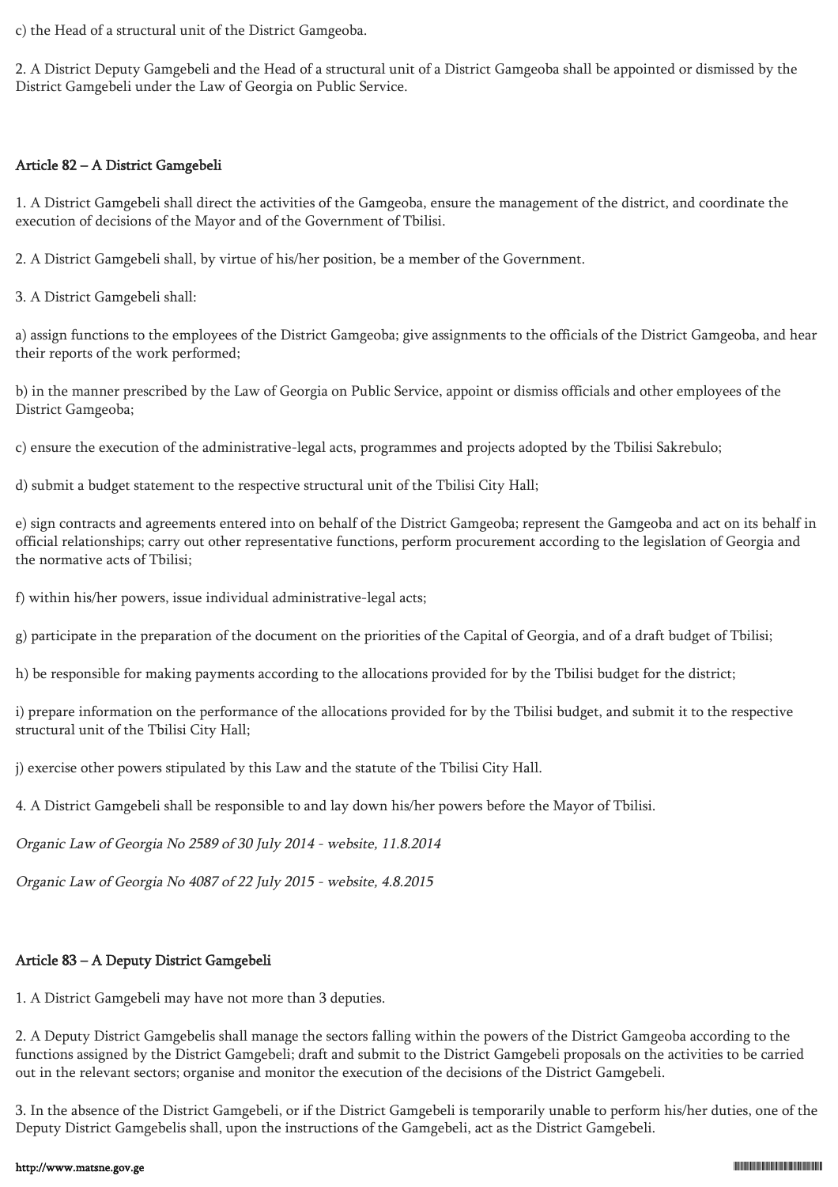c) the Head of a structural unit of the District Gamgeoba.

2. A District Deputy Gamgebeli and the Head of a structural unit of a District Gamgeoba shall be appointed or dismissed by the District Gamgebeli under the Law of Georgia on Public Service.

### Article 82 – A District Gamgebeli

1. A District Gamgebeli shall direct the activities of the Gamgeoba, ensure the management of the district, and coordinate the execution of decisions of the Mayor and of the Government of Tbilisi.

2. A District Gamgebeli shall, by virtue of his/her position, be a member of the Government.

3. A District Gamgebeli shall:

a) assign functions to the employees of the District Gamgeoba; give assignments to the officials of the District Gamgeoba, and hear their reports of the work performed;

b) in the manner prescribed by the Law of Georgia on Public Service, appoint or dismiss officials and other employees of the District Gamgeoba;

c) ensure the execution of the administrative-legal acts, programmes and projects adopted by the Tbilisi Sakrebulo;

d) submit a budget statement to the respective structural unit of the Tbilisi City Hall;

e) sign contracts and agreements entered into on behalf of the District Gamgeoba; represent the Gamgeoba and act on its behalf in official relationships; carry out other representative functions, perform procurement according to the legislation of Georgia and the normative acts of Tbilisi;

f) within his/her powers, issue individual administrative-legal acts;

g) participate in the preparation of the document on the priorities of the Capital of Georgia, and of a draft budget of Tbilisi;

h) be responsible for making payments according to the allocations provided for by the Tbilisi budget for the district;

i) prepare information on the performance of the allocations provided for by the Tbilisi budget, and submit it to the respective structural unit of the Tbilisi City Hall;

j) exercise other powers stipulated by this Law and the statute of the Tbilisi City Hall.

4. A District Gamgebeli shall be responsible to and lay down his/her powers before the Mayor of Tbilisi.

*Organic Law of Georgia No 2589 of 30 July 2014 - website, 11.8.2014*

*Organic Law of Georgia No 4087 of 22 July 2015 - website, 4.8.2015*

### Article 83 – A Deputy District Gamgebeli

1. A District Gamgebeli may have not more than 3 deputies.

2. A Deputy District Gamgebelis shall manage the sectors falling within the powers of the District Gamgeoba according to the functions assigned by the District Gamgebeli; draft and submit to the District Gamgebeli proposals on the activities to be carried out in the relevant sectors; organise and monitor the execution of the decisions of the District Gamgebeli.

3. In the absence of the District Gamgebeli, or if the District Gamgebeli is temporarily unable to perform his/her duties, one of the Deputy District Gamgebelis shall, upon the instructions of the Gamgebeli, act as the District Gamgebeli.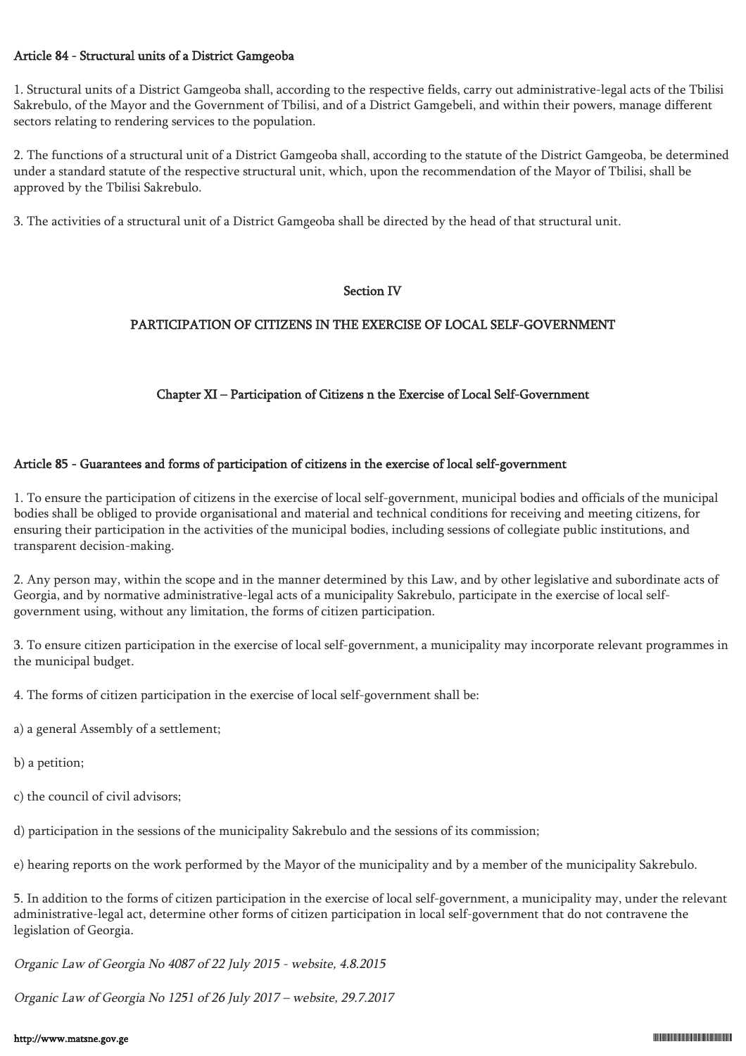#### Article 84 - Structural units of a District Gamgeoba

1. Structural units of a District Gamgeoba shall, according to the respective fields, carry out administrative-legal acts of the Tbilisi Sakrebulo, of the Mayor and the Government of Tbilisi, and of a District Gamgebeli, and within their powers, manage different sectors relating to rendering services to the population.

2. The functions of a structural unit of a District Gamgeoba shall, according to the statute of the District Gamgeoba, be determined under a standard statute of the respective structural unit, which, upon the recommendation of the Mayor of Tbilisi, shall be approved by the Tbilisi Sakrebulo.

3. The activities of a structural unit of a District Gamgeoba shall be directed by the head of that structural unit.

## Section IV

## PARTICIPATION OF CITIZENS IN THE EXERCISE OF LOCAL SELF-GOVERNMENT

### Chapter XI – Participation of Citizens n the Exercise of Local Self-Government

#### Article 85 - Guarantees and forms of participation of citizens in the exercise of local self-government

1. To ensure the participation of citizens in the exercise of local self-government, municipal bodies and officials of the municipal bodies shall be obliged to provide organisational and material and technical conditions for receiving and meeting citizens, for ensuring their participation in the activities of the municipal bodies, including sessions of collegiate public institutions, and transparent decision-making.

2. Any person may, within the scope and in the manner determined by this Law, and by other legislative and subordinate acts of Georgia, and by normative administrative-legal acts of a municipality Sakrebulo, participate in the exercise of local self-government using, without any limitation, the forms of citizen participation.

3. To ensure citizen participation in the exercise of local self-government, a municipality may incorporate relevant programmes in the municipal budget.

4. The forms of citizen participation in the exercise of local self-government shall be:

a) a general Assembly of a settlement;

b) a petition;

c) the council of civil advisors;

d) participation in the sessions of the municipality Sakrebulo and the sessions of its commission;

e) hearing reports on the work performed by the Mayor of the municipality and by a member of the municipality Sakrebulo.

5. In addition to the forms of citizen participation in the exercise of local self-government, a municipality may, under the relevant administrative-legal act, determine other forms of citizen participation in local self-government that do not contravene the legislation of Georgia.

*Organic Law of Georgia No 4087 of 22 July 2015 - website, 4.8.2015*

*Organic Law of Georgia No 1251 of 26 July 2017 – website, 29.7.2017*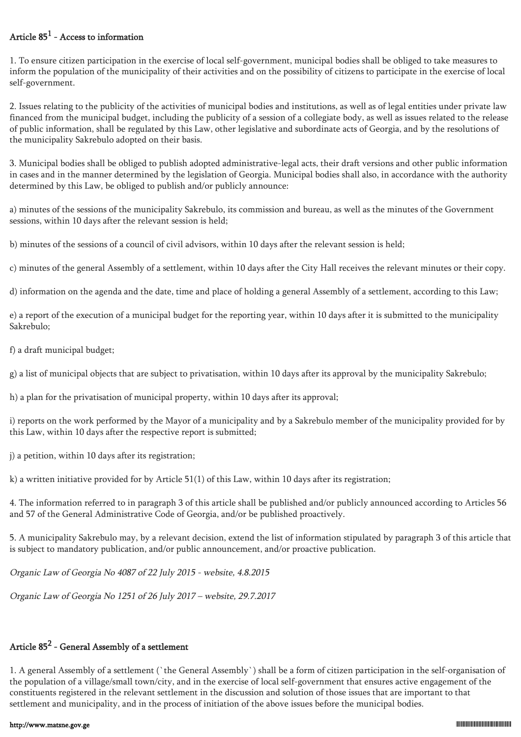## Article 85[1] - Access to information

1. To ensure citizen participation in the exercise of local self-government, municipal bodies shall be obliged to take measures to inform the population of the municipality of their activities and on the possibility of citizens to participate in the exercise of local self-government.

2. Issues relating to the publicity of the activities of municipal bodies and institutions, as well as of legal entities under private law financed from the municipal budget, including the publicity of a session of a collegiate body, as well as issues related to the release of public information, shall be regulated by this Law, other legislative and subordinate acts of Georgia, and by the resolutions of the municipality Sakrebulo adopted on their basis.

3. Municipal bodies shall be obliged to publish adopted administrative-legal acts, their draft versions and other public information in cases and in the manner determined by the legislation of Georgia. Municipal bodies shall also, in accordance with the authority determined by this Law, be obliged to publish and/or publicly announce:

a) minutes of the sessions of the municipality Sakrebulo, its commission and bureau, as well as the minutes of the Government sessions, within 10 days after the relevant session is held;

b) minutes of the sessions of a council of civil advisors, within 10 days after the relevant session is held;

c) minutes of the general Assembly of a settlement, within 10 days after the City Hall receives the relevant minutes or their copy.

d) information on the agenda and the date, time and place of holding a general Assembly of a settlement, according to this Law;

e) a report of the execution of a municipal budget for the reporting year, within 10 days after it is submitted to the municipality Sakrebulo;

f) a draft municipal budget;

g) a list of municipal objects that are subject to privatisation, within 10 days after its approval by the municipality Sakrebulo;

h) a plan for the privatisation of municipal property, within 10 days after its approval;

i) reports on the work performed by the Mayor of a municipality and by a Sakrebulo member of the municipality provided for by this Law, within 10 days after the respective report is submitted;

j) a petition, within 10 days after its registration;

k) a written initiative provided for by Article 51(1) of this Law, within 10 days after its registration;

4. The information referred to in paragraph 3 of this article shall be published and/or publicly announced according to Articles 56 and 57 of the General Administrative Code of Georgia, and/or be published proactively.

5. A municipality Sakrebulo may, by a relevant decision, extend the list of information stipulated by paragraph 3 of this article that is subject to mandatory publication, and/or public announcement, and/or proactive publication.

*Organic Law of Georgia No 4087 of 22 July 2015 - website, 4.8.2015*

*Organic Law of Georgia No 1251 of 26 July 2017 – website, 29.7.2017*

## Article 85[2] - General Assembly of a settlement

1. A general Assembly of a settlement (`the General Assembly`) shall be a form of citizen participation in the self-organisation of the population of a village/small town/city, and in the exercise of local self-government that ensures active engagement of the constituents registered in the relevant settlement in the discussion and solution of those issues that are important to that settlement and municipality, and in the process of initiation of the above issues before the municipal bodies.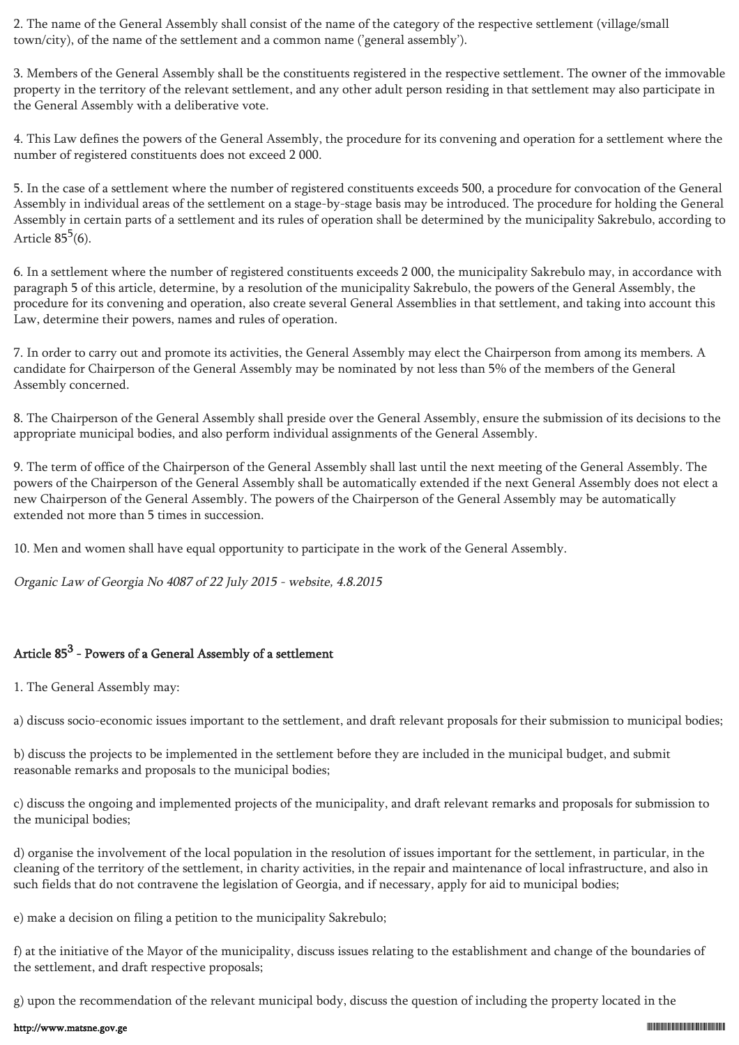2. The name of the General Assembly shall consist of the name of the category of the respective settlement (village/small town/city), of the name of the settlement and a common name ('general assembly').

3. Members of the General Assembly shall be the constituents registered in the respective settlement. The owner of the immovable property in the territory of the relevant settlement, and any other adult person residing in that settlement may also participate in the General Assembly with a deliberative vote.

4. This Law defines the powers of the General Assembly, the procedure for its convening and operation for a settlement where the number of registered constituents does not exceed 2 000.

5. In the case of a settlement where the number of registered constituents exceeds 500, a procedure for convocation of the General Assembly in individual areas of the settlement on a stage-by-stage basis may be introduced. The procedure for holding the General Assembly in certain parts of a settlement and its rules of operation shall be determined by the municipality Sakrebulo, according to Article $85^5$(6).

6. In a settlement where the number of registered constituents exceeds 2 000, the municipality Sakrebulo may, in accordance with paragraph 5 of this article, determine, by a resolution of the municipality Sakrebulo, the powers of the General Assembly, the procedure for its convening and operation, also create several General Assemblies in that settlement, and taking into account this Law, determine their powers, names and rules of operation.

7. In order to carry out and promote its activities, the General Assembly may elect the Chairperson from among its members. A candidate for Chairperson of the General Assembly may be nominated by not less than 5% of the members of the General Assembly concerned.

8. The Chairperson of the General Assembly shall preside over the General Assembly, ensure the submission of its decisions to the appropriate municipal bodies, and also perform individual assignments of the General Assembly.

9. The term of office of the Chairperson of the General Assembly shall last until the next meeting of the General Assembly. The powers of the Chairperson of the General Assembly shall be automatically extended if the next General Assembly does not elect a new Chairperson of the General Assembly. The powers of the Chairperson of the General Assembly may be automatically extended not more than 5 times in succession.

10. Men and women shall have equal opportunity to participate in the work of the General Assembly.

*Organic Law of Georgia No 4087 of 22 July 2015 - website, 4.8.2015*

### Article $85^3$ - Powers of a General Assembly of a settlement

1. The General Assembly may:

a) discuss socio-economic issues important to the settlement, and draft relevant proposals for their submission to municipal bodies;

b) discuss the projects to be implemented in the settlement before they are included in the municipal budget, and submit reasonable remarks and proposals to the municipal bodies;

c) discuss the ongoing and implemented projects of the municipality, and draft relevant remarks and proposals for submission to the municipal bodies;

d) organise the involvement of the local population in the resolution of issues important for the settlement, in particular, in the cleaning of the territory of the settlement, in charity activities, in the repair and maintenance of local infrastructure, and also in such fields that do not contravene the legislation of Georgia, and if necessary, apply for aid to municipal bodies;

e) make a decision on filing a petition to the municipality Sakrebulo;

f) at the initiative of the Mayor of the municipality, discuss issues relating to the establishment and change of the boundaries of the settlement, and draft respective proposals;

g) upon the recommendation of the relevant municipal body, discuss the question of including the property located in the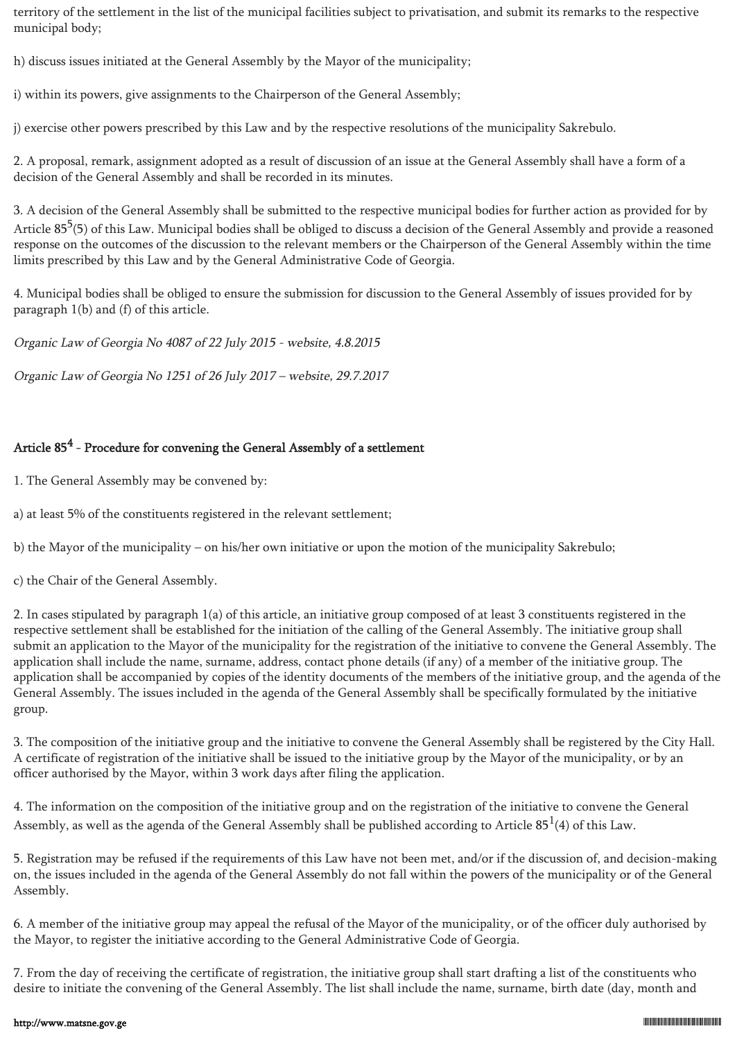territory of the settlement in the list of the municipal facilities subject to privatisation, and submit its remarks to the respective municipal body;

h) discuss issues initiated at the General Assembly by the Mayor of the municipality;

i) within its powers, give assignments to the Chairperson of the General Assembly;

j) exercise other powers prescribed by this Law and by the respective resolutions of the municipality Sakrebulo.

2. A proposal, remark, assignment adopted as a result of discussion of an issue at the General Assembly shall have a form of a decision of the General Assembly and shall be recorded in its minutes.

3. A decision of the General Assembly shall be submitted to the respective municipal bodies for further action as provided for by Article $85^5$(5) of this Law. Municipal bodies shall be obliged to discuss a decision of the General Assembly and provide a reasoned response on the outcomes of the discussion to the relevant members or the Chairperson of the General Assembly within the time limits prescribed by this Law and by the General Administrative Code of Georgia.

4. Municipal bodies shall be obliged to ensure the submission for discussion to the General Assembly of issues provided for by paragraph 1(b) and (f) of this article.

*Organic Law of Georgia No 4087 of 22 July 2015 - website, 4.8.2015*

*Organic Law of Georgia No 1251 of 26 July 2017 – website, 29.7.2017*

### Article $85^4$ - Procedure for convening the General Assembly of a settlement

1. The General Assembly may be convened by:

a) at least 5% of the constituents registered in the relevant settlement;

b) the Mayor of the municipality – on his/her own initiative or upon the motion of the municipality Sakrebulo;

c) the Chair of the General Assembly.

2. In cases stipulated by paragraph 1(a) of this article, an initiative group composed of at least 3 constituents registered in the respective settlement shall be established for the initiation of the calling of the General Assembly. The initiative group shall submit an application to the Mayor of the municipality for the registration of the initiative to convene the General Assembly. The application shall include the name, surname, address, contact phone details (if any) of a member of the initiative group. The application shall be accompanied by copies of the identity documents of the members of the initiative group, and the agenda of the General Assembly. The issues included in the agenda of the General Assembly shall be specifically formulated by the initiative group.

3. The composition of the initiative group and the initiative to convene the General Assembly shall be registered by the City Hall. A certificate of registration of the initiative shall be issued to the initiative group by the Mayor of the municipality, or by an officer authorised by the Mayor, within 3 work days after filing the application.

4. The information on the composition of the initiative group and on the registration of the initiative to convene the General Assembly, as well as the agenda of the General Assembly shall be published according to Article $85^1$(4) of this Law.

5. Registration may be refused if the requirements of this Law have not been met, and/or if the discussion of, and decision-making on, the issues included in the agenda of the General Assembly do not fall within the powers of the municipality or of the General Assembly.

6. A member of the initiative group may appeal the refusal of the Mayor of the municipality, or of the officer duly authorised by the Mayor, to register the initiative according to the General Administrative Code of Georgia.

7. From the day of receiving the certificate of registration, the initiative group shall start drafting a list of the constituents who desire to initiate the convening of the General Assembly. The list shall include the name, surname, birth date (day, month and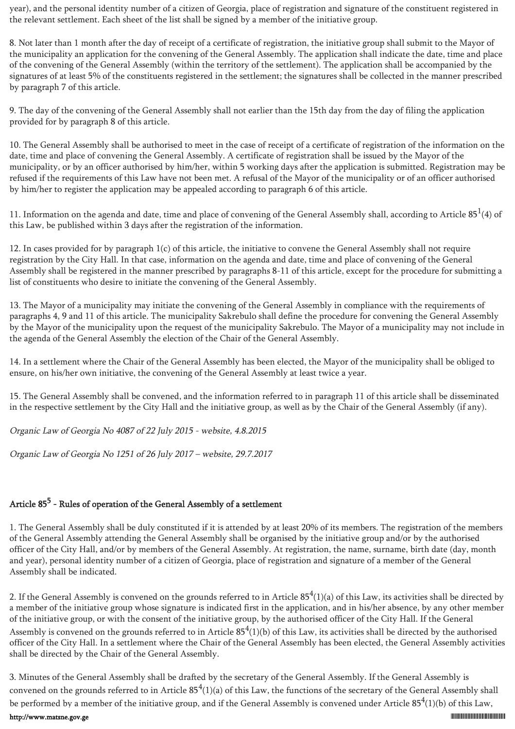year), and the personal identity number of a citizen of Georgia, place of registration and signature of the constituent registered in the relevant settlement. Each sheet of the list shall be signed by a member of the initiative group.

8. Not later than 1 month after the day of receipt of a certificate of registration, the initiative group shall submit to the Mayor of the municipality an application for the convening of the General Assembly. The application shall indicate the date, time and place of the convening of the General Assembly (within the territory of the settlement). The application shall be accompanied by the signatures of at least 5% of the constituents registered in the settlement; the signatures shall be collected in the manner prescribed by paragraph 7 of this article.

9. The day of the convening of the General Assembly shall not earlier than the 15th day from the day of filing the application provided for by paragraph 8 of this article.

10. The General Assembly shall be authorised to meet in the case of receipt of a certificate of registration of the information on the date, time and place of convening the General Assembly. A certificate of registration shall be issued by the Mayor of the municipality, or by an officer authorised by him/her, within 5 working days after the application is submitted. Registration may be refused if the requirements of this Law have not been met. A refusal of the Mayor of the municipality or of an officer authorised by him/her to register the application may be appealed according to paragraph 6 of this article.

11. Information on the agenda and date, time and place of convening of the General Assembly shall, according to Article $85^1$(4) of this Law, be published within 3 days after the registration of the information.

12. In cases provided for by paragraph 1(c) of this article, the initiative to convene the General Assembly shall not require registration by the City Hall. In that case, information on the agenda and date, time and place of convening of the General Assembly shall be registered in the manner prescribed by paragraphs 8-11 of this article, except for the procedure for submitting a list of constituents who desire to initiate the convening of the General Assembly.

13. The Mayor of a municipality may initiate the convening of the General Assembly in compliance with the requirements of paragraphs 4, 9 and 11 of this article. The municipality Sakrebulo shall define the procedure for convening the General Assembly by the Mayor of the municipality upon the request of the municipality Sakrebulo. The Mayor of a municipality may not include in the agenda of the General Assembly the election of the Chair of the General Assembly.

14. In a settlement where the Chair of the General Assembly has been elected, the Mayor of the municipality shall be obliged to ensure, on his/her own initiative, the convening of the General Assembly at least twice a year.

15. The General Assembly shall be convened, and the information referred to in paragraph 11 of this article shall be disseminated in the respective settlement by the City Hall and the initiative group, as well as by the Chair of the General Assembly (if any).

*Organic Law of Georgia No 4087 of 22 July 2015 - website, 4.8.2015*

*Organic Law of Georgia No 1251 of 26 July 2017 – website, 29.7.2017*

## Article $85^5$ - Rules of operation of the General Assembly of a settlement

1. The General Assembly shall be duly constituted if it is attended by at least 20% of its members. The registration of the members of the General Assembly attending the General Assembly shall be organised by the initiative group and/or by the authorised officer of the City Hall, and/or by members of the General Assembly. At registration, the name, surname, birth date (day, month and year), personal identity number of a citizen of Georgia, place of registration and signature of a member of the General Assembly shall be indicated.

2. If the General Assembly is convened on the grounds referred to in Article $85^4$(1)(a) of this Law, its activities shall be directed by a member of the initiative group whose signature is indicated first in the application, and in his/her absence, by any other member of the initiative group, or with the consent of the initiative group, by the authorised officer of the City Hall. If the General Assembly is convened on the grounds referred to in Article $85^4$(1)(b) of this Law, its activities shall be directed by the authorised officer of the City Hall. In a settlement where the Chair of the General Assembly has been elected, the General Assembly activities shall be directed by the Chair of the General Assembly.

3. Minutes of the General Assembly shall be drafted by the secretary of the General Assembly. If the General Assembly is convened on the grounds referred to in Article $85^4$(1)(a) of this Law, the functions of the secretary of the General Assembly shall be performed by a member of the initiative group, and if the General Assembly is convened under Article $85^4$(1)(b) of this Law,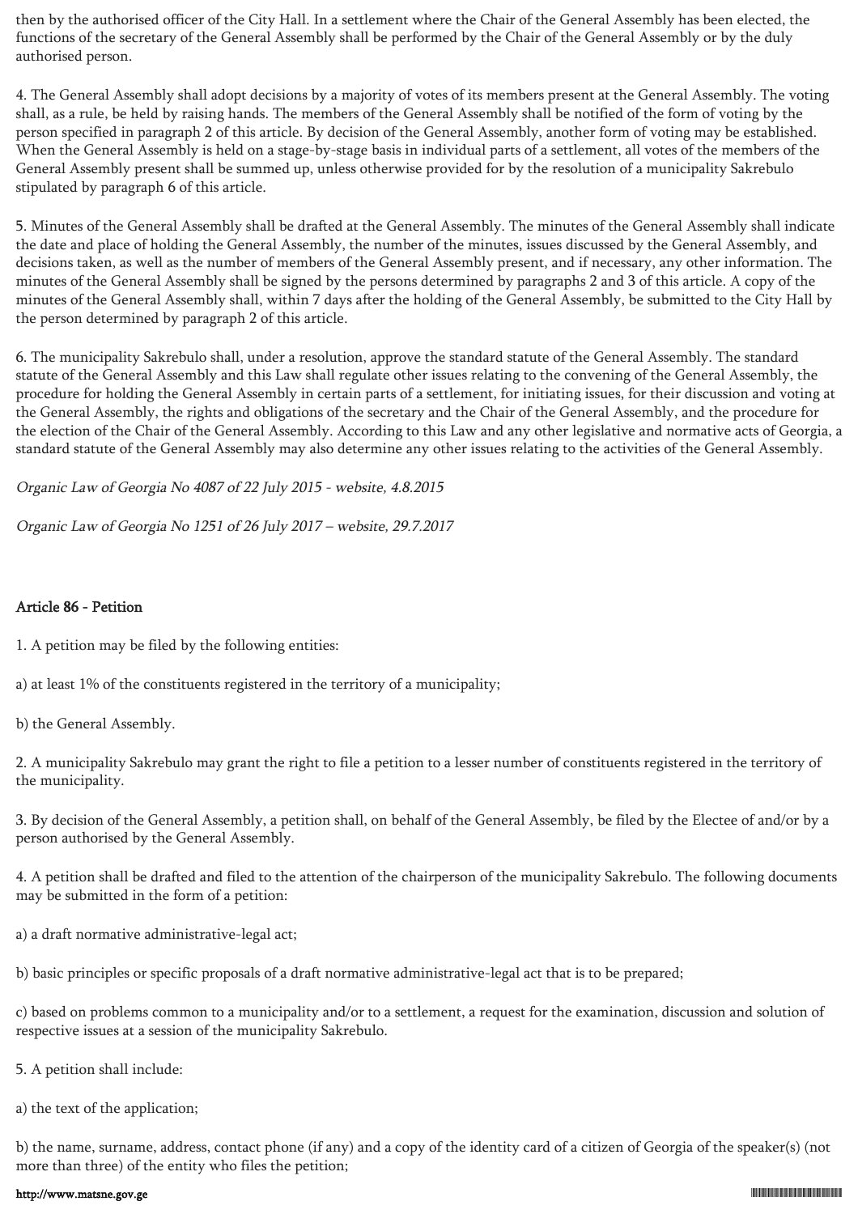then by the authorised officer of the City Hall. In a settlement where the Chair of the General Assembly has been elected, the functions of the secretary of the General Assembly shall be performed by the Chair of the General Assembly or by the duly authorised person.

4. The General Assembly shall adopt decisions by a majority of votes of its members present at the General Assembly. The voting shall, as a rule, be held by raising hands. The members of the General Assembly shall be notified of the form of voting by the person specified in paragraph 2 of this article. By decision of the General Assembly, another form of voting may be established. When the General Assembly is held on a stage-by-stage basis in individual parts of a settlement, all votes of the members of the General Assembly present shall be summed up, unless otherwise provided for by the resolution of a municipality Sakrebulo stipulated by paragraph 6 of this article.

5. Minutes of the General Assembly shall be drafted at the General Assembly. The minutes of the General Assembly shall indicate the date and place of holding the General Assembly, the number of the minutes, issues discussed by the General Assembly, and decisions taken, as well as the number of members of the General Assembly present, and if necessary, any other information. The minutes of the General Assembly shall be signed by the persons determined by paragraphs 2 and 3 of this article. A copy of the minutes of the General Assembly shall, within 7 days after the holding of the General Assembly, be submitted to the City Hall by the person determined by paragraph 2 of this article.

6. The municipality Sakrebulo shall, under a resolution, approve the standard statute of the General Assembly. The standard statute of the General Assembly and this Law shall regulate other issues relating to the convening of the General Assembly, the procedure for holding the General Assembly in certain parts of a settlement, for initiating issues, for their discussion and voting at the General Assembly, the rights and obligations of the secretary and the Chair of the General Assembly, and the procedure for the election of the Chair of the General Assembly. According to this Law and any other legislative and normative acts of Georgia, a standard statute of the General Assembly may also determine any other issues relating to the activities of the General Assembly.

*Organic Law of Georgia No 4087 of 22 July 2015 - website, 4.8.2015*

*Organic Law of Georgia No 1251 of 26 July 2017 – website, 29.7.2017*

### Article 86 - Petition

1. A petition may be filed by the following entities:

a) at least 1% of the constituents registered in the territory of a municipality;

b) the General Assembly.

2. A municipality Sakrebulo may grant the right to file a petition to a lesser number of constituents registered in the territory of the municipality.

3. By decision of the General Assembly, a petition shall, on behalf of the General Assembly, be filed by the Electee of and/or by a person authorised by the General Assembly.

4. A petition shall be drafted and filed to the attention of the chairperson of the municipality Sakrebulo. The following documents may be submitted in the form of a petition:

a) a draft normative administrative-legal act;

b) basic principles or specific proposals of a draft normative administrative-legal act that is to be prepared;

c) based on problems common to a municipality and/or to a settlement, a request for the examination, discussion and solution of respective issues at a session of the municipality Sakrebulo.

5. A petition shall include:

a) the text of the application;

b) the name, surname, address, contact phone (if any) and a copy of the identity card of a citizen of Georgia of the speaker(s) (not more than three) of the entity who files the petition;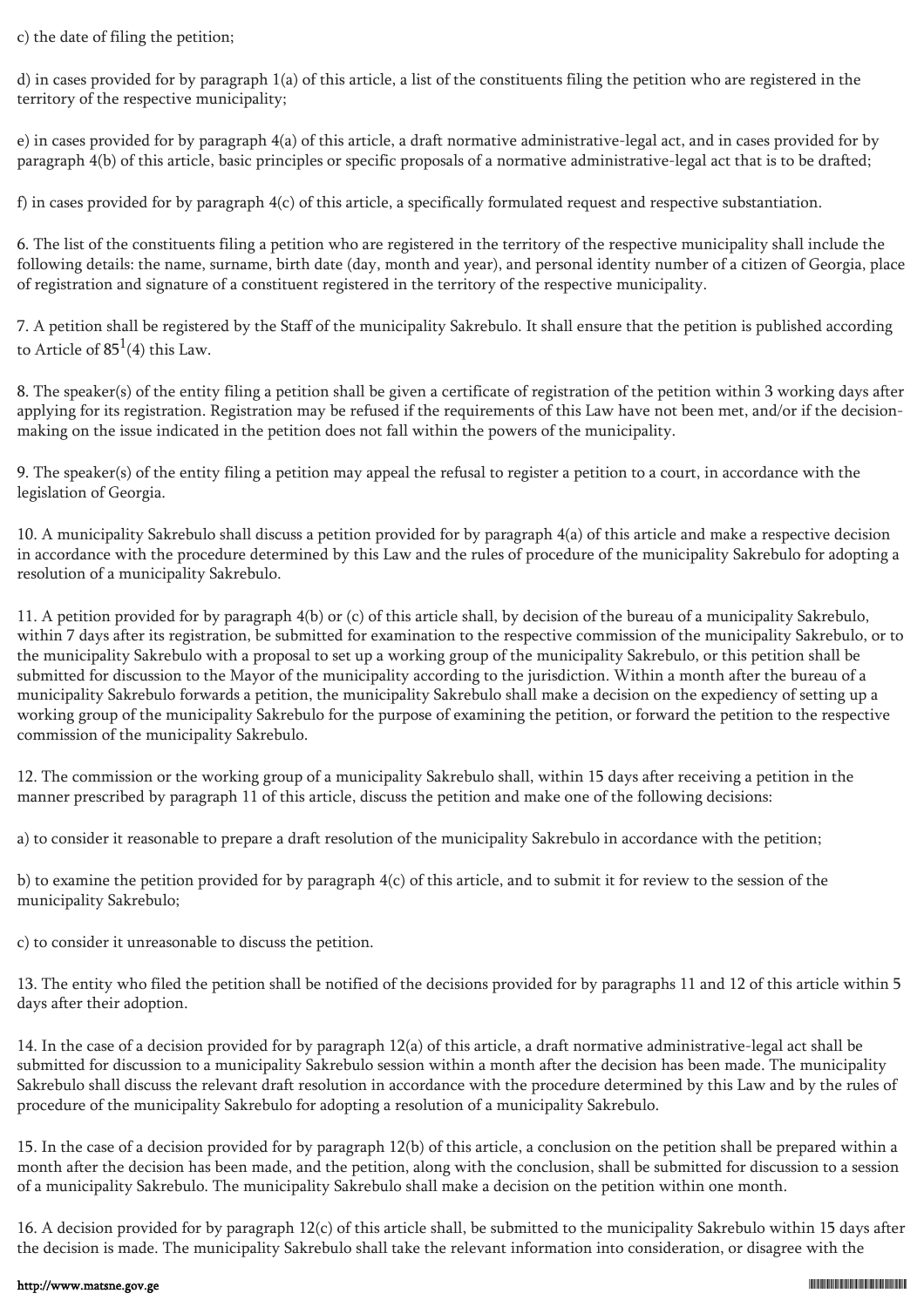c) the date of filing the petition;

d) in cases provided for by paragraph 1(a) of this article, a list of the constituents filing the petition who are registered in the territory of the respective municipality;

e) in cases provided for by paragraph 4(a) of this article, a draft normative administrative-legal act, and in cases provided for by paragraph 4(b) of this article, basic principles or specific proposals of a normative administrative-legal act that is to be drafted;

f) in cases provided for by paragraph 4(c) of this article, a specifically formulated request and respective substantiation.

6. The list of the constituents filing a petition who are registered in the territory of the respective municipality shall include the following details: the name, surname, birth date (day, month and year), and personal identity number of a citizen of Georgia, place of registration and signature of a constituent registered in the territory of the respective municipality.

7. A petition shall be registered by the Staff of the municipality Sakrebulo. It shall ensure that the petition is published according to Article of $85^1$(4) this Law.

8. The speaker(s) of the entity filing a petition shall be given a certificate of registration of the petition within 3 working days after applying for its registration. Registration may be refused if the requirements of this Law have not been met, and/or if the decision-making on the issue indicated in the petition does not fall within the powers of the municipality.

9. The speaker(s) of the entity filing a petition may appeal the refusal to register a petition to a court, in accordance with the legislation of Georgia.

10. A municipality Sakrebulo shall discuss a petition provided for by paragraph 4(a) of this article and make a respective decision in accordance with the procedure determined by this Law and the rules of procedure of the municipality Sakrebulo for adopting a resolution of a municipality Sakrebulo.

11. A petition provided for by paragraph 4(b) or (c) of this article shall, by decision of the bureau of a municipality Sakrebulo, within 7 days after its registration, be submitted for examination to the respective commission of the municipality Sakrebulo, or to the municipality Sakrebulo with a proposal to set up a working group of the municipality Sakrebulo, or this petition shall be submitted for discussion to the Mayor of the municipality according to the jurisdiction. Within a month after the bureau of a municipality Sakrebulo forwards a petition, the municipality Sakrebulo shall make a decision on the expediency of setting up a working group of the municipality Sakrebulo for the purpose of examining the petition, or forward the petition to the respective commission of the municipality Sakrebulo.

12. The commission or the working group of a municipality Sakrebulo shall, within 15 days after receiving a petition in the manner prescribed by paragraph 11 of this article, discuss the petition and make one of the following decisions:

a) to consider it reasonable to prepare a draft resolution of the municipality Sakrebulo in accordance with the petition;

b) to examine the petition provided for by paragraph 4(c) of this article, and to submit it for review to the session of the municipality Sakrebulo;

c) to consider it unreasonable to discuss the petition.

13. The entity who filed the petition shall be notified of the decisions provided for by paragraphs 11 and 12 of this article within 5 days after their adoption.

14. In the case of a decision provided for by paragraph 12(a) of this article, a draft normative administrative-legal act shall be submitted for discussion to a municipality Sakrebulo session within a month after the decision has been made. The municipality Sakrebulo shall discuss the relevant draft resolution in accordance with the procedure determined by this Law and by the rules of procedure of the municipality Sakrebulo for adopting a resolution of a municipality Sakrebulo.

15. In the case of a decision provided for by paragraph 12(b) of this article, a conclusion on the petition shall be prepared within a month after the decision has been made, and the petition, along with the conclusion, shall be submitted for discussion to a session of a municipality Sakrebulo. The municipality Sakrebulo shall make a decision on the petition within one month.

16. A decision provided for by paragraph 12(c) of this article shall, be submitted to the municipality Sakrebulo within 15 days after the decision is made. The municipality Sakrebulo shall take the relevant information into consideration, or disagree with the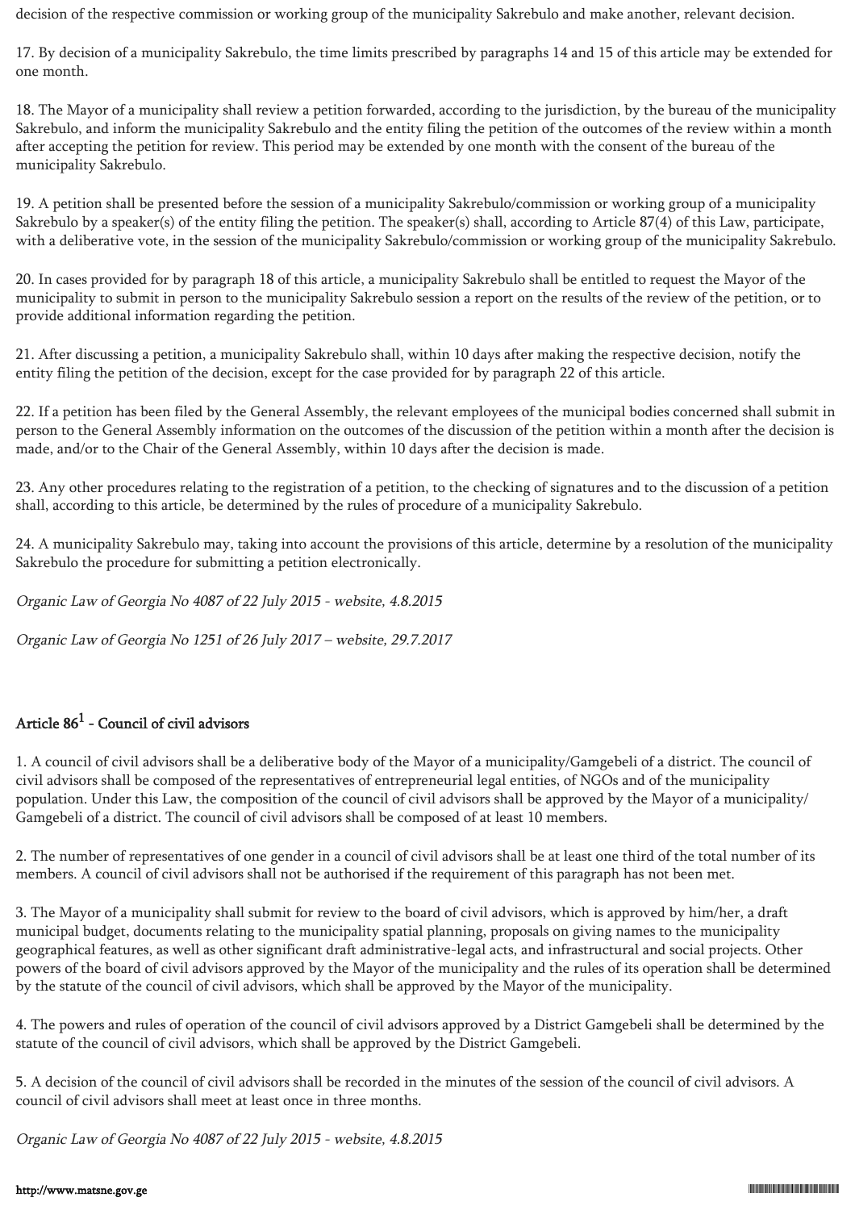decision of the respective commission or working group of the municipality Sakrebulo and make another, relevant decision.

17. By decision of a municipality Sakrebulo, the time limits prescribed by paragraphs 14 and 15 of this article may be extended for one month.

18. The Mayor of a municipality shall review a petition forwarded, according to the jurisdiction, by the bureau of the municipality Sakrebulo, and inform the municipality Sakrebulo and the entity filing the petition of the outcomes of the review within a month after accepting the petition for review. This period may be extended by one month with the consent of the bureau of the municipality Sakrebulo.

19. A petition shall be presented before the session of a municipality Sakrebulo/commission or working group of a municipality Sakrebulo by a speaker(s) of the entity filing the petition. The speaker(s) shall, according to Article 87(4) of this Law, participate, with a deliberative vote, in the session of the municipality Sakrebulo/commission or working group of the municipality Sakrebulo.

20. In cases provided for by paragraph 18 of this article, a municipality Sakrebulo shall be entitled to request the Mayor of the municipality to submit in person to the municipality Sakrebulo session a report on the results of the review of the petition, or to provide additional information regarding the petition.

21. After discussing a petition, a municipality Sakrebulo shall, within 10 days after making the respective decision, notify the entity filing the petition of the decision, except for the case provided for by paragraph 22 of this article.

22. If a petition has been filed by the General Assembly, the relevant employees of the municipal bodies concerned shall submit in person to the General Assembly information on the outcomes of the discussion of the petition within a month after the decision is made, and/or to the Chair of the General Assembly, within 10 days after the decision is made.

23. Any other procedures relating to the registration of a petition, to the checking of signatures and to the discussion of a petition shall, according to this article, be determined by the rules of procedure of a municipality Sakrebulo.

24. A municipality Sakrebulo may, taking into account the provisions of this article, determine by a resolution of the municipality Sakrebulo the procedure for submitting a petition electronically.

*Organic Law of Georgia No 4087 of 22 July 2015 - website, 4.8.2015*

*Organic Law of Georgia No 1251 of 26 July 2017 – website, 29.7.2017*

## Article 86[1] - Council of civil advisors

1. A council of civil advisors shall be a deliberative body of the Mayor of a municipality/Gamgebeli of a district. The council of civil advisors shall be composed of the representatives of entrepreneurial legal entities, of NGOs and of the municipality population. Under this Law, the composition of the council of civil advisors shall be approved by the Mayor of a municipality/ Gamgebeli of a district. The council of civil advisors shall be composed of at least 10 members.

2. The number of representatives of one gender in a council of civil advisors shall be at least one third of the total number of its members. A council of civil advisors shall not be authorised if the requirement of this paragraph has not been met.

3. The Mayor of a municipality shall submit for review to the board of civil advisors, which is approved by him/her, a draft municipal budget, documents relating to the municipality spatial planning, proposals on giving names to the municipality geographical features, as well as other significant draft administrative-legal acts, and infrastructural and social projects. Other powers of the board of civil advisors approved by the Mayor of the municipality and the rules of its operation shall be determined by the statute of the council of civil advisors, which shall be approved by the Mayor of the municipality.

4. The powers and rules of operation of the council of civil advisors approved by a District Gamgebeli shall be determined by the statute of the council of civil advisors, which shall be approved by the District Gamgebeli.

5. A decision of the council of civil advisors shall be recorded in the minutes of the session of the council of civil advisors. A council of civil advisors shall meet at least once in three months.

*Organic Law of Georgia No 4087 of 22 July 2015 - website, 4.8.2015*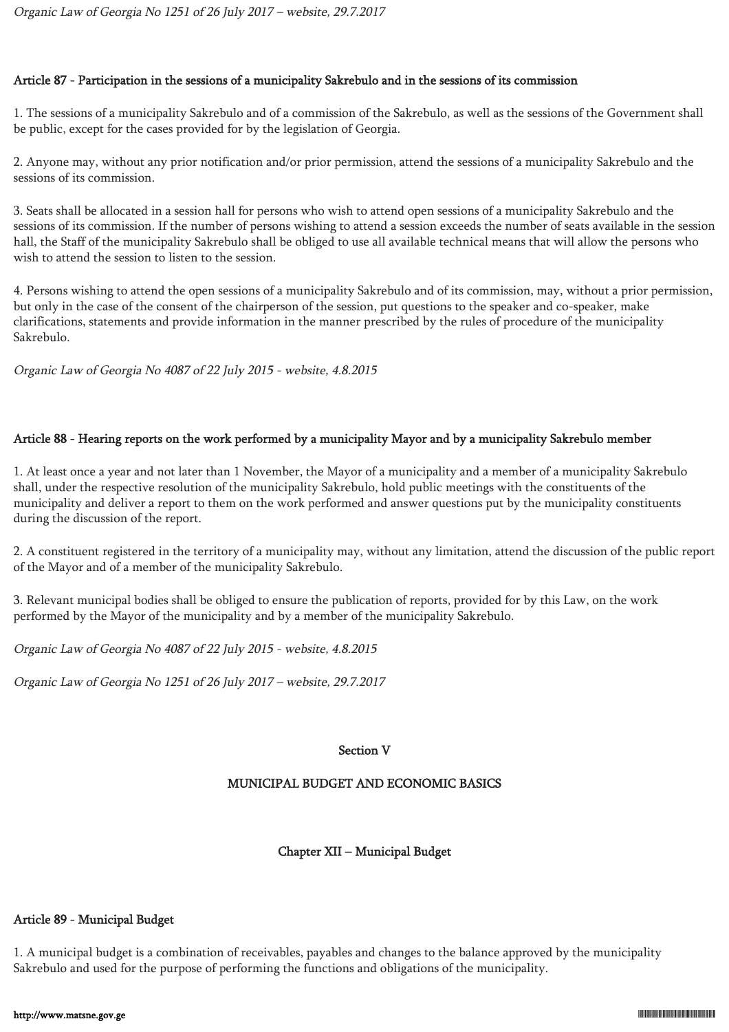*Organic Law of Georgia No 1251 of 26 July 2017 – website, 29.7.2017*

### Article 87 - Participation in the sessions of a municipality Sakrebulo and in the sessions of its commission

1. The sessions of a municipality Sakrebulo and of a commission of the Sakrebulo, as well as the sessions of the Government shall be public, except for the cases provided for by the legislation of Georgia.

2. Anyone may, without any prior notification and/or prior permission, attend the sessions of a municipality Sakrebulo and the sessions of its commission.

3. Seats shall be allocated in a session hall for persons who wish to attend open sessions of a municipality Sakrebulo and the sessions of its commission. If the number of persons wishing to attend a session exceeds the number of seats available in the session hall, the Staff of the municipality Sakrebulo shall be obliged to use all available technical means that will allow the persons who wish to attend the session to listen to the session.

4. Persons wishing to attend the open sessions of a municipality Sakrebulo and of its commission, may, without a prior permission, but only in the case of the consent of the chairperson of the session, put questions to the speaker and co-speaker, make clarifications, statements and provide information in the manner prescribed by the rules of procedure of the municipality Sakrebulo.

*Organic Law of Georgia No 4087 of 22 July 2015 - website, 4.8.2015*

### Article 88 - Hearing reports on the work performed by a municipality Mayor and by a municipality Sakrebulo member

1. At least once a year and not later than 1 November, the Mayor of a municipality and a member of a municipality Sakrebulo shall, under the respective resolution of the municipality Sakrebulo, hold public meetings with the constituents of the municipality and deliver a report to them on the work performed and answer questions put by the municipality constituents during the discussion of the report.

2. A constituent registered in the territory of a municipality may, without any limitation, attend the discussion of the public report of the Mayor and of a member of the municipality Sakrebulo.

3. Relevant municipal bodies shall be obliged to ensure the publication of reports, provided for by this Law, on the work performed by the Mayor of the municipality and by a member of the municipality Sakrebulo.

*Organic Law of Georgia No 4087 of 22 July 2015 - website, 4.8.2015*

*Organic Law of Georgia No 1251 of 26 July 2017 – website, 29.7.2017*

## Section V

## MUNICIPAL BUDGET AND ECONOMIC BASICS

## Chapter XII – Municipal Budget

### Article 89 - Municipal Budget

1. A municipal budget is a combination of receivables, payables and changes to the balance approved by the municipality Sakrebulo and used for the purpose of performing the functions and obligations of the municipality.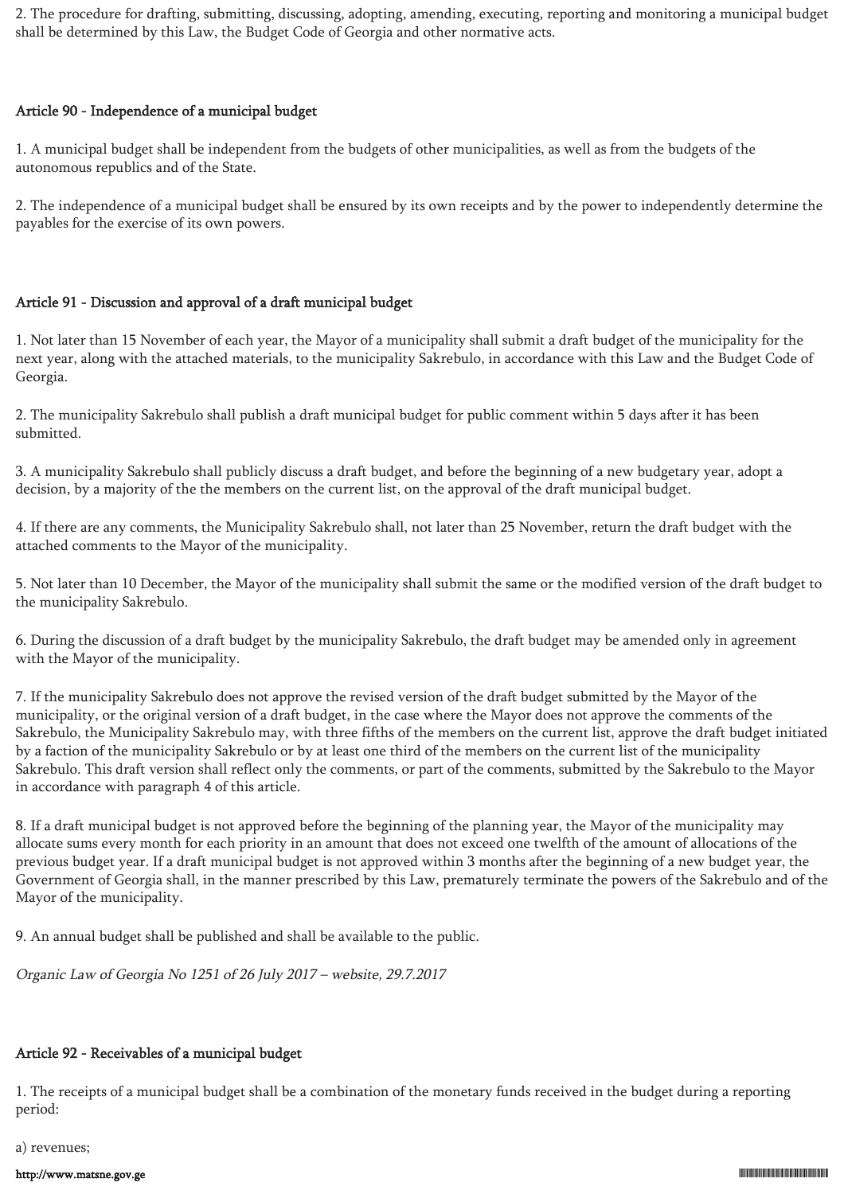2. The procedure for drafting, submitting, discussing, adopting, amending, executing, reporting and monitoring a municipal budget shall be determined by this Law, the Budget Code of Georgia and other normative acts.

### Article 90 - Independence of a municipal budget

1. A municipal budget shall be independent from the budgets of other municipalities, as well as from the budgets of the autonomous republics and of the State.

2. The independence of a municipal budget shall be ensured by its own receipts and by the power to independently determine the payables for the exercise of its own powers.

### Article 91 - Discussion and approval of a draft municipal budget

1. Not later than 15 November of each year, the Mayor of a municipality shall submit a draft budget of the municipality for the next year, along with the attached materials, to the municipality Sakrebulo, in accordance with this Law and the Budget Code of Georgia.

2. The municipality Sakrebulo shall publish a draft municipal budget for public comment within 5 days after it has been submitted.

3. A municipality Sakrebulo shall publicly discuss a draft budget, and before the beginning of a new budgetary year, adopt a decision, by a majority of the the members on the current list, on the approval of the draft municipal budget.

4. If there are any comments, the Municipality Sakrebulo shall, not later than 25 November, return the draft budget with the attached comments to the Mayor of the municipality.

5. Not later than 10 December, the Mayor of the municipality shall submit the same or the modified version of the draft budget to the municipality Sakrebulo.

6. During the discussion of a draft budget by the municipality Sakrebulo, the draft budget may be amended only in agreement with the Mayor of the municipality.

7. If the municipality Sakrebulo does not approve the revised version of the draft budget submitted by the Mayor of the municipality, or the original version of a draft budget, in the case where the Mayor does not approve the comments of the Sakrebulo, the Municipality Sakrebulo may, with three fifths of the members on the current list, approve the draft budget initiated by a faction of the municipality Sakrebulo or by at least one third of the members on the current list of the municipality Sakrebulo. This draft version shall reflect only the comments, or part of the comments, submitted by the Sakrebulo to the Mayor in accordance with paragraph 4 of this article.

8. If a draft municipal budget is not approved before the beginning of the planning year, the Mayor of the municipality may allocate sums every month for each priority in an amount that does not exceed one twelfth of the amount of allocations of the previous budget year. If a draft municipal budget is not approved within 3 months after the beginning of a new budget year, the Government of Georgia shall, in the manner prescribed by this Law, prematurely terminate the powers of the Sakrebulo and of the Mayor of the municipality.

9. An annual budget shall be published and shall be available to the public.

*Organic Law of Georgia No 1251 of 26 July 2017 – website, 29.7.2017*

### Article 92 - Receivables of a municipal budget

1. The receipts of a municipal budget shall be a combination of the monetary funds received in the budget during a reporting period:

a) revenues;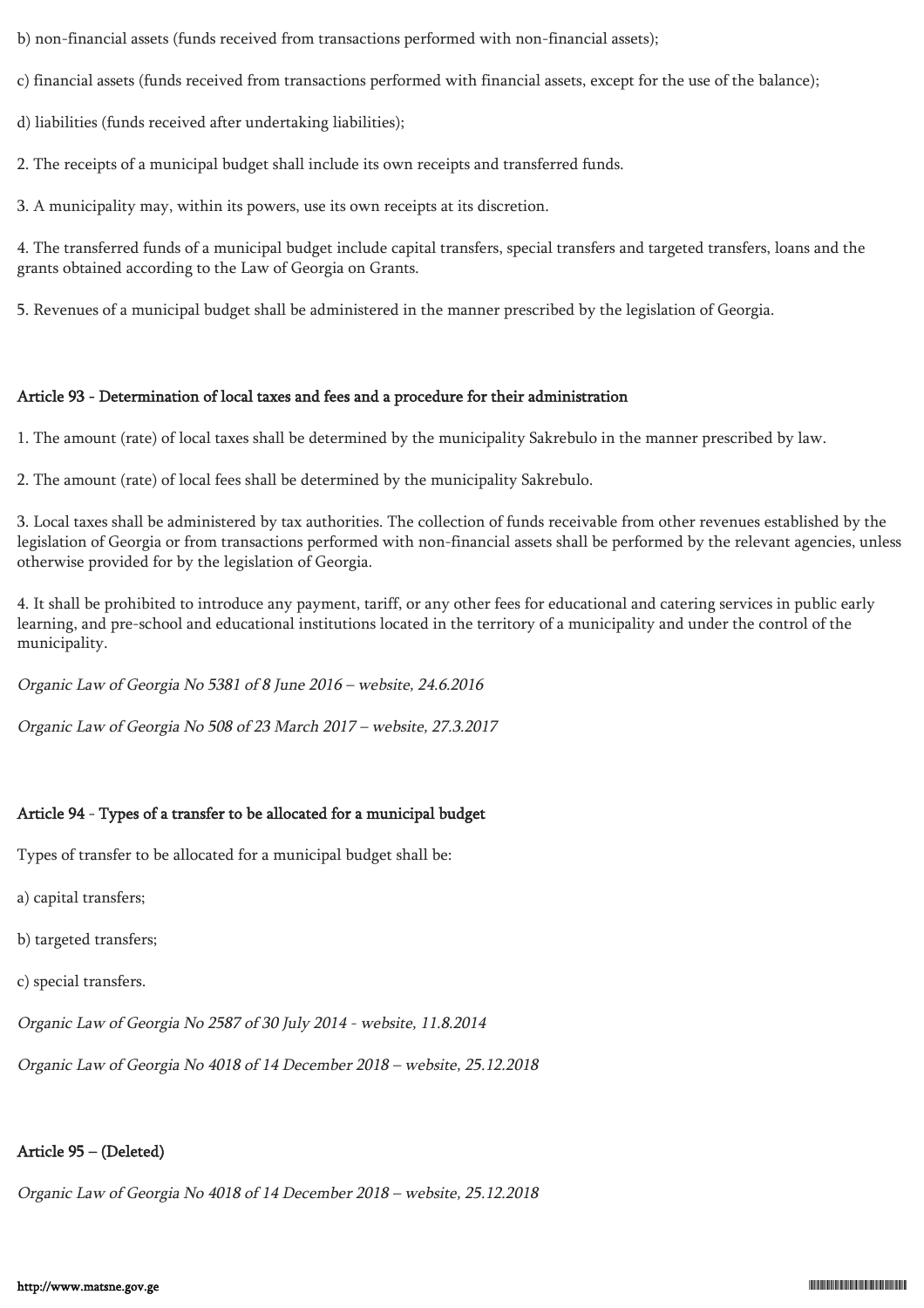b) non-financial assets (funds received from transactions performed with non-financial assets);

c) financial assets (funds received from transactions performed with financial assets, except for the use of the balance);

d) liabilities (funds received after undertaking liabilities);

2. The receipts of a municipal budget shall include its own receipts and transferred funds.

3. A municipality may, within its powers, use its own receipts at its discretion.

4. The transferred funds of a municipal budget include capital transfers, special transfers and targeted transfers, loans and the grants obtained according to the Law of Georgia on Grants.

5. Revenues of a municipal budget shall be administered in the manner prescribed by the legislation of Georgia.

### Article 93 - Determination of local taxes and fees and a procedure for their administration

1. The amount (rate) of local taxes shall be determined by the municipality Sakrebulo in the manner prescribed by law.

2. The amount (rate) of local fees shall be determined by the municipality Sakrebulo.

3. Local taxes shall be administered by tax authorities. The collection of funds receivable from other revenues established by the legislation of Georgia or from transactions performed with non-financial assets shall be performed by the relevant agencies, unless otherwise provided for by the legislation of Georgia.

4. It shall be prohibited to introduce any payment, tariff, or any other fees for educational and catering services in public early learning, and pre-school and educational institutions located in the territory of a municipality and under the control of the municipality.

*Organic Law of Georgia No 5381 of 8 June 2016 – website, 24.6.2016*

*Organic Law of Georgia No 508 of 23 March 2017 – website, 27.3.2017*

### Article 94 - Types of a transfer to be allocated for a municipal budget

Types of transfer to be allocated for a municipal budget shall be:

a) capital transfers;

b) targeted transfers;

c) special transfers.

*Organic Law of Georgia No 2587 of 30 July 2014 - website, 11.8.2014*

*Organic Law of Georgia No 4018 of 14 December 2018 – website, 25.12.2018*

### Article 95 – (Deleted)

*Organic Law of Georgia No 4018 of 14 December 2018 – website, 25.12.2018*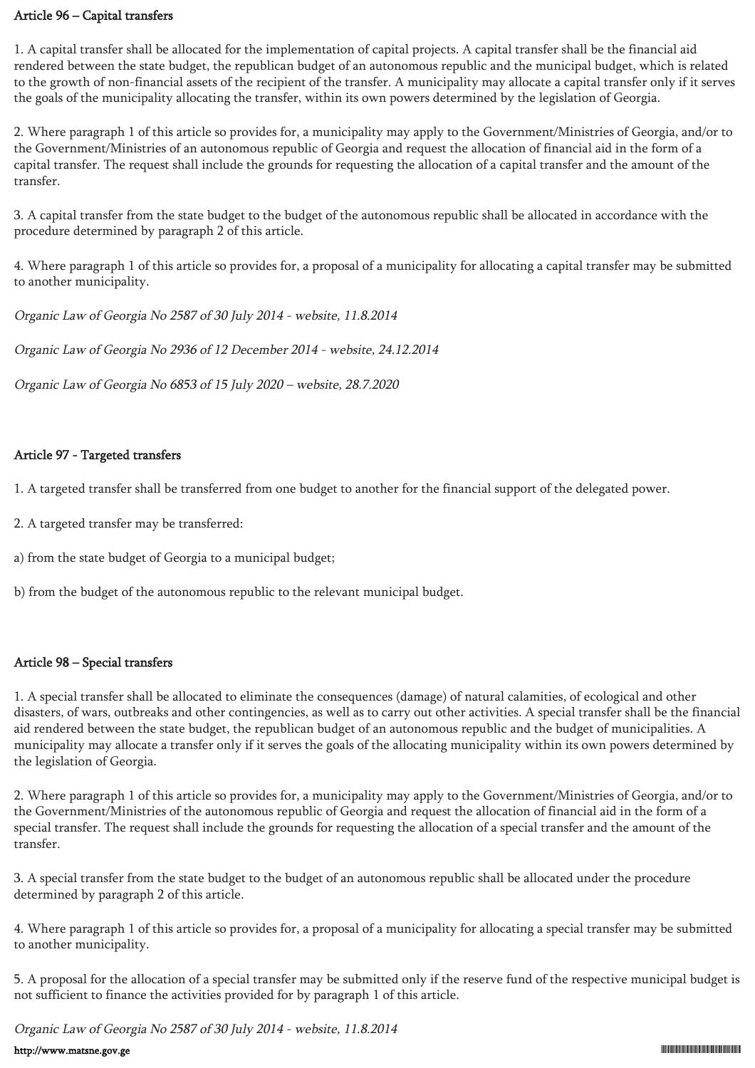### Article 96 – Capital transfers

1. A capital transfer shall be allocated for the implementation of capital projects. A capital transfer shall be the financial aid rendered between the state budget, the republican budget of an autonomous republic and the municipal budget, which is related to the growth of non-financial assets of the recipient of the transfer. A municipality may allocate a capital transfer only if it serves the goals of the municipality allocating the transfer, within its own powers determined by the legislation of Georgia.

2. Where paragraph 1 of this article so provides for, a municipality may apply to the Government/Ministries of Georgia, and/or to the Government/Ministries of an autonomous republic of Georgia and request the allocation of financial aid in the form of a capital transfer. The request shall include the grounds for requesting the allocation of a capital transfer and the amount of the transfer.

3. A capital transfer from the state budget to the budget of the autonomous republic shall be allocated in accordance with the procedure determined by paragraph 2 of this article.

4. Where paragraph 1 of this article so provides for, a proposal of a municipality for allocating a capital transfer may be submitted to another municipality.

*Organic Law of Georgia No 2587 of 30 July 2014 - website, 11.8.2014*

*Organic Law of Georgia No 2936 of 12 December 2014 - website, 24.12.2014*

*Organic Law of Georgia No 6853 of 15 July 2020 – website, 28.7.2020*

### Article 97 - Targeted transfers

1. A targeted transfer shall be transferred from one budget to another for the financial support of the delegated power.

2. A targeted transfer may be transferred:

a) from the state budget of Georgia to a municipal budget;

b) from the budget of the autonomous republic to the relevant municipal budget.

### Article 98 – Special transfers

1. A special transfer shall be allocated to eliminate the consequences (damage) of natural calamities, of ecological and other disasters, of wars, outbreaks and other contingencies, as well as to carry out other activities. A special transfer shall be the financial aid rendered between the state budget, the republican budget of an autonomous republic and the budget of municipalities. A municipality may allocate a transfer only if it serves the goals of the allocating municipality within its own powers determined by the legislation of Georgia.

2. Where paragraph 1 of this article so provides for, a municipality may apply to the Government/Ministries of Georgia, and/or to the Government/Ministries of the autonomous republic of Georgia and request the allocation of financial aid in the form of a special transfer. The request shall include the grounds for requesting the allocation of a special transfer and the amount of the transfer.

3. A special transfer from the state budget to the budget of an autonomous republic shall be allocated under the procedure determined by paragraph 2 of this article.

4. Where paragraph 1 of this article so provides for, a proposal of a municipality for allocating a special transfer may be submitted to another municipality.

5. A proposal for the allocation of a special transfer may be submitted only if the reserve fund of the respective municipal budget is not sufficient to finance the activities provided for by paragraph 1 of this article.

*Organic Law of Georgia No 2587 of 30 July 2014 - website, 11.8.2014*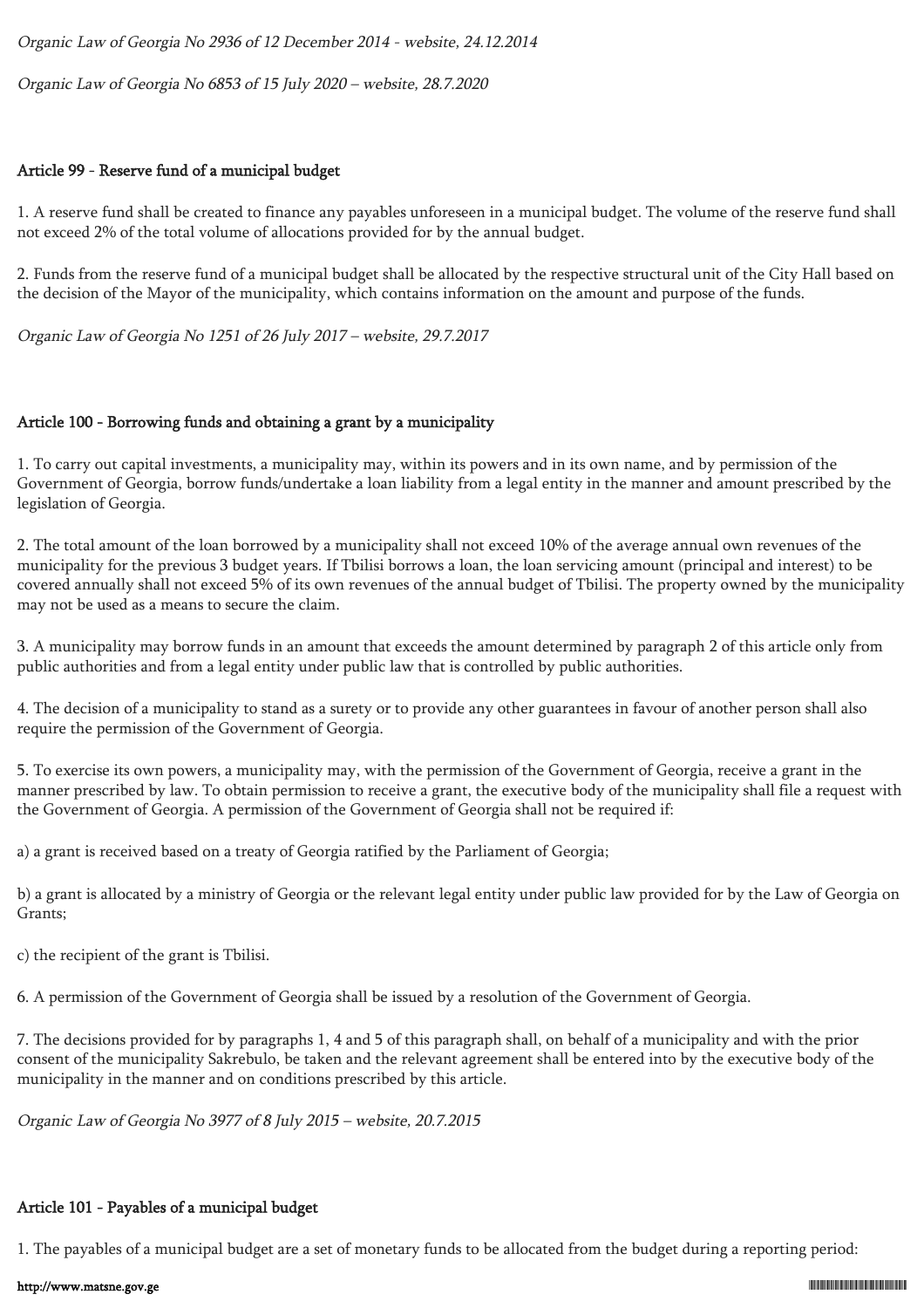*Organic Law of Georgia No 2936 of 12 December 2014 - website, 24.12.2014*

*Organic Law of Georgia No 6853 of 15 July 2020 – website, 28.7.2020*

### Article 99 - Reserve fund of a municipal budget

1. A reserve fund shall be created to finance any payables unforeseen in a municipal budget. The volume of the reserve fund shall not exceed 2% of the total volume of allocations provided for by the annual budget.

2. Funds from the reserve fund of a municipal budget shall be allocated by the respective structural unit of the City Hall based on the decision of the Mayor of the municipality, which contains information on the amount and purpose of the funds.

*Organic Law of Georgia No 1251 of 26 July 2017 – website, 29.7.2017*

### Article 100 - Borrowing funds and obtaining a grant by a municipality

1. To carry out capital investments, a municipality may, within its powers and in its own name, and by permission of the Government of Georgia, borrow funds/undertake a loan liability from a legal entity in the manner and amount prescribed by the legislation of Georgia.

2. The total amount of the loan borrowed by a municipality shall not exceed 10% of the average annual own revenues of the municipality for the previous 3 budget years. If Tbilisi borrows a loan, the loan servicing amount (principal and interest) to be covered annually shall not exceed 5% of its own revenues of the annual budget of Tbilisi. The property owned by the municipality may not be used as a means to secure the claim.

3. A municipality may borrow funds in an amount that exceeds the amount determined by paragraph 2 of this article only from public authorities and from a legal entity under public law that is controlled by public authorities.

4. The decision of a municipality to stand as a surety or to provide any other guarantees in favour of another person shall also require the permission of the Government of Georgia.

5. To exercise its own powers, a municipality may, with the permission of the Government of Georgia, receive a grant in the manner prescribed by law. To obtain permission to receive a grant, the executive body of the municipality shall file a request with the Government of Georgia. A permission of the Government of Georgia shall not be required if:

a) a grant is received based on a treaty of Georgia ratified by the Parliament of Georgia;

b) a grant is allocated by a ministry of Georgia or the relevant legal entity under public law provided for by the Law of Georgia on Grants;

c) the recipient of the grant is Tbilisi.

6. A permission of the Government of Georgia shall be issued by a resolution of the Government of Georgia.

7. The decisions provided for by paragraphs 1, 4 and 5 of this paragraph shall, on behalf of a municipality and with the prior consent of the municipality Sakrebulo, be taken and the relevant agreement shall be entered into by the executive body of the municipality in the manner and on conditions prescribed by this article.

*Organic Law of Georgia No 3977 of 8 July 2015 – website, 20.7.2015*

### Article 101 - Payables of a municipal budget

1. The payables of a municipal budget are a set of monetary funds to be allocated from the budget during a reporting period: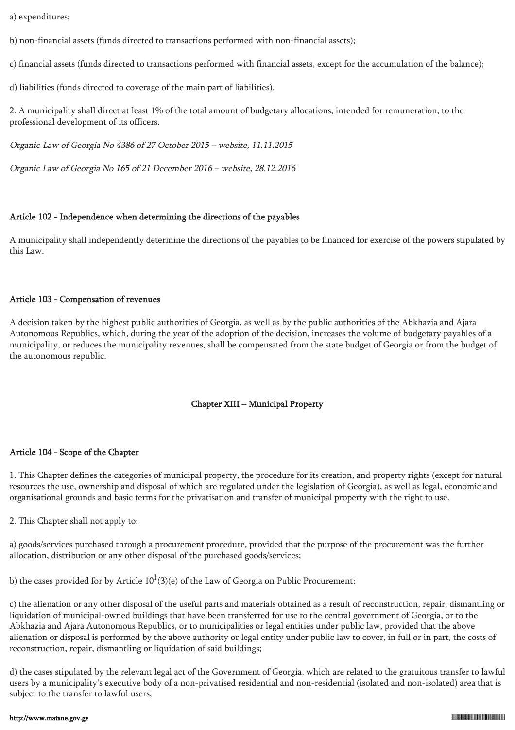a) expenditures;

b) non-financial assets (funds directed to transactions performed with non-financial assets);

c) financial assets (funds directed to transactions performed with financial assets, except for the accumulation of the balance);

d) liabilities (funds directed to coverage of the main part of liabilities).

2. A municipality shall direct at least 1% of the total amount of budgetary allocations, intended for remuneration, to the professional development of its officers.

*Organic Law of Georgia No 4386 of 27 October 2015 – website, 11.11.2015*

*Organic Law of Georgia No 165 of 21 December 2016 – website, 28.12.2016*

### Article 102 - Independence when determining the directions of the payables

A municipality shall independently determine the directions of the payables to be financed for exercise of the powers stipulated by this Law.

### Article 103 - Compensation of revenues

A decision taken by the highest public authorities of Georgia, as well as by the public authorities of the Abkhazia and Ajara Autonomous Republics, which, during the year of the adoption of the decision, increases the volume of budgetary payables of a municipality, or reduces the municipality revenues, shall be compensated from the state budget of Georgia or from the budget of the autonomous republic.

## Chapter XIII – Municipal Property

### Article 104 - Scope of the Chapter

1. This Chapter defines the categories of municipal property, the procedure for its creation, and property rights (except for natural resources the use, ownership and disposal of which are regulated under the legislation of Georgia), as well as legal, economic and organisational grounds and basic terms for the privatisation and transfer of municipal property with the right to use.

2. This Chapter shall not apply to:

a) goods/services purchased through a procurement procedure, provided that the purpose of the procurement was the further allocation, distribution or any other disposal of the purchased goods/services;

b) the cases provided for by Article $10^1$(3)(e) of the Law of Georgia on Public Procurement;

c) the alienation or any other disposal of the useful parts and materials obtained as a result of reconstruction, repair, dismantling or liquidation of municipal-owned buildings that have been transferred for use to the central government of Georgia, or to the Abkhazia and Ajara Autonomous Republics, or to municipalities or legal entities under public law, provided that the above alienation or disposal is performed by the above authority or legal entity under public law to cover, in full or in part, the costs of reconstruction, repair, dismantling or liquidation of said buildings;

d) the cases stipulated by the relevant legal act of the Government of Georgia, which are related to the gratuitous transfer to lawful users by a municipality's executive body of a non-privatised residential and non-residential (isolated and non-isolated) area that is subject to the transfer to lawful users;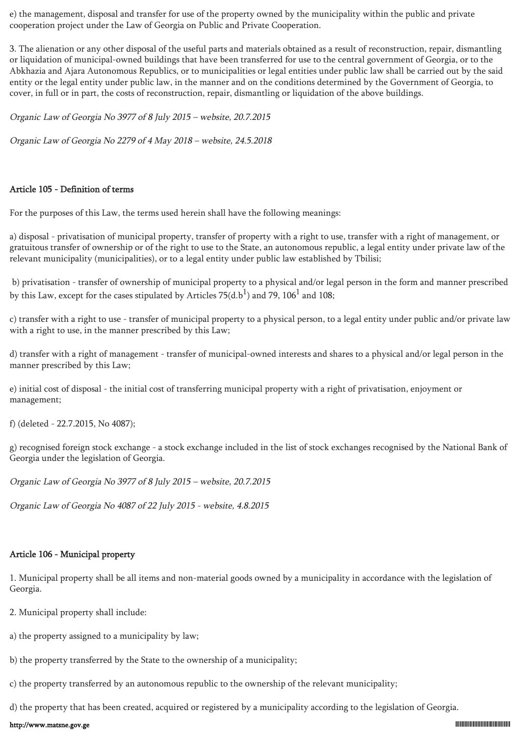e) the management, disposal and transfer for use of the property owned by the municipality within the public and private cooperation project under the Law of Georgia on Public and Private Cooperation.

3. The alienation or any other disposal of the useful parts and materials obtained as a result of reconstruction, repair, dismantling or liquidation of municipal-owned buildings that have been transferred for use to the central government of Georgia, or to the Abkhazia and Ajara Autonomous Republics, or to municipalities or legal entities under public law shall be carried out by the said entity or the legal entity under public law, in the manner and on the conditions determined by the Government of Georgia, to cover, in full or in part, the costs of reconstruction, repair, dismantling or liquidation of the above buildings.

*Organic Law of Georgia No 3977 of 8 July 2015 – website, 20.7.2015*

*Organic Law of Georgia No 2279 of 4 May 2018 – website, 24.5.2018*

### Article 105 - Definition of terms

For the purposes of this Law, the terms used herein shall have the following meanings:

a) disposal - privatisation of municipal property, transfer of property with a right to use, transfer with a right of management, or gratuitous transfer of ownership or of the right to use to the State, an autonomous republic, a legal entity under private law of the relevant municipality (municipalities), or to a legal entity under public law established by Tbilisi;

b) privatisation - transfer of ownership of municipal property to a physical and/or legal person in the form and manner prescribed by this Law, except for the cases stipulated by Articles 75(d.b$^1$) and 79, 106$^1$ and 108;

c) transfer with a right to use - transfer of municipal property to a physical person, to a legal entity under public and/or private law with a right to use, in the manner prescribed by this Law;

d) transfer with a right of management - transfer of municipal-owned interests and shares to a physical and/or legal person in the manner prescribed by this Law;

e) initial cost of disposal - the initial cost of transferring municipal property with a right of privatisation, enjoyment or management;

f) (deleted - 22.7.2015, No 4087);

g) recognised foreign stock exchange - a stock exchange included in the list of stock exchanges recognised by the National Bank of Georgia under the legislation of Georgia.

*Organic Law of Georgia No 3977 of 8 July 2015 – website, 20.7.2015*

*Organic Law of Georgia No 4087 of 22 July 2015 - website, 4.8.2015*

### Article 106 - Municipal property

1. Municipal property shall be all items and non-material goods owned by a municipality in accordance with the legislation of Georgia.

2. Municipal property shall include:

a) the property assigned to a municipality by law;

b) the property transferred by the State to the ownership of a municipality;

c) the property transferred by an autonomous republic to the ownership of the relevant municipality;

d) the property that has been created, acquired or registered by a municipality according to the legislation of Georgia.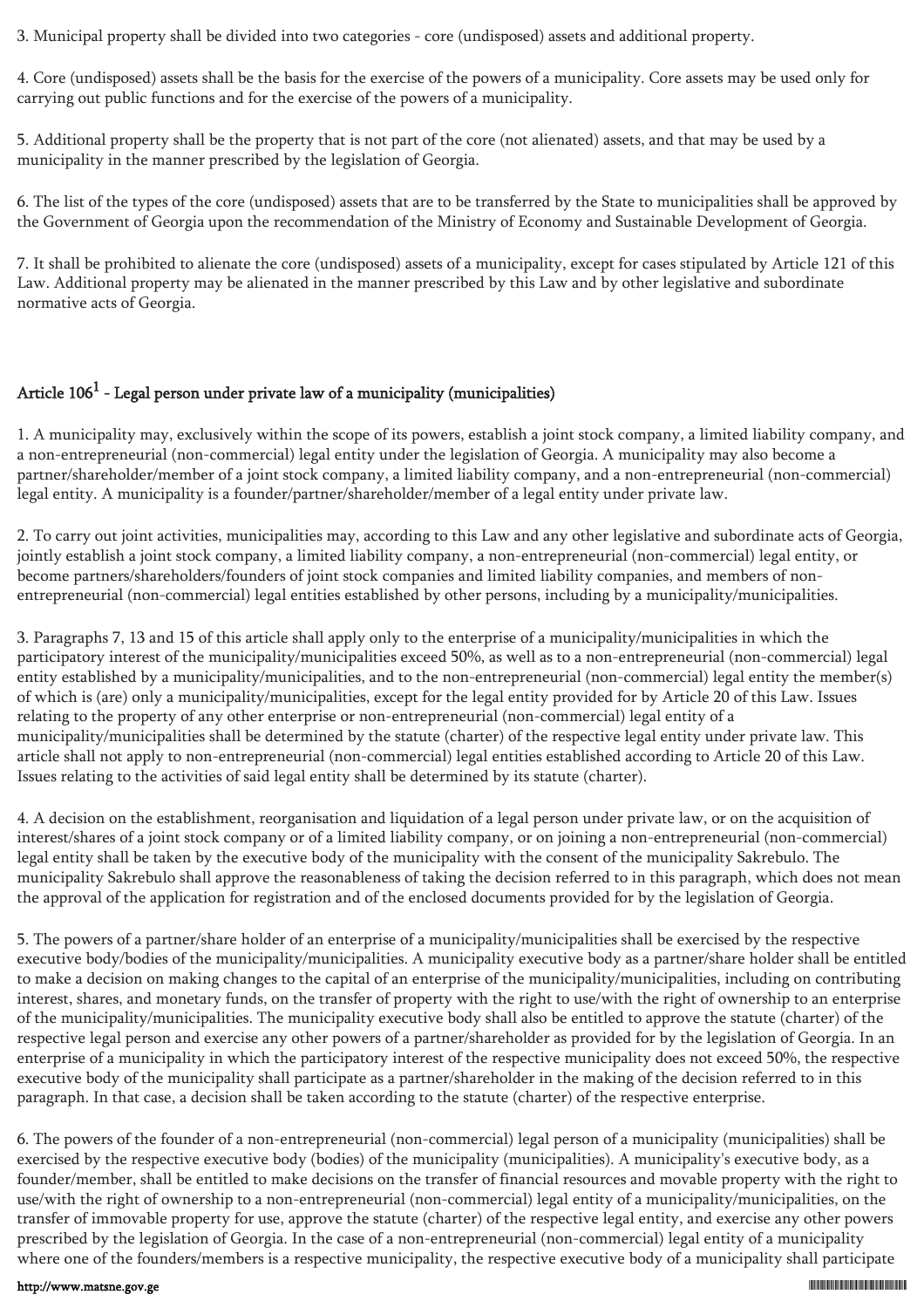3. Municipal property shall be divided into two categories - core (undisposed) assets and additional property.

4. Core (undisposed) assets shall be the basis for the exercise of the powers of a municipality. Core assets may be used only for carrying out public functions and for the exercise of the powers of a municipality.

5. Additional property shall be the property that is not part of the core (not alienated) assets, and that may be used by a municipality in the manner prescribed by the legislation of Georgia.

6. The list of the types of the core (undisposed) assets that are to be transferred by the State to municipalities shall be approved by the Government of Georgia upon the recommendation of the Ministry of Economy and Sustainable Development of Georgia.

7. It shall be prohibited to alienate the core (undisposed) assets of a municipality, except for cases stipulated by Article 121 of this Law. Additional property may be alienated in the manner prescribed by this Law and by other legislative and subordinate normative acts of Georgia.

### Article 106[1] - Legal person under private law of a municipality (municipalities)

1. A municipality may, exclusively within the scope of its powers, establish a joint stock company, a limited liability company, and a non-entrepreneurial (non-commercial) legal entity under the legislation of Georgia. A municipality may also become a partner/shareholder/member of a joint stock company, a limited liability company, and a non-entrepreneurial (non-commercial) legal entity. A municipality is a founder/partner/shareholder/member of a legal entity under private law.

2. To carry out joint activities, municipalities may, according to this Law and any other legislative and subordinate acts of Georgia, jointly establish a joint stock company, a limited liability company, a non-entrepreneurial (non-commercial) legal entity, or become partners/shareholders/founders of joint stock companies and limited liability companies, and members of non-entrepreneurial (non-commercial) legal entities established by other persons, including by a municipality/municipalities.

3. Paragraphs 7, 13 and 15 of this article shall apply only to the enterprise of a municipality/municipalities in which the participatory interest of the municipality/municipalities exceed 50%, as well as to a non-entrepreneurial (non-commercial) legal entity established by a municipality/municipalities, and to the non-entrepreneurial (non-commercial) legal entity the member(s) of which is (are) only a municipality/municipalities, except for the legal entity provided for by Article 20 of this Law. Issues relating to the property of any other enterprise or non-entrepreneurial (non-commercial) legal entity of a municipality/municipalities shall be determined by the statute (charter) of the respective legal entity under private law. This article shall not apply to non-entrepreneurial (non-commercial) legal entities established according to Article 20 of this Law. Issues relating to the activities of said legal entity shall be determined by its statute (charter).

4. A decision on the establishment, reorganisation and liquidation of a legal person under private law, or on the acquisition of interest/shares of a joint stock company or of a limited liability company, or on joining a non-entrepreneurial (non-commercial) legal entity shall be taken by the executive body of the municipality with the consent of the municipality Sakrebulo. The municipality Sakrebulo shall approve the reasonableness of taking the decision referred to in this paragraph, which does not mean the approval of the application for registration and of the enclosed documents provided for by the legislation of Georgia.

5. The powers of a partner/share holder of an enterprise of a municipality/municipalities shall be exercised by the respective executive body/bodies of the municipality/municipalities. A municipality executive body as a partner/share holder shall be entitled to make a decision on making changes to the capital of an enterprise of the municipality/municipalities, including on contributing interest, shares, and monetary funds, on the transfer of property with the right to use/with the right of ownership to an enterprise of the municipality/municipalities. The municipality executive body shall also be entitled to approve the statute (charter) of the respective legal person and exercise any other powers of a partner/shareholder as provided for by the legislation of Georgia. In an enterprise of a municipality in which the participatory interest of the respective municipality does not exceed 50%, the respective executive body of the municipality shall participate as a partner/shareholder in the making of the decision referred to in this paragraph. In that case, a decision shall be taken according to the statute (charter) of the respective enterprise.

6. The powers of the founder of a non-entrepreneurial (non-commercial) legal person of a municipality (municipalities) shall be exercised by the respective executive body (bodies) of the municipality (municipalities). A municipality's executive body, as a founder/member, shall be entitled to make decisions on the transfer of financial resources and movable property with the right to use/with the right of ownership to a non-entrepreneurial (non-commercial) legal entity of a municipality/municipalities, on the transfer of immovable property for use, approve the statute (charter) of the respective legal entity, and exercise any other powers prescribed by the legislation of Georgia. In the case of a non-entrepreneurial (non-commercial) legal entity of a municipality where one of the founders/members is a respective municipality, the respective executive body of a municipality shall participate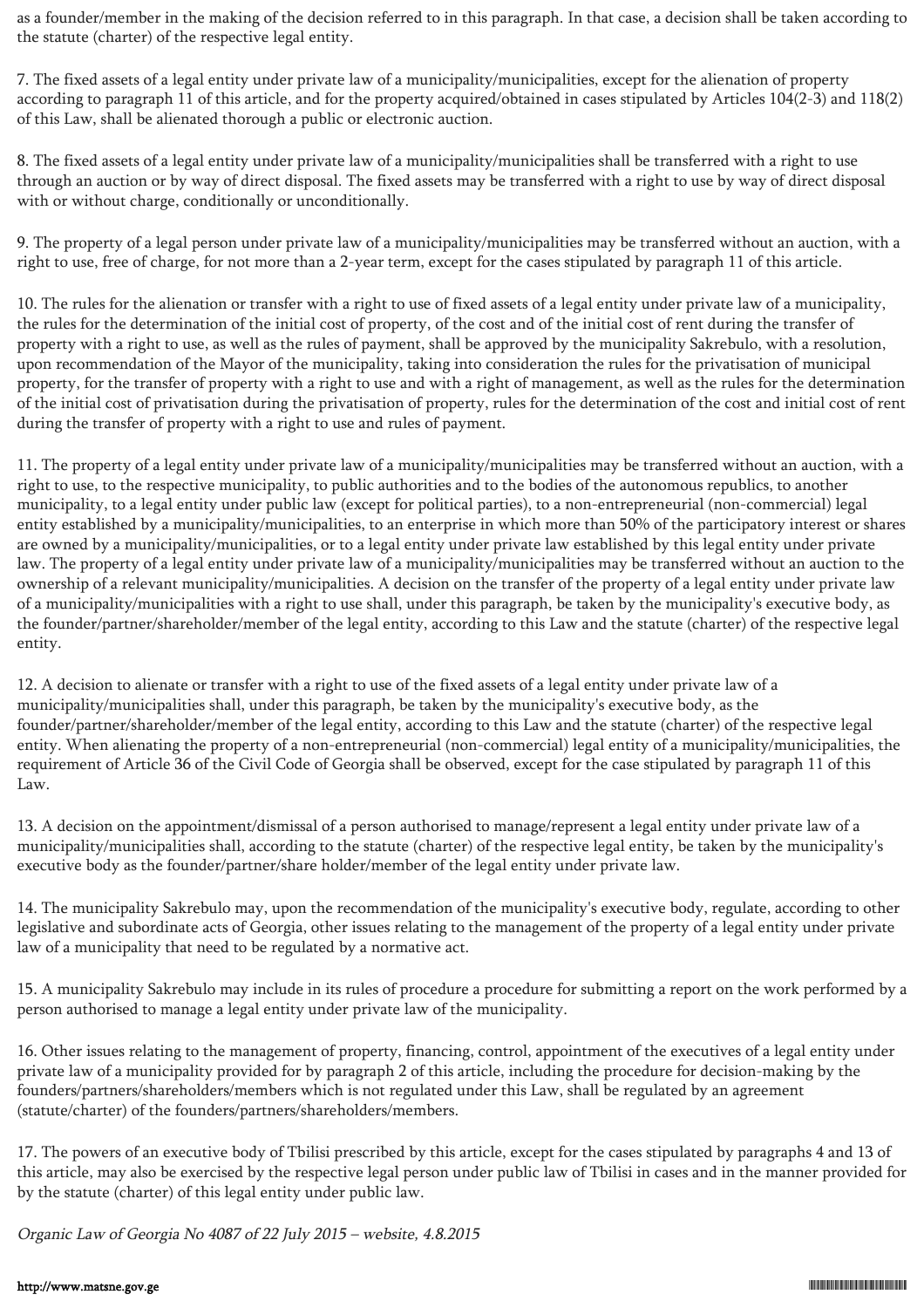as a founder/member in the making of the decision referred to in this paragraph. In that case, a decision shall be taken according to the statute (charter) of the respective legal entity.

7. The fixed assets of a legal entity under private law of a municipality/municipalities, except for the alienation of property according to paragraph 11 of this article, and for the property acquired/obtained in cases stipulated by Articles 104(2-3) and 118(2) of this Law, shall be alienated thorough a public or electronic auction.

8. The fixed assets of a legal entity under private law of a municipality/municipalities shall be transferred with a right to use through an auction or by way of direct disposal. The fixed assets may be transferred with a right to use by way of direct disposal with or without charge, conditionally or unconditionally.

9. The property of a legal person under private law of a municipality/municipalities may be transferred without an auction, with a right to use, free of charge, for not more than a 2-year term, except for the cases stipulated by paragraph 11 of this article.

10. The rules for the alienation or transfer with a right to use of fixed assets of a legal entity under private law of a municipality, the rules for the determination of the initial cost of property, of the cost and of the initial cost of rent during the transfer of property with a right to use, as well as the rules of payment, shall be approved by the municipality Sakrebulo, with a resolution, upon recommendation of the Mayor of the municipality, taking into consideration the rules for the privatisation of municipal property, for the transfer of property with a right to use and with a right of management, as well as the rules for the determination of the initial cost of privatisation during the privatisation of property, rules for the determination of the cost and initial cost of rent during the transfer of property with a right to use and rules of payment.

11. The property of a legal entity under private law of a municipality/municipalities may be transferred without an auction, with a right to use, to the respective municipality, to public authorities and to the bodies of the autonomous republics, to another municipality, to a legal entity under public law (except for political parties), to a non-entrepreneurial (non-commercial) legal entity established by a municipality/municipalities, to an enterprise in which more than 50% of the participatory interest or shares are owned by a municipality/municipalities, or to a legal entity under private law established by this legal entity under private law. The property of a legal entity under private law of a municipality/municipalities may be transferred without an auction to the ownership of a relevant municipality/municipalities. A decision on the transfer of the property of a legal entity under private law of a municipality/municipalities with a right to use shall, under this paragraph, be taken by the municipality's executive body, as the founder/partner/shareholder/member of the legal entity, according to this Law and the statute (charter) of the respective legal entity.

12. A decision to alienate or transfer with a right to use of the fixed assets of a legal entity under private law of a municipality/municipalities shall, under this paragraph, be taken by the municipality's executive body, as the founder/partner/shareholder/member of the legal entity, according to this Law and the statute (charter) of the respective legal entity. When alienating the property of a non-entrepreneurial (non-commercial) legal entity of a municipality/municipalities, the requirement of Article 36 of the Civil Code of Georgia shall be observed, except for the case stipulated by paragraph 11 of this Law.

13. A decision on the appointment/dismissal of a person authorised to manage/represent a legal entity under private law of a municipality/municipalities shall, according to the statute (charter) of the respective legal entity, be taken by the municipality's executive body as the founder/partner/share holder/member of the legal entity under private law.

14. The municipality Sakrebulo may, upon the recommendation of the municipality's executive body, regulate, according to other legislative and subordinate acts of Georgia, other issues relating to the management of the property of a legal entity under private law of a municipality that need to be regulated by a normative act.

15. A municipality Sakrebulo may include in its rules of procedure a procedure for submitting a report on the work performed by a person authorised to manage a legal entity under private law of the municipality.

16. Other issues relating to the management of property, financing, control, appointment of the executives of a legal entity under private law of a municipality provided for by paragraph 2 of this article, including the procedure for decision-making by the founders/partners/shareholders/members which is not regulated under this Law, shall be regulated by an agreement (statute/charter) of the founders/partners/shareholders/members.

17. The powers of an executive body of Tbilisi prescribed by this article, except for the cases stipulated by paragraphs 4 and 13 of this article, may also be exercised by the respective legal person under public law of Tbilisi in cases and in the manner provided for by the statute (charter) of this legal entity under public law.

*Organic Law of Georgia No 4087 of 22 July 2015 – website, 4.8.2015*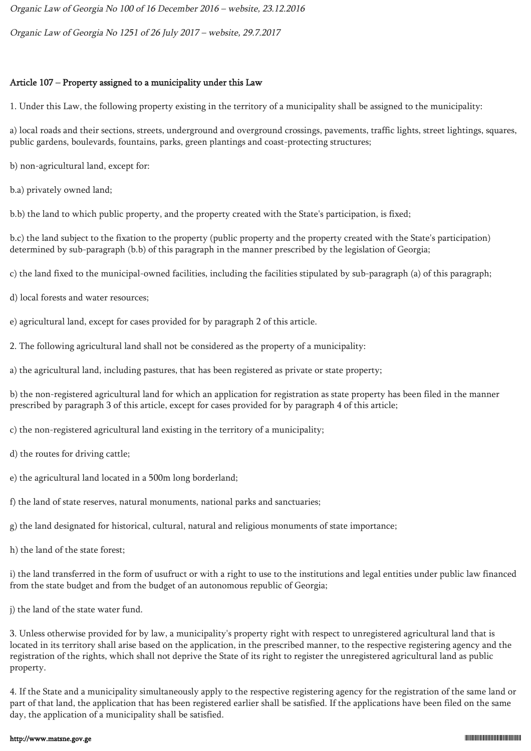*Organic Law of Georgia No 100 of 16 December 2016 – website, 23.12.2016*

*Organic Law of Georgia No 1251 of 26 July 2017 – website, 29.7.2017*

**Article 107 – Property assigned to a municipality under this Law**

1. Under this Law, the following property existing in the territory of a municipality shall be assigned to the municipality:

a) local roads and their sections, streets, underground and overground crossings, pavements, traffic lights, street lightings, squares, public gardens, boulevards, fountains, parks, green plantings and coast-protecting structures;

b) non-agricultural land, except for:

b.a) privately owned land;

b.b) the land to which public property, and the property created with the State's participation, is fixed;

b.c) the land subject to the fixation to the property (public property and the property created with the State's participation) determined by sub-paragraph (b.b) of this paragraph in the manner prescribed by the legislation of Georgia;

c) the land fixed to the municipal-owned facilities, including the facilities stipulated by sub-paragraph (a) of this paragraph;

d) local forests and water resources;

e) agricultural land, except for cases provided for by paragraph 2 of this article.

2. The following agricultural land shall not be considered as the property of a municipality:

a) the agricultural land, including pastures, that has been registered as private or state property;

b) the non-registered agricultural land for which an application for registration as state property has been filed in the manner prescribed by paragraph 3 of this article, except for cases provided for by paragraph 4 of this article;

c) the non-registered agricultural land existing in the territory of a municipality;

d) the routes for driving cattle;

e) the agricultural land located in a 500m long borderland;

f) the land of state reserves, natural monuments, national parks and sanctuaries;

g) the land designated for historical, cultural, natural and religious monuments of state importance;

h) the land of the state forest;

i) the land transferred in the form of usufruct or with a right to use to the institutions and legal entities under public law financed from the state budget and from the budget of an autonomous republic of Georgia;

j) the land of the state water fund.

3. Unless otherwise provided for by law, a municipality's property right with respect to unregistered agricultural land that is located in its territory shall arise based on the application, in the prescribed manner, to the respective registering agency and the registration of the rights, which shall not deprive the State of its right to register the unregistered agricultural land as public property.

4. If the State and a municipality simultaneously apply to the respective registering agency for the registration of the same land or part of that land, the application that has been registered earlier shall be satisfied. If the applications have been filed on the same day, the application of a municipality shall be satisfied.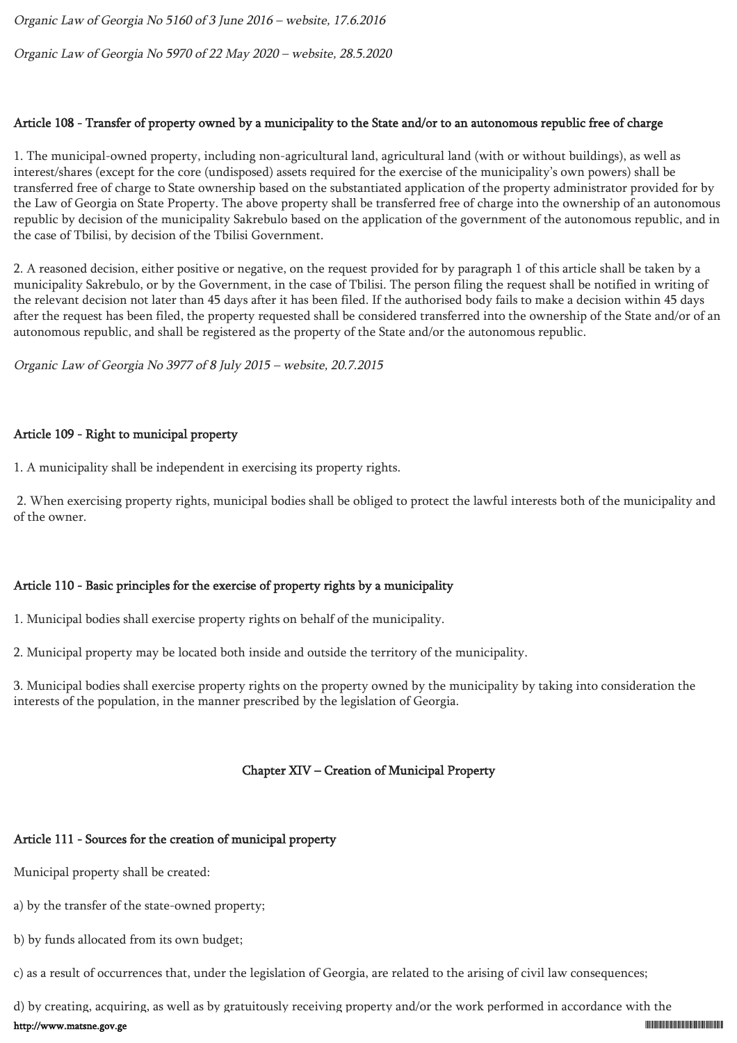*Organic Law of Georgia No 5160 of 3 June 2016 – website, 17.6.2016*

*Organic Law of Georgia No 5970 of 22 May 2020 – website, 28.5.2020*

### Article 108 - Transfer of property owned by a municipality to the State and/or to an autonomous republic free of charge

1. The municipal-owned property, including non-agricultural land, agricultural land (with or without buildings), as well as interest/shares (except for the core (undisposed) assets required for the exercise of the municipality's own powers) shall be transferred free of charge to State ownership based on the substantiated application of the property administrator provided for by the Law of Georgia on State Property. The above property shall be transferred free of charge into the ownership of an autonomous republic by decision of the municipality Sakrebulo based on the application of the government of the autonomous republic, and in the case of Tbilisi, by decision of the Tbilisi Government.

2. A reasoned decision, either positive or negative, on the request provided for by paragraph 1 of this article shall be taken by a municipality Sakrebulo, or by the Government, in the case of Tbilisi. The person filing the request shall be notified in writing of the relevant decision not later than 45 days after it has been filed. If the authorised body fails to make a decision within 45 days after the request has been filed, the property requested shall be considered transferred into the ownership of the State and/or of an autonomous republic, and shall be registered as the property of the State and/or the autonomous republic.

*Organic Law of Georgia No 3977 of 8 July 2015 – website, 20.7.2015*

### Article 109 - Right to municipal property

1. A municipality shall be independent in exercising its property rights.

2. When exercising property rights, municipal bodies shall be obliged to protect the lawful interests both of the municipality and of the owner.

### Article 110 - Basic principles for the exercise of property rights by a municipality

1. Municipal bodies shall exercise property rights on behalf of the municipality.

2. Municipal property may be located both inside and outside the territory of the municipality.

3. Municipal bodies shall exercise property rights on the property owned by the municipality by taking into consideration the interests of the population, in the manner prescribed by the legislation of Georgia.

## Chapter XIV – Creation of Municipal Property

### Article 111 - Sources for the creation of municipal property

Municipal property shall be created:

a) by the transfer of the state-owned property;

b) by funds allocated from its own budget;

c) as a result of occurrences that, under the legislation of Georgia, are related to the arising of civil law consequences;

d) by creating, acquiring, as well as by gratuitously receiving property and/or the work performed in accordance with the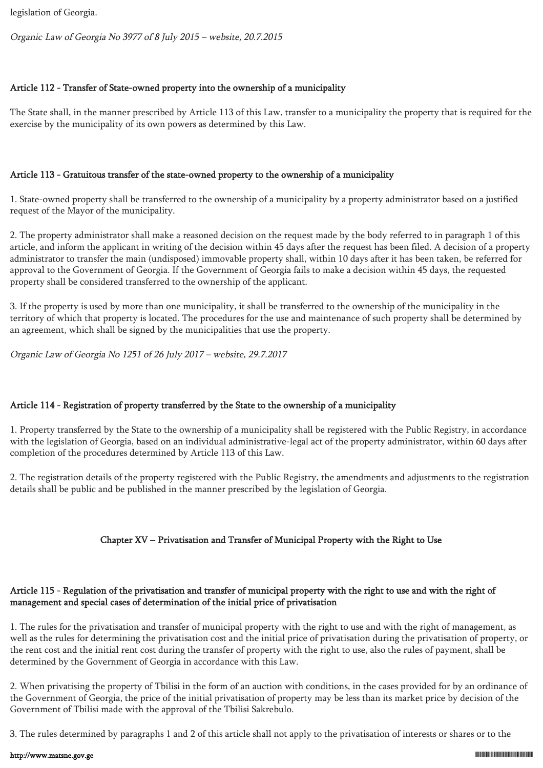legislation of Georgia.

*Organic Law of Georgia No 3977 of 8 July 2015 – website, 20.7.2015*

### Article 112 - Transfer of State-owned property into the ownership of a municipality

The State shall, in the manner prescribed by Article 113 of this Law, transfer to a municipality the property that is required for the exercise by the municipality of its own powers as determined by this Law.

### Article 113 - Gratuitous transfer of the state-owned property to the ownership of a municipality

1. State-owned property shall be transferred to the ownership of a municipality by a property administrator based on a justified request of the Mayor of the municipality.

2. The property administrator shall make a reasoned decision on the request made by the body referred to in paragraph 1 of this article, and inform the applicant in writing of the decision within 45 days after the request has been filed. A decision of a property administrator to transfer the main (undisposed) immovable property shall, within 10 days after it has been taken, be referred for approval to the Government of Georgia. If the Government of Georgia fails to make a decision within 45 days, the requested property shall be considered transferred to the ownership of the applicant.

3. If the property is used by more than one municipality, it shall be transferred to the ownership of the municipality in the territory of which that property is located. The procedures for the use and maintenance of such property shall be determined by an agreement, which shall be signed by the municipalities that use the property.

*Organic Law of Georgia No 1251 of 26 July 2017 – website, 29.7.2017*

### Article 114 - Registration of property transferred by the State to the ownership of a municipality

1. Property transferred by the State to the ownership of a municipality shall be registered with the Public Registry, in accordance with the legislation of Georgia, based on an individual administrative-legal act of the property administrator, within 60 days after completion of the procedures determined by Article 113 of this Law.

2. The registration details of the property registered with the Public Registry, the amendments and adjustments to the registration details shall be public and be published in the manner prescribed by the legislation of Georgia.

## Chapter XV – Privatisation and Transfer of Municipal Property with the Right to Use

### Article 115 - Regulation of the privatisation and transfer of municipal property with the right to use and with the right of management and special cases of determination of the initial price of privatisation

1. The rules for the privatisation and transfer of municipal property with the right to use and with the right of management, as well as the rules for determining the privatisation cost and the initial price of privatisation during the privatisation of property, or the rent cost and the initial rent cost during the transfer of property with the right to use, also the rules of payment, shall be determined by the Government of Georgia in accordance with this Law.

2. When privatising the property of Tbilisi in the form of an auction with conditions, in the cases provided for by an ordinance of the Government of Georgia, the price of the initial privatisation of property may be less than its market price by decision of the Government of Tbilisi made with the approval of the Tbilisi Sakrebulo.

3. The rules determined by paragraphs 1 and 2 of this article shall not apply to the privatisation of interests or shares or to the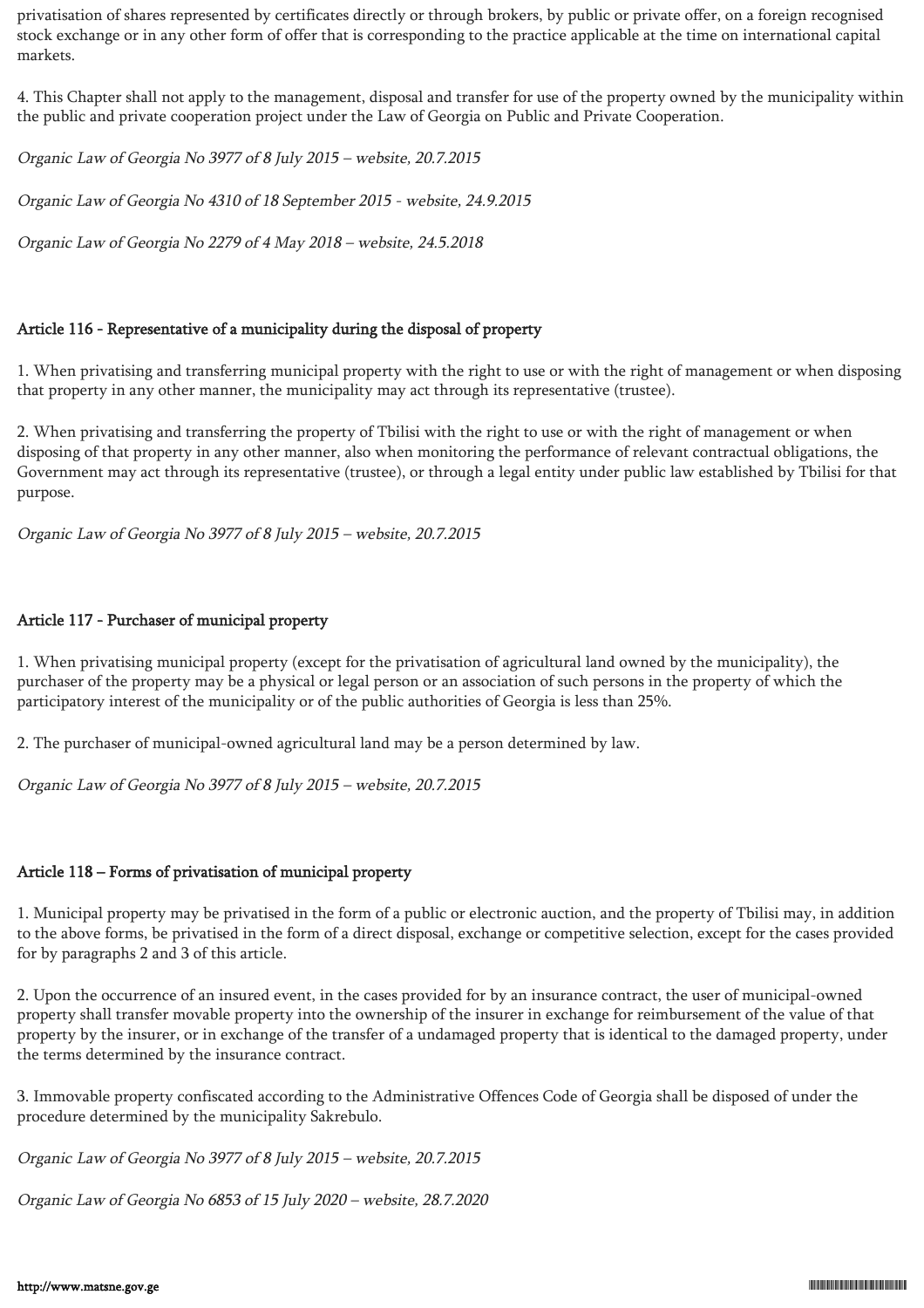privatisation of shares represented by certificates directly or through brokers, by public or private offer, on a foreign recognised stock exchange or in any other form of offer that is corresponding to the practice applicable at the time on international capital markets.

4. This Chapter shall not apply to the management, disposal and transfer for use of the property owned by the municipality within the public and private cooperation project under the Law of Georgia on Public and Private Cooperation.

*Organic Law of Georgia No 3977 of 8 July 2015 – website, 20.7.2015*

*Organic Law of Georgia No 4310 of 18 September 2015 - website, 24.9.2015*

*Organic Law of Georgia No 2279 of 4 May 2018 – website, 24.5.2018*

### Article 116 - Representative of a municipality during the disposal of property

1. When privatising and transferring municipal property with the right to use or with the right of management or when disposing that property in any other manner, the municipality may act through its representative (trustee).

2. When privatising and transferring the property of Tbilisi with the right to use or with the right of management or when disposing of that property in any other manner, also when monitoring the performance of relevant contractual obligations, the Government may act through its representative (trustee), or through a legal entity under public law established by Tbilisi for that purpose.

*Organic Law of Georgia No 3977 of 8 July 2015 – website, 20.7.2015*

### Article 117 - Purchaser of municipal property

1. When privatising municipal property (except for the privatisation of agricultural land owned by the municipality), the purchaser of the property may be a physical or legal person or an association of such persons in the property of which the participatory interest of the municipality or of the public authorities of Georgia is less than 25%.

2. The purchaser of municipal-owned agricultural land may be a person determined by law.

*Organic Law of Georgia No 3977 of 8 July 2015 – website, 20.7.2015*

### Article 118 – Forms of privatisation of municipal property

1. Municipal property may be privatised in the form of a public or electronic auction, and the property of Tbilisi may, in addition to the above forms, be privatised in the form of a direct disposal, exchange or competitive selection, except for the cases provided for by paragraphs 2 and 3 of this article.

2. Upon the occurrence of an insured event, in the cases provided for by an insurance contract, the user of municipal-owned property shall transfer movable property into the ownership of the insurer in exchange for reimbursement of the value of that property by the insurer, or in exchange of the transfer of a undamaged property that is identical to the damaged property, under the terms determined by the insurance contract.

3. Immovable property confiscated according to the Administrative Offences Code of Georgia shall be disposed of under the procedure determined by the municipality Sakrebulo.

*Organic Law of Georgia No 3977 of 8 July 2015 – website, 20.7.2015*

*Organic Law of Georgia No 6853 of 15 July 2020 – website, 28.7.2020*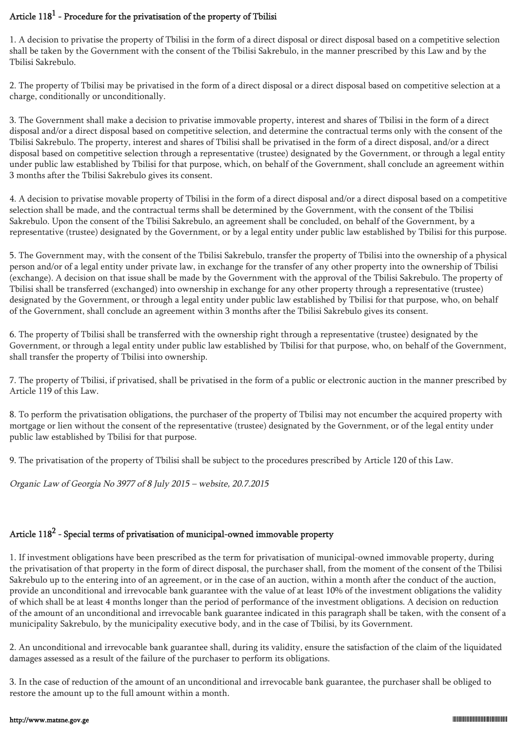## Article 118[1] - Procedure for the privatisation of the property of Tbilisi

1. A decision to privatise the property of Tbilisi in the form of a direct disposal or direct disposal based on a competitive selection shall be taken by the Government with the consent of the Tbilisi Sakrebulo, in the manner prescribed by this Law and by the Tbilisi Sakrebulo.

2. The property of Tbilisi may be privatised in the form of a direct disposal or a direct disposal based on competitive selection at a charge, conditionally or unconditionally.

3. The Government shall make a decision to privatise immovable property, interest and shares of Tbilisi in the form of a direct disposal and/or a direct disposal based on competitive selection, and determine the contractual terms only with the consent of the Tbilisi Sakrebulo. The property, interest and shares of Tbilisi shall be privatised in the form of a direct disposal, and/or a direct disposal based on competitive selection through a representative (trustee) designated by the Government, or through a legal entity under public law established by Tbilisi for that purpose, which, on behalf of the Government, shall conclude an agreement within 3 months after the Tbilisi Sakrebulo gives its consent.

4. A decision to privatise movable property of Tbilisi in the form of a direct disposal and/or a direct disposal based on a competitive selection shall be made, and the contractual terms shall be determined by the Government, with the consent of the Tbilisi Sakrebulo. Upon the consent of the Tbilisi Sakrebulo, an agreement shall be concluded, on behalf of the Government, by a representative (trustee) designated by the Government, or by a legal entity under public law established by Tbilisi for this purpose.

5. The Government may, with the consent of the Tbilisi Sakrebulo, transfer the property of Tbilisi into the ownership of a physical person and/or of a legal entity under private law, in exchange for the transfer of any other property into the ownership of Tbilisi (exchange). A decision on that issue shall be made by the Government with the approval of the Tbilisi Sakrebulo. The property of Tbilisi shall be transferred (exchanged) into ownership in exchange for any other property through a representative (trustee) designated by the Government, or through a legal entity under public law established by Tbilisi for that purpose, who, on behalf of the Government, shall conclude an agreement within 3 months after the Tbilisi Sakrebulo gives its consent.

6. The property of Tbilisi shall be transferred with the ownership right through a representative (trustee) designated by the Government, or through a legal entity under public law established by Tbilisi for that purpose, who, on behalf of the Government, shall transfer the property of Tbilisi into ownership.

7. The property of Tbilisi, if privatised, shall be privatised in the form of a public or electronic auction in the manner prescribed by Article 119 of this Law.

8. To perform the privatisation obligations, the purchaser of the property of Tbilisi may not encumber the acquired property with mortgage or lien without the consent of the representative (trustee) designated by the Government, or of the legal entity under public law established by Tbilisi for that purpose.

9. The privatisation of the property of Tbilisi shall be subject to the procedures prescribed by Article 120 of this Law.

*Organic Law of Georgia No 3977 of 8 July 2015 – website, 20.7.2015*

## Article 118[2] - Special terms of privatisation of municipal-owned immovable property

1. If investment obligations have been prescribed as the term for privatisation of municipal-owned immovable property, during the privatisation of that property in the form of direct disposal, the purchaser shall, from the moment of the consent of the Tbilisi Sakrebulo up to the entering into of an agreement, or in the case of an auction, within a month after the conduct of the auction, provide an unconditional and irrevocable bank guarantee with the value of at least 10% of the investment obligations the validity of which shall be at least 4 months longer than the period of performance of the investment obligations. A decision on reduction of the amount of an unconditional and irrevocable bank guarantee indicated in this paragraph shall be taken, with the consent of a municipality Sakrebulo, by the municipality executive body, and in the case of Tbilisi, by its Government.

2. An unconditional and irrevocable bank guarantee shall, during its validity, ensure the satisfaction of the claim of the liquidated damages assessed as a result of the failure of the purchaser to perform its obligations.

3. In the case of reduction of the amount of an unconditional and irrevocable bank guarantee, the purchaser shall be obliged to restore the amount up to the full amount within a month.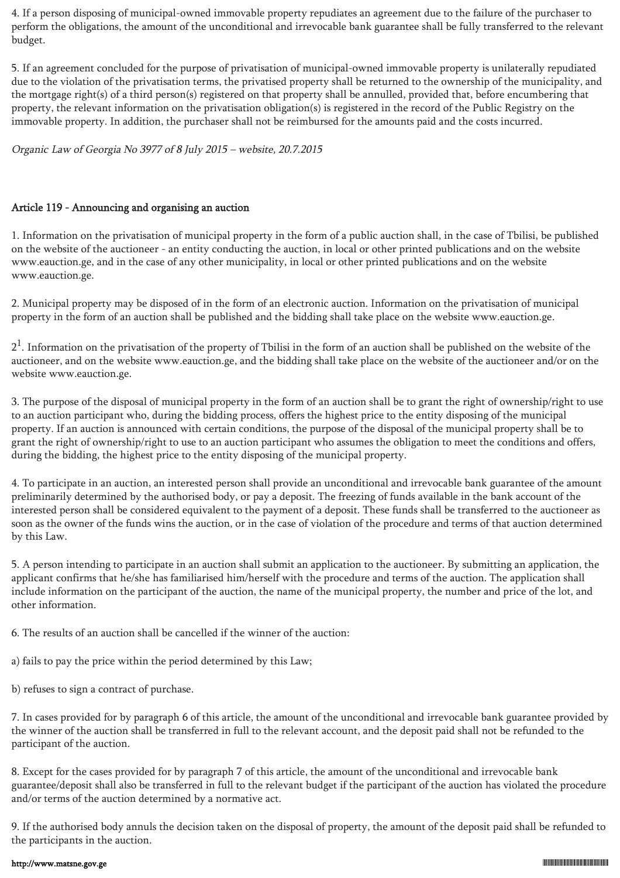4. If a person disposing of municipal-owned immovable property repudiates an agreement due to the failure of the purchaser to perform the obligations, the amount of the unconditional and irrevocable bank guarantee shall be fully transferred to the relevant budget.

5. If an agreement concluded for the purpose of privatisation of municipal-owned immovable property is unilaterally repudiated due to the violation of the privatisation terms, the privatised property shall be returned to the ownership of the municipality, and the mortgage right(s) of a third person(s) registered on that property shall be annulled, provided that, before encumbering that property, the relevant information on the privatisation obligation(s) is registered in the record of the Public Registry on the immovable property. In addition, the purchaser shall not be reimbursed for the amounts paid and the costs incurred.

*Organic Law of Georgia No 3977 of 8 July 2015 – website, 20.7.2015*

#### Article 119 - Announcing and organising an auction

1. Information on the privatisation of municipal property in the form of a public auction shall, in the case of Tbilisi, be published on the website of the auctioneer - an entity conducting the auction, in local or other printed publications and on the website www.eauction.ge, and in the case of any other municipality, in local or other printed publications and on the website www.eauction.ge.

2. Municipal property may be disposed of in the form of an electronic auction. Information on the privatisation of municipal property in the form of an auction shall be published and the bidding shall take place on the website www.eauction.ge.

$2^1$. Information on the privatisation of the property of Tbilisi in the form of an auction shall be published on the website of the auctioneer, and on the website www.eauction.ge, and the bidding shall take place on the website of the auctioneer and/or on the website www.eauction.ge.

3. The purpose of the disposal of municipal property in the form of an auction shall be to grant the right of ownership/right to use to an auction participant who, during the bidding process, offers the highest price to the entity disposing of the municipal property. If an auction is announced with certain conditions, the purpose of the disposal of the municipal property shall be to grant the right of ownership/right to use to an auction participant who assumes the obligation to meet the conditions and offers, during the bidding, the highest price to the entity disposing of the municipal property.

4. To participate in an auction, an interested person shall provide an unconditional and irrevocable bank guarantee of the amount preliminarily determined by the authorised body, or pay a deposit. The freezing of funds available in the bank account of the interested person shall be considered equivalent to the payment of a deposit. These funds shall be transferred to the auctioneer as soon as the owner of the funds wins the auction, or in the case of violation of the procedure and terms of that auction determined by this Law.

5. A person intending to participate in an auction shall submit an application to the auctioneer. By submitting an application, the applicant confirms that he/she has familiarised him/herself with the procedure and terms of the auction. The application shall include information on the participant of the auction, the name of the municipal property, the number and price of the lot, and other information.

6. The results of an auction shall be cancelled if the winner of the auction:

a) fails to pay the price within the period determined by this Law;

b) refuses to sign a contract of purchase.

7. In cases provided for by paragraph 6 of this article, the amount of the unconditional and irrevocable bank guarantee provided by the winner of the auction shall be transferred in full to the relevant account, and the deposit paid shall not be refunded to the participant of the auction.

8. Except for the cases provided for by paragraph 7 of this article, the amount of the unconditional and irrevocable bank guarantee/deposit shall also be transferred in full to the relevant budget if the participant of the auction has violated the procedure and/or terms of the auction determined by a normative act.

9. If the authorised body annuls the decision taken on the disposal of property, the amount of the deposit paid shall be refunded to the participants in the auction.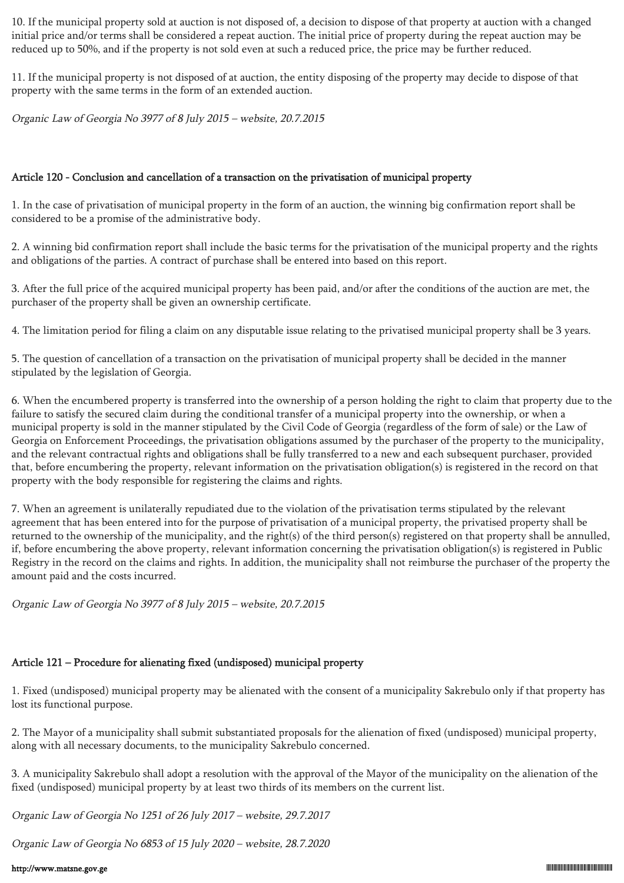10. If the municipal property sold at auction is not disposed of, a decision to dispose of that property at auction with a changed initial price and/or terms shall be considered a repeat auction. The initial price of property during the repeat auction may be reduced up to 50%, and if the property is not sold even at such a reduced price, the price may be further reduced.

11. If the municipal property is not disposed of at auction, the entity disposing of the property may decide to dispose of that property with the same terms in the form of an extended auction.

*Organic Law of Georgia No 3977 of 8 July 2015 – website, 20.7.2015*

### Article 120 - Conclusion and cancellation of a transaction on the privatisation of municipal property

1. In the case of privatisation of municipal property in the form of an auction, the winning big confirmation report shall be considered to be a promise of the administrative body.

2. A winning bid confirmation report shall include the basic terms for the privatisation of the municipal property and the rights and obligations of the parties. A contract of purchase shall be entered into based on this report.

3. After the full price of the acquired municipal property has been paid, and/or after the conditions of the auction are met, the purchaser of the property shall be given an ownership certificate.

4. The limitation period for filing a claim on any disputable issue relating to the privatised municipal property shall be 3 years.

5. The question of cancellation of a transaction on the privatisation of municipal property shall be decided in the manner stipulated by the legislation of Georgia.

6. When the encumbered property is transferred into the ownership of a person holding the right to claim that property due to the failure to satisfy the secured claim during the conditional transfer of a municipal property into the ownership, or when a municipal property is sold in the manner stipulated by the Civil Code of Georgia (regardless of the form of sale) or the Law of Georgia on Enforcement Proceedings, the privatisation obligations assumed by the purchaser of the property to the municipality, and the relevant contractual rights and obligations shall be fully transferred to a new and each subsequent purchaser, provided that, before encumbering the property, relevant information on the privatisation obligation(s) is registered in the record on that property with the body responsible for registering the claims and rights.

7. When an agreement is unilaterally repudiated due to the violation of the privatisation terms stipulated by the relevant agreement that has been entered into for the purpose of privatisation of a municipal property, the privatised property shall be returned to the ownership of the municipality, and the right(s) of the third person(s) registered on that property shall be annulled, if, before encumbering the above property, relevant information concerning the privatisation obligation(s) is registered in Public Registry in the record on the claims and rights. In addition, the municipality shall not reimburse the purchaser of the property the amount paid and the costs incurred.

*Organic Law of Georgia No 3977 of 8 July 2015 – website, 20.7.2015*

### Article 121 – Procedure for alienating fixed (undisposed) municipal property

1. Fixed (undisposed) municipal property may be alienated with the consent of a municipality Sakrebulo only if that property has lost its functional purpose.

2. The Mayor of a municipality shall submit substantiated proposals for the alienation of fixed (undisposed) municipal property, along with all necessary documents, to the municipality Sakrebulo concerned.

3. A municipality Sakrebulo shall adopt a resolution with the approval of the Mayor of the municipality on the alienation of the fixed (undisposed) municipal property by at least two thirds of its members on the current list.

*Organic Law of Georgia No 1251 of 26 July 2017 – website, 29.7.2017*

*Organic Law of Georgia No 6853 of 15 July 2020 – website, 28.7.2020*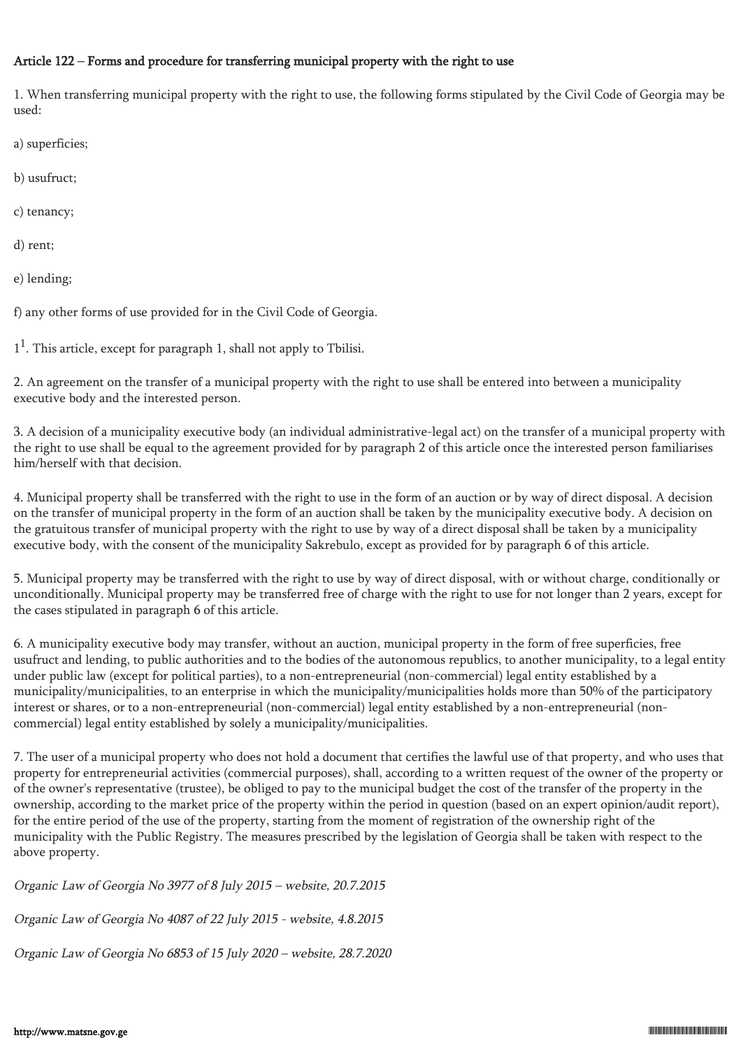### Article 122 – Forms and procedure for transferring municipal property with the right to use

1. When transferring municipal property with the right to use, the following forms stipulated by the Civil Code of Georgia may be used:

a) superficies;

b) usufruct;

c) tenancy;

d) rent;

e) lending;

f) any other forms of use provided for in the Civil Code of Georgia.

1[1]. This article, except for paragraph 1, shall not apply to Tbilisi.

2. An agreement on the transfer of a municipal property with the right to use shall be entered into between a municipality executive body and the interested person.

3. A decision of a municipality executive body (an individual administrative-legal act) on the transfer of a municipal property with the right to use shall be equal to the agreement provided for by paragraph 2 of this article once the interested person familiarises him/herself with that decision.

4. Municipal property shall be transferred with the right to use in the form of an auction or by way of direct disposal. A decision on the transfer of municipal property in the form of an auction shall be taken by the municipality executive body. A decision on the gratuitous transfer of municipal property with the right to use by way of a direct disposal shall be taken by a municipality executive body, with the consent of the municipality Sakrebulo, except as provided for by paragraph 6 of this article.

5. Municipal property may be transferred with the right to use by way of direct disposal, with or without charge, conditionally or unconditionally. Municipal property may be transferred free of charge with the right to use for not longer than 2 years, except for the cases stipulated in paragraph 6 of this article.

6. A municipality executive body may transfer, without an auction, municipal property in the form of free superficies, free usufruct and lending, to public authorities and to the bodies of the autonomous republics, to another municipality, to a legal entity under public law (except for political parties), to a non-entrepreneurial (non-commercial) legal entity established by a municipality/municipalities, to an enterprise in which the municipality/municipalities holds more than 50% of the participatory interest or shares, or to a non-entrepreneurial (non-commercial) legal entity established by a non-entrepreneurial (non-commercial) legal entity established by solely a municipality/municipalities.

7. The user of a municipal property who does not hold a document that certifies the lawful use of that property, and who uses that property for entrepreneurial activities (commercial purposes), shall, according to a written request of the owner of the property or of the owner's representative (trustee), be obliged to pay to the municipal budget the cost of the transfer of the property in the ownership, according to the market price of the property within the period in question (based on an expert opinion/audit report), for the entire period of the use of the property, starting from the moment of registration of the ownership right of the municipality with the Public Registry. The measures prescribed by the legislation of Georgia shall be taken with respect to the above property.

*Organic Law of Georgia No 3977 of 8 July 2015 – website, 20.7.2015*

*Organic Law of Georgia No 4087 of 22 July 2015 - website, 4.8.2015*

*Organic Law of Georgia No 6853 of 15 July 2020 – website, 28.7.2020*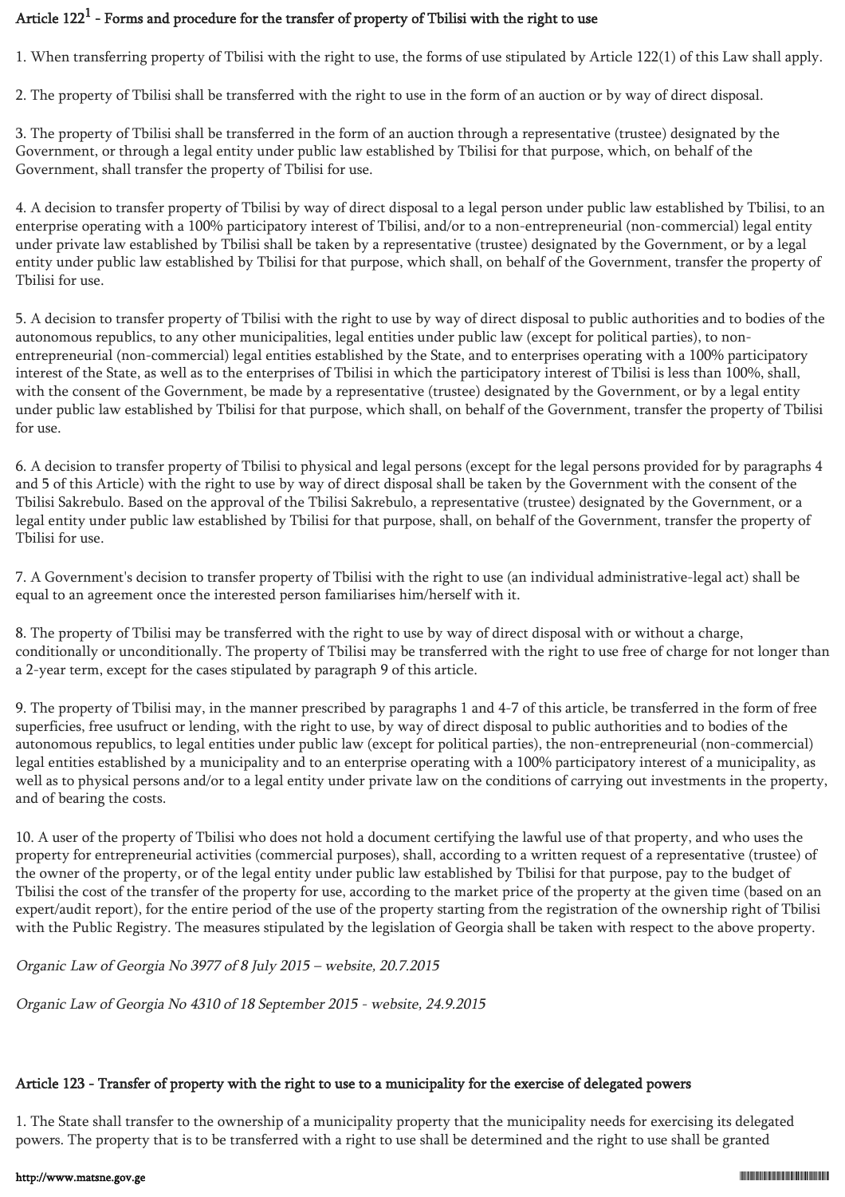### Article 122[1] - Forms and procedure for the transfer of property of Tbilisi with the right to use

1. When transferring property of Tbilisi with the right to use, the forms of use stipulated by Article 122(1) of this Law shall apply.

2. The property of Tbilisi shall be transferred with the right to use in the form of an auction or by way of direct disposal.

3. The property of Tbilisi shall be transferred in the form of an auction through a representative (trustee) designated by the Government, or through a legal entity under public law established by Tbilisi for that purpose, which, on behalf of the Government, shall transfer the property of Tbilisi for use.

4. A decision to transfer property of Tbilisi by way of direct disposal to a legal person under public law established by Tbilisi, to an enterprise operating with a 100% participatory interest of Tbilisi, and/or to a non-entrepreneurial (non-commercial) legal entity under private law established by Tbilisi shall be taken by a representative (trustee) designated by the Government, or by a legal entity under public law established by Tbilisi for that purpose, which shall, on behalf of the Government, transfer the property of Tbilisi for use.

5. A decision to transfer property of Tbilisi with the right to use by way of direct disposal to public authorities and to bodies of the autonomous republics, to any other municipalities, legal entities under public law (except for political parties), to non-entrepreneurial (non-commercial) legal entities established by the State, and to enterprises operating with a 100% participatory interest of the State, as well as to the enterprises of Tbilisi in which the participatory interest of Tbilisi is less than 100%, shall, with the consent of the Government, be made by a representative (trustee) designated by the Government, or by a legal entity under public law established by Tbilisi for that purpose, which shall, on behalf of the Government, transfer the property of Tbilisi for use.

6. A decision to transfer property of Tbilisi to physical and legal persons (except for the legal persons provided for by paragraphs 4 and 5 of this Article) with the right to use by way of direct disposal shall be taken by the Government with the consent of the Tbilisi Sakrebulo. Based on the approval of the Tbilisi Sakrebulo, a representative (trustee) designated by the Government, or a legal entity under public law established by Tbilisi for that purpose, shall, on behalf of the Government, transfer the property of Tbilisi for use.

7. A Government's decision to transfer property of Tbilisi with the right to use (an individual administrative-legal act) shall be equal to an agreement once the interested person familiarises him/herself with it.

8. The property of Tbilisi may be transferred with the right to use by way of direct disposal with or without a charge, conditionally or unconditionally. The property of Tbilisi may be transferred with the right to use free of charge for not longer than a 2-year term, except for the cases stipulated by paragraph 9 of this article.

9. The property of Tbilisi may, in the manner prescribed by paragraphs 1 and 4-7 of this article, be transferred in the form of free superficies, free usufruct or lending, with the right to use, by way of direct disposal to public authorities and to bodies of the autonomous republics, to legal entities under public law (except for political parties), the non-entrepreneurial (non-commercial) legal entities established by a municipality and to an enterprise operating with a 100% participatory interest of a municipality, as well as to physical persons and/or to a legal entity under private law on the conditions of carrying out investments in the property, and of bearing the costs.

10. A user of the property of Tbilisi who does not hold a document certifying the lawful use of that property, and who uses the property for entrepreneurial activities (commercial purposes), shall, according to a written request of a representative (trustee) of the owner of the property, or of the legal entity under public law established by Tbilisi for that purpose, pay to the budget of Tbilisi the cost of the transfer of the property for use, according to the market price of the property at the given time (based on an expert/audit report), for the entire period of the use of the property starting from the registration of the ownership right of Tbilisi with the Public Registry. The measures stipulated by the legislation of Georgia shall be taken with respect to the above property.

*Organic Law of Georgia No 3977 of 8 July 2015 – website, 20.7.2015*

*Organic Law of Georgia No 4310 of 18 September 2015 - website, 24.9.2015*

### Article 123 - Transfer of property with the right to use to a municipality for the exercise of delegated powers

1. The State shall transfer to the ownership of a municipality property that the municipality needs for exercising its delegated powers. The property that is to be transferred with a right to use shall be determined and the right to use shall be granted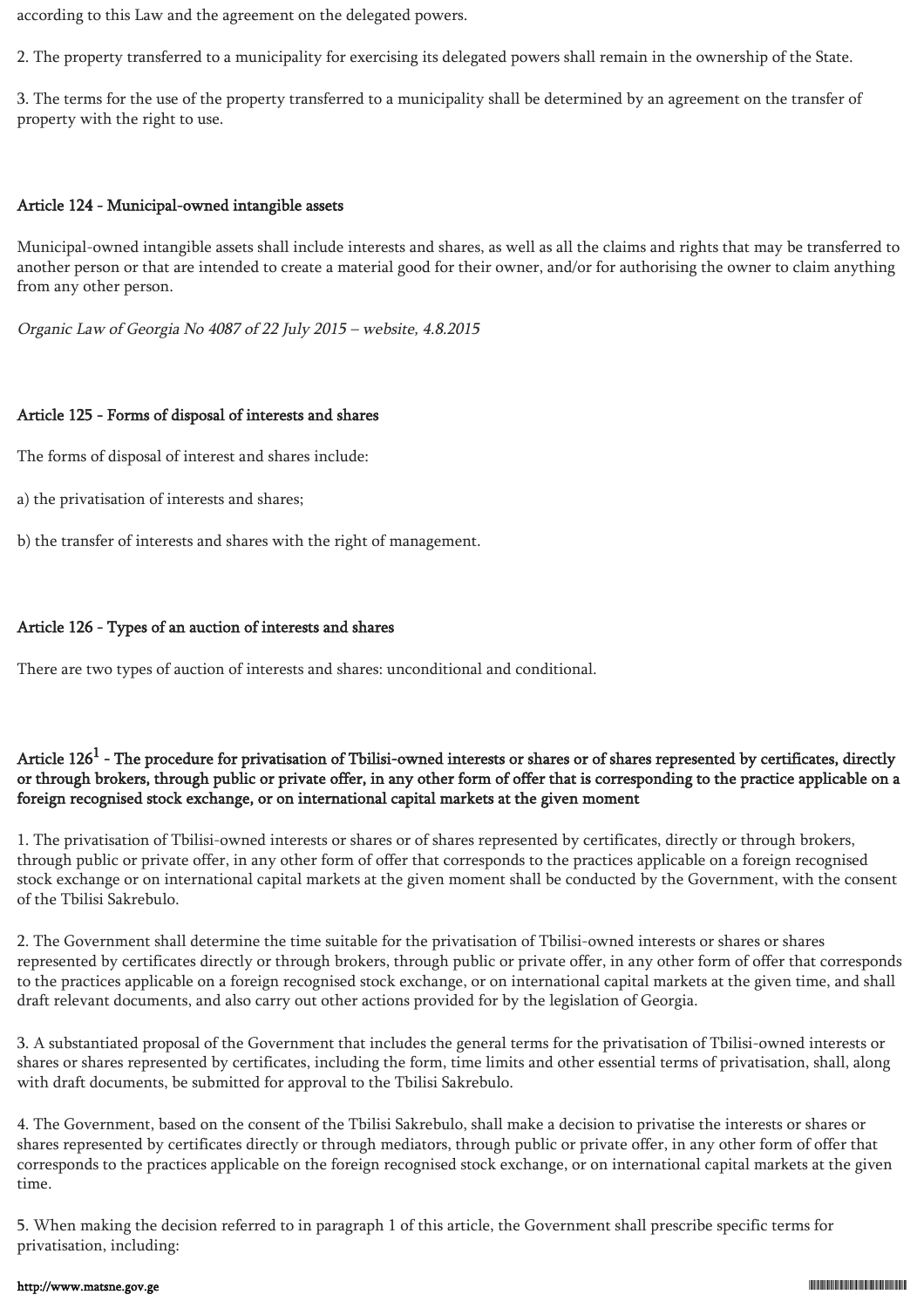according to this Law and the agreement on the delegated powers.

2. The property transferred to a municipality for exercising its delegated powers shall remain in the ownership of the State.

3. The terms for the use of the property transferred to a municipality shall be determined by an agreement on the transfer of property with the right to use.

### Article 124 - Municipal-owned intangible assets

Municipal-owned intangible assets shall include interests and shares, as well as all the claims and rights that may be transferred to another person or that are intended to create a material good for their owner, and/or for authorising the owner to claim anything from any other person.

*Organic Law of Georgia No 4087 of 22 July 2015 – website, 4.8.2015*

### Article 125 - Forms of disposal of interests and shares

The forms of disposal of interest and shares include:

a) the privatisation of interests and shares;

b) the transfer of interests and shares with the right of management.

### Article 126 - Types of an auction of interests and shares

There are two types of auction of interests and shares: unconditional and conditional.

### Article 126[1] - The procedure for privatisation of Tbilisi-owned interests or shares or of shares represented by certificates, directly or through brokers, through public or private offer, in any other form of offer that is corresponding to the practice applicable on a foreign recognised stock exchange, or on international capital markets at the given moment

1. The privatisation of Tbilisi-owned interests or shares or of shares represented by certificates, directly or through brokers, through public or private offer, in any other form of offer that corresponds to the practices applicable on a foreign recognised stock exchange or on international capital markets at the given moment shall be conducted by the Government, with the consent of the Tbilisi Sakrebulo.

2. The Government shall determine the time suitable for the privatisation of Tbilisi-owned interests or shares or shares represented by certificates directly or through brokers, through public or private offer, in any other form of offer that corresponds to the practices applicable on a foreign recognised stock exchange, or on international capital markets at the given time, and shall draft relevant documents, and also carry out other actions provided for by the legislation of Georgia.

3. A substantiated proposal of the Government that includes the general terms for the privatisation of Tbilisi-owned interests or shares or shares represented by certificates, including the form, time limits and other essential terms of privatisation, shall, along with draft documents, be submitted for approval to the Tbilisi Sakrebulo.

4. The Government, based on the consent of the Tbilisi Sakrebulo, shall make a decision to privatise the interests or shares or shares represented by certificates directly or through mediators, through public or private offer, in any other form of offer that corresponds to the practices applicable on the foreign recognised stock exchange, or on international capital markets at the given time.

5. When making the decision referred to in paragraph 1 of this article, the Government shall prescribe specific terms for privatisation, including: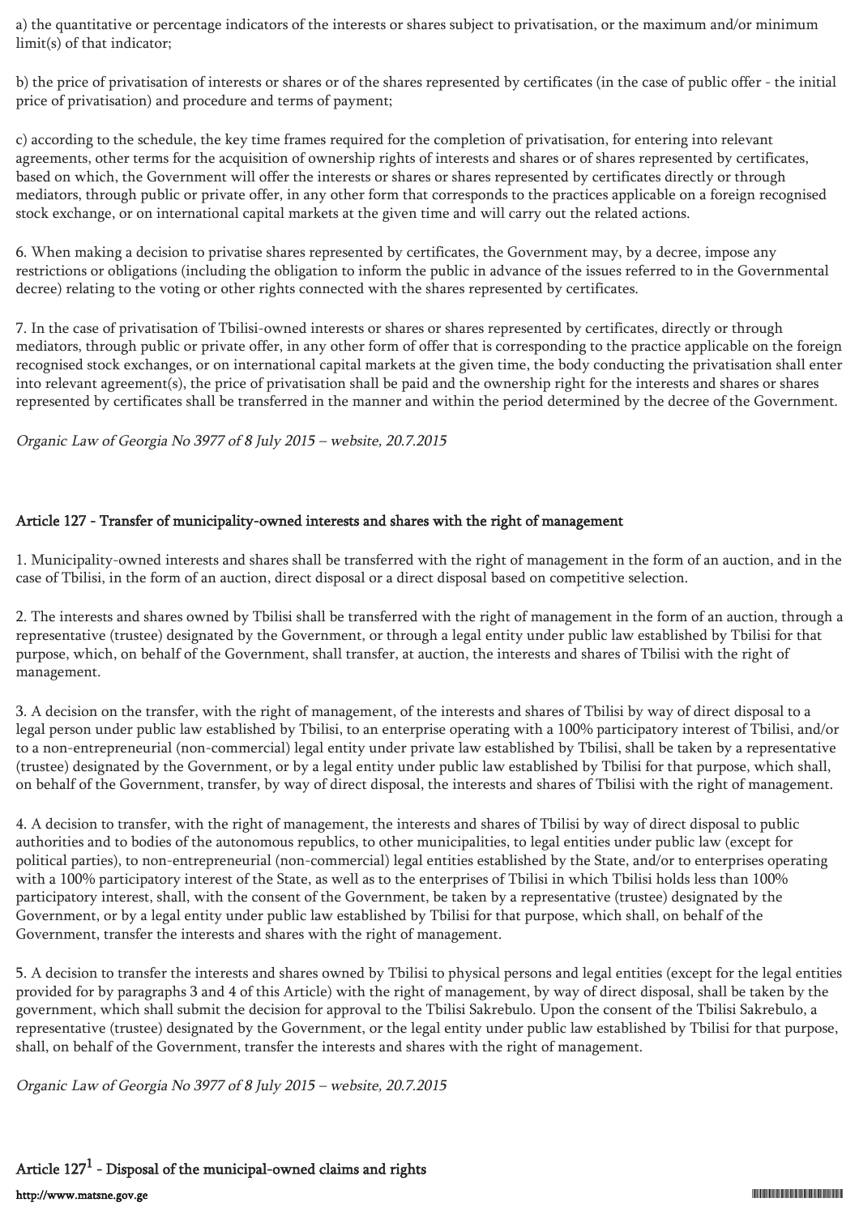a) the quantitative or percentage indicators of the interests or shares subject to privatisation, or the maximum and/or minimum limit(s) of that indicator;

b) the price of privatisation of interests or shares or of the shares represented by certificates (in the case of public offer - the initial price of privatisation) and procedure and terms of payment;

c) according to the schedule, the key time frames required for the completion of privatisation, for entering into relevant agreements, other terms for the acquisition of ownership rights of interests and shares or of shares represented by certificates, based on which, the Government will offer the interests or shares or shares represented by certificates directly or through mediators, through public or private offer, in any other form that corresponds to the practices applicable on a foreign recognised stock exchange, or on international capital markets at the given time and will carry out the related actions.

6. When making a decision to privatise shares represented by certificates, the Government may, by a decree, impose any restrictions or obligations (including the obligation to inform the public in advance of the issues referred to in the Governmental decree) relating to the voting or other rights connected with the shares represented by certificates.

7. In the case of privatisation of Tbilisi-owned interests or shares or shares represented by certificates, directly or through mediators, through public or private offer, in any other form of offer that is corresponding to the practice applicable on the foreign recognised stock exchanges, or on international capital markets at the given time, the body conducting the privatisation shall enter into relevant agreement(s), the price of privatisation shall be paid and the ownership right for the interests and shares or shares represented by certificates shall be transferred in the manner and within the period determined by the decree of the Government.

*Organic Law of Georgia No 3977 of 8 July 2015 – website, 20.7.2015*

## Article 127 - Transfer of municipality-owned interests and shares with the right of management

1. Municipality-owned interests and shares shall be transferred with the right of management in the form of an auction, and in the case of Tbilisi, in the form of an auction, direct disposal or a direct disposal based on competitive selection.

2. The interests and shares owned by Tbilisi shall be transferred with the right of management in the form of an auction, through a representative (trustee) designated by the Government, or through a legal entity under public law established by Tbilisi for that purpose, which, on behalf of the Government, shall transfer, at auction, the interests and shares of Tbilisi with the right of management.

3. A decision on the transfer, with the right of management, of the interests and shares of Tbilisi by way of direct disposal to a legal person under public law established by Tbilisi, to an enterprise operating with a 100% participatory interest of Tbilisi, and/or to a non-entrepreneurial (non-commercial) legal entity under private law established by Tbilisi, shall be taken by a representative (trustee) designated by the Government, or by a legal entity under public law established by Tbilisi for that purpose, which shall, on behalf of the Government, transfer, by way of direct disposal, the interests and shares of Tbilisi with the right of management.

4. A decision to transfer, with the right of management, the interests and shares of Tbilisi by way of direct disposal to public authorities and to bodies of the autonomous republics, to other municipalities, to legal entities under public law (except for political parties), to non-entrepreneurial (non-commercial) legal entities established by the State, and/or to enterprises operating with a 100% participatory interest of the State, as well as to the enterprises of Tbilisi in which Tbilisi holds less than 100% participatory interest, shall, with the consent of the Government, be taken by a representative (trustee) designated by the Government, or by a legal entity under public law established by Tbilisi for that purpose, which shall, on behalf of the Government, transfer the interests and shares with the right of management.

5. A decision to transfer the interests and shares owned by Tbilisi to physical persons and legal entities (except for the legal entities provided for by paragraphs 3 and 4 of this Article) with the right of management, by way of direct disposal, shall be taken by the government, which shall submit the decision for approval to the Tbilisi Sakrebulo. Upon the consent of the Tbilisi Sakrebulo, a representative (trustee) designated by the Government, or the legal entity under public law established by Tbilisi for that purpose, shall, on behalf of the Government, transfer the interests and shares with the right of management.

*Organic Law of Georgia No 3977 of 8 July 2015 – website, 20.7.2015*

## Article 127[1] - Disposal of the municipal-owned claims and rights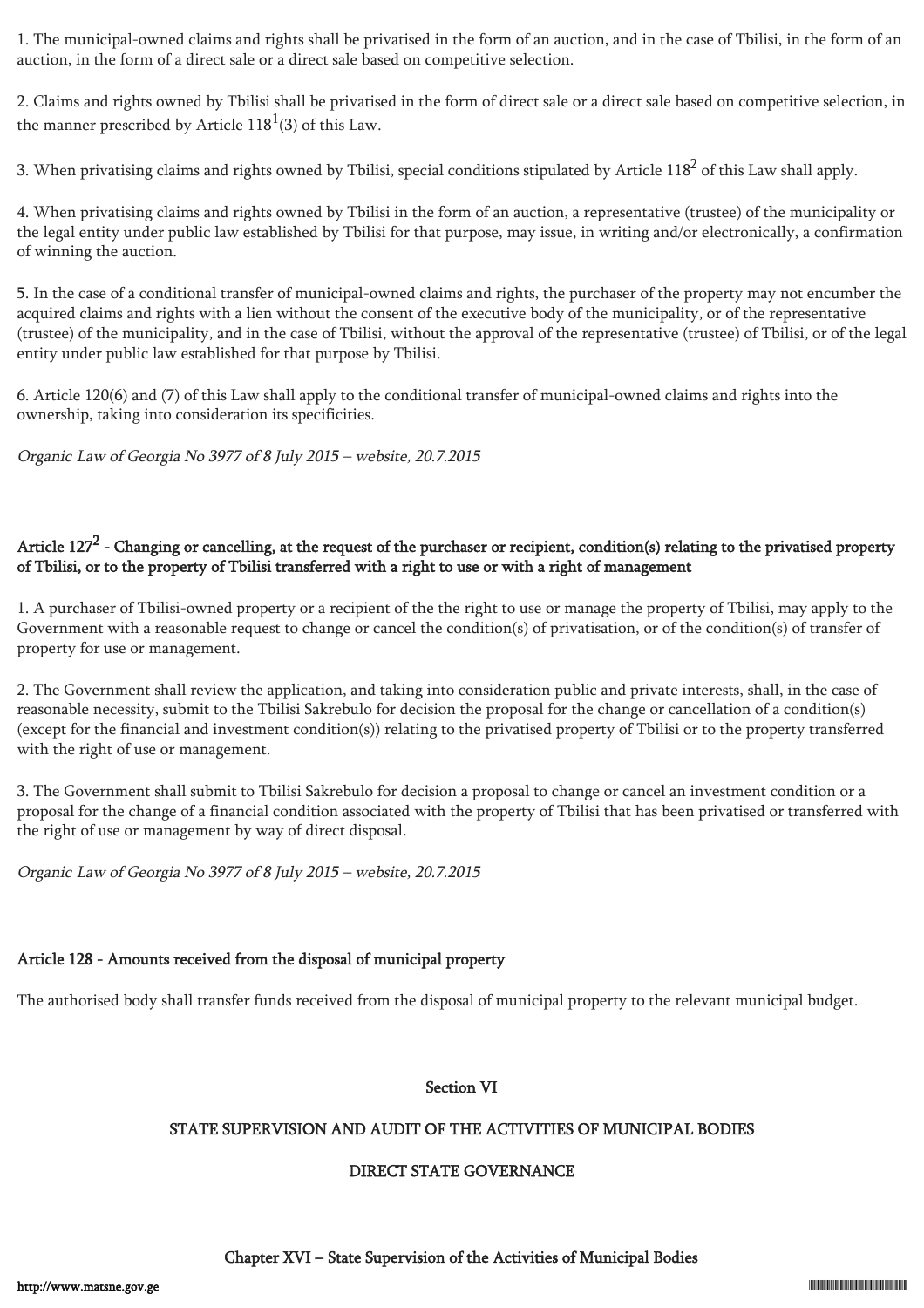1. The municipal-owned claims and rights shall be privatised in the form of an auction, and in the case of Tbilisi, in the form of an auction, in the form of a direct sale or a direct sale based on competitive selection.

2. Claims and rights owned by Tbilisi shall be privatised in the form of direct sale or a direct sale based on competitive selection, in the manner prescribed by Article $118^1$(3) of this Law.

3. When privatising claims and rights owned by Tbilisi, special conditions stipulated by Article $118^2$ of this Law shall apply.

4. When privatising claims and rights owned by Tbilisi in the form of an auction, a representative (trustee) of the municipality or the legal entity under public law established by Tbilisi for that purpose, may issue, in writing and/or electronically, a confirmation of winning the auction.

5. In the case of a conditional transfer of municipal-owned claims and rights, the purchaser of the property may not encumber the acquired claims and rights with a lien without the consent of the executive body of the municipality, or of the representative (trustee) of the municipality, and in the case of Tbilisi, without the approval of the representative (trustee) of Tbilisi, or of the legal entity under public law established for that purpose by Tbilisi.

6. Article 120(6) and (7) of this Law shall apply to the conditional transfer of municipal-owned claims and rights into the ownership, taking into consideration its specificities.

*Organic Law of Georgia No 3977 of 8 July 2015 – website, 20.7.2015*

### Article $127^2$ - Changing or cancelling, at the request of the purchaser or recipient, condition(s) relating to the privatised property of Tbilisi, or to the property of Tbilisi transferred with a right to use or with a right of management

1. A purchaser of Tbilisi-owned property or a recipient of the the right to use or manage the property of Tbilisi, may apply to the Government with a reasonable request to change or cancel the condition(s) of privatisation, or of the condition(s) of transfer of property for use or management.

2. The Government shall review the application, and taking into consideration public and private interests, shall, in the case of reasonable necessity, submit to the Tbilisi Sakrebulo for decision the proposal for the change or cancellation of a condition(s) (except for the financial and investment condition(s)) relating to the privatised property of Tbilisi or to the property transferred with the right of use or management.

3. The Government shall submit to Tbilisi Sakrebulo for decision a proposal to change or cancel an investment condition or a proposal for the change of a financial condition associated with the property of Tbilisi that has been privatised or transferred with the right of use or management by way of direct disposal.

*Organic Law of Georgia No 3977 of 8 July 2015 – website, 20.7.2015*

### Article 128 - Amounts received from the disposal of municipal property

The authorised body shall transfer funds received from the disposal of municipal property to the relevant municipal budget.

## Section VI

## STATE SUPERVISION AND AUDIT OF THE ACTIVITIES OF MUNICIPAL BODIES

## DIRECT STATE GOVERNANCE

## Chapter XVI – State Supervision of the Activities of Municipal Bodies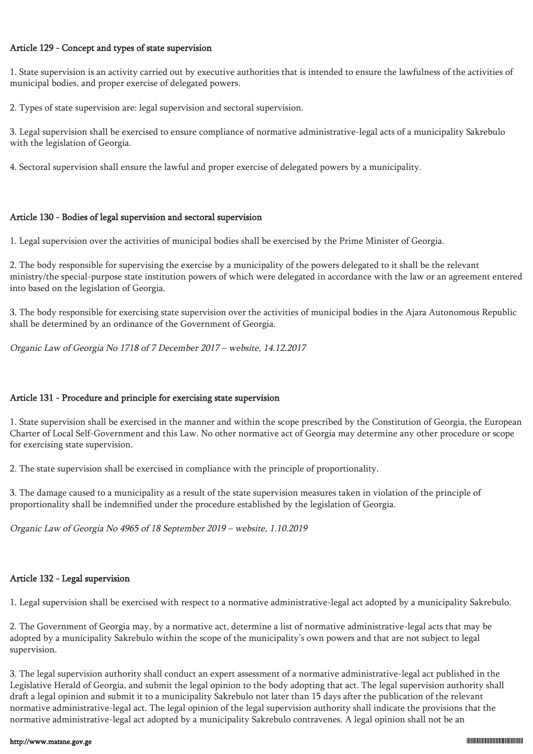### Article 129 - Concept and types of state supervision

1. State supervision is an activity carried out by executive authorities that is intended to ensure the lawfulness of the activities of municipal bodies, and proper exercise of delegated powers.

2. Types of state supervision are: legal supervision and sectoral supervision.

3. Legal supervision shall be exercised to ensure compliance of normative administrative-legal acts of a municipality Sakrebulo with the legislation of Georgia.

4. Sectoral supervision shall ensure the lawful and proper exercise of delegated powers by a municipality.

### Article 130 - Bodies of legal supervision and sectoral supervision

1. Legal supervision over the activities of municipal bodies shall be exercised by the Prime Minister of Georgia.

2. The body responsible for supervising the exercise by a municipality of the powers delegated to it shall be the relevant ministry/the special-purpose state institution powers of which were delegated in accordance with the law or an agreement entered into based on the legislation of Georgia.

3. The body responsible for exercising state supervision over the activities of municipal bodies in the Ajara Autonomous Republic shall be determined by an ordinance of the Government of Georgia.

*Organic Law of Georgia No 1718 of 7 December 2017 – website, 14.12.2017*

### Article 131 - Procedure and principle for exercising state supervision

1. State supervision shall be exercised in the manner and within the scope prescribed by the Constitution of Georgia, the European Charter of Local Self-Government and this Law. No other normative act of Georgia may determine any other procedure or scope for exercising state supervision.

2. The state supervision shall be exercised in compliance with the principle of proportionality.

3. The damage caused to a municipality as a result of the state supervision measures taken in violation of the principle of proportionality shall be indemnified under the procedure established by the legislation of Georgia.

*Organic Law of Georgia No 4965 of 18 September 2019 – website, 1.10.2019*

### Article 132 - Legal supervision

1. Legal supervision shall be exercised with respect to a normative administrative-legal act adopted by a municipality Sakrebulo.

2. The Government of Georgia may, by a normative act, determine a list of normative administrative-legal acts that may be adopted by a municipality Sakrebulo within the scope of the municipality's own powers and that are not subject to legal supervision.

3. The legal supervision authority shall conduct an expert assessment of a normative administrative-legal act published in the Legislative Herald of Georgia, and submit the legal opinion to the body adopting that act. The legal supervision authority shall draft a legal opinion and submit it to a municipality Sakrebulo not later than 15 days after the publication of the relevant normative administrative-legal act. The legal opinion of the legal supervision authority shall indicate the provisions that the normative administrative-legal act adopted by a municipality Sakrebulo contravenes. A legal opinion shall not be an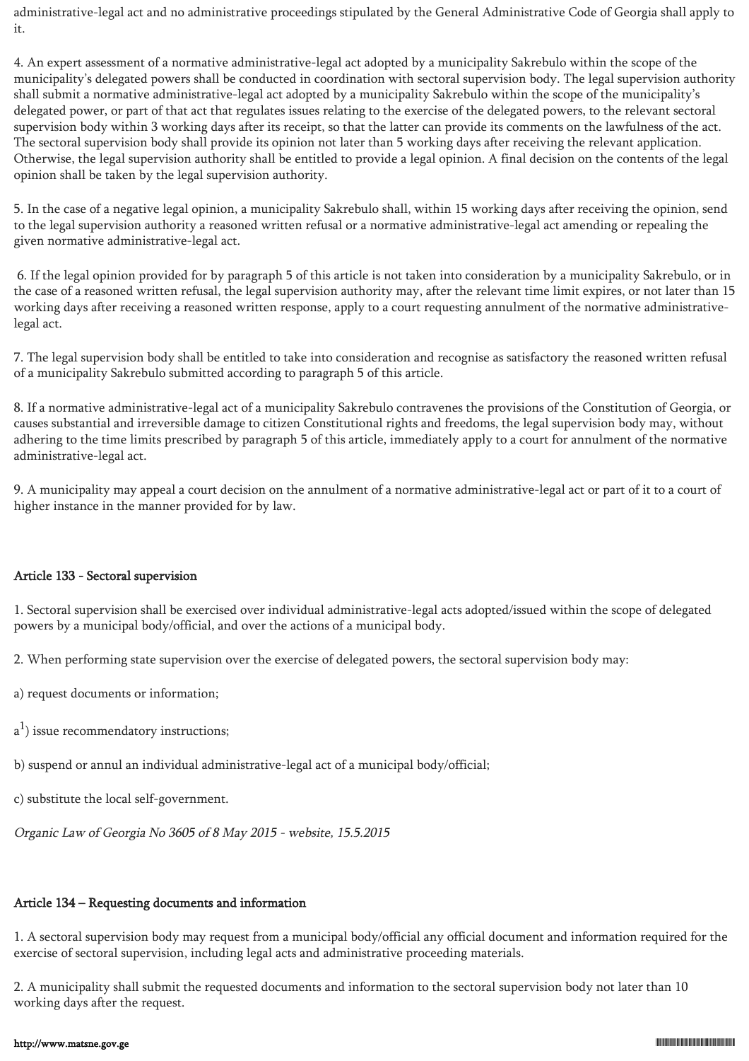administrative-legal act and no administrative proceedings stipulated by the General Administrative Code of Georgia shall apply to it.

4. An expert assessment of a normative administrative-legal act adopted by a municipality Sakrebulo within the scope of the municipality's delegated powers shall be conducted in coordination with sectoral supervision body. The legal supervision authority shall submit a normative administrative-legal act adopted by a municipality Sakrebulo within the scope of the municipality's delegated power, or part of that act that regulates issues relating to the exercise of the delegated powers, to the relevant sectoral supervision body within 3 working days after its receipt, so that the latter can provide its comments on the lawfulness of the act. The sectoral supervision body shall provide its opinion not later than 5 working days after receiving the relevant application. Otherwise, the legal supervision authority shall be entitled to provide a legal opinion. A final decision on the contents of the legal opinion shall be taken by the legal supervision authority.

5. In the case of a negative legal opinion, a municipality Sakrebulo shall, within 15 working days after receiving the opinion, send to the legal supervision authority a reasoned written refusal or a normative administrative-legal act amending or repealing the given normative administrative-legal act.

6. If the legal opinion provided for by paragraph 5 of this article is not taken into consideration by a municipality Sakrebulo, or in the case of a reasoned written refusal, the legal supervision authority may, after the relevant time limit expires, or not later than 15 working days after receiving a reasoned written response, apply to a court requesting annulment of the normative administrative-legal act.

7. The legal supervision body shall be entitled to take into consideration and recognise as satisfactory the reasoned written refusal of a municipality Sakrebulo submitted according to paragraph 5 of this article.

8. If a normative administrative-legal act of a municipality Sakrebulo contravenes the provisions of the Constitution of Georgia, or causes substantial and irreversible damage to citizen Constitutional rights and freedoms, the legal supervision body may, without adhering to the time limits prescribed by paragraph 5 of this article, immediately apply to a court for annulment of the normative administrative-legal act.

9. A municipality may appeal a court decision on the annulment of a normative administrative-legal act or part of it to a court of higher instance in the manner provided for by law.

## Article 133 - Sectoral supervision

1. Sectoral supervision shall be exercised over individual administrative-legal acts adopted/issued within the scope of delegated powers by a municipal body/official, and over the actions of a municipal body.

2. When performing state supervision over the exercise of delegated powers, the sectoral supervision body may:

a) request documents or information;

a[1]) issue recommendatory instructions;

b) suspend or annul an individual administrative-legal act of a municipal body/official;

c) substitute the local self-government.

*Organic Law of Georgia No 3605 of 8 May 2015 - website, 15.5.2015*

## Article 134 – Requesting documents and information

1. A sectoral supervision body may request from a municipal body/official any official document and information required for the exercise of sectoral supervision, including legal acts and administrative proceeding materials.

2. A municipality shall submit the requested documents and information to the sectoral supervision body not later than 10 working days after the request.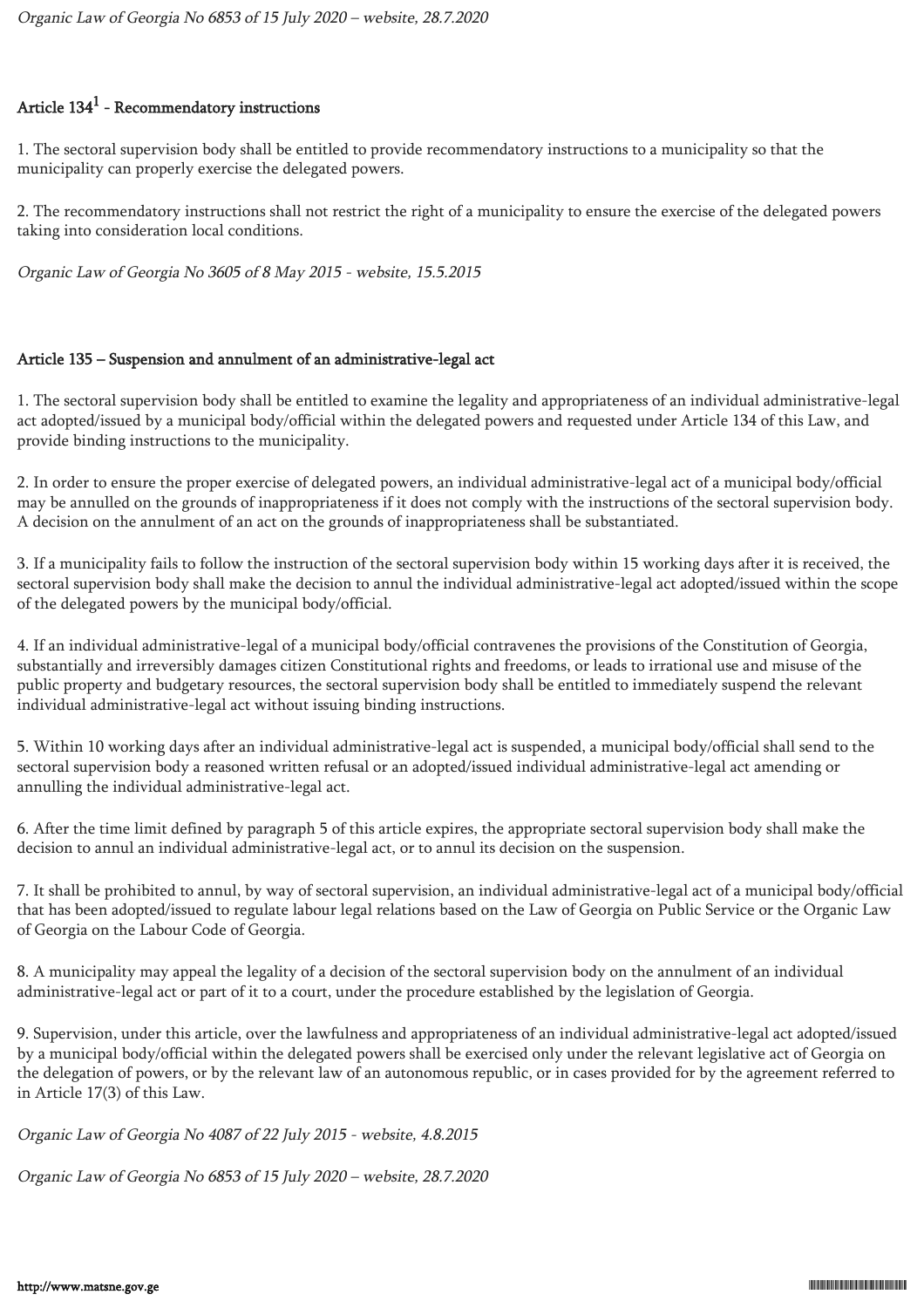*Organic Law of Georgia No 6853 of 15 July 2020 – website, 28.7.2020*

### Article $134^1$ - Recommendatory instructions

1. The sectoral supervision body shall be entitled to provide recommendatory instructions to a municipality so that the municipality can properly exercise the delegated powers.

2. The recommendatory instructions shall not restrict the right of a municipality to ensure the exercise of the delegated powers taking into consideration local conditions.

*Organic Law of Georgia No 3605 of 8 May 2015 - website, 15.5.2015*

### Article 135 – Suspension and annulment of an administrative-legal act

1. The sectoral supervision body shall be entitled to examine the legality and appropriateness of an individual administrative-legal act adopted/issued by a municipal body/official within the delegated powers and requested under Article 134 of this Law, and provide binding instructions to the municipality.

2. In order to ensure the proper exercise of delegated powers, an individual administrative-legal act of a municipal body/official may be annulled on the grounds of inappropriateness if it does not comply with the instructions of the sectoral supervision body. A decision on the annulment of an act on the grounds of inappropriateness shall be substantiated.

3. If a municipality fails to follow the instruction of the sectoral supervision body within 15 working days after it is received, the sectoral supervision body shall make the decision to annul the individual administrative-legal act adopted/issued within the scope of the delegated powers by the municipal body/official.

4. If an individual administrative-legal of a municipal body/official contravenes the provisions of the Constitution of Georgia, substantially and irreversibly damages citizen Constitutional rights and freedoms, or leads to irrational use and misuse of the public property and budgetary resources, the sectoral supervision body shall be entitled to immediately suspend the relevant individual administrative-legal act without issuing binding instructions.

5. Within 10 working days after an individual administrative-legal act is suspended, a municipal body/official shall send to the sectoral supervision body a reasoned written refusal or an adopted/issued individual administrative-legal act amending or annulling the individual administrative-legal act.

6. After the time limit defined by paragraph 5 of this article expires, the appropriate sectoral supervision body shall make the decision to annul an individual administrative-legal act, or to annul its decision on the suspension.

7. It shall be prohibited to annul, by way of sectoral supervision, an individual administrative-legal act of a municipal body/official that has been adopted/issued to regulate labour legal relations based on the Law of Georgia on Public Service or the Organic Law of Georgia on the Labour Code of Georgia.

8. A municipality may appeal the legality of a decision of the sectoral supervision body on the annulment of an individual administrative-legal act or part of it to a court, under the procedure established by the legislation of Georgia.

9. Supervision, under this article, over the lawfulness and appropriateness of an individual administrative-legal act adopted/issued by a municipal body/official within the delegated powers shall be exercised only under the relevant legislative act of Georgia on the delegation of powers, or by the relevant law of an autonomous republic, or in cases provided for by the agreement referred to in Article 17(3) of this Law.

*Organic Law of Georgia No 4087 of 22 July 2015 - website, 4.8.2015*

*Organic Law of Georgia No 6853 of 15 July 2020 – website, 28.7.2020*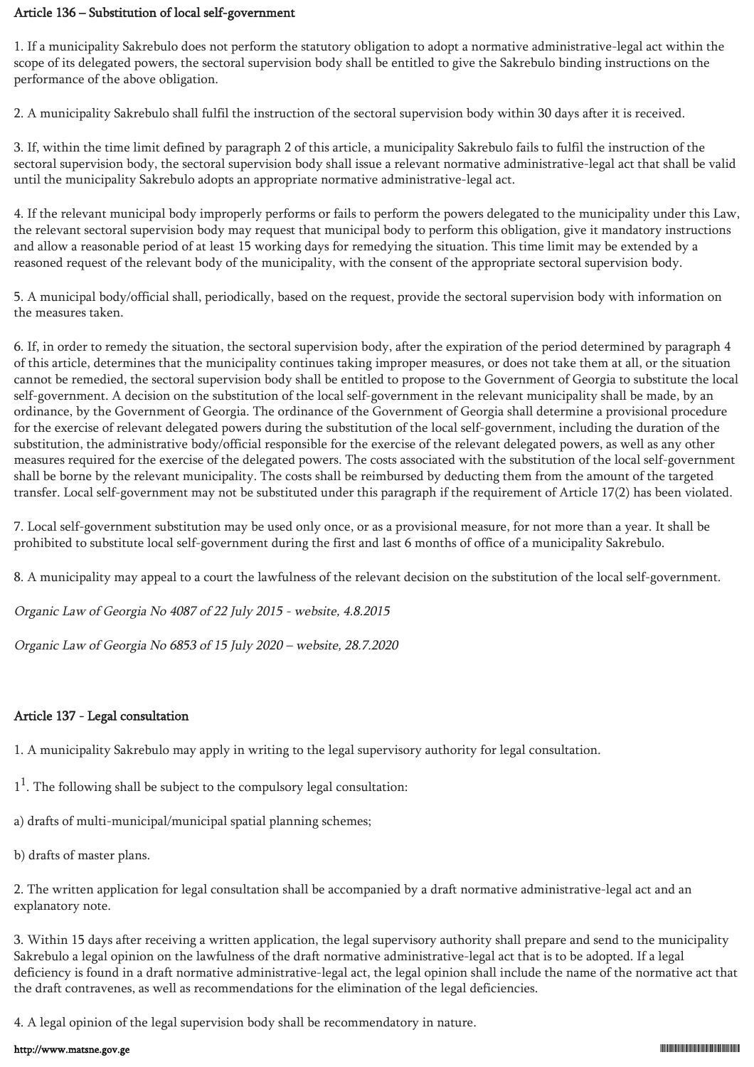## Article 136 – Substitution of local self-government

1. If a municipality Sakrebulo does not perform the statutory obligation to adopt a normative administrative-legal act within the scope of its delegated powers, the sectoral supervision body shall be entitled to give the Sakrebulo binding instructions on the performance of the above obligation.

2. A municipality Sakrebulo shall fulfil the instruction of the sectoral supervision body within 30 days after it is received.

3. If, within the time limit defined by paragraph 2 of this article, a municipality Sakrebulo fails to fulfil the instruction of the sectoral supervision body, the sectoral supervision body shall issue a relevant normative administrative-legal act that shall be valid until the municipality Sakrebulo adopts an appropriate normative administrative-legal act.

4. If the relevant municipal body improperly performs or fails to perform the powers delegated to the municipality under this Law, the relevant sectoral supervision body may request that municipal body to perform this obligation, give it mandatory instructions and allow a reasonable period of at least 15 working days for remedying the situation. This time limit may be extended by a reasoned request of the relevant body of the municipality, with the consent of the appropriate sectoral supervision body.

5. A municipal body/official shall, periodically, based on the request, provide the sectoral supervision body with information on the measures taken.

6. If, in order to remedy the situation, the sectoral supervision body, after the expiration of the period determined by paragraph 4 of this article, determines that the municipality continues taking improper measures, or does not take them at all, or the situation cannot be remedied, the sectoral supervision body shall be entitled to propose to the Government of Georgia to substitute the local self-government. A decision on the substitution of the local self-government in the relevant municipality shall be made, by an ordinance, by the Government of Georgia. The ordinance of the Government of Georgia shall determine a provisional procedure for the exercise of relevant delegated powers during the substitution of the local self-government, including the duration of the substitution, the administrative body/official responsible for the exercise of the relevant delegated powers, as well as any other measures required for the exercise of the delegated powers. The costs associated with the substitution of the local self-government shall be borne by the relevant municipality. The costs shall be reimbursed by deducting them from the amount of the targeted transfer. Local self-government may not be substituted under this paragraph if the requirement of Article 17(2) has been violated.

7. Local self-government substitution may be used only once, or as a provisional measure, for not more than a year. It shall be prohibited to substitute local self-government during the first and last 6 months of office of a municipality Sakrebulo.

8. A municipality may appeal to a court the lawfulness of the relevant decision on the substitution of the local self-government.

*Organic Law of Georgia No 4087 of 22 July 2015 - website, 4.8.2015*

*Organic Law of Georgia No 6853 of 15 July 2020 – website, 28.7.2020*

## Article 137 - Legal consultation

1. A municipality Sakrebulo may apply in writing to the legal supervisory authority for legal consultation.

1[1]. The following shall be subject to the compulsory legal consultation:

a) drafts of multi-municipal/municipal spatial planning schemes;

b) drafts of master plans.

2. The written application for legal consultation shall be accompanied by a draft normative administrative-legal act and an explanatory note.

3. Within 15 days after receiving a written application, the legal supervisory authority shall prepare and send to the municipality Sakrebulo a legal opinion on the lawfulness of the draft normative administrative-legal act that is to be adopted. If a legal deficiency is found in a draft normative administrative-legal act, the legal opinion shall include the name of the normative act that the draft contravenes, as well as recommendations for the elimination of the legal deficiencies.

4. A legal opinion of the legal supervision body shall be recommendatory in nature.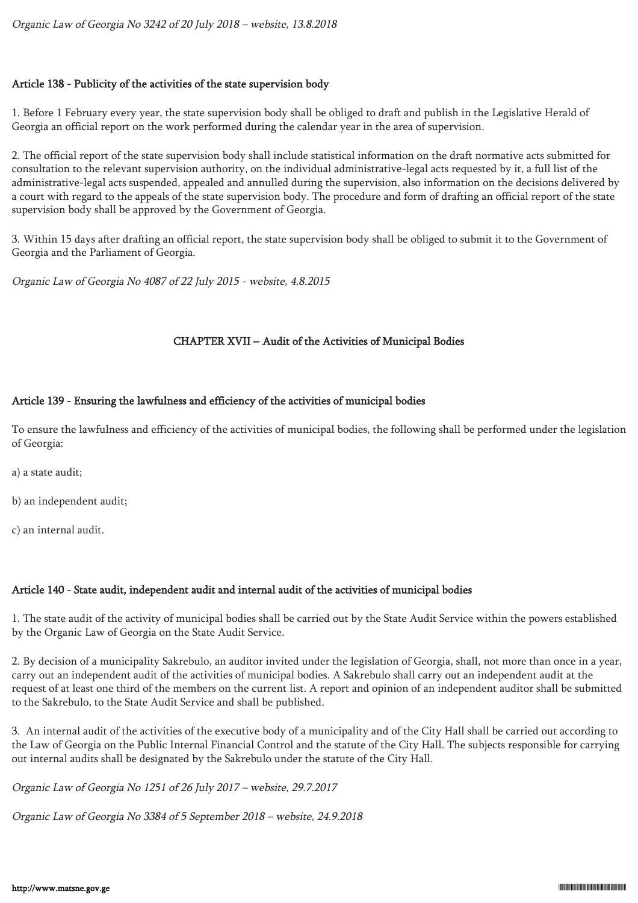*Organic Law of Georgia No 3242 of 20 July 2018 – website, 13.8.2018*

### Article 138 - Publicity of the activities of the state supervision body

1. Before 1 February every year, the state supervision body shall be obliged to draft and publish in the Legislative Herald of Georgia an official report on the work performed during the calendar year in the area of supervision.

2. The official report of the state supervision body shall include statistical information on the draft normative acts submitted for consultation to the relevant supervision authority, on the individual administrative-legal acts requested by it, a full list of the administrative-legal acts suspended, appealed and annulled during the supervision, also information on the decisions delivered by a court with regard to the appeals of the state supervision body. The procedure and form of drafting an official report of the state supervision body shall be approved by the Government of Georgia.

3. Within 15 days after drafting an official report, the state supervision body shall be obliged to submit it to the Government of Georgia and the Parliament of Georgia.

*Organic Law of Georgia No 4087 of 22 July 2015 - website, 4.8.2015*

## CHAPTER XVII – Audit of the Activities of Municipal Bodies

### Article 139 - Ensuring the lawfulness and efficiency of the activities of municipal bodies

To ensure the lawfulness and efficiency of the activities of municipal bodies, the following shall be performed under the legislation of Georgia:

a) a state audit;

b) an independent audit;

c) an internal audit.

### Article 140 - State audit, independent audit and internal audit of the activities of municipal bodies

1. The state audit of the activity of municipal bodies shall be carried out by the State Audit Service within the powers established by the Organic Law of Georgia on the State Audit Service.

2. By decision of a municipality Sakrebulo, an auditor invited under the legislation of Georgia, shall, not more than once in a year, carry out an independent audit of the activities of municipal bodies. A Sakrebulo shall carry out an independent audit at the request of at least one third of the members on the current list. A report and opinion of an independent auditor shall be submitted to the Sakrebulo, to the State Audit Service and shall be published.

3. An internal audit of the activities of the executive body of a municipality and of the City Hall shall be carried out according to the Law of Georgia on the Public Internal Financial Control and the statute of the City Hall. The subjects responsible for carrying out internal audits shall be designated by the Sakrebulo under the statute of the City Hall.

*Organic Law of Georgia No 1251 of 26 July 2017 – website, 29.7.2017*

*Organic Law of Georgia No 3384 of 5 September 2018 – website, 24.9.2018*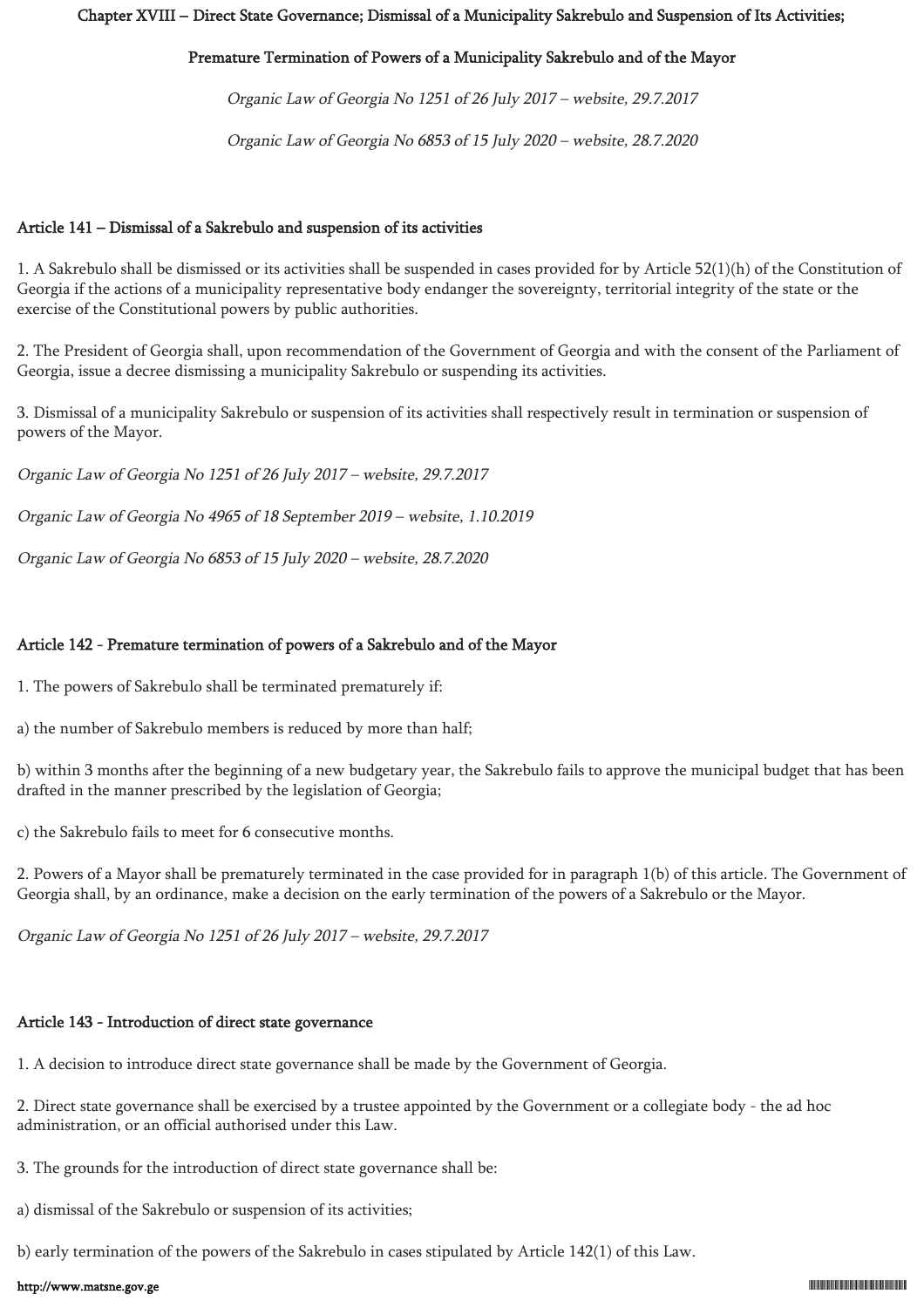## Chapter XVIII – Direct State Governance; Dismissal of a Municipality Sakrebulo and Suspension of Its Activities;

## Premature Termination of Powers of a Municipality Sakrebulo and of the Mayor

*Organic Law of Georgia No 1251 of 26 July 2017 – website, 29.7.2017*

*Organic Law of Georgia No 6853 of 15 July 2020 – website, 28.7.2020*

### Article 141 – Dismissal of a Sakrebulo and suspension of its activities

1. A Sakrebulo shall be dismissed or its activities shall be suspended in cases provided for by Article 52(1)(h) of the Constitution of Georgia if the actions of a municipality representative body endanger the sovereignty, territorial integrity of the state or the exercise of the Constitutional powers by public authorities.

2. The President of Georgia shall, upon recommendation of the Government of Georgia and with the consent of the Parliament of Georgia, issue a decree dismissing a municipality Sakrebulo or suspending its activities.

3. Dismissal of a municipality Sakrebulo or suspension of its activities shall respectively result in termination or suspension of powers of the Mayor.

*Organic Law of Georgia No 1251 of 26 July 2017 – website, 29.7.2017*

*Organic Law of Georgia No 4965 of 18 September 2019 – website, 1.10.2019*

*Organic Law of Georgia No 6853 of 15 July 2020 – website, 28.7.2020*

### Article 142 - Premature termination of powers of a Sakrebulo and of the Mayor

1. The powers of Sakrebulo shall be terminated prematurely if:

a) the number of Sakrebulo members is reduced by more than half;

b) within 3 months after the beginning of a new budgetary year, the Sakrebulo fails to approve the municipal budget that has been drafted in the manner prescribed by the legislation of Georgia;

c) the Sakrebulo fails to meet for 6 consecutive months.

2. Powers of a Mayor shall be prematurely terminated in the case provided for in paragraph 1(b) of this article. The Government of Georgia shall, by an ordinance, make a decision on the early termination of the powers of a Sakrebulo or the Mayor.

*Organic Law of Georgia No 1251 of 26 July 2017 – website, 29.7.2017*

### Article 143 - Introduction of direct state governance

1. A decision to introduce direct state governance shall be made by the Government of Georgia.

2. Direct state governance shall be exercised by a trustee appointed by the Government or a collegiate body - the ad hoc administration, or an official authorised under this Law.

3. The grounds for the introduction of direct state governance shall be:

a) dismissal of the Sakrebulo or suspension of its activities;

b) early termination of the powers of the Sakrebulo in cases stipulated by Article 142(1) of this Law.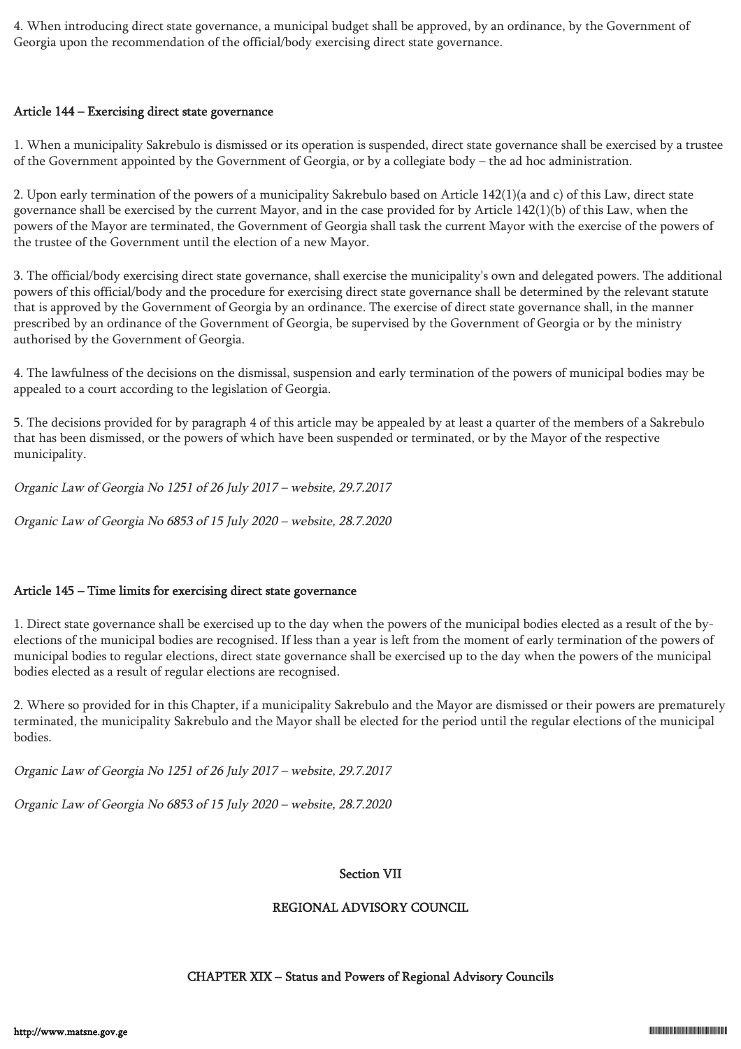4. When introducing direct state governance, a municipal budget shall be approved, by an ordinance, by the Government of Georgia upon the recommendation of the official/body exercising direct state governance.

### Article 144 – Exercising direct state governance

1. When a municipality Sakrebulo is dismissed or its operation is suspended, direct state governance shall be exercised by a trustee of the Government appointed by the Government of Georgia, or by a collegiate body – the ad hoc administration.

2. Upon early termination of the powers of a municipality Sakrebulo based on Article 142(1)(a and c) of this Law, direct state governance shall be exercised by the current Mayor, and in the case provided for by Article 142(1)(b) of this Law, when the powers of the Mayor are terminated, the Government of Georgia shall task the current Mayor with the exercise of the powers of the trustee of the Government until the election of a new Mayor.

3. The official/body exercising direct state governance, shall exercise the municipality's own and delegated powers. The additional powers of this official/body and the procedure for exercising direct state governance shall be determined by the relevant statute that is approved by the Government of Georgia by an ordinance. The exercise of direct state governance shall, in the manner prescribed by an ordinance of the Government of Georgia, be supervised by the Government of Georgia or by the ministry authorised by the Government of Georgia.

4. The lawfulness of the decisions on the dismissal, suspension and early termination of the powers of municipal bodies may be appealed to a court according to the legislation of Georgia.

5. The decisions provided for by paragraph 4 of this article may be appealed by at least a quarter of the members of a Sakrebulo that has been dismissed, or the powers of which have been suspended or terminated, or by the Mayor of the respective municipality.

*Organic Law of Georgia No 1251 of 26 July 2017 – website, 29.7.2017*

*Organic Law of Georgia No 6853 of 15 July 2020 – website, 28.7.2020*

### Article 145 – Time limits for exercising direct state governance

1. Direct state governance shall be exercised up to the day when the powers of the municipal bodies elected as a result of the by-elections of the municipal bodies are recognised. If less than a year is left from the moment of early termination of the powers of municipal bodies to regular elections, direct state governance shall be exercised up to the day when the powers of the municipal bodies elected as a result of regular elections are recognised.

2. Where so provided for in this Chapter, if a municipality Sakrebulo and the Mayor are dismissed or their powers are prematurely terminated, the municipality Sakrebulo and the Mayor shall be elected for the period until the regular elections of the municipal bodies.

*Organic Law of Georgia No 1251 of 26 July 2017 – website, 29.7.2017*

*Organic Law of Georgia No 6853 of 15 July 2020 – website, 28.7.2020*

# Section VII

# REGIONAL ADVISORY COUNCIL

## CHAPTER XIX – Status and Powers of Regional Advisory Councils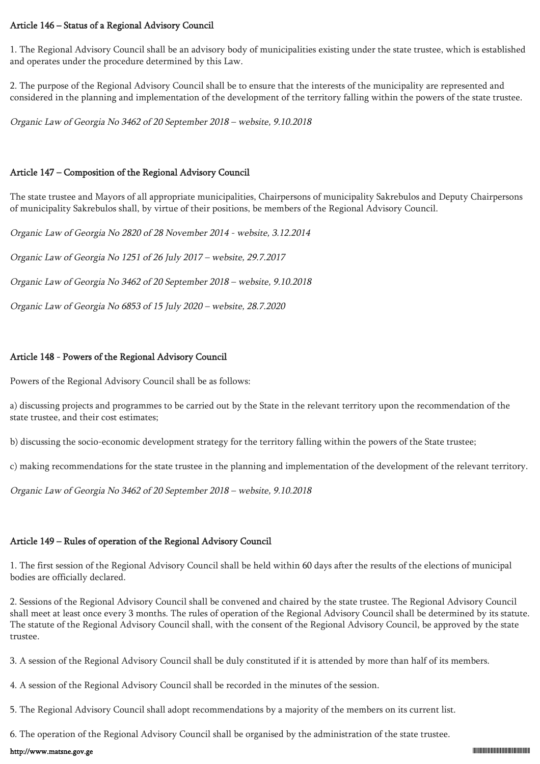### Article 146 – Status of a Regional Advisory Council

1. The Regional Advisory Council shall be an advisory body of municipalities existing under the state trustee, which is established and operates under the procedure determined by this Law.

2. The purpose of the Regional Advisory Council shall be to ensure that the interests of the municipality are represented and considered in the planning and implementation of the development of the territory falling within the powers of the state trustee.

*Organic Law of Georgia No 3462 of 20 September 2018 – website, 9.10.2018*

### Article 147 – Composition of the Regional Advisory Council

The state trustee and Mayors of all appropriate municipalities, Chairpersons of municipality Sakrebulos and Deputy Chairpersons of municipality Sakrebulos shall, by virtue of their positions, be members of the Regional Advisory Council.

*Organic Law of Georgia No 2820 of 28 November 2014 - website, 3.12.2014*

*Organic Law of Georgia No 1251 of 26 July 2017 – website, 29.7.2017*

*Organic Law of Georgia No 3462 of 20 September 2018 – website, 9.10.2018*

*Organic Law of Georgia No 6853 of 15 July 2020 – website, 28.7.2020*

### Article 148 - Powers of the Regional Advisory Council

Powers of the Regional Advisory Council shall be as follows:

a) discussing projects and programmes to be carried out by the State in the relevant territory upon the recommendation of the state trustee, and their cost estimates;

b) discussing the socio-economic development strategy for the territory falling within the powers of the State trustee;

c) making recommendations for the state trustee in the planning and implementation of the development of the relevant territory.

*Organic Law of Georgia No 3462 of 20 September 2018 – website, 9.10.2018*

### Article 149 – Rules of operation of the Regional Advisory Council

1. The first session of the Regional Advisory Council shall be held within 60 days after the results of the elections of municipal bodies are officially declared.

2. Sessions of the Regional Advisory Council shall be convened and chaired by the state trustee. The Regional Advisory Council shall meet at least once every 3 months. The rules of operation of the Regional Advisory Council shall be determined by its statute. The statute of the Regional Advisory Council shall, with the consent of the Regional Advisory Council, be approved by the state trustee.

3. A session of the Regional Advisory Council shall be duly constituted if it is attended by more than half of its members.

4. A session of the Regional Advisory Council shall be recorded in the minutes of the session.

5. The Regional Advisory Council shall adopt recommendations by a majority of the members on its current list.

6. The operation of the Regional Advisory Council shall be organised by the administration of the state trustee.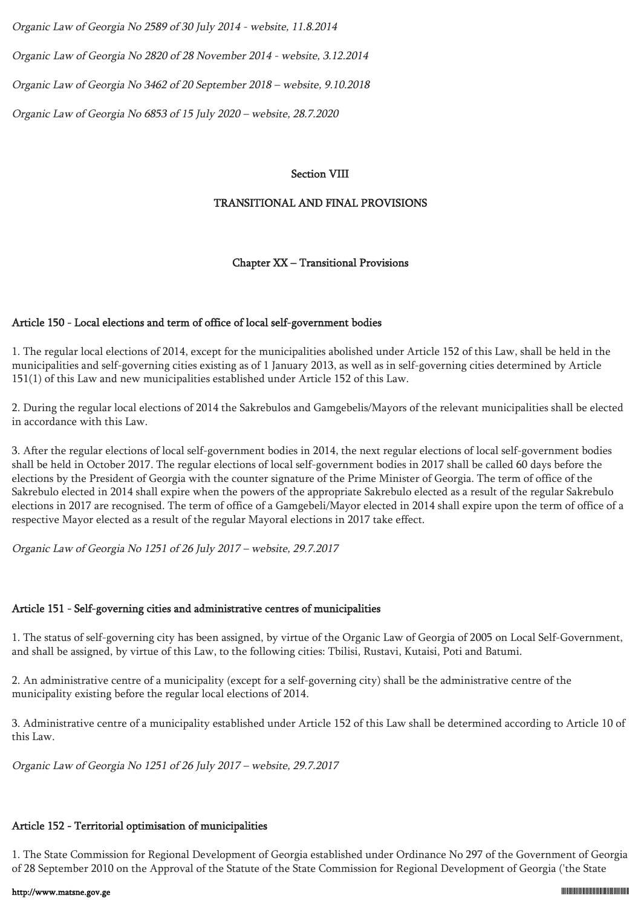*Organic Law of Georgia No 2589 of 30 July 2014 - website, 11.8.2014*

*Organic Law of Georgia No 2820 of 28 November 2014 - website, 3.12.2014*

*Organic Law of Georgia No 3462 of 20 September 2018 – website, 9.10.2018*

*Organic Law of Georgia No 6853 of 15 July 2020 – website, 28.7.2020*

# Section VIII

# TRANSITIONAL AND FINAL PROVISIONS

## Chapter XX – Transitional Provisions

### Article 150 - Local elections and term of office of local self-government bodies

1. The regular local elections of 2014, except for the municipalities abolished under Article 152 of this Law, shall be held in the municipalities and self-governing cities existing as of 1 January 2013, as well as in self-governing cities determined by Article 151(1) of this Law and new municipalities established under Article 152 of this Law.

2. During the regular local elections of 2014 the Sakrebulos and Gamgebelis/Mayors of the relevant municipalities shall be elected in accordance with this Law.

3. After the regular elections of local self-government bodies in 2014, the next regular elections of local self-government bodies shall be held in October 2017. The regular elections of local self-government bodies in 2017 shall be called 60 days before the elections by the President of Georgia with the counter signature of the Prime Minister of Georgia. The term of office of the Sakrebulo elected in 2014 shall expire when the powers of the appropriate Sakrebulo elected as a result of the regular Sakrebulo elections in 2017 are recognised. The term of office of a Gamgebeli/Mayor elected in 2014 shall expire upon the term of office of a respective Mayor elected as a result of the regular Mayoral elections in 2017 take effect.

*Organic Law of Georgia No 1251 of 26 July 2017 – website, 29.7.2017*

### Article 151 - Self-governing cities and administrative centres of municipalities

1. The status of self-governing city has been assigned, by virtue of the Organic Law of Georgia of 2005 on Local Self-Government, and shall be assigned, by virtue of this Law, to the following cities: Tbilisi, Rustavi, Kutaisi, Poti and Batumi.

2. An administrative centre of a municipality (except for a self-governing city) shall be the administrative centre of the municipality existing before the regular local elections of 2014.

3. Administrative centre of a municipality established under Article 152 of this Law shall be determined according to Article 10 of this Law.

*Organic Law of Georgia No 1251 of 26 July 2017 – website, 29.7.2017*

### Article 152 - Territorial optimisation of municipalities

1. The State Commission for Regional Development of Georgia established under Ordinance No 297 of the Government of Georgia of 28 September 2010 on the Approval of the Statute of the State Commission for Regional Development of Georgia ('the State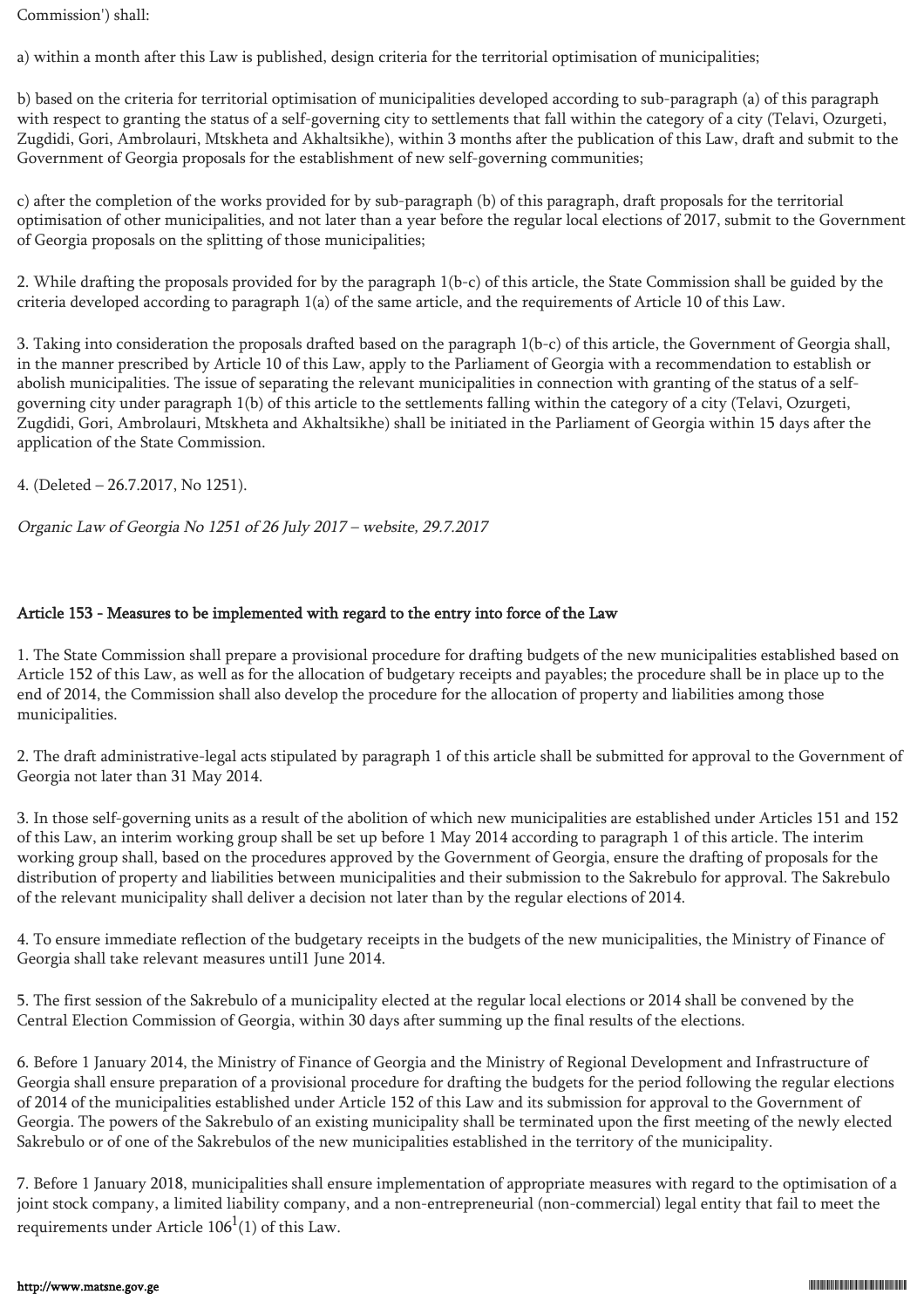Commission') shall:

a) within a month after this Law is published, design criteria for the territorial optimisation of municipalities;

b) based on the criteria for territorial optimisation of municipalities developed according to sub-paragraph (a) of this paragraph with respect to granting the status of a self-governing city to settlements that fall within the category of a city (Telavi, Ozurgeti, Zugdidi, Gori, Ambrolauri, Mtskheta and Akhaltsikhe), within 3 months after the publication of this Law, draft and submit to the Government of Georgia proposals for the establishment of new self-governing communities;

c) after the completion of the works provided for by sub-paragraph (b) of this paragraph, draft proposals for the territorial optimisation of other municipalities, and not later than a year before the regular local elections of 2017, submit to the Government of Georgia proposals on the splitting of those municipalities;

2. While drafting the proposals provided for by the paragraph 1(b-c) of this article, the State Commission shall be guided by the criteria developed according to paragraph 1(a) of the same article, and the requirements of Article 10 of this Law.

3. Taking into consideration the proposals drafted based on the paragraph 1(b-c) of this article, the Government of Georgia shall, in the manner prescribed by Article 10 of this Law, apply to the Parliament of Georgia with a recommendation to establish or abolish municipalities. The issue of separating the relevant municipalities in connection with granting of the status of a self-governing city under paragraph 1(b) of this article to the settlements falling within the category of a city (Telavi, Ozurgeti, Zugdidi, Gori, Ambrolauri, Mtskheta and Akhaltsikhe) shall be initiated in the Parliament of Georgia within 15 days after the application of the State Commission.

4. (Deleted – 26.7.2017, No 1251).

*Organic Law of Georgia No 1251 of 26 July 2017 – website, 29.7.2017*

## Article 153 - Measures to be implemented with regard to the entry into force of the Law

1. The State Commission shall prepare a provisional procedure for drafting budgets of the new municipalities established based on Article 152 of this Law, as well as for the allocation of budgetary receipts and payables; the procedure shall be in place up to the end of 2014, the Commission shall also develop the procedure for the allocation of property and liabilities among those municipalities.

2. The draft administrative-legal acts stipulated by paragraph 1 of this article shall be submitted for approval to the Government of Georgia not later than 31 May 2014.

3. In those self-governing units as a result of the abolition of which new municipalities are established under Articles 151 and 152 of this Law, an interim working group shall be set up before 1 May 2014 according to paragraph 1 of this article. The interim working group shall, based on the procedures approved by the Government of Georgia, ensure the drafting of proposals for the distribution of property and liabilities between municipalities and their submission to the Sakrebulo for approval. The Sakrebulo of the relevant municipality shall deliver a decision not later than by the regular elections of 2014.

4. To ensure immediate reflection of the budgetary receipts in the budgets of the new municipalities, the Ministry of Finance of Georgia shall take relevant measures until1 June 2014.

5. The first session of the Sakrebulo of a municipality elected at the regular local elections or 2014 shall be convened by the Central Election Commission of Georgia, within 30 days after summing up the final results of the elections.

6. Before 1 January 2014, the Ministry of Finance of Georgia and the Ministry of Regional Development and Infrastructure of Georgia shall ensure preparation of a provisional procedure for drafting the budgets for the period following the regular elections of 2014 of the municipalities established under Article 152 of this Law and its submission for approval to the Government of Georgia. The powers of the Sakrebulo of an existing municipality shall be terminated upon the first meeting of the newly elected Sakrebulo or of one of the Sakrebulos of the new municipalities established in the territory of the municipality.

7. Before 1 January 2018, municipalities shall ensure implementation of appropriate measures with regard to the optimisation of a joint stock company, a limited liability company, and a non-entrepreneurial (non-commercial) legal entity that fail to meet the requirements under Article $106^1$(1) of this Law.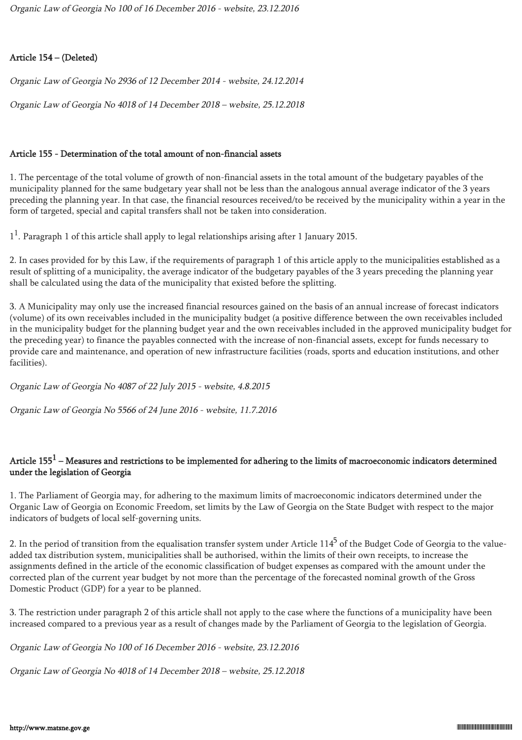*Organic Law of Georgia No 100 of 16 December 2016 - website, 23.12.2016*

### Article 154 – (Deleted)

*Organic Law of Georgia No 2936 of 12 December 2014 - website, 24.12.2014*

*Organic Law of Georgia No 4018 of 14 December 2018 – website, 25.12.2018*

### Article 155 - Determination of the total amount of non-financial assets

1. The percentage of the total volume of growth of non-financial assets in the total amount of the budgetary payables of the municipality planned for the same budgetary year shall not be less than the analogous annual average indicator of the 3 years preceding the planning year. In that case, the financial resources received/to be received by the municipality within a year in the form of targeted, special and capital transfers shall not be taken into consideration.

$1^1$. Paragraph 1 of this article shall apply to legal relationships arising after 1 January 2015.

2. In cases provided for by this Law, if the requirements of paragraph 1 of this article apply to the municipalities established as a result of splitting of a municipality, the average indicator of the budgetary payables of the 3 years preceding the planning year shall be calculated using the data of the municipality that existed before the splitting.

3. A Municipality may only use the increased financial resources gained on the basis of an annual increase of forecast indicators (volume) of its own receivables included in the municipality budget (a positive difference between the own receivables included in the municipality budget for the planning budget year and the own receivables included in the approved municipality budget for the preceding year) to finance the payables connected with the increase of non-financial assets, except for funds necessary to provide care and maintenance, and operation of new infrastructure facilities (roads, sports and education institutions, and other facilities).

*Organic Law of Georgia No 4087 of 22 July 2015 - website, 4.8.2015*

*Organic Law of Georgia No 5566 of 24 June 2016 - website, 11.7.2016*

### Article $155^1$ – Measures and restrictions to be implemented for adhering to the limits of macroeconomic indicators determined under the legislation of Georgia

1. The Parliament of Georgia may, for adhering to the maximum limits of macroeconomic indicators determined under the Organic Law of Georgia on Economic Freedom, set limits by the Law of Georgia on the State Budget with respect to the major indicators of budgets of local self-governing units.

2. In the period of transition from the equalisation transfer system under Article $114^5$ of the Budget Code of Georgia to the value-added tax distribution system, municipalities shall be authorised, within the limits of their own receipts, to increase the assignments defined in the article of the economic classification of budget expenses as compared with the amount under the corrected plan of the current year budget by not more than the percentage of the forecasted nominal growth of the Gross Domestic Product (GDP) for a year to be planned.

3. The restriction under paragraph 2 of this article shall not apply to the case where the functions of a municipality have been increased compared to a previous year as a result of changes made by the Parliament of Georgia to the legislation of Georgia.

*Organic Law of Georgia No 100 of 16 December 2016 - website, 23.12.2016*

*Organic Law of Georgia No 4018 of 14 December 2018 – website, 25.12.2018*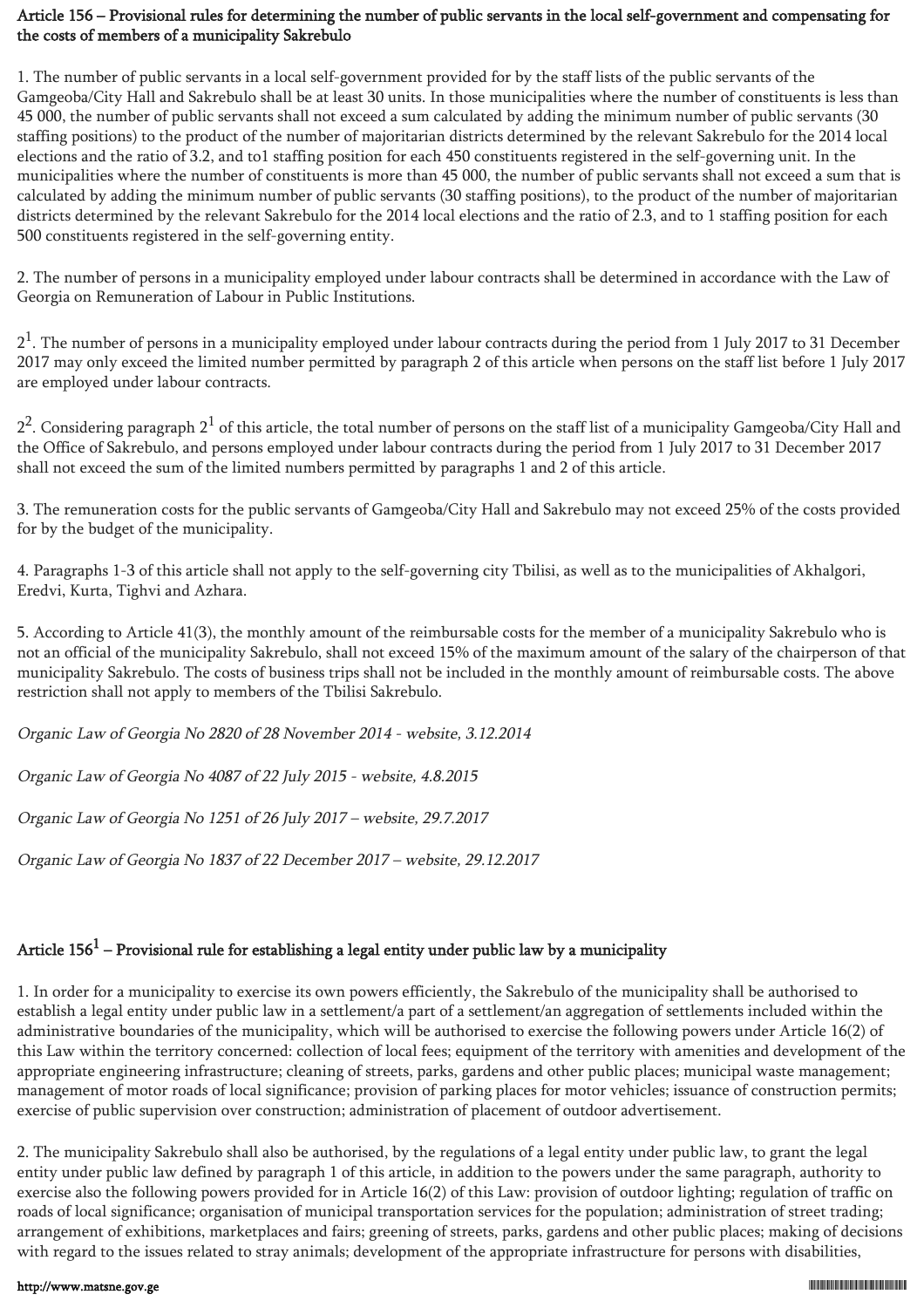## Article 156 – Provisional rules for determining the number of public servants in the local self-government and compensating for the costs of members of a municipality Sakrebulo

1. The number of public servants in a local self-government provided for by the staff lists of the public servants of the Gamgeoba/City Hall and Sakrebulo shall be at least 30 units. In those municipalities where the number of constituents is less than 45 000, the number of public servants shall not exceed a sum calculated by adding the minimum number of public servants (30 staffing positions) to the product of the number of majoritarian districts determined by the relevant Sakrebulo for the 2014 local elections and the ratio of 3.2, and to1 staffing position for each 450 constituents registered in the self-governing unit. In the municipalities where the number of constituents is more than 45 000, the number of public servants shall not exceed a sum that is calculated by adding the minimum number of public servants (30 staffing positions), to the product of the number of majoritarian districts determined by the relevant Sakrebulo for the 2014 local elections and the ratio of 2.3, and to 1 staffing position for each 500 constituents registered in the self-governing entity.

2. The number of persons in a municipality employed under labour contracts shall be determined in accordance with the Law of Georgia on Remuneration of Labour in Public Institutions.

$2^1$. The number of persons in a municipality employed under labour contracts during the period from 1 July 2017 to 31 December 2017 may only exceed the limited number permitted by paragraph 2 of this article when persons on the staff list before 1 July 2017 are employed under labour contracts.

$2^2$. Considering paragraph $2^1$ of this article, the total number of persons on the staff list of a municipality Gamgeoba/City Hall and the Office of Sakrebulo, and persons employed under labour contracts during the period from 1 July 2017 to 31 December 2017 shall not exceed the sum of the limited numbers permitted by paragraphs 1 and 2 of this article.

3. The remuneration costs for the public servants of Gamgeoba/City Hall and Sakrebulo may not exceed 25% of the costs provided for by the budget of the municipality.

4. Paragraphs 1-3 of this article shall not apply to the self-governing city Tbilisi, as well as to the municipalities of Akhalgori, Eredvi, Kurta, Tighvi and Azhara.

5. According to Article 41(3), the monthly amount of the reimbursable costs for the member of a municipality Sakrebulo who is not an official of the municipality Sakrebulo, shall not exceed 15% of the maximum amount of the salary of the chairperson of that municipality Sakrebulo. The costs of business trips shall not be included in the monthly amount of reimbursable costs. The above restriction shall not apply to members of the Tbilisi Sakrebulo.

*Organic Law of Georgia No 2820 of 28 November 2014 - website, 3.12.2014*

*Organic Law of Georgia No 4087 of 22 July 2015 - website, 4.8.2015*

*Organic Law of Georgia No 1251 of 26 July 2017 – website, 29.7.2017*

*Organic Law of Georgia No 1837 of 22 December 2017 – website, 29.12.2017*

## Article $156^1$ – Provisional rule for establishing a legal entity under public law by a municipality

1. In order for a municipality to exercise its own powers efficiently, the Sakrebulo of the municipality shall be authorised to establish a legal entity under public law in a settlement/a part of a settlement/an aggregation of settlements included within the administrative boundaries of the municipality, which will be authorised to exercise the following powers under Article 16(2) of this Law within the territory concerned: collection of local fees; equipment of the territory with amenities and development of the appropriate engineering infrastructure; cleaning of streets, parks, gardens and other public places; municipal waste management; management of motor roads of local significance; provision of parking places for motor vehicles; issuance of construction permits; exercise of public supervision over construction; administration of placement of outdoor advertisement.

2. The municipality Sakrebulo shall also be authorised, by the regulations of a legal entity under public law, to grant the legal entity under public law defined by paragraph 1 of this article, in addition to the powers under the same paragraph, authority to exercise also the following powers provided for in Article 16(2) of this Law: provision of outdoor lighting; regulation of traffic on roads of local significance; organisation of municipal transportation services for the population; administration of street trading; arrangement of exhibitions, marketplaces and fairs; greening of streets, parks, gardens and other public places; making of decisions with regard to the issues related to stray animals; development of the appropriate infrastructure for persons with disabilities,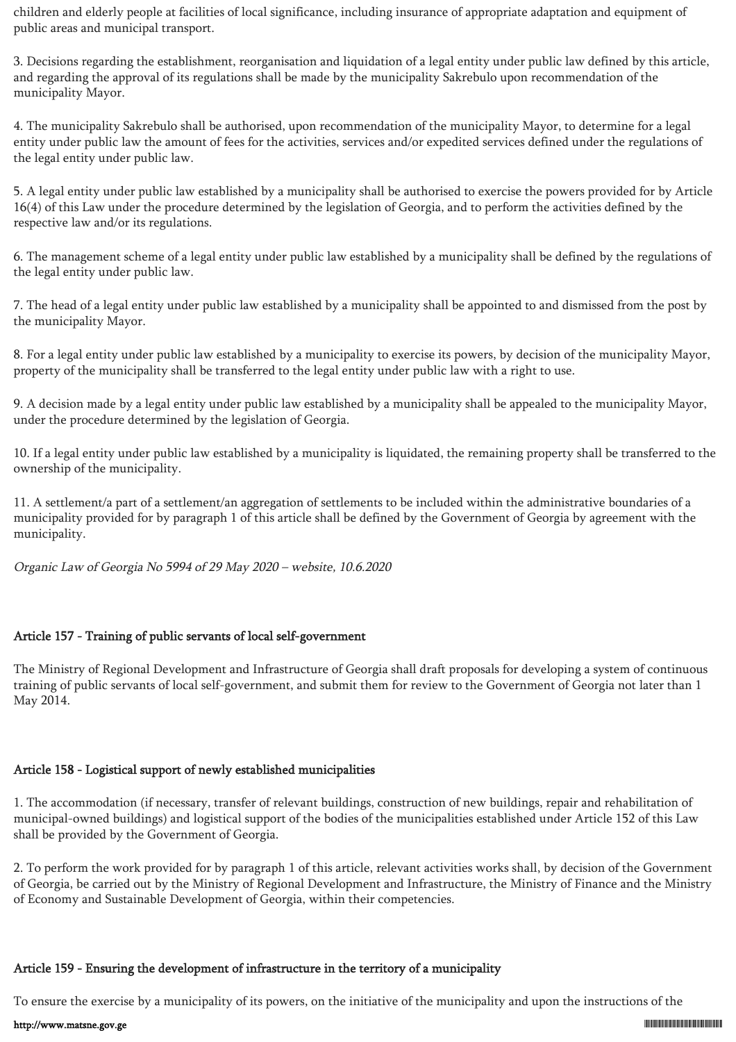children and elderly people at facilities of local significance, including insurance of appropriate adaptation and equipment of public areas and municipal transport.

3. Decisions regarding the establishment, reorganisation and liquidation of a legal entity under public law defined by this article, and regarding the approval of its regulations shall be made by the municipality Sakrebulo upon recommendation of the municipality Mayor.

4. The municipality Sakrebulo shall be authorised, upon recommendation of the municipality Mayor, to determine for a legal entity under public law the amount of fees for the activities, services and/or expedited services defined under the regulations of the legal entity under public law.

5. A legal entity under public law established by a municipality shall be authorised to exercise the powers provided for by Article 16(4) of this Law under the procedure determined by the legislation of Georgia, and to perform the activities defined by the respective law and/or its regulations.

6. The management scheme of a legal entity under public law established by a municipality shall be defined by the regulations of the legal entity under public law.

7. The head of a legal entity under public law established by a municipality shall be appointed to and dismissed from the post by the municipality Mayor.

8. For a legal entity under public law established by a municipality to exercise its powers, by decision of the municipality Mayor, property of the municipality shall be transferred to the legal entity under public law with a right to use.

9. A decision made by a legal entity under public law established by a municipality shall be appealed to the municipality Mayor, under the procedure determined by the legislation of Georgia.

10. If a legal entity under public law established by a municipality is liquidated, the remaining property shall be transferred to the ownership of the municipality.

11. A settlement/a part of a settlement/an aggregation of settlements to be included within the administrative boundaries of a municipality provided for by paragraph 1 of this article shall be defined by the Government of Georgia by agreement with the municipality.

*Organic Law of Georgia No 5994 of 29 May 2020 – website, 10.6.2020*

### Article 157 - Training of public servants of local self-government

The Ministry of Regional Development and Infrastructure of Georgia shall draft proposals for developing a system of continuous training of public servants of local self-government, and submit them for review to the Government of Georgia not later than 1 May 2014.

### Article 158 - Logistical support of newly established municipalities

1. The accommodation (if necessary, transfer of relevant buildings, construction of new buildings, repair and rehabilitation of municipal-owned buildings) and logistical support of the bodies of the municipalities established under Article 152 of this Law shall be provided by the Government of Georgia.

2. To perform the work provided for by paragraph 1 of this article, relevant activities works shall, by decision of the Government of Georgia, be carried out by the Ministry of Regional Development and Infrastructure, the Ministry of Finance and the Ministry of Economy and Sustainable Development of Georgia, within their competencies.

### Article 159 - Ensuring the development of infrastructure in the territory of a municipality

To ensure the exercise by a municipality of its powers, on the initiative of the municipality and upon the instructions of the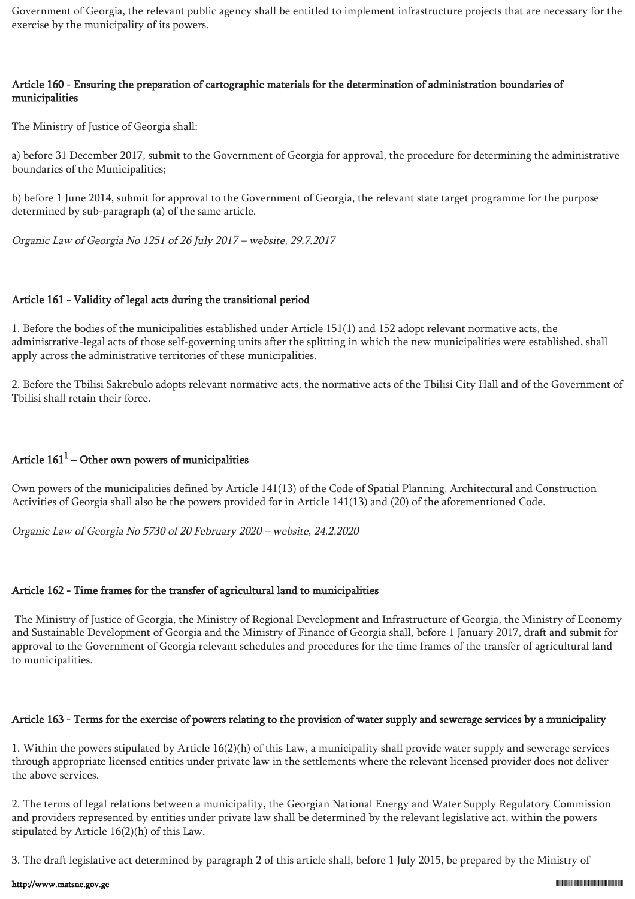Government of Georgia, the relevant public agency shall be entitled to implement infrastructure projects that are necessary for the exercise by the municipality of its powers.

### Article 160 - Ensuring the preparation of cartographic materials for the determination of administration boundaries of municipalities

The Ministry of Justice of Georgia shall:

a) before 31 December 2017, submit to the Government of Georgia for approval, the procedure for determining the administrative boundaries of the Municipalities;

b) before 1 June 2014, submit for approval to the Government of Georgia, the relevant state target programme for the purpose determined by sub-paragraph (a) of the same article.

*Organic Law of Georgia No 1251 of 26 July 2017 – website, 29.7.2017*

### Article 161 - Validity of legal acts during the transitional period

1. Before the bodies of the municipalities established under Article 151(1) and 152 adopt relevant normative acts, the administrative-legal acts of those self-governing units after the splitting in which the new municipalities were established, shall apply across the administrative territories of these municipalities.

2. Before the Tbilisi Sakrebulo adopts relevant normative acts, the normative acts of the Tbilisi City Hall and of the Government of Tbilisi shall retain their force.

### Article $161^1$ – Other own powers of municipalities

Own powers of the municipalities defined by Article 141(13) of the Code of Spatial Planning, Architectural and Construction Activities of Georgia shall also be the powers provided for in Article 141(13) and (20) of the aforementioned Code.

*Organic Law of Georgia No 5730 of 20 February 2020 – website, 24.2.2020*

### Article 162 - Time frames for the transfer of agricultural land to municipalities

The Ministry of Justice of Georgia, the Ministry of Regional Development and Infrastructure of Georgia, the Ministry of Economy and Sustainable Development of Georgia and the Ministry of Finance of Georgia shall, before 1 January 2017, draft and submit for approval to the Government of Georgia relevant schedules and procedures for the time frames of the transfer of agricultural land to municipalities.

### Article 163 - Terms for the exercise of powers relating to the provision of water supply and sewerage services by a municipality

1. Within the powers stipulated by Article 16(2)(h) of this Law, a municipality shall provide water supply and sewerage services through appropriate licensed entities under private law in the settlements where the relevant licensed provider does not deliver the above services.

2. The terms of legal relations between a municipality, the Georgian National Energy and Water Supply Regulatory Commission and providers represented by entities under private law shall be determined by the relevant legislative act, within the powers stipulated by Article 16(2)(h) of this Law.

3. The draft legislative act determined by paragraph 2 of this article shall, before 1 July 2015, be prepared by the Ministry of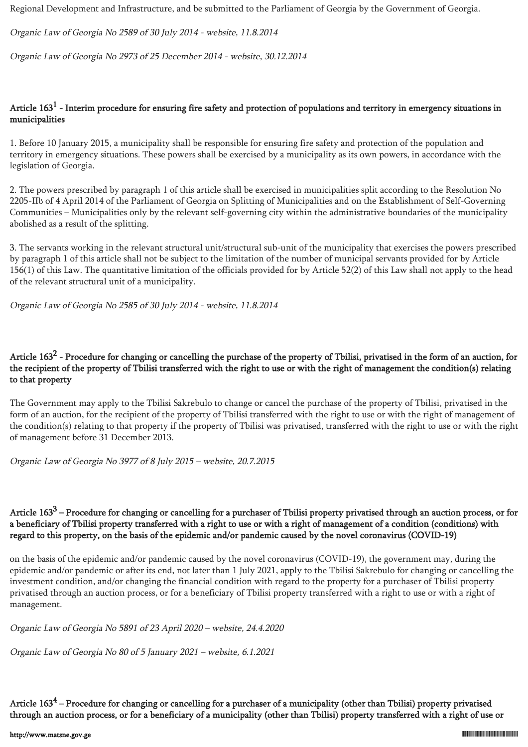Regional Development and Infrastructure, and be submitted to the Parliament of Georgia by the Government of Georgia.

*Organic Law of Georgia No 2589 of 30 July 2014 - website, 11.8.2014*

*Organic Law of Georgia No 2973 of 25 December 2014 - website, 30.12.2014*

### Article 163[1] - Interim procedure for ensuring fire safety and protection of populations and territory in emergency situations in municipalities

1. Before 10 January 2015, a municipality shall be responsible for ensuring fire safety and protection of the population and territory in emergency situations. These powers shall be exercised by a municipality as its own powers, in accordance with the legislation of Georgia.

2. The powers prescribed by paragraph 1 of this article shall be exercised in municipalities split according to the Resolution No 2205-IIს of 4 April 2014 of the Parliament of Georgia on Splitting of Municipalities and on the Establishment of Self-Governing Communities – Municipalities only by the relevant self-governing city within the administrative boundaries of the municipality abolished as a result of the splitting.

3. The servants working in the relevant structural unit/structural sub-unit of the municipality that exercises the powers prescribed by paragraph 1 of this article shall not be subject to the limitation of the number of municipal servants provided for by Article 156(1) of this Law. The quantitative limitation of the officials provided for by Article 52(2) of this Law shall not apply to the head of the relevant structural unit of a municipality.

*Organic Law of Georgia No 2585 of 30 July 2014 - website, 11.8.2014*

### Article 163[2] - Procedure for changing or cancelling the purchase of the property of Tbilisi, privatised in the form of an auction, for the recipient of the property of Tbilisi transferred with the right to use or with the right of management the condition(s) relating to that property

The Government may apply to the Tbilisi Sakrebulo to change or cancel the purchase of the property of Tbilisi, privatised in the form of an auction, for the recipient of the property of Tbilisi transferred with the right to use or with the right of management of the condition(s) relating to that property if the property of Tbilisi was privatised, transferred with the right to use or with the right of management before 31 December 2013.

*Organic Law of Georgia No 3977 of 8 July 2015 – website, 20.7.2015*

### Article 163[3] – Procedure for changing or cancelling for a purchaser of Tbilisi property privatised through an auction process, or for a beneficiary of Tbilisi property transferred with a right to use or with a right of management of a condition (conditions) with regard to this property, on the basis of the epidemic and/or pandemic caused by the novel coronavirus (COVID-19)

on the basis of the epidemic and/or pandemic caused by the novel coronavirus (COVID-19), the government may, during the epidemic and/or pandemic or after its end, not later than 1 July 2021, apply to the Tbilisi Sakrebulo for changing or cancelling the investment condition, and/or changing the financial condition with regard to the property for a purchaser of Tbilisi property privatised through an auction process, or for a beneficiary of Tbilisi property transferred with a right to use or with a right of management.

*Organic Law of Georgia No 5891 of 23 April 2020 – website, 24.4.2020*

*Organic Law of Georgia No 80 of 5 January 2021 – website, 6.1.2021*

### Article 163[4] – Procedure for changing or cancelling for a purchaser of a municipality (other than Tbilisi) property privatised through an auction process, or for a beneficiary of a municipality (other than Tbilisi) property transferred with a right of use or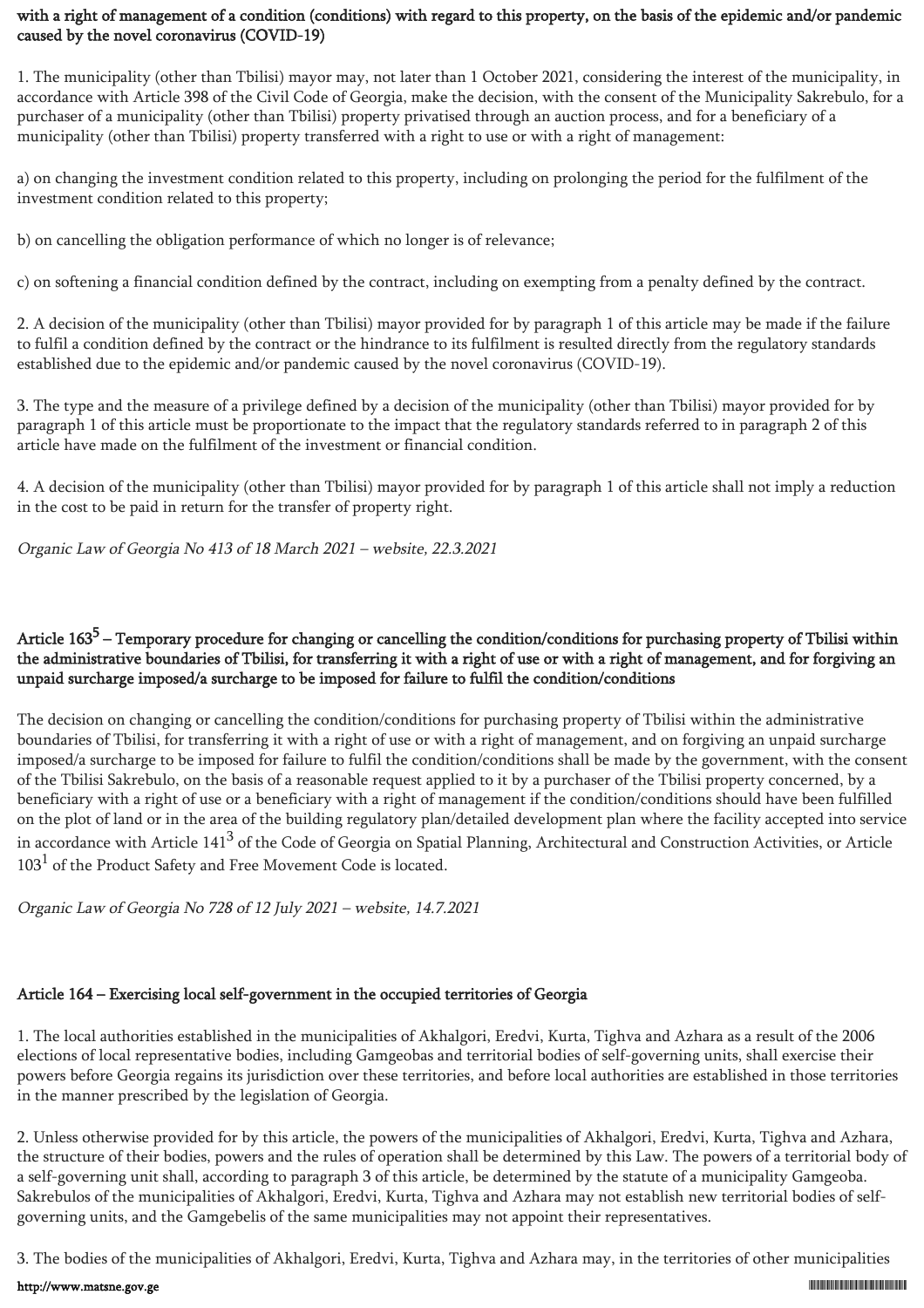**with a right of management of a condition (conditions) with regard to this property, on the basis of the epidemic and/or pandemic caused by the novel coronavirus (COVID-19)**

1. The municipality (other than Tbilisi) mayor may, not later than 1 October 2021, considering the interest of the municipality, in accordance with Article 398 of the Civil Code of Georgia, make the decision, with the consent of the Municipality Sakrebulo, for a purchaser of a municipality (other than Tbilisi) property privatised through an auction process, and for a beneficiary of a municipality (other than Tbilisi) property transferred with a right to use or with a right of management:

a) on changing the investment condition related to this property, including on prolonging the period for the fulfilment of the investment condition related to this property;

b) on cancelling the obligation performance of which no longer is of relevance;

c) on softening a financial condition defined by the contract, including on exempting from a penalty defined by the contract.

2. A decision of the municipality (other than Tbilisi) mayor provided for by paragraph 1 of this article may be made if the failure to fulfil a condition defined by the contract or the hindrance to its fulfilment is resulted directly from the regulatory standards established due to the epidemic and/or pandemic caused by the novel coronavirus (COVID-19).

3. The type and the measure of a privilege defined by a decision of the municipality (other than Tbilisi) mayor provided for by paragraph 1 of this article must be proportionate to the impact that the regulatory standards referred to in paragraph 2 of this article have made on the fulfilment of the investment or financial condition.

4. A decision of the municipality (other than Tbilisi) mayor provided for by paragraph 1 of this article shall not imply a reduction in the cost to be paid in return for the transfer of property right.

*Organic Law of Georgia No 413 of 18 March 2021 – website, 22.3.2021*

### Article 163$^5$ – Temporary procedure for changing or cancelling the condition/conditions for purchasing property of Tbilisi within the administrative boundaries of Tbilisi, for transferring it with a right of use or with a right of management, and for forgiving an unpaid surcharge imposed/a surcharge to be imposed for failure to fulfil the condition/conditions

The decision on changing or cancelling the condition/conditions for purchasing property of Tbilisi within the administrative boundaries of Tbilisi, for transferring it with a right of use or with a right of management, and on forgiving an unpaid surcharge imposed/a surcharge to be imposed for failure to fulfil the condition/conditions shall be made by the government, with the consent of the Tbilisi Sakrebulo, on the basis of a reasonable request applied to it by a purchaser of the Tbilisi property concerned, by a beneficiary with a right of use or a beneficiary with a right of management if the condition/conditions should have been fulfilled on the plot of land or in the area of the building regulatory plan/detailed development plan where the facility accepted into service in accordance with Article 141$^3$ of the Code of Georgia on Spatial Planning, Architectural and Construction Activities, or Article 103$^1$ of the Product Safety and Free Movement Code is located.

*Organic Law of Georgia No 728 of 12 July 2021 – website, 14.7.2021*

### Article 164 – Exercising local self-government in the occupied territories of Georgia

1. The local authorities established in the municipalities of Akhalgori, Eredvi, Kurta, Tighva and Azhara as a result of the 2006 elections of local representative bodies, including Gamgeobas and territorial bodies of self-governing units, shall exercise their powers before Georgia regains its jurisdiction over these territories, and before local authorities are established in those territories in the manner prescribed by the legislation of Georgia.

2. Unless otherwise provided for by this article, the powers of the municipalities of Akhalgori, Eredvi, Kurta, Tighva and Azhara, the structure of their bodies, powers and the rules of operation shall be determined by this Law. The powers of a territorial body of a self-governing unit shall, according to paragraph 3 of this article, be determined by the statute of a municipality Gamgeoba. Sakrebulos of the municipalities of Akhalgori, Eredvi, Kurta, Tighva and Azhara may not establish new territorial bodies of self-governing units, and the Gamgebelis of the same municipalities may not appoint their representatives.

3. The bodies of the municipalities of Akhalgori, Eredvi, Kurta, Tighva and Azhara may, in the territories of other municipalities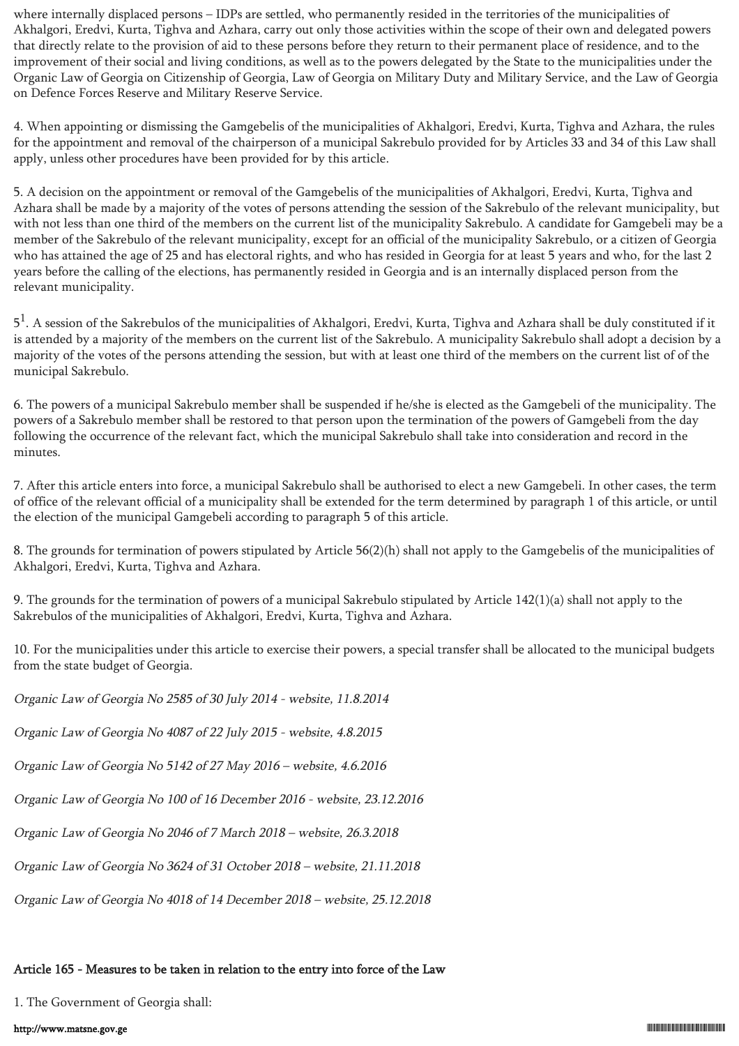where internally displaced persons – IDPs are settled, who permanently resided in the territories of the municipalities of Akhalgori, Eredvi, Kurta, Tighva and Azhara, carry out only those activities within the scope of their own and delegated powers that directly relate to the provision of aid to these persons before they return to their permanent place of residence, and to the improvement of their social and living conditions, as well as to the powers delegated by the State to the municipalities under the Organic Law of Georgia on Citizenship of Georgia, Law of Georgia on Military Duty and Military Service, and the Law of Georgia on Defence Forces Reserve and Military Reserve Service.

4. When appointing or dismissing the Gamgebelis of the municipalities of Akhalgori, Eredvi, Kurta, Tighva and Azhara, the rules for the appointment and removal of the chairperson of a municipal Sakrebulo provided for by Articles 33 and 34 of this Law shall apply, unless other procedures have been provided for by this article.

5. A decision on the appointment or removal of the Gamgebelis of the municipalities of Akhalgori, Eredvi, Kurta, Tighva and Azhara shall be made by a majority of the votes of persons attending the session of the Sakrebulo of the relevant municipality, but with not less than one third of the members on the current list of the municipality Sakrebulo. A candidate for Gamgebeli may be a member of the Sakrebulo of the relevant municipality, except for an official of the municipality Sakrebulo, or a citizen of Georgia who has attained the age of 25 and has electoral rights, and who has resided in Georgia for at least 5 years and who, for the last 2 years before the calling of the elections, has permanently resided in Georgia and is an internally displaced person from the relevant municipality.

5[1]. A session of the Sakrebulos of the municipalities of Akhalgori, Eredvi, Kurta, Tighva and Azhara shall be duly constituted if it is attended by a majority of the members on the current list of the Sakrebulo. A municipality Sakrebulo shall adopt a decision by a majority of the votes of the persons attending the session, but with at least one third of the members on the current list of of the municipal Sakrebulo.

6. The powers of a municipal Sakrebulo member shall be suspended if he/she is elected as the Gamgebeli of the municipality. The powers of a Sakrebulo member shall be restored to that person upon the termination of the powers of Gamgebeli from the day following the occurrence of the relevant fact, which the municipal Sakrebulo shall take into consideration and record in the minutes.

7. After this article enters into force, a municipal Sakrebulo shall be authorised to elect a new Gamgebeli. In other cases, the term of office of the relevant official of a municipality shall be extended for the term determined by paragraph 1 of this article, or until the election of the municipal Gamgebeli according to paragraph 5 of this article.

8. The grounds for termination of powers stipulated by Article 56(2)(h) shall not apply to the Gamgebelis of the municipalities of Akhalgori, Eredvi, Kurta, Tighva and Azhara.

9. The grounds for the termination of powers of a municipal Sakrebulo stipulated by Article 142(1)(a) shall not apply to the Sakrebulos of the municipalities of Akhalgori, Eredvi, Kurta, Tighva and Azhara.

10. For the municipalities under this article to exercise their powers, a special transfer shall be allocated to the municipal budgets from the state budget of Georgia.

*Organic Law of Georgia No 2585 of 30 July 2014 - website, 11.8.2014*

*Organic Law of Georgia No 4087 of 22 July 2015 - website, 4.8.2015*

*Organic Law of Georgia No 5142 of 27 May 2016 – website, 4.6.2016*

*Organic Law of Georgia No 100 of 16 December 2016 - website, 23.12.2016*

*Organic Law of Georgia No 2046 of 7 March 2018 – website, 26.3.2018*

*Organic Law of Georgia No 3624 of 31 October 2018 – website, 21.11.2018*

*Organic Law of Georgia No 4018 of 14 December 2018 – website, 25.12.2018*

### Article 165 - Measures to be taken in relation to the entry into force of the Law

1. The Government of Georgia shall: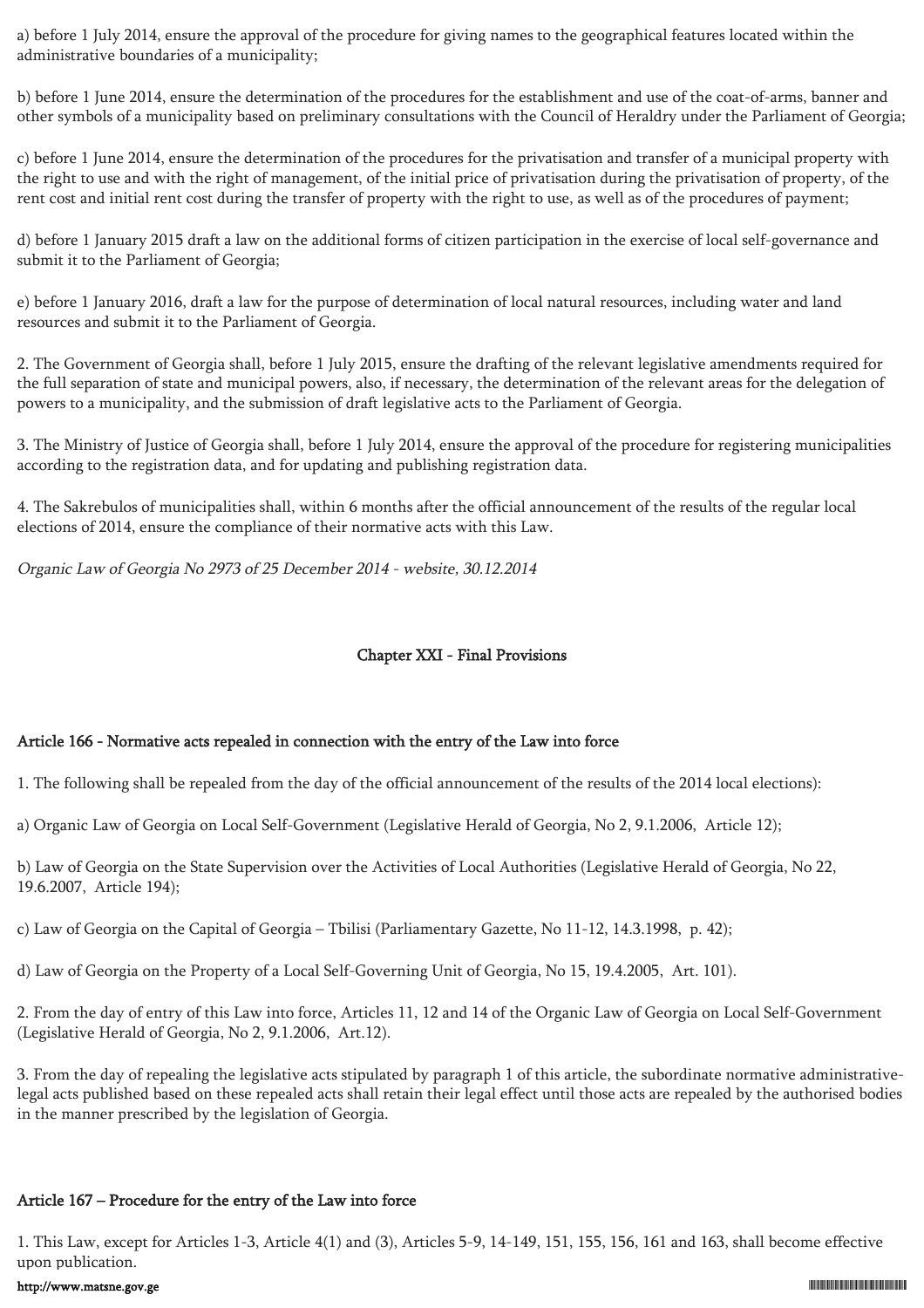a) before 1 July 2014, ensure the approval of the procedure for giving names to the geographical features located within the administrative boundaries of a municipality;

b) before 1 June 2014, ensure the determination of the procedures for the establishment and use of the coat-of-arms, banner and other symbols of a municipality based on preliminary consultations with the Council of Heraldry under the Parliament of Georgia;

c) before 1 June 2014, ensure the determination of the procedures for the privatisation and transfer of a municipal property with the right to use and with the right of management, of the initial price of privatisation during the privatisation of property, of the rent cost and initial rent cost during the transfer of property with the right to use, as well as of the procedures of payment;

d) before 1 January 2015 draft a law on the additional forms of citizen participation in the exercise of local self-governance and submit it to the Parliament of Georgia;

e) before 1 January 2016, draft a law for the purpose of determination of local natural resources, including water and land resources and submit it to the Parliament of Georgia.

2. The Government of Georgia shall, before 1 July 2015, ensure the drafting of the relevant legislative amendments required for the full separation of state and municipal powers, also, if necessary, the determination of the relevant areas for the delegation of powers to a municipality, and the submission of draft legislative acts to the Parliament of Georgia.

3. The Ministry of Justice of Georgia shall, before 1 July 2014, ensure the approval of the procedure for registering municipalities according to the registration data, and for updating and publishing registration data.

4. The Sakrebulos of municipalities shall, within 6 months after the official announcement of the results of the regular local elections of 2014, ensure the compliance of their normative acts with this Law.

*Organic Law of Georgia No 2973 of 25 December 2014 - website, 30.12.2014*

## Chapter XXI - Final Provisions

### Article 166 - Normative acts repealed in connection with the entry of the Law into force

1. The following shall be repealed from the day of the official announcement of the results of the 2014 local elections):

a) Organic Law of Georgia on Local Self-Government (Legislative Herald of Georgia, No 2, 9.1.2006, Article 12);

b) Law of Georgia on the State Supervision over the Activities of Local Authorities (Legislative Herald of Georgia, No 22, 19.6.2007, Article 194);

c) Law of Georgia on the Capital of Georgia – Tbilisi (Parliamentary Gazette, No 11-12, 14.3.1998, p. 42);

d) Law of Georgia on the Property of a Local Self-Governing Unit of Georgia, No 15, 19.4.2005, Art. 101).

2. From the day of entry of this Law into force, Articles 11, 12 and 14 of the Organic Law of Georgia on Local Self-Government (Legislative Herald of Georgia, No 2, 9.1.2006, Art.12).

3. From the day of repealing the legislative acts stipulated by paragraph 1 of this article, the subordinate normative administrative-legal acts published based on these repealed acts shall retain their legal effect until those acts are repealed by the authorised bodies in the manner prescribed by the legislation of Georgia.

### Article 167 – Procedure for the entry of the Law into force

1. This Law, except for Articles 1-3, Article 4(1) and (3), Articles 5-9, 14-149, 151, 155, 156, 161 and 163, shall become effective upon publication.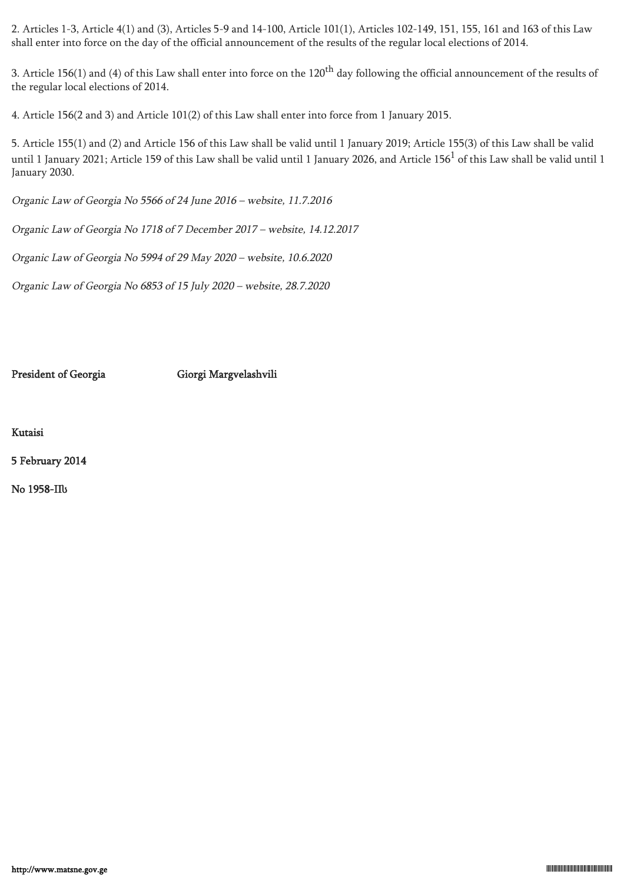2. Articles 1-3, Article 4(1) and (3), Articles 5-9 and 14-100, Article 101(1), Articles 102-149, 151, 155, 161 and 163 of this Law shall enter into force on the day of the official announcement of the results of the regular local elections of 2014.

3. Article 156(1) and (4) of this Law shall enter into force on the 120th day following the official announcement of the results of the regular local elections of 2014.

4. Article 156(2 and 3) and Article 101(2) of this Law shall enter into force from 1 January 2015.

5. Article 155(1) and (2) and Article 156 of this Law shall be valid until 1 January 2019; Article 155(3) of this Law shall be valid until 1 January 2021; Article 159 of this Law shall be valid until 1 January 2026, and Article 156[1] of this Law shall be valid until 1 January 2030.

*Organic Law of Georgia No 5566 of 24 June 2016 – website, 11.7.2016*

*Organic Law of Georgia No 1718 of 7 December 2017 – website, 14.12.2017*

*Organic Law of Georgia No 5994 of 29 May 2020 – website, 10.6.2020*

*Organic Law of Georgia No 6853 of 15 July 2020 – website, 28.7.2020*

President of Georgia Giorgi Margvelashvili

Kutaisi

5 February 2014

No 1958-IIს